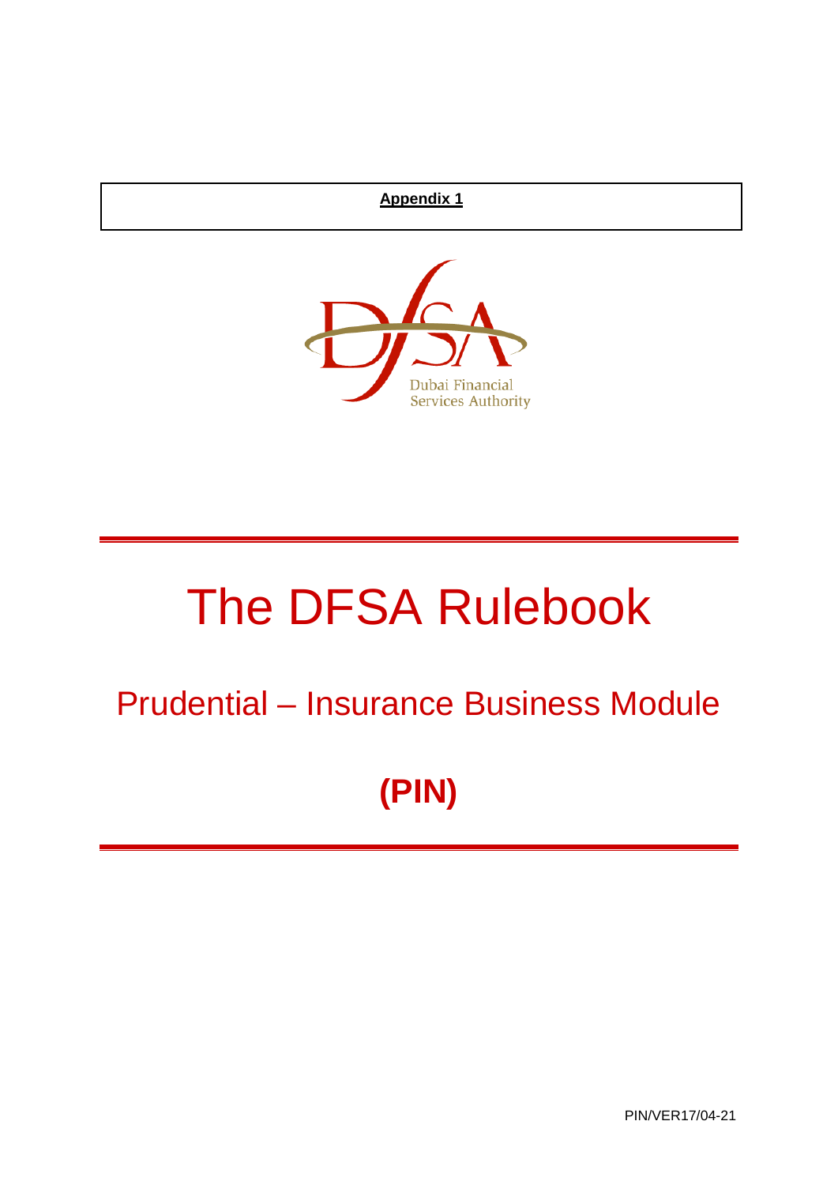**Appendix 1**

Dubai Financial Services Authority

# The DFSA Rulebook

## Prudential – Insurance Business Module

## (PIN)

PIN/VER17/04-21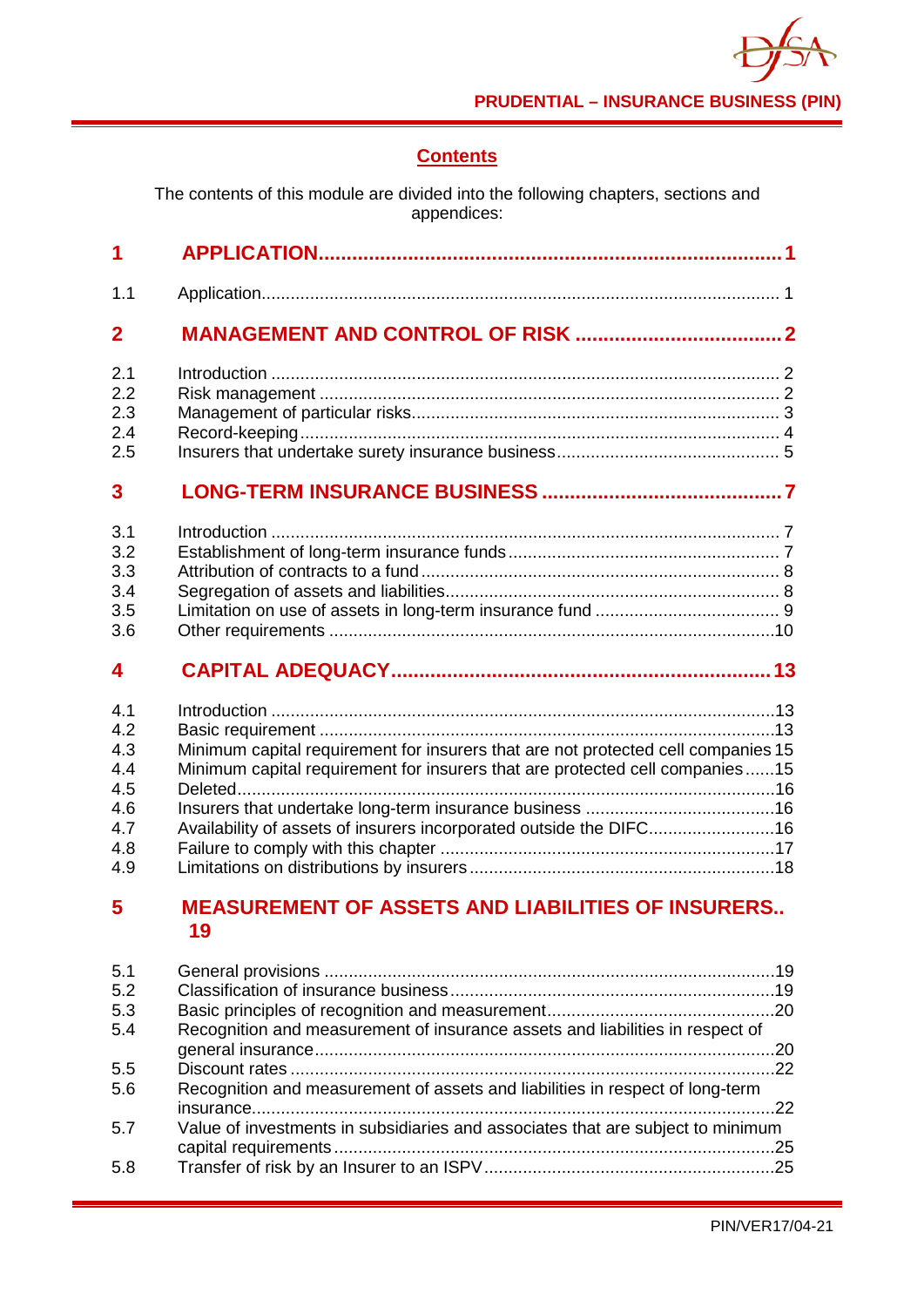## Contents

The contents of this module are divided into the following chapters, sections and appendices:

| | | |
|---|---|---|
| **1** | **APPLICATION** | **1** |
| 1.1 | Application | 1 |
| **2** | **MANAGEMENT AND CONTROL OF RISK** | **2** |
| 2.1 | Introduction | 2 |
| 2.2 | Risk management | 2 |
| 2.3 | Management of particular risks | 3 |
| 2.4 | Record-keeping | 4 |
| 2.5 | Insurers that undertake surety insurance business | 5 |
| **3** | **LONG-TERM INSURANCE BUSINESS** | **7** |
| 3.1 | Introduction | 7 |
| 3.2 | Establishment of long-term insurance funds | 7 |
| 3.3 | Attribution of contracts to a fund | 8 |
| 3.4 | Segregation of assets and liabilities | 8 |
| 3.5 | Limitation on use of assets in long-term insurance fund | 9 |
| 3.6 | Other requirements | 10 |
| **4** | **CAPITAL ADEQUACY** | **13** |
| 4.1 | Introduction | 13 |
| 4.2 | Basic requirement | 13 |
| 4.3 | Minimum capital requirement for insurers that are not protected cell companies | 15 |
| 4.4 | Minimum capital requirement for insurers that are protected cell companies | 15 |
| 4.5 | Deleted | 16 |
| 4.6 | Insurers that undertake long-term insurance business | 16 |
| 4.7 | Availability of assets of insurers incorporated outside the DIFC | 16 |
| 4.8 | Failure to comply with this chapter | 17 |
| 4.9 | Limitations on distributions by insurers | 18 |
| **5** | **MEASUREMENT OF ASSETS AND LIABILITIES OF INSURERS** | **19** |
| 5.1 | General provisions | 19 |
| 5.2 | Classification of insurance business | 19 |
| 5.3 | Basic principles of recognition and measurement | 20 |
| 5.4 | Recognition and measurement of insurance assets and liabilities in respect of general insurance | 20 |
| 5.5 | Discount rates | 22 |
| 5.6 | Recognition and measurement of assets and liabilities in respect of long-term insurance | 22 |
| 5.7 | Value of investments in subsidiaries and associates that are subject to minimum capital requirements | 25 |
| 5.8 | Transfer of risk by an Insurer to an ISPV | 25 |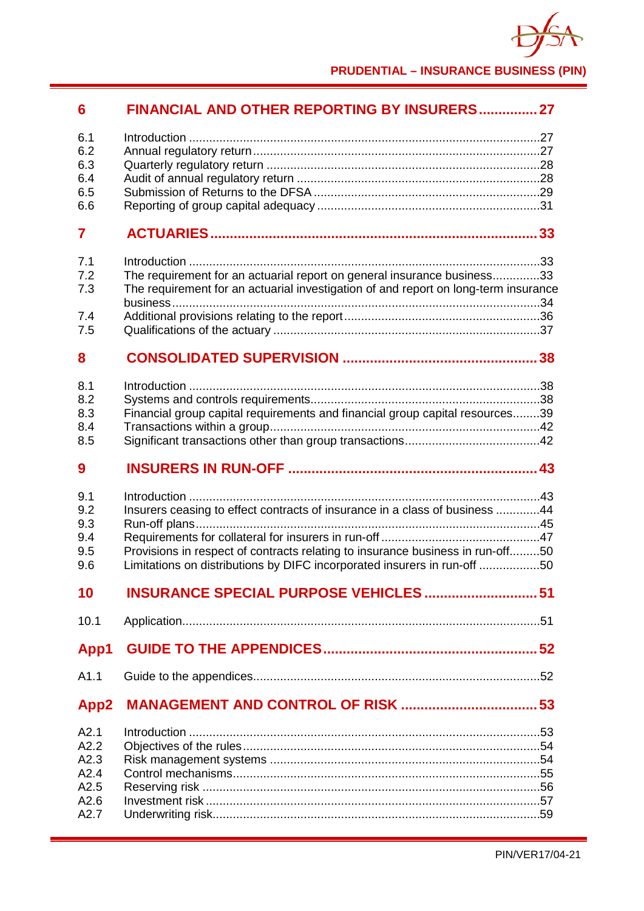| | | |
|---|---|---|
| **6** | **FINANCIAL AND OTHER REPORTING BY INSURERS** | **27** |
| 6.1 | Introduction | 27 |
| 6.2 | Annual regulatory return | 27 |
| 6.3 | Quarterly regulatory return | 28 |
| 6.4 | Audit of annual regulatory return | 28 |
| 6.5 | Submission of Returns to the DFSA | 29 |
| 6.6 | Reporting of group capital adequacy | 31 |
| **7** | **ACTUARIES** | **33** |
| 7.1 | Introduction | 33 |
| 7.2 | The requirement for an actuarial report on general insurance business | 33 |
| 7.3 | The requirement for an actuarial investigation of and report on long-term insurance business | 34 |
| 7.4 | Additional provisions relating to the report | 36 |
| 7.5 | Qualifications of the actuary | 37 |
| **8** | **CONSOLIDATED SUPERVISION** | **38** |
| 8.1 | Introduction | 38 |
| 8.2 | Systems and controls requirements | 38 |
| 8.3 | Financial group capital requirements and financial group capital resources | 39 |
| 8.4 | Transactions within a group | 42 |
| 8.5 | Significant transactions other than group transactions | 42 |
| **9** | **INSURERS IN RUN-OFF** | **43** |
| 9.1 | Introduction | 43 |
| 9.2 | Insurers ceasing to effect contracts of insurance in a class of business | 44 |
| 9.3 | Run-off plans | 45 |
| 9.4 | Requirements for collateral for insurers in run-off | 47 |
| 9.5 | Provisions in respect of contracts relating to insurance business in run-off | 50 |
| 9.6 | Limitations on distributions by DIFC incorporated insurers in run-off | 50 |
| **10** | **INSURANCE SPECIAL PURPOSE VEHICLES** | **51** |
| 10.1 | Application | 51 |
| **App1** | **GUIDE TO THE APPENDICES** | **52** |
| A1.1 | Guide to the appendices | 52 |
| **App2** | **MANAGEMENT AND CONTROL OF RISK** | **53** |
| A2.1 | Introduction | 53 |
| A2.2 | Objectives of the rules | 54 |
| A2.3 | Risk management systems | 54 |
| A2.4 | Control mechanisms | 55 |
| A2.5 | Reserving risk | 56 |
| A2.6 | Investment risk | 57 |
| A2.7 | Underwriting risk | 59 |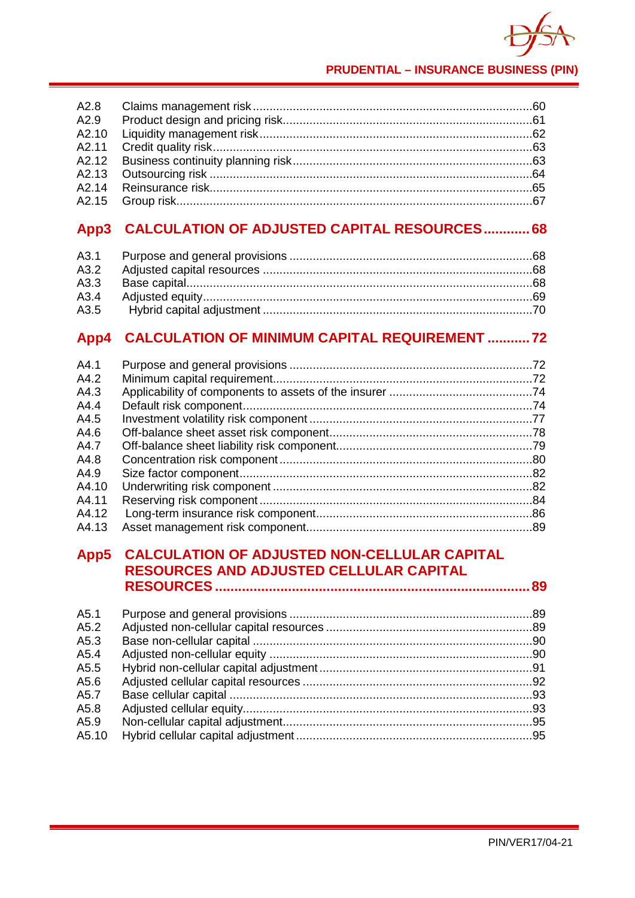| | | |
|---|---|---|
| A2.8 | Claims management risk | 60 |
| A2.9 | Product design and pricing risk | 61 |
| A2.10 | Liquidity management risk | 62 |
| A2.11 | Credit quality risk | 63 |
| A2.12 | Business continuity planning risk | 63 |
| A2.13 | Outsourcing risk | 64 |
| A2.14 | Reinsurance risk | 65 |
| A2.15 | Group risk | 67 |

## App3 CALCULATION OF ADJUSTED CAPITAL RESOURCES ............ 68

| | | |
|---|---|---|
| A3.1 | Purpose and general provisions | 68 |
| A3.2 | Adjusted capital resources | 68 |
| A3.3 | Base capital | 68 |
| A3.4 | Adjusted equity | 69 |
| A3.5 | Hybrid capital adjustment | 70 |

## App4 CALCULATION OF MINIMUM CAPITAL REQUIREMENT ........... 72

| | | |
|---|---|---|
| A4.1 | Purpose and general provisions | 72 |
| A4.2 | Minimum capital requirement | 72 |
| A4.3 | Applicability of components to assets of the insurer | 74 |
| A4.4 | Default risk component | 74 |
| A4.5 | Investment volatility risk component | 77 |
| A4.6 | Off-balance sheet asset risk component | 78 |
| A4.7 | Off-balance sheet liability risk component | 79 |
| A4.8 | Concentration risk component | 80 |
| A4.9 | Size factor component | 82 |
| A4.10 | Underwriting risk component | 82 |
| A4.11 | Reserving risk component | 84 |
| A4.12 | Long-term insurance risk component | 86 |
| A4.13 | Asset management risk component | 89 |

## App5 CALCULATION OF ADJUSTED NON-CELLULAR CAPITAL RESOURCES AND ADJUSTED CELLULAR CAPITAL RESOURCES ............ 89

| | | |
|---|---|---|
| A5.1 | Purpose and general provisions | 89 |
| A5.2 | Adjusted non-cellular capital resources | 89 |
| A5.3 | Base non-cellular capital | 90 |
| A5.4 | Adjusted non-cellular equity | 90 |
| A5.5 | Hybrid non-cellular capital adjustment | 91 |
| A5.6 | Adjusted cellular capital resources | 92 |
| A5.7 | Base cellular capital | 93 |
| A5.8 | Adjusted cellular equity | 93 |
| A5.9 | Non-cellular capital adjustment | 95 |
| A5.10 | Hybrid cellular capital adjustment | 95 |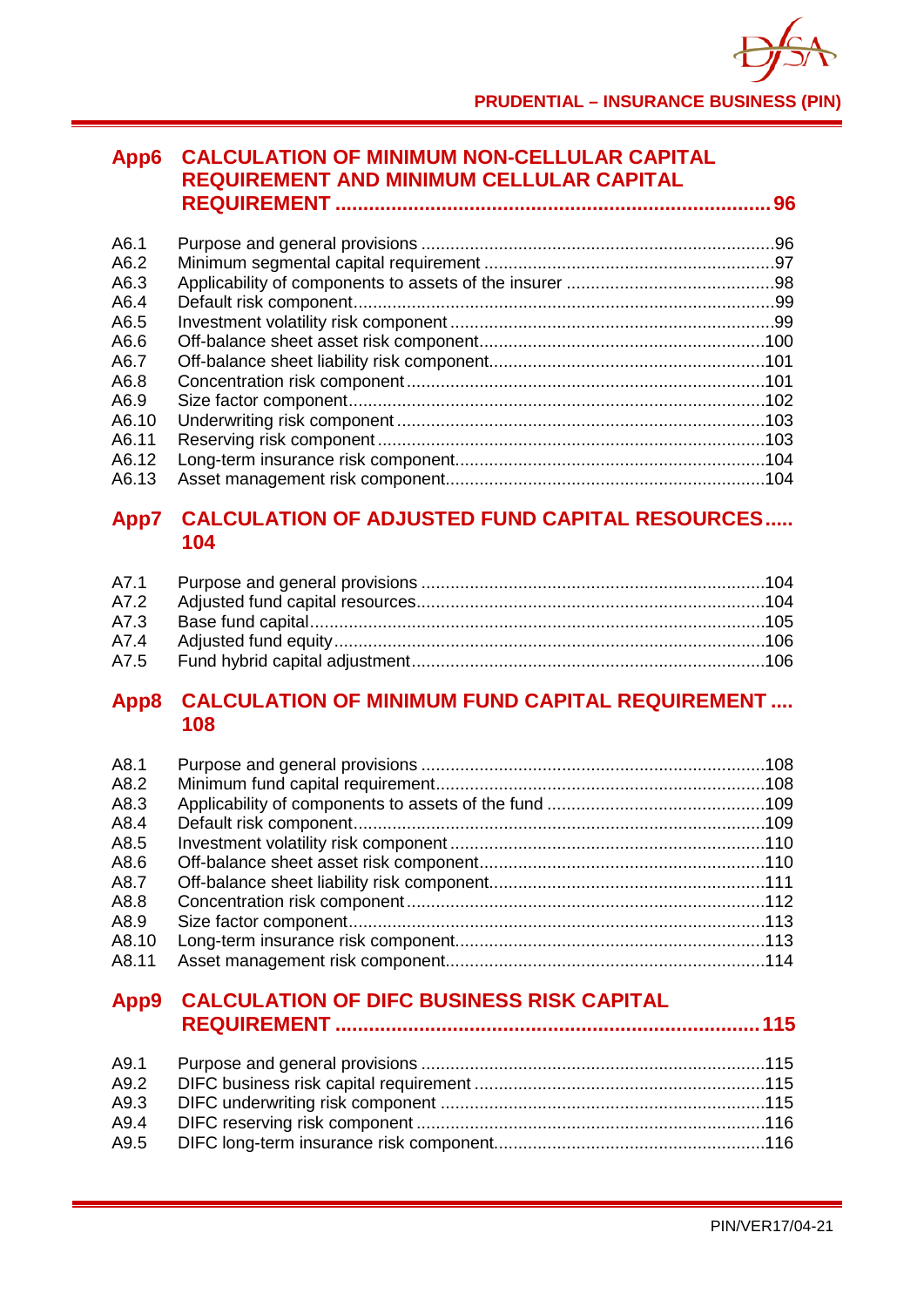## App6 CALCULATION OF MINIMUM NON-CELLULAR CAPITAL REQUIREMENT AND MINIMUM CELLULAR CAPITAL REQUIREMENT ..... 96

| | | |
|---|---|---|
| A6.1 | Purpose and general provisions | 96 |
| A6.2 | Minimum segmental capital requirement | 97 |
| A6.3 | Applicability of components to assets of the insurer | 98 |
| A6.4 | Default risk component | 99 |
| A6.5 | Investment volatility risk component | 99 |
| A6.6 | Off-balance sheet asset risk component | 100 |
| A6.7 | Off-balance sheet liability risk component | 101 |
| A6.8 | Concentration risk component | 101 |
| A6.9 | Size factor component | 102 |
| A6.10 | Underwriting risk component | 103 |
| A6.11 | Reserving risk component | 103 |
| A6.12 | Long-term insurance risk component | 104 |
| A6.13 | Asset management risk component | 104 |

## App7 CALCULATION OF ADJUSTED FUND CAPITAL RESOURCES ..... 104

| | | |
|---|---|---|
| A7.1 | Purpose and general provisions | 104 |
| A7.2 | Adjusted fund capital resources | 104 |
| A7.3 | Base fund capital | 105 |
| A7.4 | Adjusted fund equity | 106 |
| A7.5 | Fund hybrid capital adjustment | 106 |

## App8 CALCULATION OF MINIMUM FUND CAPITAL REQUIREMENT .... 108

| | | |
|---|---|---|
| A8.1 | Purpose and general provisions | 108 |
| A8.2 | Minimum fund capital requirement | 108 |
| A8.3 | Applicability of components to assets of the fund | 109 |
| A8.4 | Default risk component | 109 |
| A8.5 | Investment volatility risk component | 110 |
| A8.6 | Off-balance sheet asset risk component | 110 |
| A8.7 | Off-balance sheet liability risk component | 111 |
| A8.8 | Concentration risk component | 112 |
| A8.9 | Size factor component | 113 |
| A8.10 | Long-term insurance risk component | 113 |
| A8.11 | Asset management risk component | 114 |

## App9 CALCULATION OF DIFC BUSINESS RISK CAPITAL REQUIREMENT ..... 115

| | | |
|---|---|---|
| A9.1 | Purpose and general provisions | 115 |
| A9.2 | DIFC business risk capital requirement | 115 |
| A9.3 | DIFC underwriting risk component | 115 |
| A9.4 | DIFC reserving risk component | 116 |
| A9.5 | DIFC long-term insurance risk component | 116 |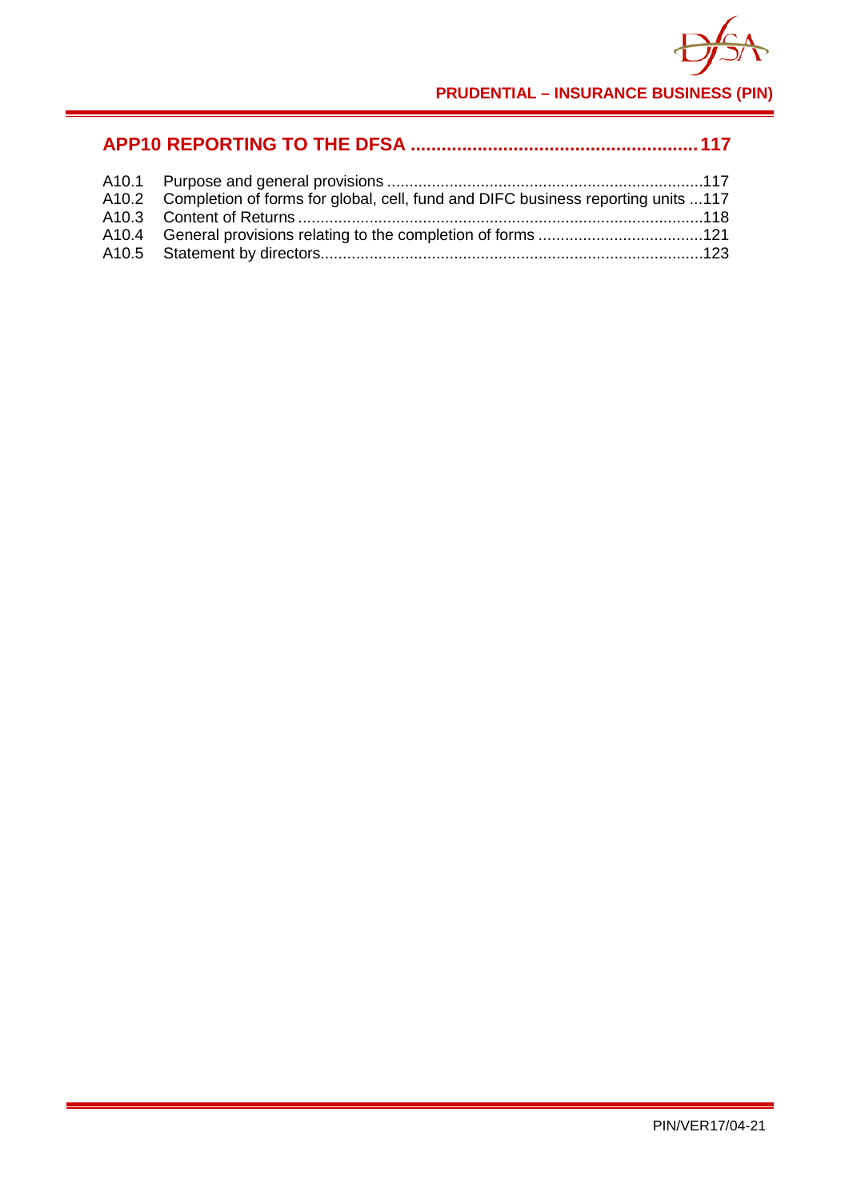**APP10 REPORTING TO THE DFSA ....................................................... 117**

A10.1 Purpose and general provisions .......................................................................117
A10.2 Completion of forms for global, cell, fund and DIFC business reporting units ...117
A10.3 Content of Returns ...........................................................................................118
A10.4 General provisions relating to the completion of forms .....................................121
A10.5 Statement by directors......................................................................................123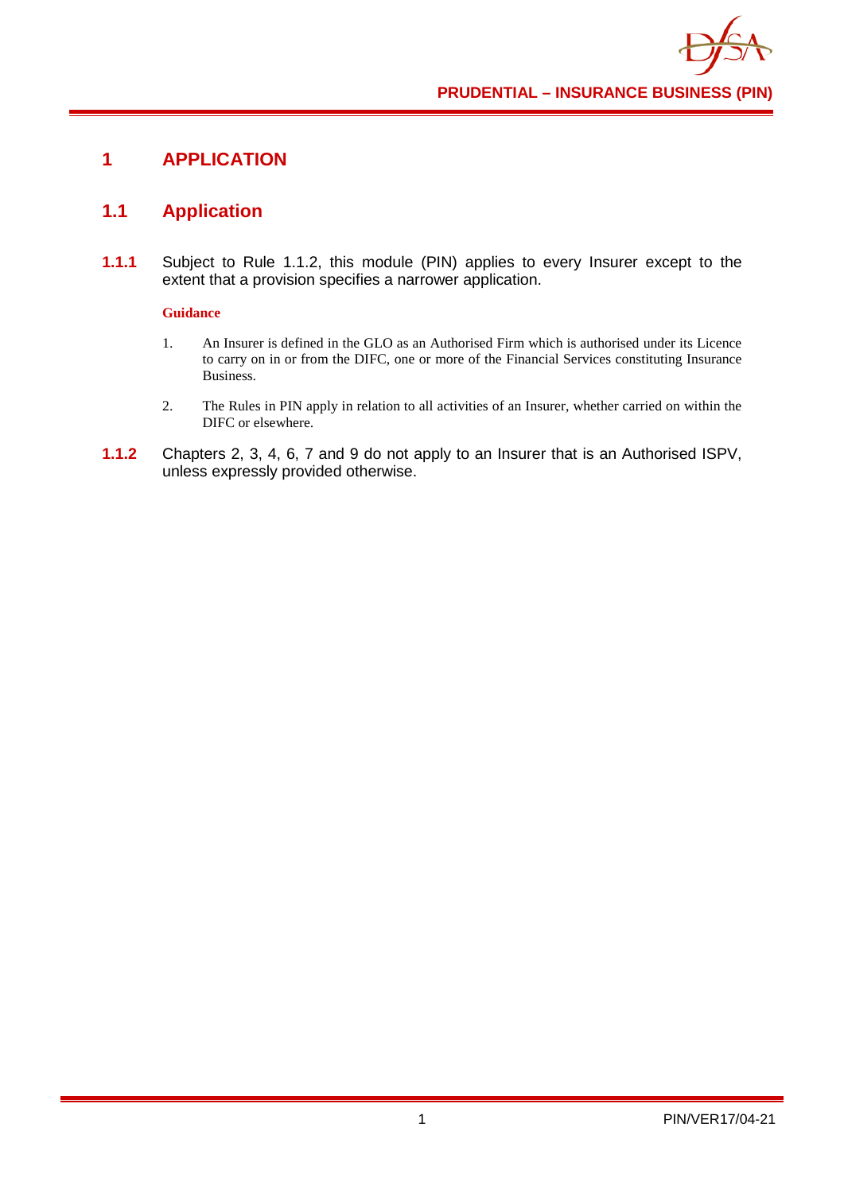# 1 APPLICATION

## 1.1 Application

**1.1.1** Subject to Rule 1.1.2, this module (PIN) applies to every Insurer except to the extent that a provision specifies a narrower application.

**Guidance**

1. An Insurer is defined in the GLO as an Authorised Firm which is authorised under its Licence to carry on in or from the DIFC, one or more of the Financial Services constituting Insurance Business.

2. The Rules in PIN apply in relation to all activities of an Insurer, whether carried on within the DIFC or elsewhere.

**1.1.2** Chapters 2, 3, 4, 6, 7 and 9 do not apply to an Insurer that is an Authorised ISPV, unless expressly provided otherwise.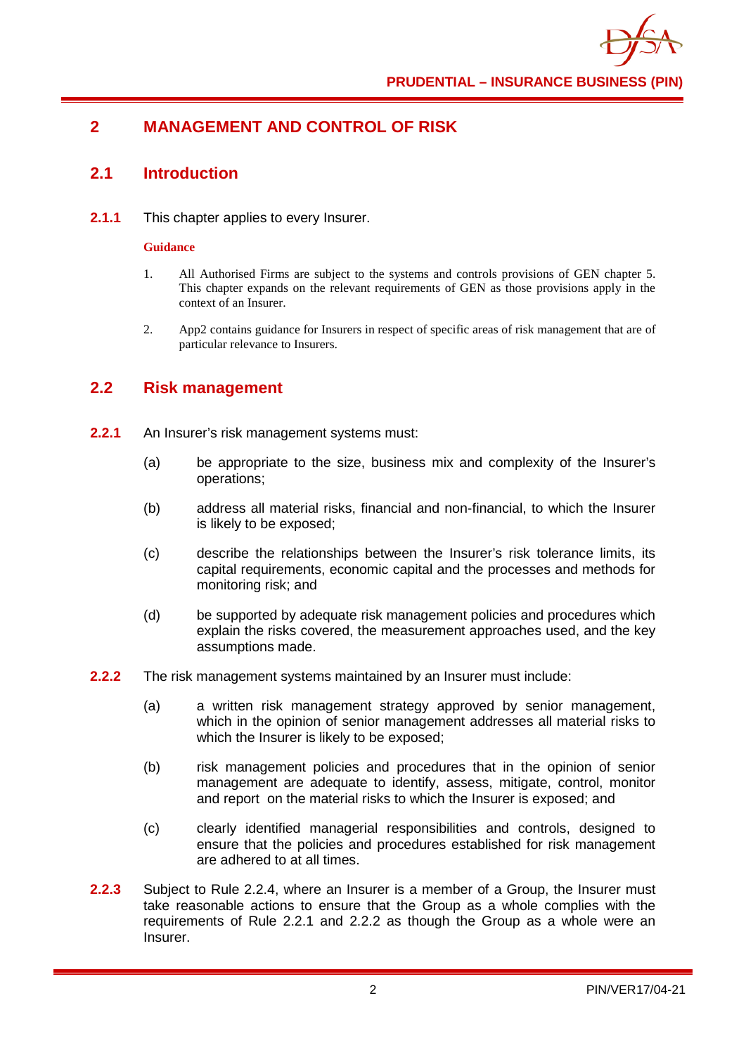# 2 MANAGEMENT AND CONTROL OF RISK

## 2.1 Introduction

**2.1.1** This chapter applies to every Insurer.

**Guidance**

1. All Authorised Firms are subject to the systems and controls provisions of GEN chapter 5. This chapter expands on the relevant requirements of GEN as those provisions apply in the context of an Insurer.

2. App2 contains guidance for Insurers in respect of specific areas of risk management that are of particular relevance to Insurers.

## 2.2 Risk management

**2.2.1** An Insurer's risk management systems must:

(a) be appropriate to the size, business mix and complexity of the Insurer's operations;

(b) address all material risks, financial and non-financial, to which the Insurer is likely to be exposed;

(c) describe the relationships between the Insurer's risk tolerance limits, its capital requirements, economic capital and the processes and methods for monitoring risk; and

(d) be supported by adequate risk management policies and procedures which explain the risks covered, the measurement approaches used, and the key assumptions made.

**2.2.2** The risk management systems maintained by an Insurer must include:

(a) a written risk management strategy approved by senior management, which in the opinion of senior management addresses all material risks to which the Insurer is likely to be exposed;

(b) risk management policies and procedures that in the opinion of senior management are adequate to identify, assess, mitigate, control, monitor and report on the material risks to which the Insurer is exposed; and

(c) clearly identified managerial responsibilities and controls, designed to ensure that the policies and procedures established for risk management are adhered to at all times.

**2.2.3** Subject to Rule 2.2.4, where an Insurer is a member of a Group, the Insurer must take reasonable actions to ensure that the Group as a whole complies with the requirements of Rule 2.2.1 and 2.2.2 as though the Group as a whole were an Insurer.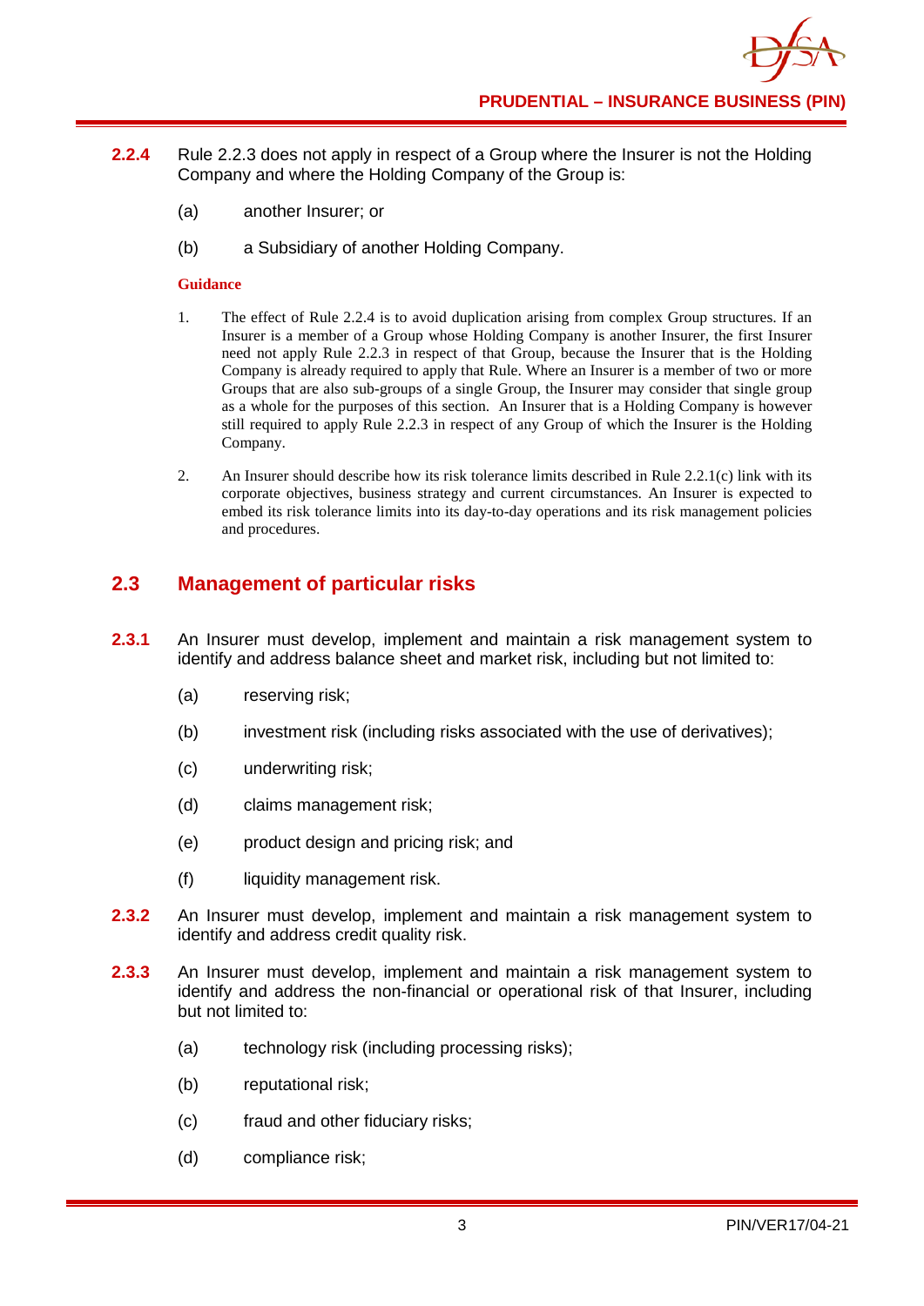**2.2.4** Rule 2.2.3 does not apply in respect of a Group where the Insurer is not the Holding Company and where the Holding Company of the Group is:

(a) another Insurer; or

(b) a Subsidiary of another Holding Company.

**Guidance**

1. The effect of Rule 2.2.4 is to avoid duplication arising from complex Group structures. If an Insurer is a member of a Group whose Holding Company is another Insurer, the first Insurer need not apply Rule 2.2.3 in respect of that Group, because the Insurer that is the Holding Company is already required to apply that Rule. Where an Insurer is a member of two or more Groups that are also sub-groups of a single Group, the Insurer may consider that single group as a whole for the purposes of this section. An Insurer that is a Holding Company is however still required to apply Rule 2.2.3 in respect of any Group of which the Insurer is the Holding Company.

2. An Insurer should describe how its risk tolerance limits described in Rule 2.2.1(c) link with its corporate objectives, business strategy and current circumstances. An Insurer is expected to embed its risk tolerance limits into its day-to-day operations and its risk management policies and procedures.

## 2.3 Management of particular risks

**2.3.1** An Insurer must develop, implement and maintain a risk management system to identify and address balance sheet and market risk, including but not limited to:

(a) reserving risk;

(b) investment risk (including risks associated with the use of derivatives);

(c) underwriting risk;

(d) claims management risk;

(e) product design and pricing risk; and

(f) liquidity management risk.

**2.3.2** An Insurer must develop, implement and maintain a risk management system to identify and address credit quality risk.

**2.3.3** An Insurer must develop, implement and maintain a risk management system to identify and address the non-financial or operational risk of that Insurer, including but not limited to:

(a) technology risk (including processing risks);

(b) reputational risk;

(c) fraud and other fiduciary risks;

(d) compliance risk;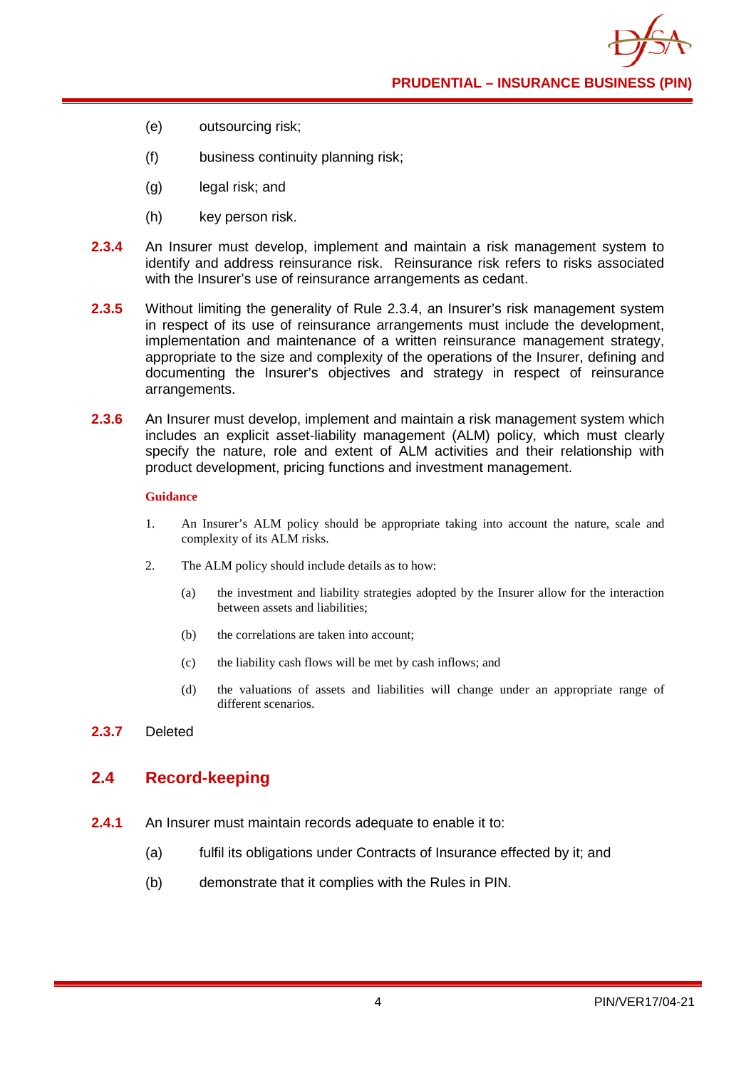(e) outsourcing risk;

(f) business continuity planning risk;

(g) legal risk; and

(h) key person risk.

**2.3.4** An Insurer must develop, implement and maintain a risk management system to identify and address reinsurance risk. Reinsurance risk refers to risks associated with the Insurer's use of reinsurance arrangements as cedant.

**2.3.5** Without limiting the generality of Rule 2.3.4, an Insurer's risk management system in respect of its use of reinsurance arrangements must include the development, implementation and maintenance of a written reinsurance management strategy, appropriate to the size and complexity of the operations of the Insurer, defining and documenting the Insurer's objectives and strategy in respect of reinsurance arrangements.

**2.3.6** An Insurer must develop, implement and maintain a risk management system which includes an explicit asset-liability management (ALM) policy, which must clearly specify the nature, role and extent of ALM activities and their relationship with product development, pricing functions and investment management.

**Guidance**

1. An Insurer's ALM policy should be appropriate taking into account the nature, scale and complexity of its ALM risks.

2. The ALM policy should include details as to how:

   (a) the investment and liability strategies adopted by the Insurer allow for the interaction between assets and liabilities;

   (b) the correlations are taken into account;

   (c) the liability cash flows will be met by cash inflows; and

   (d) the valuations of assets and liabilities will change under an appropriate range of different scenarios.

**2.3.7** Deleted

## 2.4 Record-keeping

**2.4.1** An Insurer must maintain records adequate to enable it to:

(a) fulfil its obligations under Contracts of Insurance effected by it; and

(b) demonstrate that it complies with the Rules in PIN.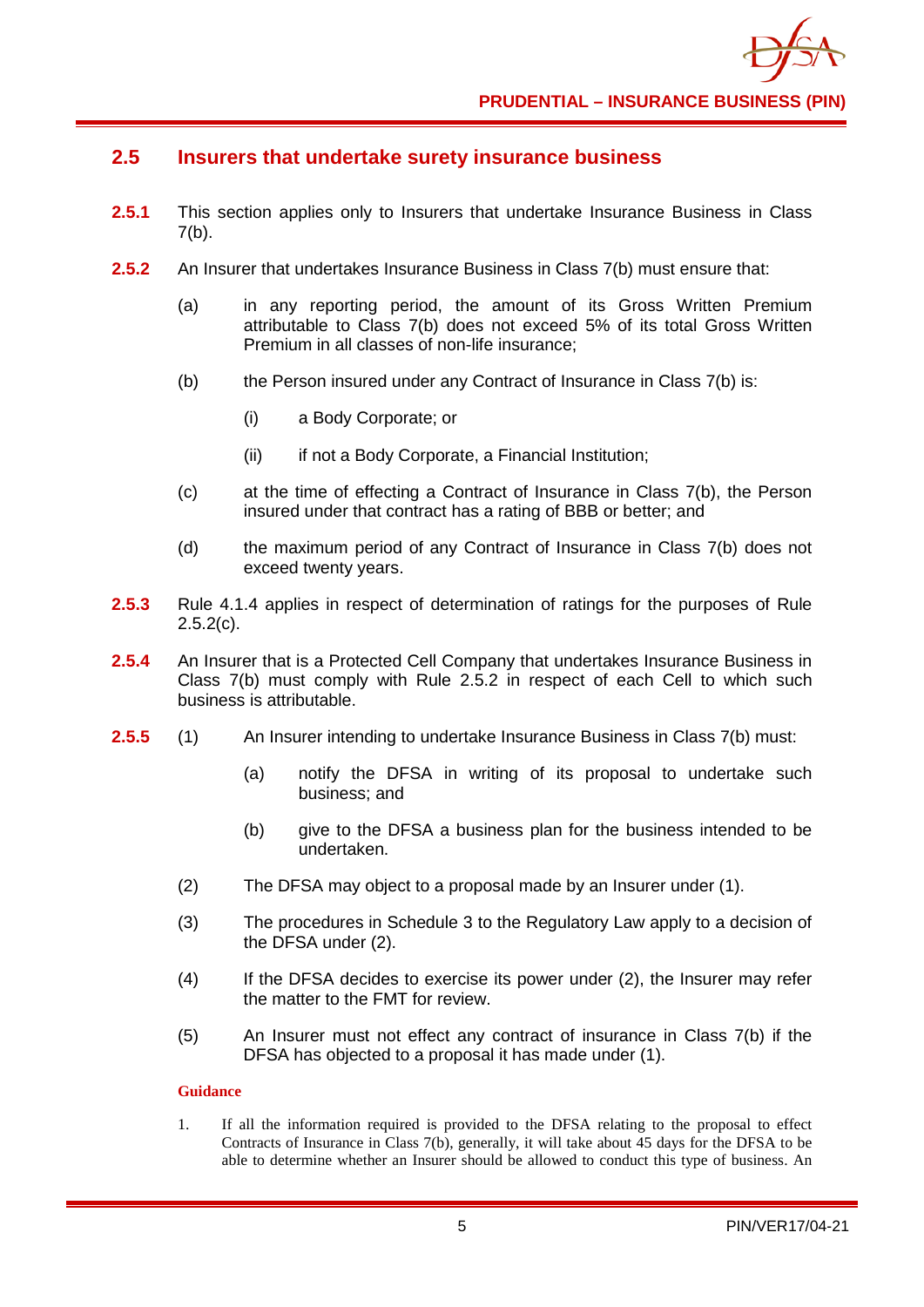## 2.5 Insurers that undertake surety insurance business

**2.5.1** This section applies only to Insurers that undertake Insurance Business in Class 7(b).

**2.5.2** An Insurer that undertakes Insurance Business in Class 7(b) must ensure that:

(a) in any reporting period, the amount of its Gross Written Premium attributable to Class 7(b) does not exceed 5% of its total Gross Written Premium in all classes of non-life insurance;

(b) the Person insured under any Contract of Insurance in Class 7(b) is:

(i) a Body Corporate; or

(ii) if not a Body Corporate, a Financial Institution;

(c) at the time of effecting a Contract of Insurance in Class 7(b), the Person insured under that contract has a rating of BBB or better; and

(d) the maximum period of any Contract of Insurance in Class 7(b) does not exceed twenty years.

**2.5.3** Rule 4.1.4 applies in respect of determination of ratings for the purposes of Rule 2.5.2(c).

**2.5.4** An Insurer that is a Protected Cell Company that undertakes Insurance Business in Class 7(b) must comply with Rule 2.5.2 in respect of each Cell to which such business is attributable.

**2.5.5** (1) An Insurer intending to undertake Insurance Business in Class 7(b) must:

(a) notify the DFSA in writing of its proposal to undertake such business; and

(b) give to the DFSA a business plan for the business intended to be undertaken.

(2) The DFSA may object to a proposal made by an Insurer under (1).

(3) The procedures in Schedule 3 to the Regulatory Law apply to a decision of the DFSA under (2).

(4) If the DFSA decides to exercise its power under (2), the Insurer may refer the matter to the FMT for review.

(5) An Insurer must not effect any contract of insurance in Class 7(b) if the DFSA has objected to a proposal it has made under (1).

**Guidance**

1. If all the information required is provided to the DFSA relating to the proposal to effect Contracts of Insurance in Class 7(b), generally, it will take about 45 days for the DFSA to be able to determine whether an Insurer should be allowed to conduct this type of business. An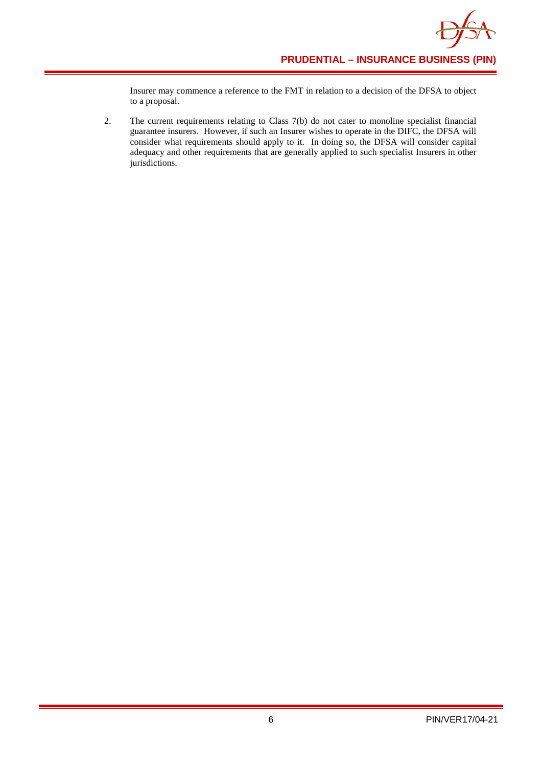Insurer may commence a reference to the FMT in relation to a decision of the DFSA to object to a proposal.

2. The current requirements relating to Class 7(b) do not cater to monoline specialist financial guarantee insurers. However, if such an Insurer wishes to operate in the DIFC, the DFSA will consider what requirements should apply to it. In doing so, the DFSA will consider capital adequacy and other requirements that are generally applied to such specialist Insurers in other jurisdictions.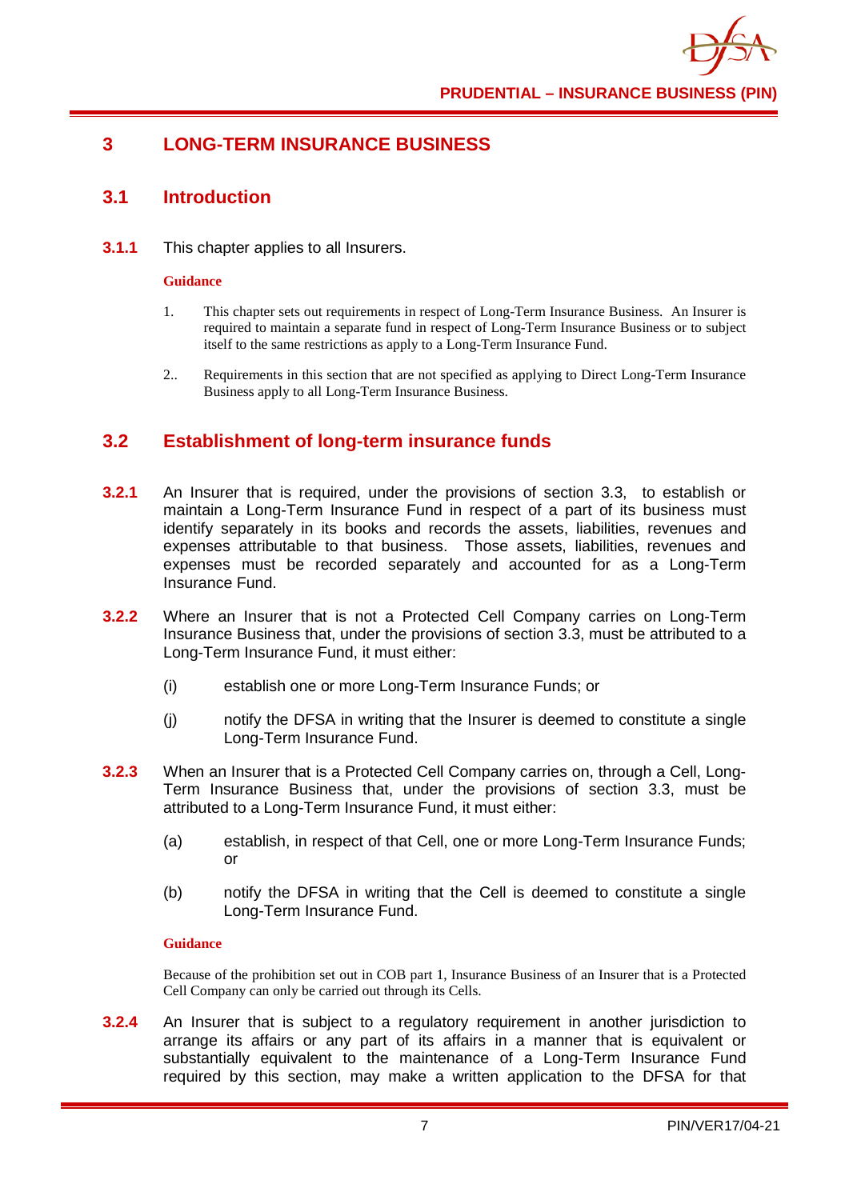# 3 LONG-TERM INSURANCE BUSINESS

## 3.1 Introduction

**3.1.1** This chapter applies to all Insurers.

**Guidance**

1. This chapter sets out requirements in respect of Long-Term Insurance Business. An Insurer is required to maintain a separate fund in respect of Long-Term Insurance Business or to subject itself to the same restrictions as apply to a Long-Term Insurance Fund.

2.. Requirements in this section that are not specified as applying to Direct Long-Term Insurance Business apply to all Long-Term Insurance Business.

## 3.2 Establishment of long-term insurance funds

**3.2.1** An Insurer that is required, under the provisions of section 3.3, to establish or maintain a Long-Term Insurance Fund in respect of a part of its business must identify separately in its books and records the assets, liabilities, revenues and expenses attributable to that business. Those assets, liabilities, revenues and expenses must be recorded separately and accounted for as a Long-Term Insurance Fund.

**3.2.2** Where an Insurer that is not a Protected Cell Company carries on Long-Term Insurance Business that, under the provisions of section 3.3, must be attributed to a Long-Term Insurance Fund, it must either:

(i) establish one or more Long-Term Insurance Funds; or

(j) notify the DFSA in writing that the Insurer is deemed to constitute a single Long-Term Insurance Fund.

**3.2.3** When an Insurer that is a Protected Cell Company carries on, through a Cell, Long-Term Insurance Business that, under the provisions of section 3.3, must be attributed to a Long-Term Insurance Fund, it must either:

(a) establish, in respect of that Cell, one or more Long-Term Insurance Funds; or

(b) notify the DFSA in writing that the Cell is deemed to constitute a single Long-Term Insurance Fund.

**Guidance**

Because of the prohibition set out in COB part 1, Insurance Business of an Insurer that is a Protected Cell Company can only be carried out through its Cells.

**3.2.4** An Insurer that is subject to a regulatory requirement in another jurisdiction to arrange its affairs or any part of its affairs in a manner that is equivalent or substantially equivalent to the maintenance of a Long-Term Insurance Fund required by this section, may make a written application to the DFSA for that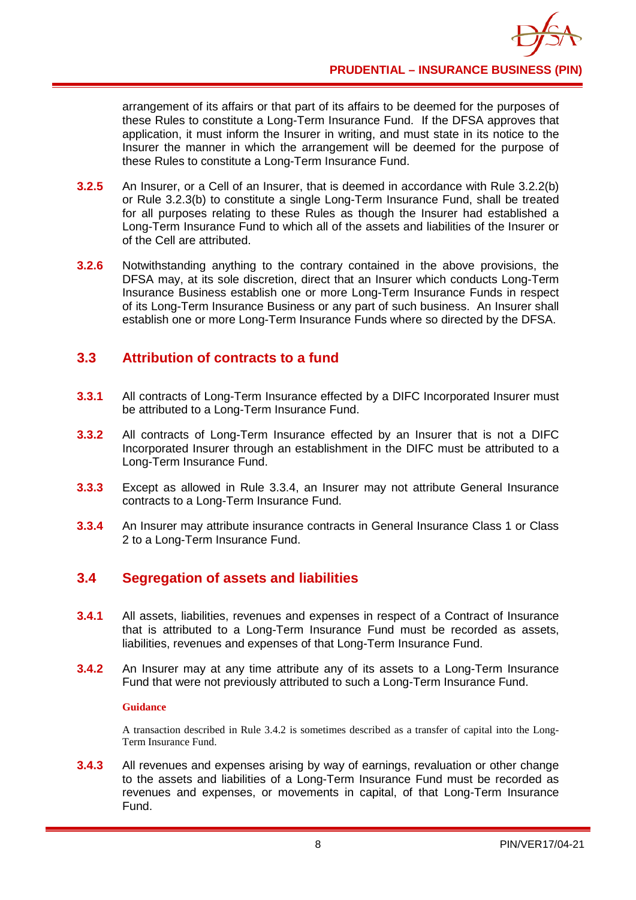arrangement of its affairs or that part of its affairs to be deemed for the purposes of these Rules to constitute a Long-Term Insurance Fund. If the DFSA approves that application, it must inform the Insurer in writing, and must state in its notice to the Insurer the manner in which the arrangement will be deemed for the purpose of these Rules to constitute a Long-Term Insurance Fund.

**3.2.5** An Insurer, or a Cell of an Insurer, that is deemed in accordance with Rule 3.2.2(b) or Rule 3.2.3(b) to constitute a single Long-Term Insurance Fund, shall be treated for all purposes relating to these Rules as though the Insurer had established a Long-Term Insurance Fund to which all of the assets and liabilities of the Insurer or of the Cell are attributed.

**3.2.6** Notwithstanding anything to the contrary contained in the above provisions, the DFSA may, at its sole discretion, direct that an Insurer which conducts Long-Term Insurance Business establish one or more Long-Term Insurance Funds in respect of its Long-Term Insurance Business or any part of such business. An Insurer shall establish one or more Long-Term Insurance Funds where so directed by the DFSA.

## 3.3 Attribution of contracts to a fund

**3.3.1** All contracts of Long-Term Insurance effected by a DIFC Incorporated Insurer must be attributed to a Long-Term Insurance Fund.

**3.3.2** All contracts of Long-Term Insurance effected by an Insurer that is not a DIFC Incorporated Insurer through an establishment in the DIFC must be attributed to a Long-Term Insurance Fund.

**3.3.3** Except as allowed in Rule 3.3.4, an Insurer may not attribute General Insurance contracts to a Long-Term Insurance Fund.

**3.3.4** An Insurer may attribute insurance contracts in General Insurance Class 1 or Class 2 to a Long-Term Insurance Fund.

## 3.4 Segregation of assets and liabilities

**3.4.1** All assets, liabilities, revenues and expenses in respect of a Contract of Insurance that is attributed to a Long-Term Insurance Fund must be recorded as assets, liabilities, revenues and expenses of that Long-Term Insurance Fund.

**3.4.2** An Insurer may at any time attribute any of its assets to a Long-Term Insurance Fund that were not previously attributed to such a Long-Term Insurance Fund.

**Guidance**

A transaction described in Rule 3.4.2 is sometimes described as a transfer of capital into the Long-Term Insurance Fund.

**3.4.3** All revenues and expenses arising by way of earnings, revaluation or other change to the assets and liabilities of a Long-Term Insurance Fund must be recorded as revenues and expenses, or movements in capital, of that Long-Term Insurance Fund.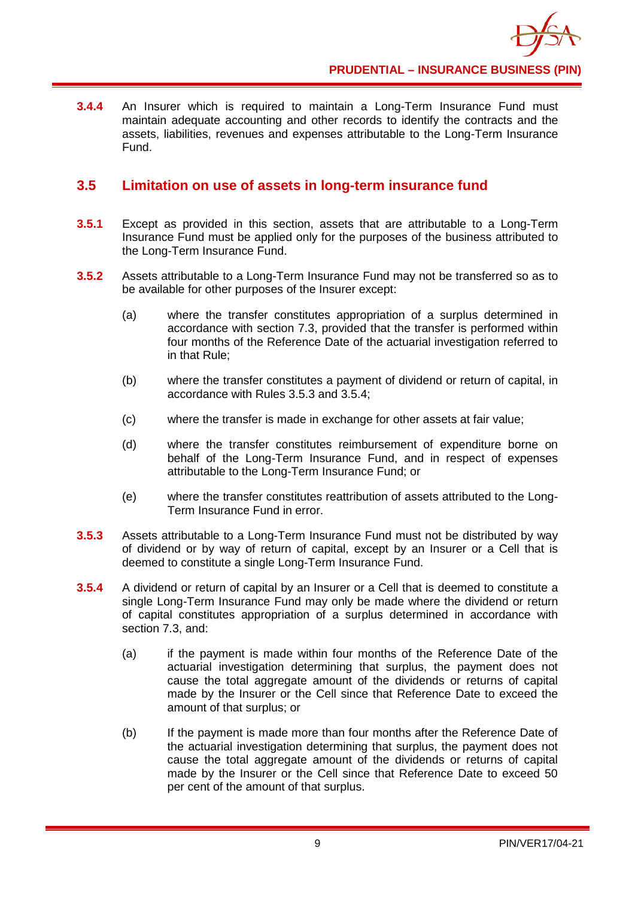**3.4.4** An Insurer which is required to maintain a Long-Term Insurance Fund must maintain adequate accounting and other records to identify the contracts and the assets, liabilities, revenues and expenses attributable to the Long-Term Insurance Fund.

## 3.5 Limitation on use of assets in long-term insurance fund

**3.5.1** Except as provided in this section, assets that are attributable to a Long-Term Insurance Fund must be applied only for the purposes of the business attributed to the Long-Term Insurance Fund.

**3.5.2** Assets attributable to a Long-Term Insurance Fund may not be transferred so as to be available for other purposes of the Insurer except:

(a) where the transfer constitutes appropriation of a surplus determined in accordance with section 7.3, provided that the transfer is performed within four months of the Reference Date of the actuarial investigation referred to in that Rule;

(b) where the transfer constitutes a payment of dividend or return of capital, in accordance with Rules 3.5.3 and 3.5.4;

(c) where the transfer is made in exchange for other assets at fair value;

(d) where the transfer constitutes reimbursement of expenditure borne on behalf of the Long-Term Insurance Fund, and in respect of expenses attributable to the Long-Term Insurance Fund; or

(e) where the transfer constitutes reattribution of assets attributed to the Long-Term Insurance Fund in error.

**3.5.3** Assets attributable to a Long-Term Insurance Fund must not be distributed by way of dividend or by way of return of capital, except by an Insurer or a Cell that is deemed to constitute a single Long-Term Insurance Fund.

**3.5.4** A dividend or return of capital by an Insurer or a Cell that is deemed to constitute a single Long-Term Insurance Fund may only be made where the dividend or return of capital constitutes appropriation of a surplus determined in accordance with section 7.3, and:

(a) if the payment is made within four months of the Reference Date of the actuarial investigation determining that surplus, the payment does not cause the total aggregate amount of the dividends or returns of capital made by the Insurer or the Cell since that Reference Date to exceed the amount of that surplus; or

(b) If the payment is made more than four months after the Reference Date of the actuarial investigation determining that surplus, the payment does not cause the total aggregate amount of the dividends or returns of capital made by the Insurer or the Cell since that Reference Date to exceed 50 per cent of the amount of that surplus.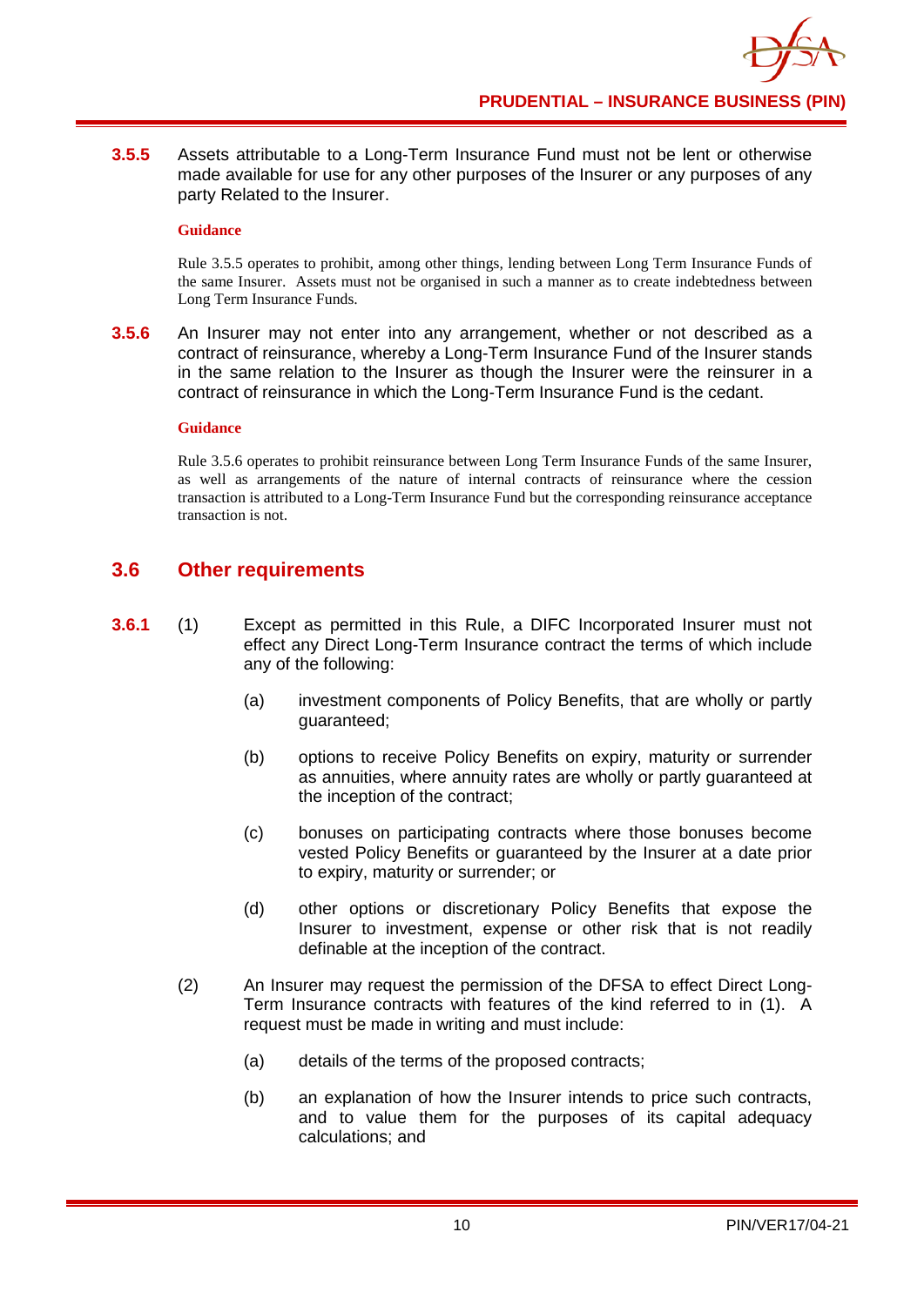**3.5.5** Assets attributable to a Long-Term Insurance Fund must not be lent or otherwise made available for use for any other purposes of the Insurer or any purposes of any party Related to the Insurer.

**Guidance**

Rule 3.5.5 operates to prohibit, among other things, lending between Long Term Insurance Funds of the same Insurer. Assets must not be organised in such a manner as to create indebtedness between Long Term Insurance Funds.

**3.5.6** An Insurer may not enter into any arrangement, whether or not described as a contract of reinsurance, whereby a Long-Term Insurance Fund of the Insurer stands in the same relation to the Insurer as though the Insurer were the reinsurer in a contract of reinsurance in which the Long-Term Insurance Fund is the cedant.

**Guidance**

Rule 3.5.6 operates to prohibit reinsurance between Long Term Insurance Funds of the same Insurer, as well as arrangements of the nature of internal contracts of reinsurance where the cession transaction is attributed to a Long-Term Insurance Fund but the corresponding reinsurance acceptance transaction is not.

## 3.6 Other requirements

**3.6.1** (1) Except as permitted in this Rule, a DIFC Incorporated Insurer must not effect any Direct Long-Term Insurance contract the terms of which include any of the following:

(a) investment components of Policy Benefits, that are wholly or partly guaranteed;

(b) options to receive Policy Benefits on expiry, maturity or surrender as annuities, where annuity rates are wholly or partly guaranteed at the inception of the contract;

(c) bonuses on participating contracts where those bonuses become vested Policy Benefits or guaranteed by the Insurer at a date prior to expiry, maturity or surrender; or

(d) other options or discretionary Policy Benefits that expose the Insurer to investment, expense or other risk that is not readily definable at the inception of the contract.

(2) An Insurer may request the permission of the DFSA to effect Direct Long-Term Insurance contracts with features of the kind referred to in (1). A request must be made in writing and must include:

(a) details of the terms of the proposed contracts;

(b) an explanation of how the Insurer intends to price such contracts, and to value them for the purposes of its capital adequacy calculations; and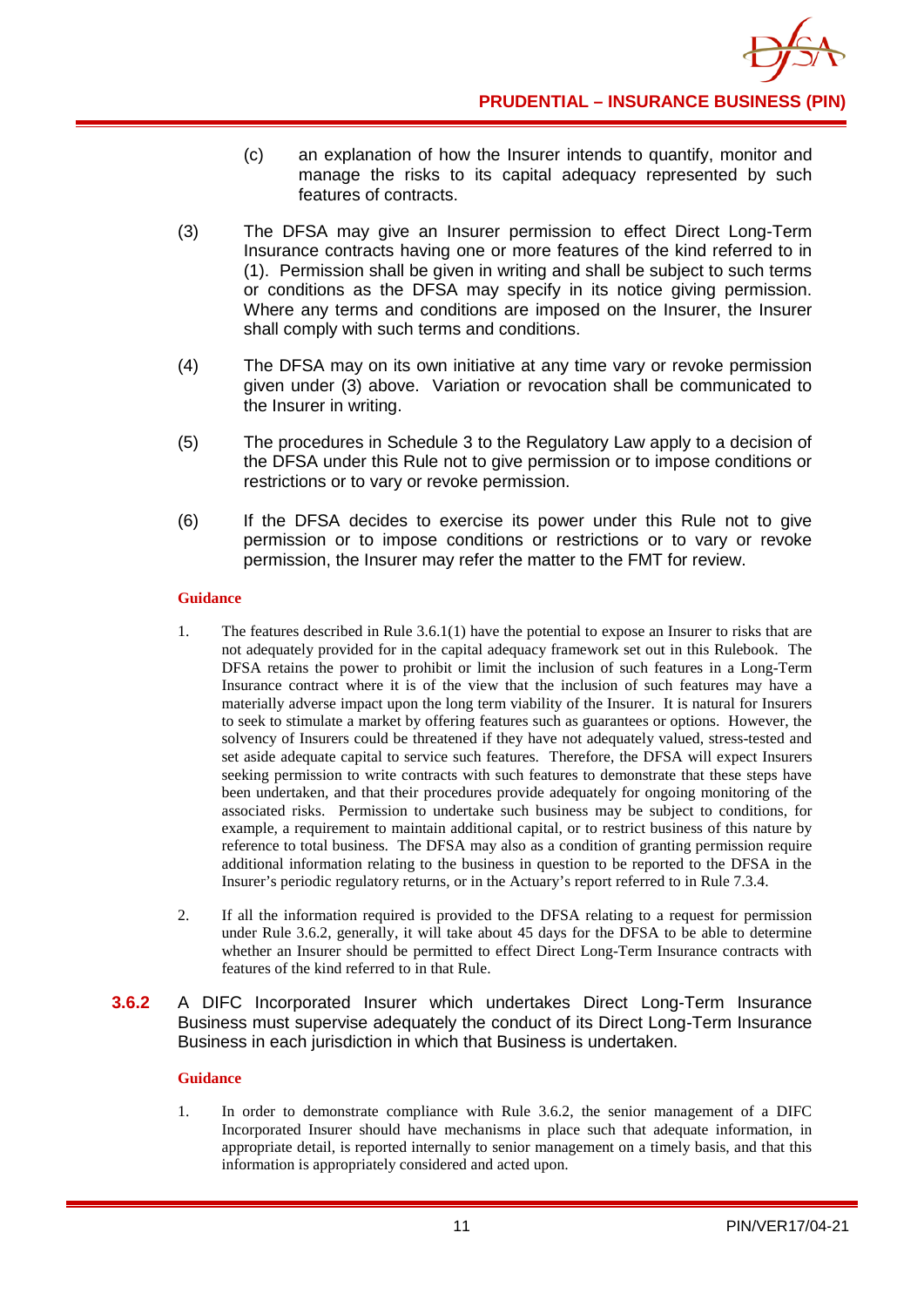(c) an explanation of how the Insurer intends to quantify, monitor and manage the risks to its capital adequacy represented by such features of contracts.

(3) The DFSA may give an Insurer permission to effect Direct Long-Term Insurance contracts having one or more features of the kind referred to in (1). Permission shall be given in writing and shall be subject to such terms or conditions as the DFSA may specify in its notice giving permission. Where any terms and conditions are imposed on the Insurer, the Insurer shall comply with such terms and conditions.

(4) The DFSA may on its own initiative at any time vary or revoke permission given under (3) above. Variation or revocation shall be communicated to the Insurer in writing.

(5) The procedures in Schedule 3 to the Regulatory Law apply to a decision of the DFSA under this Rule not to give permission or to impose conditions or restrictions or to vary or revoke permission.

(6) If the DFSA decides to exercise its power under this Rule not to give permission or to impose conditions or restrictions or to vary or revoke permission, the Insurer may refer the matter to the FMT for review.

**Guidance**

1. The features described in Rule 3.6.1(1) have the potential to expose an Insurer to risks that are not adequately provided for in the capital adequacy framework set out in this Rulebook. The DFSA retains the power to prohibit or limit the inclusion of such features in a Long-Term Insurance contract where it is of the view that the inclusion of such features may have a materially adverse impact upon the long term viability of the Insurer. It is natural for Insurers to seek to stimulate a market by offering features such as guarantees or options. However, the solvency of Insurers could be threatened if they have not adequately valued, stress-tested and set aside adequate capital to service such features. Therefore, the DFSA will expect Insurers seeking permission to write contracts with such features to demonstrate that these steps have been undertaken, and that their procedures provide adequately for ongoing monitoring of the associated risks. Permission to undertake such business may be subject to conditions, for example, a requirement to maintain additional capital, or to restrict business of this nature by reference to total business. The DFSA may also as a condition of granting permission require additional information relating to the business in question to be reported to the DFSA in the Insurer's periodic regulatory returns, or in the Actuary's report referred to in Rule 7.3.4.

2. If all the information required is provided to the DFSA relating to a request for permission under Rule 3.6.2, generally, it will take about 45 days for the DFSA to be able to determine whether an Insurer should be permitted to effect Direct Long-Term Insurance contracts with features of the kind referred to in that Rule.

**3.6.2** A DIFC Incorporated Insurer which undertakes Direct Long-Term Insurance Business must supervise adequately the conduct of its Direct Long-Term Insurance Business in each jurisdiction in which that Business is undertaken.

**Guidance**

1. In order to demonstrate compliance with Rule 3.6.2, the senior management of a DIFC Incorporated Insurer should have mechanisms in place such that adequate information, in appropriate detail, is reported internally to senior management on a timely basis, and that this information is appropriately considered and acted upon.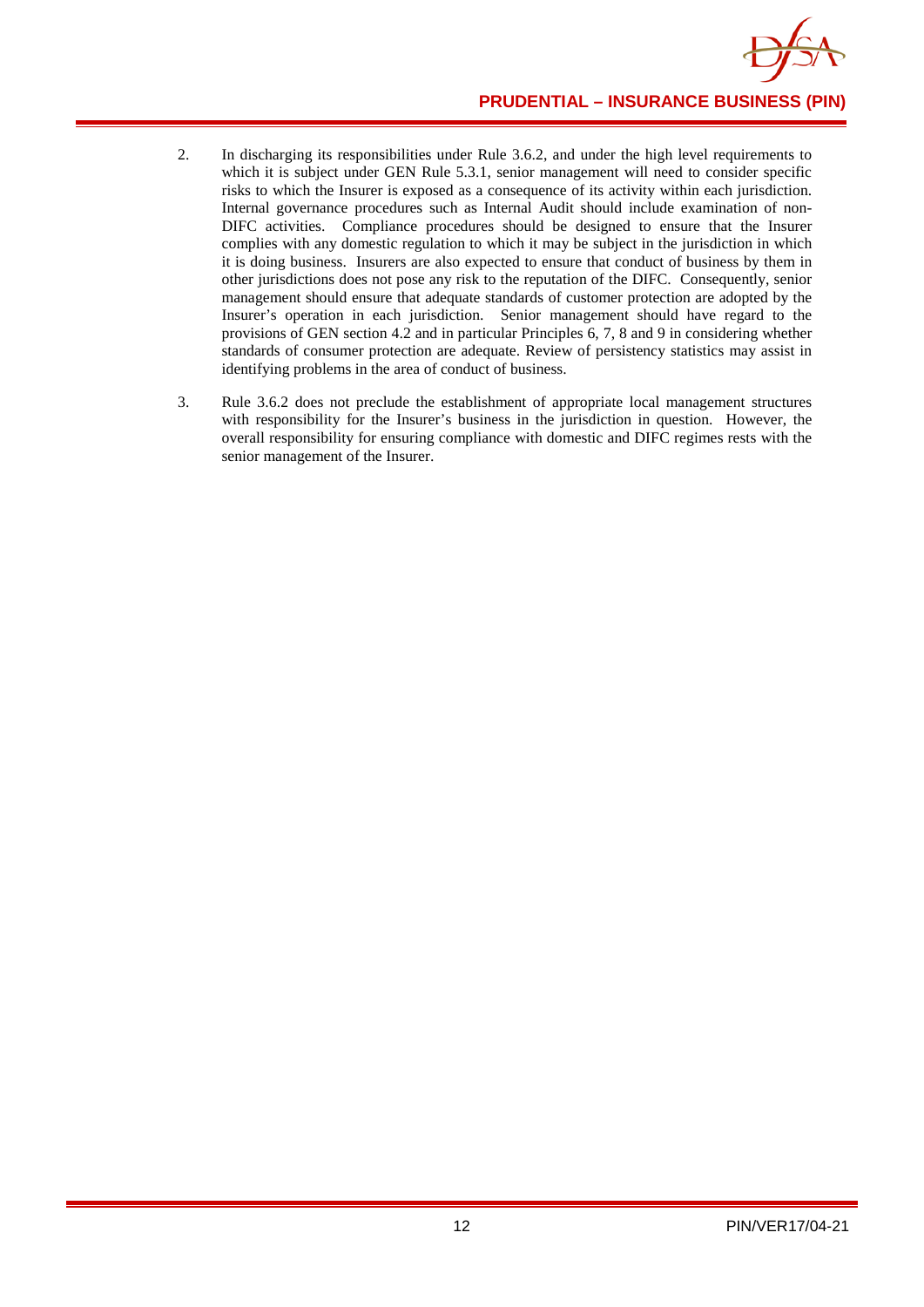2. In discharging its responsibilities under Rule 3.6.2, and under the high level requirements to which it is subject under GEN Rule 5.3.1, senior management will need to consider specific risks to which the Insurer is exposed as a consequence of its activity within each jurisdiction. Internal governance procedures such as Internal Audit should include examination of non-DIFC activities. Compliance procedures should be designed to ensure that the Insurer complies with any domestic regulation to which it may be subject in the jurisdiction in which it is doing business. Insurers are also expected to ensure that conduct of business by them in other jurisdictions does not pose any risk to the reputation of the DIFC. Consequently, senior management should ensure that adequate standards of customer protection are adopted by the Insurer's operation in each jurisdiction. Senior management should have regard to the provisions of GEN section 4.2 and in particular Principles 6, 7, 8 and 9 in considering whether standards of consumer protection are adequate. Review of persistency statistics may assist in identifying problems in the area of conduct of business.

3. Rule 3.6.2 does not preclude the establishment of appropriate local management structures with responsibility for the Insurer's business in the jurisdiction in question. However, the overall responsibility for ensuring compliance with domestic and DIFC regimes rests with the senior management of the Insurer.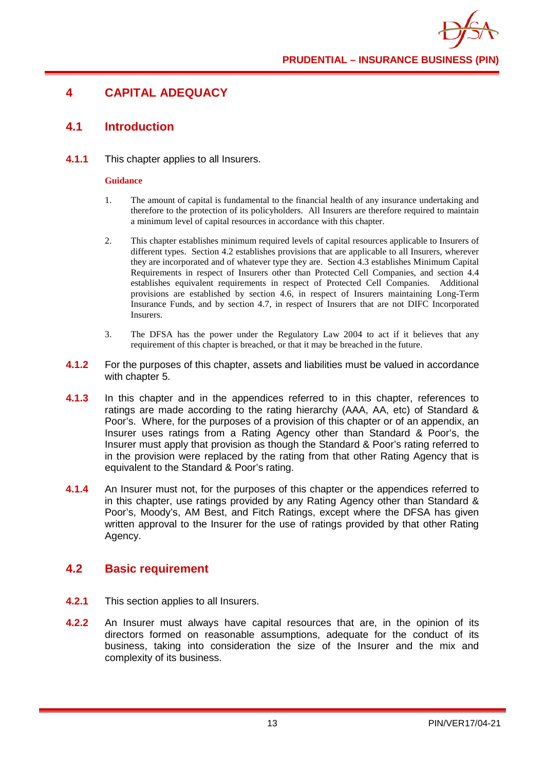# 4 CAPITAL ADEQUACY

## 4.1 Introduction

**4.1.1** This chapter applies to all Insurers.

**Guidance**

1. The amount of capital is fundamental to the financial health of any insurance undertaking and therefore to the protection of its policyholders. All Insurers are therefore required to maintain a minimum level of capital resources in accordance with this chapter.

2. This chapter establishes minimum required levels of capital resources applicable to Insurers of different types. Section 4.2 establishes provisions that are applicable to all Insurers, wherever they are incorporated and of whatever type they are. Section 4.3 establishes Minimum Capital Requirements in respect of Insurers other than Protected Cell Companies, and section 4.4 establishes equivalent requirements in respect of Protected Cell Companies. Additional provisions are established by section 4.6, in respect of Insurers maintaining Long-Term Insurance Funds, and by section 4.7, in respect of Insurers that are not DIFC Incorporated Insurers.

3. The DFSA has the power under the Regulatory Law 2004 to act if it believes that any requirement of this chapter is breached, or that it may be breached in the future.

**4.1.2** For the purposes of this chapter, assets and liabilities must be valued in accordance with chapter 5.

**4.1.3** In this chapter and in the appendices referred to in this chapter, references to ratings are made according to the rating hierarchy (AAA, AA, etc) of Standard & Poor's. Where, for the purposes of a provision of this chapter or of an appendix, an Insurer uses ratings from a Rating Agency other than Standard & Poor's, the Insurer must apply that provision as though the Standard & Poor's rating referred to in the provision were replaced by the rating from that other Rating Agency that is equivalent to the Standard & Poor's rating.

**4.1.4** An Insurer must not, for the purposes of this chapter or the appendices referred to in this chapter, use ratings provided by any Rating Agency other than Standard & Poor's, Moody's, AM Best, and Fitch Ratings, except where the DFSA has given written approval to the Insurer for the use of ratings provided by that other Rating Agency.

## 4.2 Basic requirement

**4.2.1** This section applies to all Insurers.

**4.2.2** An Insurer must always have capital resources that are, in the opinion of its directors formed on reasonable assumptions, adequate for the conduct of its business, taking into consideration the size of the Insurer and the mix and complexity of its business.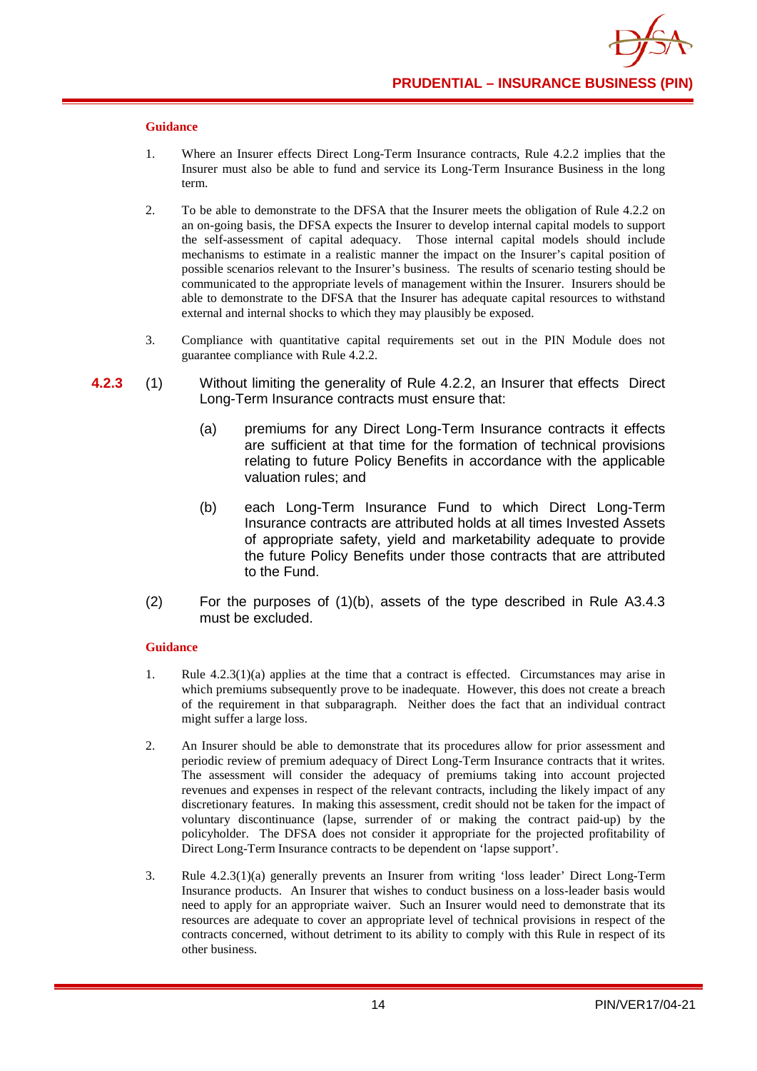**Guidance**

1. Where an Insurer effects Direct Long-Term Insurance contracts, Rule 4.2.2 implies that the Insurer must also be able to fund and service its Long-Term Insurance Business in the long term.

2. To be able to demonstrate to the DFSA that the Insurer meets the obligation of Rule 4.2.2 on an on-going basis, the DFSA expects the Insurer to develop internal capital models to support the self-assessment of capital adequacy. Those internal capital models should include mechanisms to estimate in a realistic manner the impact on the Insurer's capital position of possible scenarios relevant to the Insurer's business. The results of scenario testing should be communicated to the appropriate levels of management within the Insurer. Insurers should be able to demonstrate to the DFSA that the Insurer has adequate capital resources to withstand external and internal shocks to which they may plausibly be exposed.

3. Compliance with quantitative capital requirements set out in the PIN Module does not guarantee compliance with Rule 4.2.2.

**4.2.3** (1) Without limiting the generality of Rule 4.2.2, an Insurer that effects Direct Long-Term Insurance contracts must ensure that:

(a) premiums for any Direct Long-Term Insurance contracts it effects are sufficient at that time for the formation of technical provisions relating to future Policy Benefits in accordance with the applicable valuation rules; and

(b) each Long-Term Insurance Fund to which Direct Long-Term Insurance contracts are attributed holds at all times Invested Assets of appropriate safety, yield and marketability adequate to provide the future Policy Benefits under those contracts that are attributed to the Fund.

(2) For the purposes of (1)(b), assets of the type described in Rule A3.4.3 must be excluded.

**Guidance**

1. Rule 4.2.3(1)(a) applies at the time that a contract is effected. Circumstances may arise in which premiums subsequently prove to be inadequate. However, this does not create a breach of the requirement in that subparagraph. Neither does the fact that an individual contract might suffer a large loss.

2. An Insurer should be able to demonstrate that its procedures allow for prior assessment and periodic review of premium adequacy of Direct Long-Term Insurance contracts that it writes. The assessment will consider the adequacy of premiums taking into account projected revenues and expenses in respect of the relevant contracts, including the likely impact of any discretionary features. In making this assessment, credit should not be taken for the impact of voluntary discontinuance (lapse, surrender of or making the contract paid-up) by the policyholder. The DFSA does not consider it appropriate for the projected profitability of Direct Long-Term Insurance contracts to be dependent on 'lapse support'.

3. Rule 4.2.3(1)(a) generally prevents an Insurer from writing 'loss leader' Direct Long-Term Insurance products. An Insurer that wishes to conduct business on a loss-leader basis would need to apply for an appropriate waiver. Such an Insurer would need to demonstrate that its resources are adequate to cover an appropriate level of technical provisions in respect of the contracts concerned, without detriment to its ability to comply with this Rule in respect of its other business.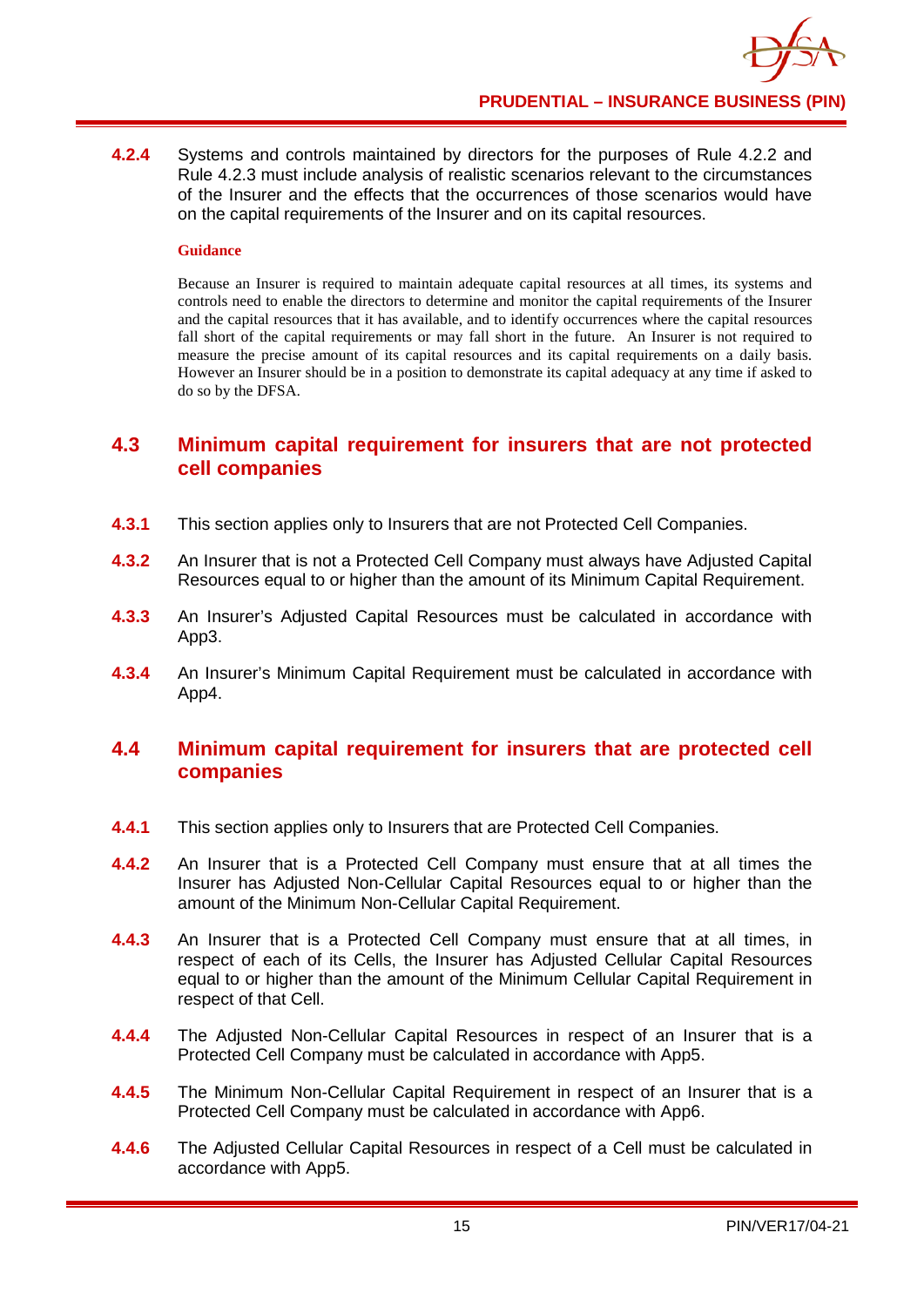**4.2.4** Systems and controls maintained by directors for the purposes of Rule 4.2.2 and Rule 4.2.3 must include analysis of realistic scenarios relevant to the circumstances of the Insurer and the effects that the occurrences of those scenarios would have on the capital requirements of the Insurer and on its capital resources.

**Guidance**

Because an Insurer is required to maintain adequate capital resources at all times, its systems and controls need to enable the directors to determine and monitor the capital requirements of the Insurer and the capital resources that it has available, and to identify occurrences where the capital resources fall short of the capital requirements or may fall short in the future. An Insurer is not required to measure the precise amount of its capital resources and its capital requirements on a daily basis. However an Insurer should be in a position to demonstrate its capital adequacy at any time if asked to do so by the DFSA.

## 4.3 Minimum capital requirement for insurers that are not protected cell companies

**4.3.1** This section applies only to Insurers that are not Protected Cell Companies.

**4.3.2** An Insurer that is not a Protected Cell Company must always have Adjusted Capital Resources equal to or higher than the amount of its Minimum Capital Requirement.

**4.3.3** An Insurer's Adjusted Capital Resources must be calculated in accordance with App3.

**4.3.4** An Insurer's Minimum Capital Requirement must be calculated in accordance with App4.

## 4.4 Minimum capital requirement for insurers that are protected cell companies

**4.4.1** This section applies only to Insurers that are Protected Cell Companies.

**4.4.2** An Insurer that is a Protected Cell Company must ensure that at all times the Insurer has Adjusted Non-Cellular Capital Resources equal to or higher than the amount of the Minimum Non-Cellular Capital Requirement.

**4.4.3** An Insurer that is a Protected Cell Company must ensure that at all times, in respect of each of its Cells, the Insurer has Adjusted Cellular Capital Resources equal to or higher than the amount of the Minimum Cellular Capital Requirement in respect of that Cell.

**4.4.4** The Adjusted Non-Cellular Capital Resources in respect of an Insurer that is a Protected Cell Company must be calculated in accordance with App5.

**4.4.5** The Minimum Non-Cellular Capital Requirement in respect of an Insurer that is a Protected Cell Company must be calculated in accordance with App6.

**4.4.6** The Adjusted Cellular Capital Resources in respect of a Cell must be calculated in accordance with App5.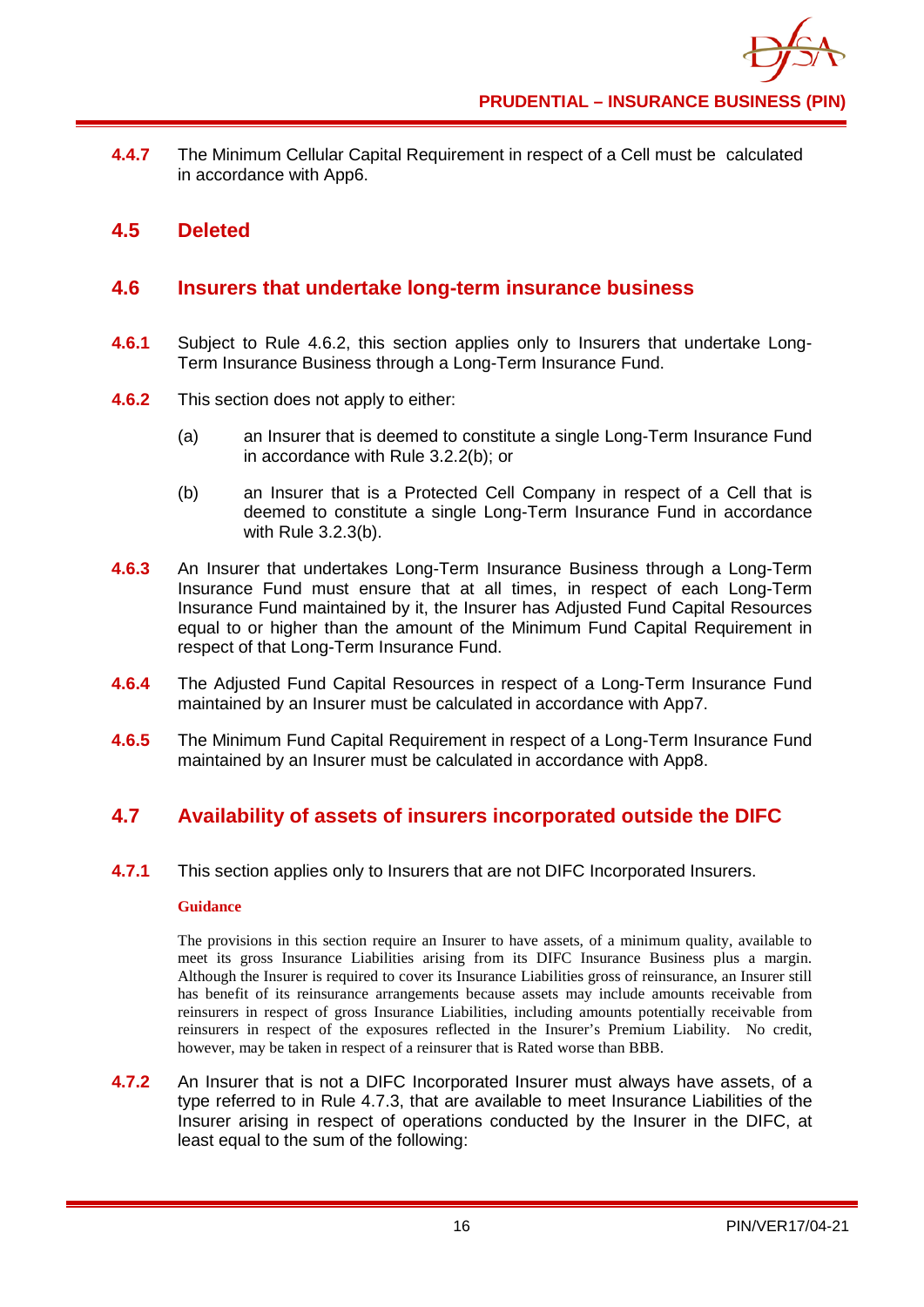**4.4.7** The Minimum Cellular Capital Requirement in respect of a Cell must be calculated in accordance with App6.

## 4.5 Deleted

## 4.6 Insurers that undertake long-term insurance business

**4.6.1** Subject to Rule 4.6.2, this section applies only to Insurers that undertake Long-Term Insurance Business through a Long-Term Insurance Fund.

**4.6.2** This section does not apply to either:

(a) an Insurer that is deemed to constitute a single Long-Term Insurance Fund in accordance with Rule 3.2.2(b); or

(b) an Insurer that is a Protected Cell Company in respect of a Cell that is deemed to constitute a single Long-Term Insurance Fund in accordance with Rule 3.2.3(b).

**4.6.3** An Insurer that undertakes Long-Term Insurance Business through a Long-Term Insurance Fund must ensure that at all times, in respect of each Long-Term Insurance Fund maintained by it, the Insurer has Adjusted Fund Capital Resources equal to or higher than the amount of the Minimum Fund Capital Requirement in respect of that Long-Term Insurance Fund.

**4.6.4** The Adjusted Fund Capital Resources in respect of a Long-Term Insurance Fund maintained by an Insurer must be calculated in accordance with App7.

**4.6.5** The Minimum Fund Capital Requirement in respect of a Long-Term Insurance Fund maintained by an Insurer must be calculated in accordance with App8.

## 4.7 Availability of assets of insurers incorporated outside the DIFC

**4.7.1** This section applies only to Insurers that are not DIFC Incorporated Insurers.

**Guidance**

The provisions in this section require an Insurer to have assets, of a minimum quality, available to meet its gross Insurance Liabilities arising from its DIFC Insurance Business plus a margin. Although the Insurer is required to cover its Insurance Liabilities gross of reinsurance, an Insurer still has benefit of its reinsurance arrangements because assets may include amounts receivable from reinsurers in respect of gross Insurance Liabilities, including amounts potentially receivable from reinsurers in respect of the exposures reflected in the Insurer's Premium Liability. No credit, however, may be taken in respect of a reinsurer that is Rated worse than BBB.

**4.7.2** An Insurer that is not a DIFC Incorporated Insurer must always have assets, of a type referred to in Rule 4.7.3, that are available to meet Insurance Liabilities of the Insurer arising in respect of operations conducted by the Insurer in the DIFC, at least equal to the sum of the following: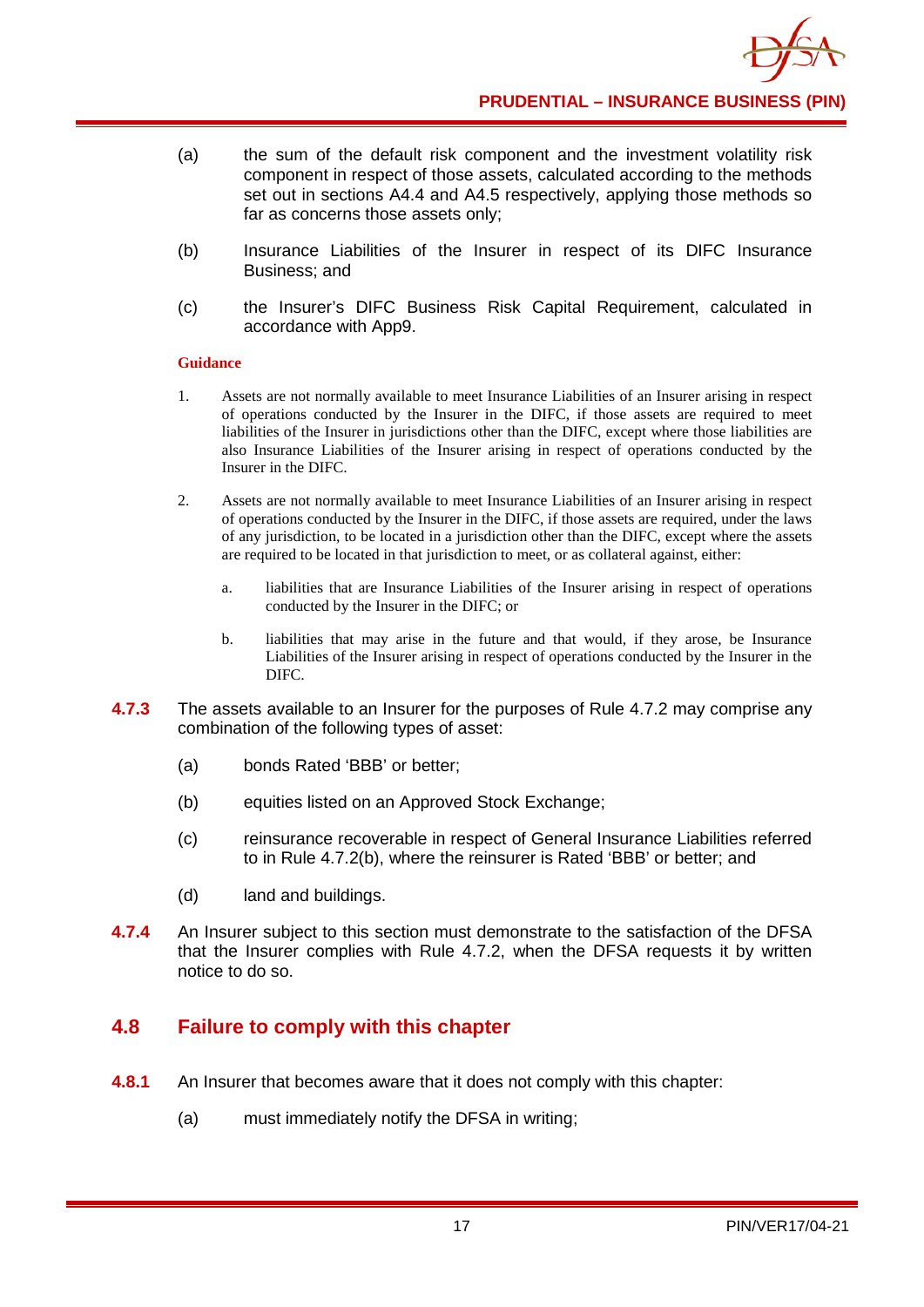(a) the sum of the default risk component and the investment volatility risk component in respect of those assets, calculated according to the methods set out in sections A4.4 and A4.5 respectively, applying those methods so far as concerns those assets only;

(b) Insurance Liabilities of the Insurer in respect of its DIFC Insurance Business; and

(c) the Insurer's DIFC Business Risk Capital Requirement, calculated in accordance with App9.

**Guidance**

1. Assets are not normally available to meet Insurance Liabilities of an Insurer arising in respect of operations conducted by the Insurer in the DIFC, if those assets are required to meet liabilities of the Insurer in jurisdictions other than the DIFC, except where those liabilities are also Insurance Liabilities of the Insurer arising in respect of operations conducted by the Insurer in the DIFC.

2. Assets are not normally available to meet Insurance Liabilities of an Insurer arising in respect of operations conducted by the Insurer in the DIFC, if those assets are required, under the laws of any jurisdiction, to be located in a jurisdiction other than the DIFC, except where the assets are required to be located in that jurisdiction to meet, or as collateral against, either:

   a. liabilities that are Insurance Liabilities of the Insurer arising in respect of operations conducted by the Insurer in the DIFC; or

   b. liabilities that may arise in the future and that would, if they arose, be Insurance Liabilities of the Insurer arising in respect of operations conducted by the Insurer in the DIFC.

**4.7.3** The assets available to an Insurer for the purposes of Rule 4.7.2 may comprise any combination of the following types of asset:

(a) bonds Rated 'BBB' or better;

(b) equities listed on an Approved Stock Exchange;

(c) reinsurance recoverable in respect of General Insurance Liabilities referred to in Rule 4.7.2(b), where the reinsurer is Rated 'BBB' or better; and

(d) land and buildings.

**4.7.4** An Insurer subject to this section must demonstrate to the satisfaction of the DFSA that the Insurer complies with Rule 4.7.2, when the DFSA requests it by written notice to do so.

## 4.8 Failure to comply with this chapter

**4.8.1** An Insurer that becomes aware that it does not comply with this chapter:

(a) must immediately notify the DFSA in writing;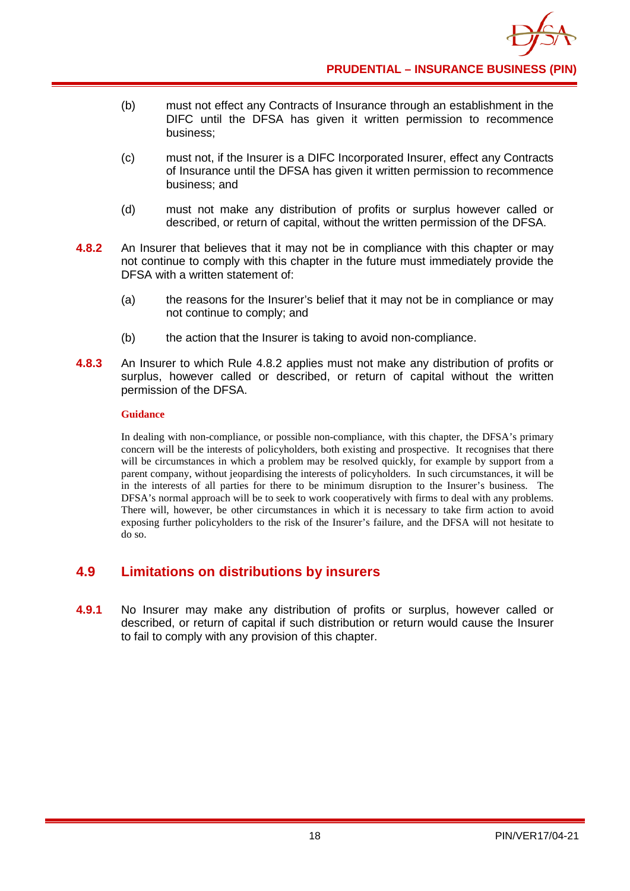(b) must not effect any Contracts of Insurance through an establishment in the DIFC until the DFSA has given it written permission to recommence business;

(c) must not, if the Insurer is a DIFC Incorporated Insurer, effect any Contracts of Insurance until the DFSA has given it written permission to recommence business; and

(d) must not make any distribution of profits or surplus however called or described, or return of capital, without the written permission of the DFSA.

**4.8.2** An Insurer that believes that it may not be in compliance with this chapter or may not continue to comply with this chapter in the future must immediately provide the DFSA with a written statement of:

(a) the reasons for the Insurer's belief that it may not be in compliance or may not continue to comply; and

(b) the action that the Insurer is taking to avoid non-compliance.

**4.8.3** An Insurer to which Rule 4.8.2 applies must not make any distribution of profits or surplus, however called or described, or return of capital without the written permission of the DFSA.

**Guidance**

In dealing with non-compliance, or possible non-compliance, with this chapter, the DFSA's primary concern will be the interests of policyholders, both existing and prospective. It recognises that there will be circumstances in which a problem may be resolved quickly, for example by support from a parent company, without jeopardising the interests of policyholders. In such circumstances, it will be in the interests of all parties for there to be minimum disruption to the Insurer's business. The DFSA's normal approach will be to seek to work cooperatively with firms to deal with any problems. There will, however, be other circumstances in which it is necessary to take firm action to avoid exposing further policyholders to the risk of the Insurer's failure, and the DFSA will not hesitate to do so.

## 4.9 Limitations on distributions by insurers

**4.9.1** No Insurer may make any distribution of profits or surplus, however called or described, or return of capital if such distribution or return would cause the Insurer to fail to comply with any provision of this chapter.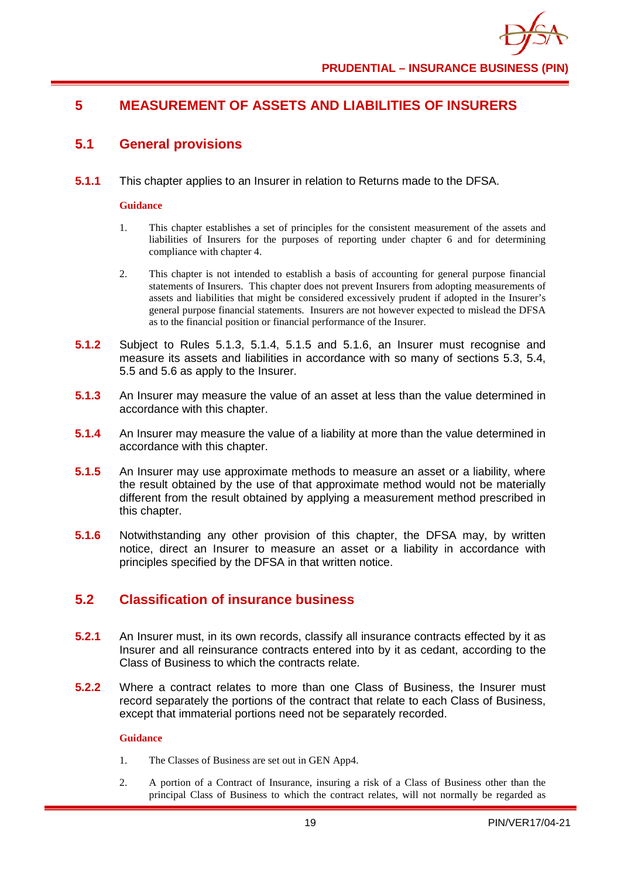# 5 MEASUREMENT OF ASSETS AND LIABILITIES OF INSURERS

## 5.1 General provisions

**5.1.1** This chapter applies to an Insurer in relation to Returns made to the DFSA.

**Guidance**

1. This chapter establishes a set of principles for the consistent measurement of the assets and liabilities of Insurers for the purposes of reporting under chapter 6 and for determining compliance with chapter 4.

2. This chapter is not intended to establish a basis of accounting for general purpose financial statements of Insurers. This chapter does not prevent Insurers from adopting measurements of assets and liabilities that might be considered excessively prudent if adopted in the Insurer's general purpose financial statements. Insurers are not however expected to mislead the DFSA as to the financial position or financial performance of the Insurer.

**5.1.2** Subject to Rules 5.1.3, 5.1.4, 5.1.5 and 5.1.6, an Insurer must recognise and measure its assets and liabilities in accordance with so many of sections 5.3, 5.4, 5.5 and 5.6 as apply to the Insurer.

**5.1.3** An Insurer may measure the value of an asset at less than the value determined in accordance with this chapter.

**5.1.4** An Insurer may measure the value of a liability at more than the value determined in accordance with this chapter.

**5.1.5** An Insurer may use approximate methods to measure an asset or a liability, where the result obtained by the use of that approximate method would not be materially different from the result obtained by applying a measurement method prescribed in this chapter.

**5.1.6** Notwithstanding any other provision of this chapter, the DFSA may, by written notice, direct an Insurer to measure an asset or a liability in accordance with principles specified by the DFSA in that written notice.

## 5.2 Classification of insurance business

**5.2.1** An Insurer must, in its own records, classify all insurance contracts effected by it as Insurer and all reinsurance contracts entered into by it as cedant, according to the Class of Business to which the contracts relate.

**5.2.2** Where a contract relates to more than one Class of Business, the Insurer must record separately the portions of the contract that relate to each Class of Business, except that immaterial portions need not be separately recorded.

**Guidance**

1. The Classes of Business are set out in GEN App4.

2. A portion of a Contract of Insurance, insuring a risk of a Class of Business other than the principal Class of Business to which the contract relates, will not normally be regarded as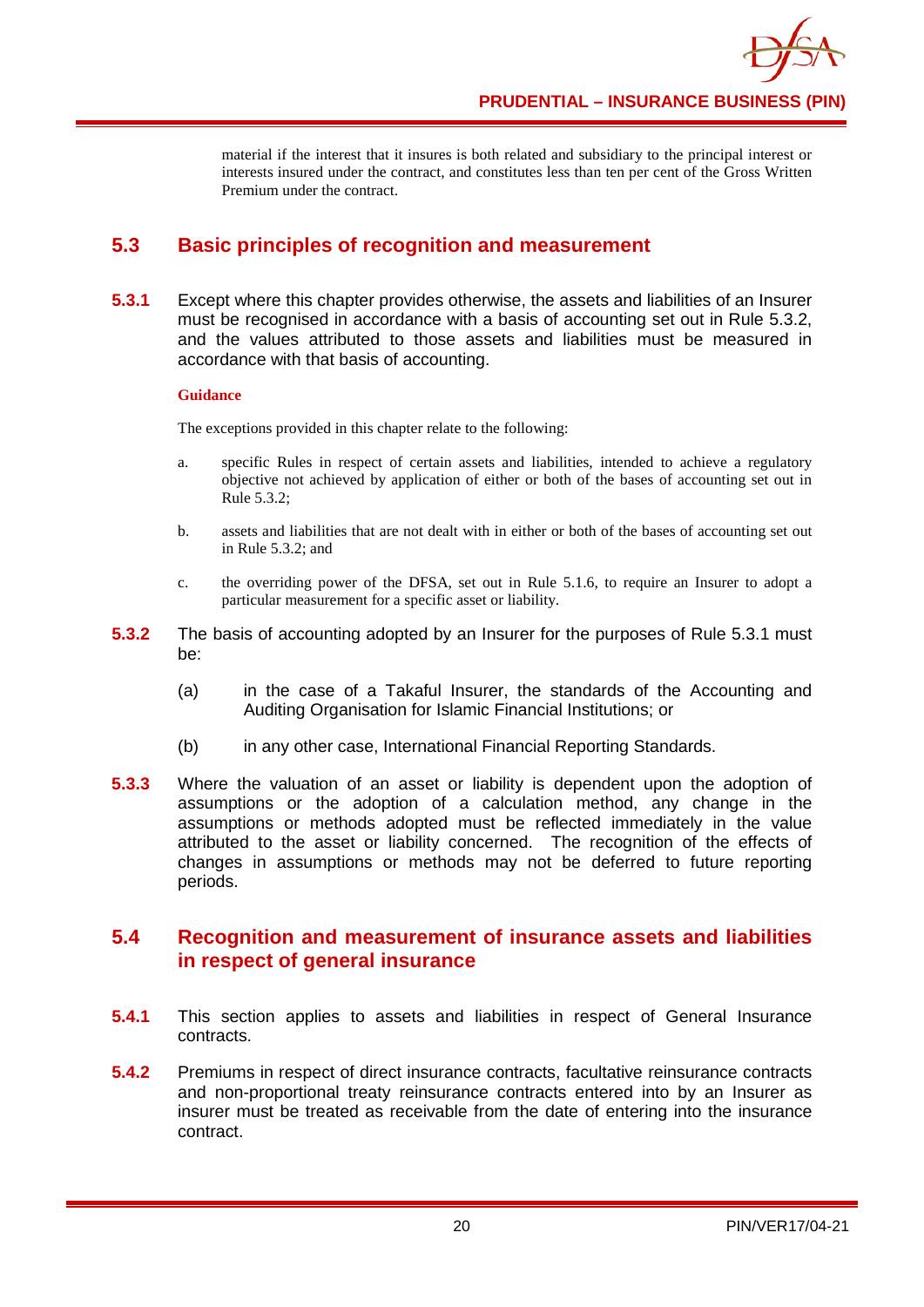material if the interest that it insures is both related and subsidiary to the principal interest or interests insured under the contract, and constitutes less than ten per cent of the Gross Written Premium under the contract.

## 5.3 Basic principles of recognition and measurement

**5.3.1** Except where this chapter provides otherwise, the assets and liabilities of an Insurer must be recognised in accordance with a basis of accounting set out in Rule 5.3.2, and the values attributed to those assets and liabilities must be measured in accordance with that basis of accounting.

**Guidance**

The exceptions provided in this chapter relate to the following:

a. specific Rules in respect of certain assets and liabilities, intended to achieve a regulatory objective not achieved by application of either or both of the bases of accounting set out in Rule 5.3.2;

b. assets and liabilities that are not dealt with in either or both of the bases of accounting set out in Rule 5.3.2; and

c. the overriding power of the DFSA, set out in Rule 5.1.6, to require an Insurer to adopt a particular measurement for a specific asset or liability.

**5.3.2** The basis of accounting adopted by an Insurer for the purposes of Rule 5.3.1 must be:

(a) in the case of a Takaful Insurer, the standards of the Accounting and Auditing Organisation for Islamic Financial Institutions; or

(b) in any other case, International Financial Reporting Standards.

**5.3.3** Where the valuation of an asset or liability is dependent upon the adoption of assumptions or the adoption of a calculation method, any change in the assumptions or methods adopted must be reflected immediately in the value attributed to the asset or liability concerned. The recognition of the effects of changes in assumptions or methods may not be deferred to future reporting periods.

## 5.4 Recognition and measurement of insurance assets and liabilities in respect of general insurance

**5.4.1** This section applies to assets and liabilities in respect of General Insurance contracts.

**5.4.2** Premiums in respect of direct insurance contracts, facultative reinsurance contracts and non-proportional treaty reinsurance contracts entered into by an Insurer as insurer must be treated as receivable from the date of entering into the insurance contract.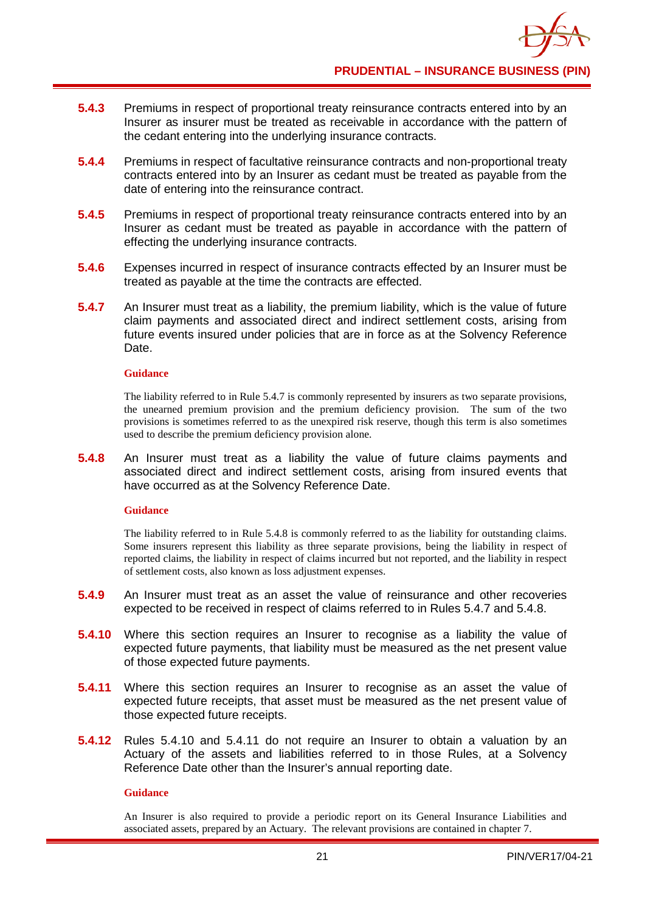**5.4.3** Premiums in respect of proportional treaty reinsurance contracts entered into by an Insurer as insurer must be treated as receivable in accordance with the pattern of the cedant entering into the underlying insurance contracts.

**5.4.4** Premiums in respect of facultative reinsurance contracts and non-proportional treaty contracts entered into by an Insurer as cedant must be treated as payable from the date of entering into the reinsurance contract.

**5.4.5** Premiums in respect of proportional treaty reinsurance contracts entered into by an Insurer as cedant must be treated as payable in accordance with the pattern of effecting the underlying insurance contracts.

**5.4.6** Expenses incurred in respect of insurance contracts effected by an Insurer must be treated as payable at the time the contracts are effected.

**5.4.7** An Insurer must treat as a liability, the premium liability, which is the value of future claim payments and associated direct and indirect settlement costs, arising from future events insured under policies that are in force as at the Solvency Reference Date.

**Guidance**

The liability referred to in Rule 5.4.7 is commonly represented by insurers as two separate provisions, the unearned premium provision and the premium deficiency provision. The sum of the two provisions is sometimes referred to as the unexpired risk reserve, though this term is also sometimes used to describe the premium deficiency provision alone.

**5.4.8** An Insurer must treat as a liability the value of future claims payments and associated direct and indirect settlement costs, arising from insured events that have occurred as at the Solvency Reference Date.

**Guidance**

The liability referred to in Rule 5.4.8 is commonly referred to as the liability for outstanding claims. Some insurers represent this liability as three separate provisions, being the liability in respect of reported claims, the liability in respect of claims incurred but not reported, and the liability in respect of settlement costs, also known as loss adjustment expenses.

**5.4.9** An Insurer must treat as an asset the value of reinsurance and other recoveries expected to be received in respect of claims referred to in Rules 5.4.7 and 5.4.8.

**5.4.10** Where this section requires an Insurer to recognise as a liability the value of expected future payments, that liability must be measured as the net present value of those expected future payments.

**5.4.11** Where this section requires an Insurer to recognise as an asset the value of expected future receipts, that asset must be measured as the net present value of those expected future receipts.

**5.4.12** Rules 5.4.10 and 5.4.11 do not require an Insurer to obtain a valuation by an Actuary of the assets and liabilities referred to in those Rules, at a Solvency Reference Date other than the Insurer's annual reporting date.

**Guidance**

An Insurer is also required to provide a periodic report on its General Insurance Liabilities and associated assets, prepared by an Actuary. The relevant provisions are contained in chapter 7.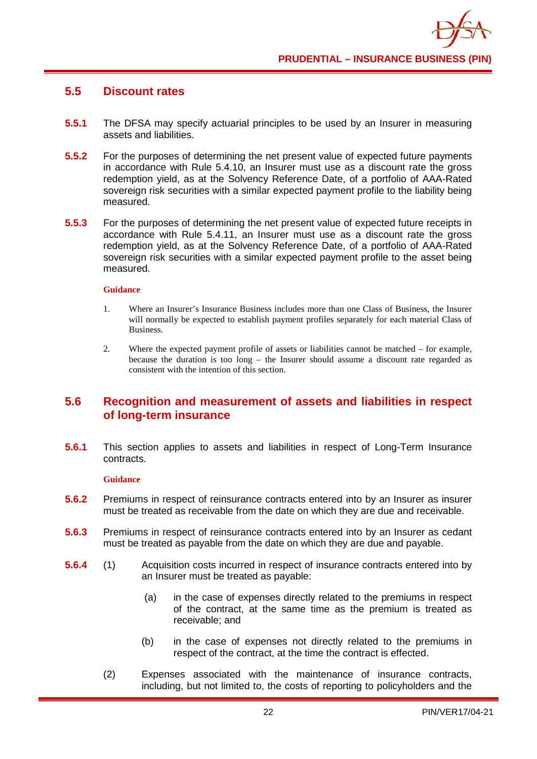## 5.5 Discount rates

**5.5.1** The DFSA may specify actuarial principles to be used by an Insurer in measuring assets and liabilities.

**5.5.2** For the purposes of determining the net present value of expected future payments in accordance with Rule 5.4.10, an Insurer must use as a discount rate the gross redemption yield, as at the Solvency Reference Date, of a portfolio of AAA-Rated sovereign risk securities with a similar expected payment profile to the liability being measured.

**5.5.3** For the purposes of determining the net present value of expected future receipts in accordance with Rule 5.4.11, an Insurer must use as a discount rate the gross redemption yield, as at the Solvency Reference Date, of a portfolio of AAA-Rated sovereign risk securities with a similar expected payment profile to the asset being measured.

**Guidance**

1. Where an Insurer's Insurance Business includes more than one Class of Business, the Insurer will normally be expected to establish payment profiles separately for each material Class of Business.

2. Where the expected payment profile of assets or liabilities cannot be matched – for example, because the duration is too long – the Insurer should assume a discount rate regarded as consistent with the intention of this section.

## 5.6 Recognition and measurement of assets and liabilities in respect of long-term insurance

**5.6.1** This section applies to assets and liabilities in respect of Long-Term Insurance contracts.

**Guidance**

**5.6.2** Premiums in respect of reinsurance contracts entered into by an Insurer as insurer must be treated as receivable from the date on which they are due and receivable.

**5.6.3** Premiums in respect of reinsurance contracts entered into by an Insurer as cedant must be treated as payable from the date on which they are due and payable.

**5.6.4** (1) Acquisition costs incurred in respect of insurance contracts entered into by an Insurer must be treated as payable:

(a) in the case of expenses directly related to the premiums in respect of the contract, at the same time as the premium is treated as receivable; and

(b) in the case of expenses not directly related to the premiums in respect of the contract, at the time the contract is effected.

(2) Expenses associated with the maintenance of insurance contracts, including, but not limited to, the costs of reporting to policyholders and the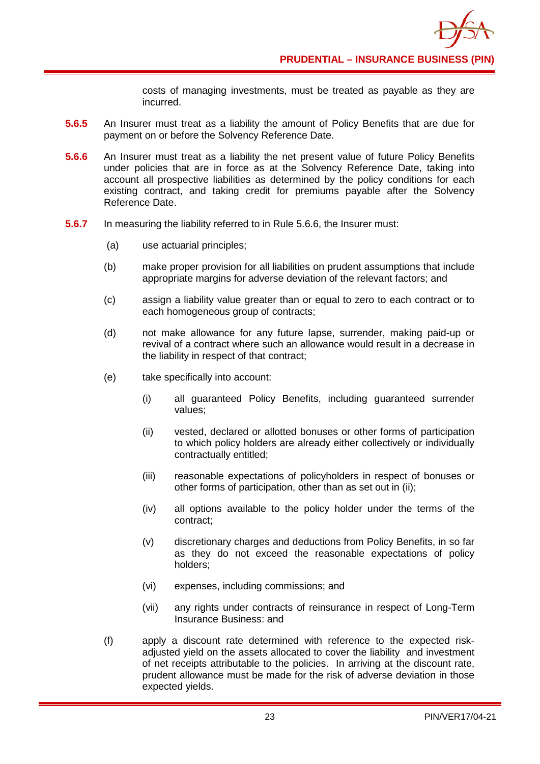costs of managing investments, must be treated as payable as they are incurred.

**5.6.5** An Insurer must treat as a liability the amount of Policy Benefits that are due for payment on or before the Solvency Reference Date.

**5.6.6** An Insurer must treat as a liability the net present value of future Policy Benefits under policies that are in force as at the Solvency Reference Date, taking into account all prospective liabilities as determined by the policy conditions for each existing contract, and taking credit for premiums payable after the Solvency Reference Date.

**5.6.7** In measuring the liability referred to in Rule 5.6.6, the Insurer must:

(a) use actuarial principles;

(b) make proper provision for all liabilities on prudent assumptions that include appropriate margins for adverse deviation of the relevant factors; and

(c) assign a liability value greater than or equal to zero to each contract or to each homogeneous group of contracts;

(d) not make allowance for any future lapse, surrender, making paid-up or revival of a contract where such an allowance would result in a decrease in the liability in respect of that contract;

(e) take specifically into account:

   (i) all guaranteed Policy Benefits, including guaranteed surrender values;

   (ii) vested, declared or allotted bonuses or other forms of participation to which policy holders are already either collectively or individually contractually entitled;

   (iii) reasonable expectations of policyholders in respect of bonuses or other forms of participation, other than as set out in (ii);

   (iv) all options available to the policy holder under the terms of the contract;

   (v) discretionary charges and deductions from Policy Benefits, in so far as they do not exceed the reasonable expectations of policy holders;

   (vi) expenses, including commissions; and

   (vii) any rights under contracts of reinsurance in respect of Long-Term Insurance Business: and

(f) apply a discount rate determined with reference to the expected risk-adjusted yield on the assets allocated to cover the liability and investment of net receipts attributable to the policies. In arriving at the discount rate, prudent allowance must be made for the risk of adverse deviation in those expected yields.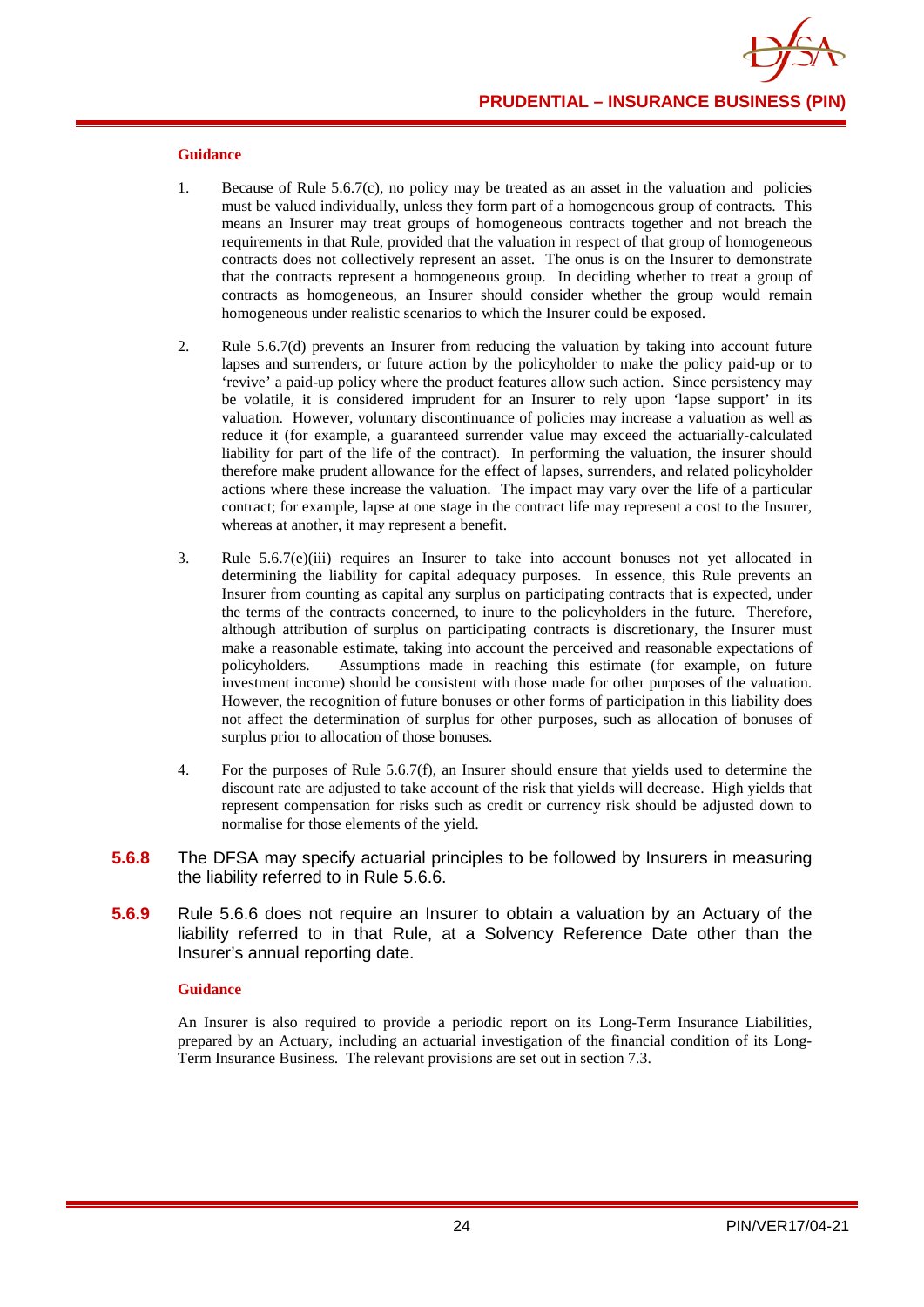**Guidance**

1. Because of Rule 5.6.7(c), no policy may be treated as an asset in the valuation and policies must be valued individually, unless they form part of a homogeneous group of contracts. This means an Insurer may treat groups of homogeneous contracts together and not breach the requirements in that Rule, provided that the valuation in respect of that group of homogeneous contracts does not collectively represent an asset. The onus is on the Insurer to demonstrate that the contracts represent a homogeneous group. In deciding whether to treat a group of contracts as homogeneous, an Insurer should consider whether the group would remain homogeneous under realistic scenarios to which the Insurer could be exposed.

2. Rule 5.6.7(d) prevents an Insurer from reducing the valuation by taking into account future lapses and surrenders, or future action by the policyholder to make the policy paid-up or to 'revive' a paid-up policy where the product features allow such action. Since persistency may be volatile, it is considered imprudent for an Insurer to rely upon 'lapse support' in its valuation. However, voluntary discontinuance of policies may increase a valuation as well as reduce it (for example, a guaranteed surrender value may exceed the actuarially-calculated liability for part of the life of the contract). In performing the valuation, the insurer should therefore make prudent allowance for the effect of lapses, surrenders, and related policyholder actions where these increase the valuation. The impact may vary over the life of a particular contract; for example, lapse at one stage in the contract life may represent a cost to the Insurer, whereas at another, it may represent a benefit.

3. Rule 5.6.7(e)(iii) requires an Insurer to take into account bonuses not yet allocated in determining the liability for capital adequacy purposes. In essence, this Rule prevents an Insurer from counting as capital any surplus on participating contracts that is expected, under the terms of the contracts concerned, to inure to the policyholders in the future. Therefore, although attribution of surplus on participating contracts is discretionary, the Insurer must make a reasonable estimate, taking into account the perceived and reasonable expectations of policyholders. Assumptions made in reaching this estimate (for example, on future investment income) should be consistent with those made for other purposes of the valuation. However, the recognition of future bonuses or other forms of participation in this liability does not affect the determination of surplus for other purposes, such as allocation of bonuses of surplus prior to allocation of those bonuses.

4. For the purposes of Rule 5.6.7(f), an Insurer should ensure that yields used to determine the discount rate are adjusted to take account of the risk that yields will decrease. High yields that represent compensation for risks such as credit or currency risk should be adjusted down to normalise for those elements of the yield.

**5.6.8** The DFSA may specify actuarial principles to be followed by Insurers in measuring the liability referred to in Rule 5.6.6.

**5.6.9** Rule 5.6.6 does not require an Insurer to obtain a valuation by an Actuary of the liability referred to in that Rule, at a Solvency Reference Date other than the Insurer's annual reporting date.

**Guidance**

An Insurer is also required to provide a periodic report on its Long-Term Insurance Liabilities, prepared by an Actuary, including an actuarial investigation of the financial condition of its Long-Term Insurance Business. The relevant provisions are set out in section 7.3.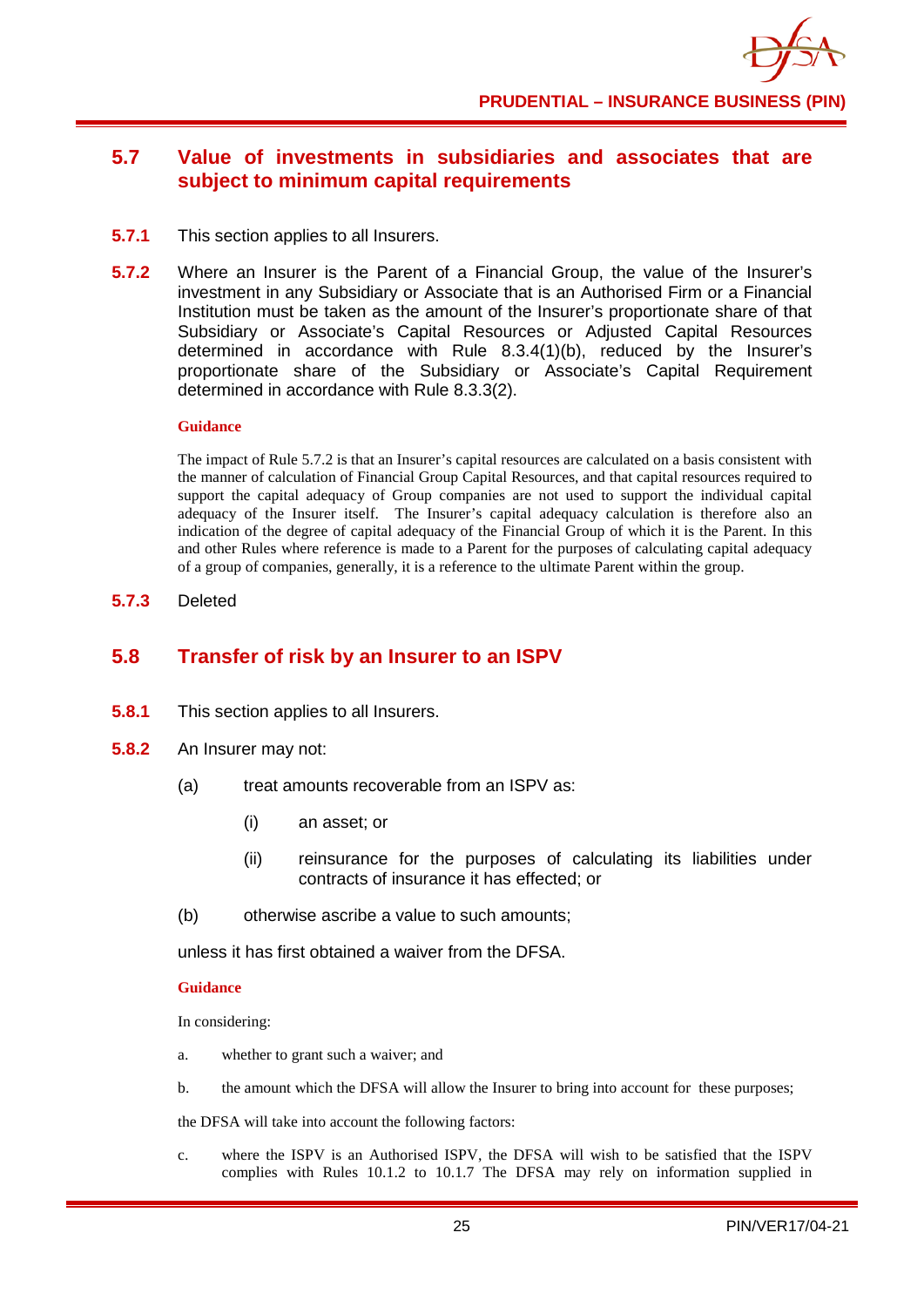## 5.7 Value of investments in subsidiaries and associates that are subject to minimum capital requirements

**5.7.1** This section applies to all Insurers.

**5.7.2** Where an Insurer is the Parent of a Financial Group, the value of the Insurer's investment in any Subsidiary or Associate that is an Authorised Firm or a Financial Institution must be taken as the amount of the Insurer's proportionate share of that Subsidiary or Associate's Capital Resources or Adjusted Capital Resources determined in accordance with Rule 8.3.4(1)(b), reduced by the Insurer's proportionate share of the Subsidiary or Associate's Capital Requirement determined in accordance with Rule 8.3.3(2).

**Guidance**

The impact of Rule 5.7.2 is that an Insurer's capital resources are calculated on a basis consistent with the manner of calculation of Financial Group Capital Resources, and that capital resources required to support the capital adequacy of Group companies are not used to support the individual capital adequacy of the Insurer itself. The Insurer's capital adequacy calculation is therefore also an indication of the degree of capital adequacy of the Financial Group of which it is the Parent. In this and other Rules where reference is made to a Parent for the purposes of calculating capital adequacy of a group of companies, generally, it is a reference to the ultimate Parent within the group.

**5.7.3** Deleted

## 5.8 Transfer of risk by an Insurer to an ISPV

**5.8.1** This section applies to all Insurers.

**5.8.2** An Insurer may not:

(a) treat amounts recoverable from an ISPV as:

(i) an asset; or

(ii) reinsurance for the purposes of calculating its liabilities under contracts of insurance it has effected; or

(b) otherwise ascribe a value to such amounts;

unless it has first obtained a waiver from the DFSA.

**Guidance**

In considering:

a. whether to grant such a waiver; and

b. the amount which the DFSA will allow the Insurer to bring into account for these purposes;

the DFSA will take into account the following factors:

c. where the ISPV is an Authorised ISPV, the DFSA will wish to be satisfied that the ISPV complies with Rules 10.1.2 to 10.1.7 The DFSA may rely on information supplied in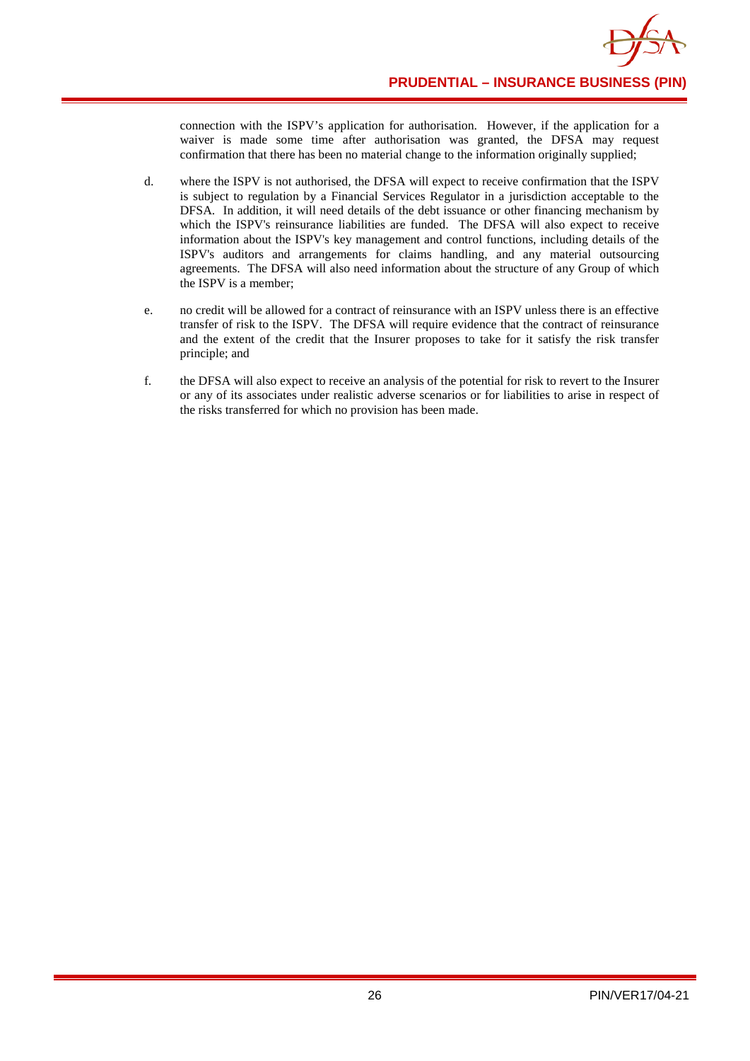connection with the ISPV's application for authorisation. However, if the application for a waiver is made some time after authorisation was granted, the DFSA may request confirmation that there has been no material change to the information originally supplied;

d. where the ISPV is not authorised, the DFSA will expect to receive confirmation that the ISPV is subject to regulation by a Financial Services Regulator in a jurisdiction acceptable to the DFSA. In addition, it will need details of the debt issuance or other financing mechanism by which the ISPV's reinsurance liabilities are funded. The DFSA will also expect to receive information about the ISPV's key management and control functions, including details of the ISPV's auditors and arrangements for claims handling, and any material outsourcing agreements. The DFSA will also need information about the structure of any Group of which the ISPV is a member;

e. no credit will be allowed for a contract of reinsurance with an ISPV unless there is an effective transfer of risk to the ISPV. The DFSA will require evidence that the contract of reinsurance and the extent of the credit that the Insurer proposes to take for it satisfy the risk transfer principle; and

f. the DFSA will also expect to receive an analysis of the potential for risk to revert to the Insurer or any of its associates under realistic adverse scenarios or for liabilities to arise in respect of the risks transferred for which no provision has been made.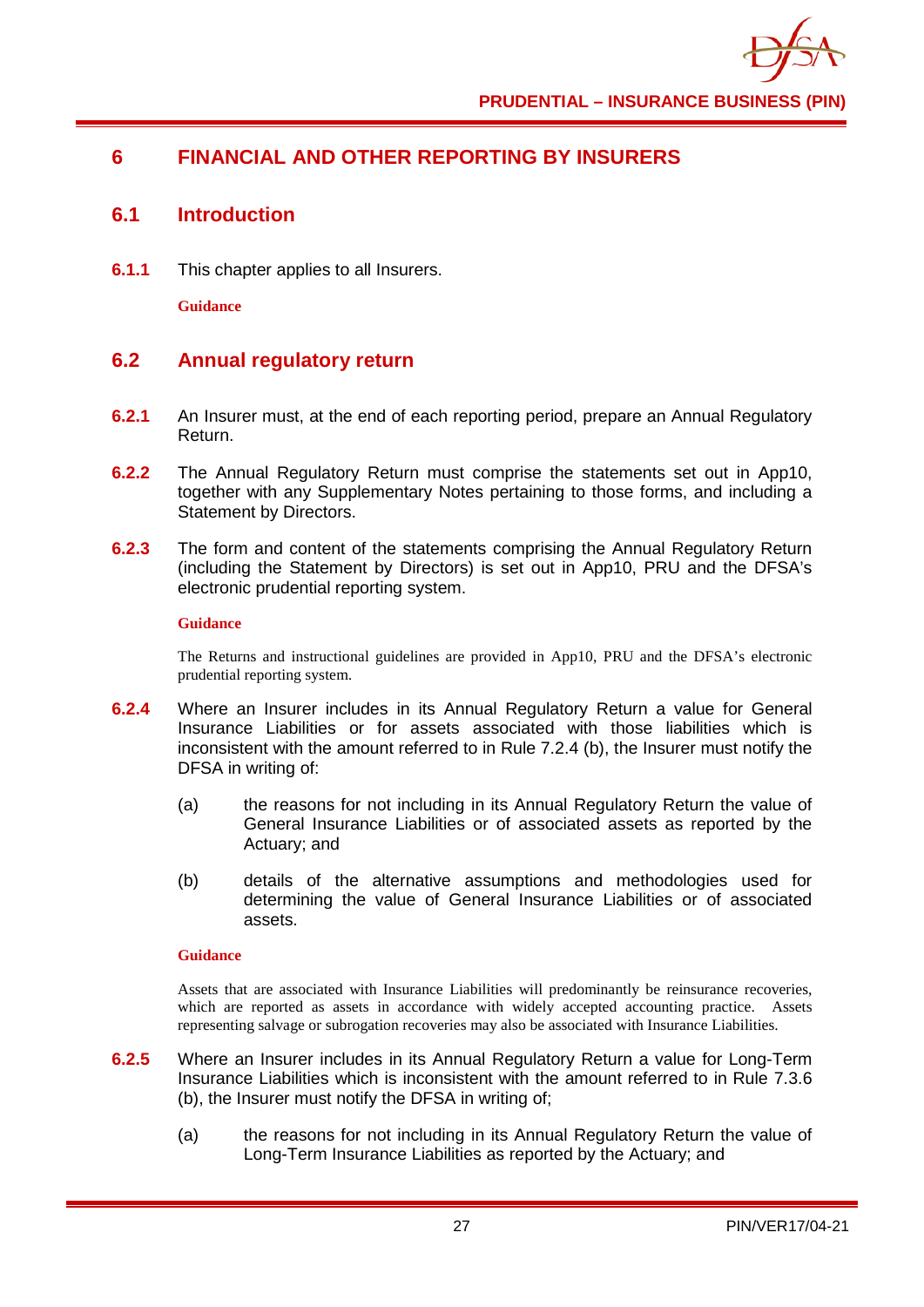# 6 FINANCIAL AND OTHER REPORTING BY INSURERS

## 6.1 Introduction

**6.1.1** This chapter applies to all Insurers.

**Guidance**

## 6.2 Annual regulatory return

**6.2.1** An Insurer must, at the end of each reporting period, prepare an Annual Regulatory Return.

**6.2.2** The Annual Regulatory Return must comprise the statements set out in App10, together with any Supplementary Notes pertaining to those forms, and including a Statement by Directors.

**6.2.3** The form and content of the statements comprising the Annual Regulatory Return (including the Statement by Directors) is set out in App10, PRU and the DFSA's electronic prudential reporting system.

**Guidance**

The Returns and instructional guidelines are provided in App10, PRU and the DFSA's electronic prudential reporting system.

**6.2.4** Where an Insurer includes in its Annual Regulatory Return a value for General Insurance Liabilities or for assets associated with those liabilities which is inconsistent with the amount referred to in Rule 7.2.4 (b), the Insurer must notify the DFSA in writing of:

(a) the reasons for not including in its Annual Regulatory Return the value of General Insurance Liabilities or of associated assets as reported by the Actuary; and

(b) details of the alternative assumptions and methodologies used for determining the value of General Insurance Liabilities or of associated assets.

**Guidance**

Assets that are associated with Insurance Liabilities will predominantly be reinsurance recoveries, which are reported as assets in accordance with widely accepted accounting practice. Assets representing salvage or subrogation recoveries may also be associated with Insurance Liabilities.

**6.2.5** Where an Insurer includes in its Annual Regulatory Return a value for Long-Term Insurance Liabilities which is inconsistent with the amount referred to in Rule 7.3.6 (b), the Insurer must notify the DFSA in writing of;

(a) the reasons for not including in its Annual Regulatory Return the value of Long-Term Insurance Liabilities as reported by the Actuary; and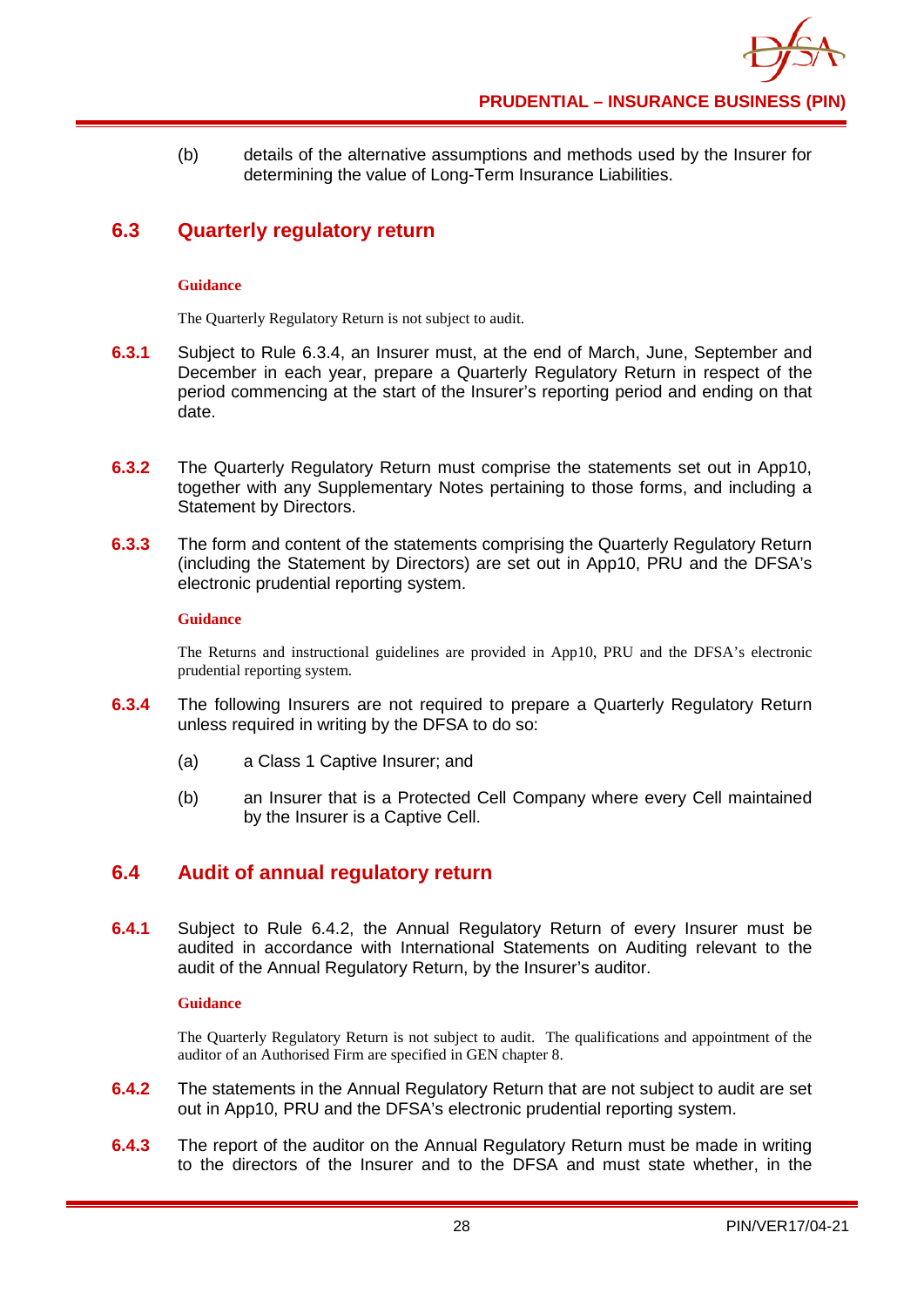(b) details of the alternative assumptions and methods used by the Insurer for determining the value of Long-Term Insurance Liabilities.

## 6.3 Quarterly regulatory return

**Guidance**

The Quarterly Regulatory Return is not subject to audit.

**6.3.1** Subject to Rule 6.3.4, an Insurer must, at the end of March, June, September and December in each year, prepare a Quarterly Regulatory Return in respect of the period commencing at the start of the Insurer's reporting period and ending on that date.

**6.3.2** The Quarterly Regulatory Return must comprise the statements set out in App10, together with any Supplementary Notes pertaining to those forms, and including a Statement by Directors.

**6.3.3** The form and content of the statements comprising the Quarterly Regulatory Return (including the Statement by Directors) are set out in App10, PRU and the DFSA's electronic prudential reporting system.

**Guidance**

The Returns and instructional guidelines are provided in App10, PRU and the DFSA's electronic prudential reporting system.

**6.3.4** The following Insurers are not required to prepare a Quarterly Regulatory Return unless required in writing by the DFSA to do so:

(a) a Class 1 Captive Insurer; and

(b) an Insurer that is a Protected Cell Company where every Cell maintained by the Insurer is a Captive Cell.

## 6.4 Audit of annual regulatory return

**6.4.1** Subject to Rule 6.4.2, the Annual Regulatory Return of every Insurer must be audited in accordance with International Statements on Auditing relevant to the audit of the Annual Regulatory Return, by the Insurer's auditor.

**Guidance**

The Quarterly Regulatory Return is not subject to audit. The qualifications and appointment of the auditor of an Authorised Firm are specified in GEN chapter 8.

**6.4.2** The statements in the Annual Regulatory Return that are not subject to audit are set out in App10, PRU and the DFSA's electronic prudential reporting system.

**6.4.3** The report of the auditor on the Annual Regulatory Return must be made in writing to the directors of the Insurer and to the DFSA and must state whether, in the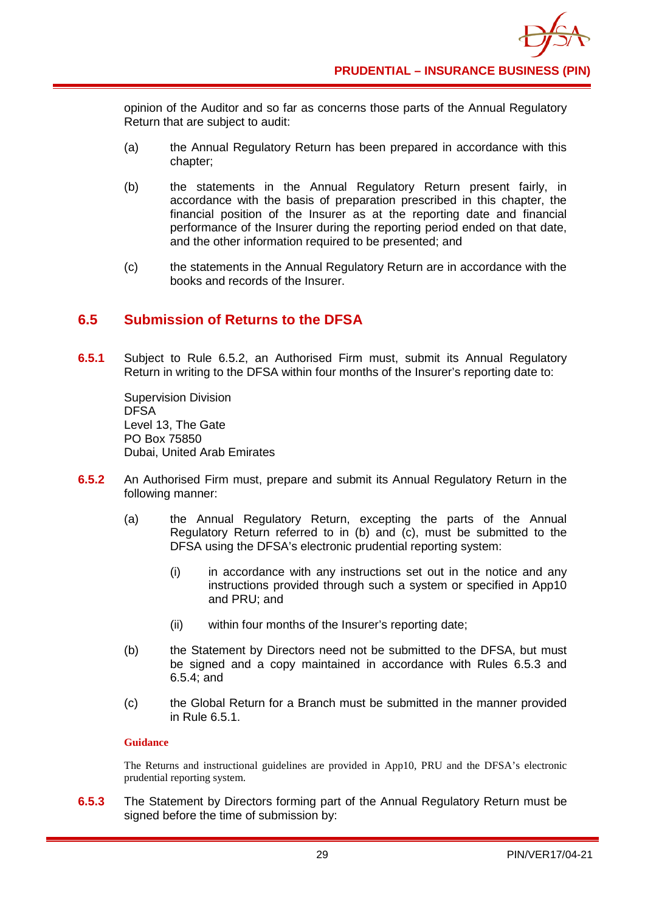opinion of the Auditor and so far as concerns those parts of the Annual Regulatory Return that are subject to audit:

(a) the Annual Regulatory Return has been prepared in accordance with this chapter;

(b) the statements in the Annual Regulatory Return present fairly, in accordance with the basis of preparation prescribed in this chapter, the financial position of the Insurer as at the reporting date and financial performance of the Insurer during the reporting period ended on that date, and the other information required to be presented; and

(c) the statements in the Annual Regulatory Return are in accordance with the books and records of the Insurer.

## 6.5 Submission of Returns to the DFSA

**6.5.1** Subject to Rule 6.5.2, an Authorised Firm must, submit its Annual Regulatory Return in writing to the DFSA within four months of the Insurer's reporting date to:

Supervision Division
DFSA
Level 13, The Gate
PO Box 75850
Dubai, United Arab Emirates

**6.5.2** An Authorised Firm must, prepare and submit its Annual Regulatory Return in the following manner:

(a) the Annual Regulatory Return, excepting the parts of the Annual Regulatory Return referred to in (b) and (c), must be submitted to the DFSA using the DFSA's electronic prudential reporting system:

(i) in accordance with any instructions set out in the notice and any instructions provided through such a system or specified in App10 and PRU; and

(ii) within four months of the Insurer's reporting date;

(b) the Statement by Directors need not be submitted to the DFSA, but must be signed and a copy maintained in accordance with Rules 6.5.3 and 6.5.4; and

(c) the Global Return for a Branch must be submitted in the manner provided in Rule 6.5.1.

**Guidance**

The Returns and instructional guidelines are provided in App10, PRU and the DFSA's electronic prudential reporting system.

**6.5.3** The Statement by Directors forming part of the Annual Regulatory Return must be signed before the time of submission by: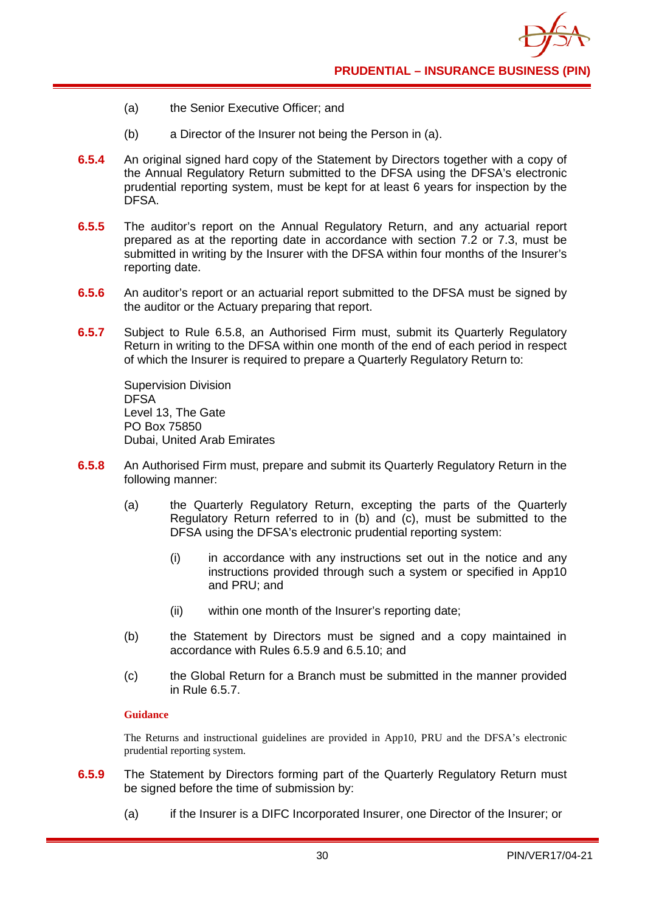(a) the Senior Executive Officer; and

(b) a Director of the Insurer not being the Person in (a).

**6.5.4** An original signed hard copy of the Statement by Directors together with a copy of the Annual Regulatory Return submitted to the DFSA using the DFSA's electronic prudential reporting system, must be kept for at least 6 years for inspection by the DFSA.

**6.5.5** The auditor's report on the Annual Regulatory Return, and any actuarial report prepared as at the reporting date in accordance with section 7.2 or 7.3, must be submitted in writing by the Insurer with the DFSA within four months of the Insurer's reporting date.

**6.5.6** An auditor's report or an actuarial report submitted to the DFSA must be signed by the auditor or the Actuary preparing that report.

**6.5.7** Subject to Rule 6.5.8, an Authorised Firm must, submit its Quarterly Regulatory Return in writing to the DFSA within one month of the end of each period in respect of which the Insurer is required to prepare a Quarterly Regulatory Return to:

Supervision Division
DFSA
Level 13, The Gate
PO Box 75850
Dubai, United Arab Emirates

**6.5.8** An Authorised Firm must, prepare and submit its Quarterly Regulatory Return in the following manner:

(a) the Quarterly Regulatory Return, excepting the parts of the Quarterly Regulatory Return referred to in (b) and (c), must be submitted to the DFSA using the DFSA's electronic prudential reporting system:

(i) in accordance with any instructions set out in the notice and any instructions provided through such a system or specified in App10 and PRU; and

(ii) within one month of the Insurer's reporting date;

(b) the Statement by Directors must be signed and a copy maintained in accordance with Rules 6.5.9 and 6.5.10; and

(c) the Global Return for a Branch must be submitted in the manner provided in Rule 6.5.7.

**Guidance**

The Returns and instructional guidelines are provided in App10, PRU and the DFSA's electronic prudential reporting system.

**6.5.9** The Statement by Directors forming part of the Quarterly Regulatory Return must be signed before the time of submission by:

(a) if the Insurer is a DIFC Incorporated Insurer, one Director of the Insurer; or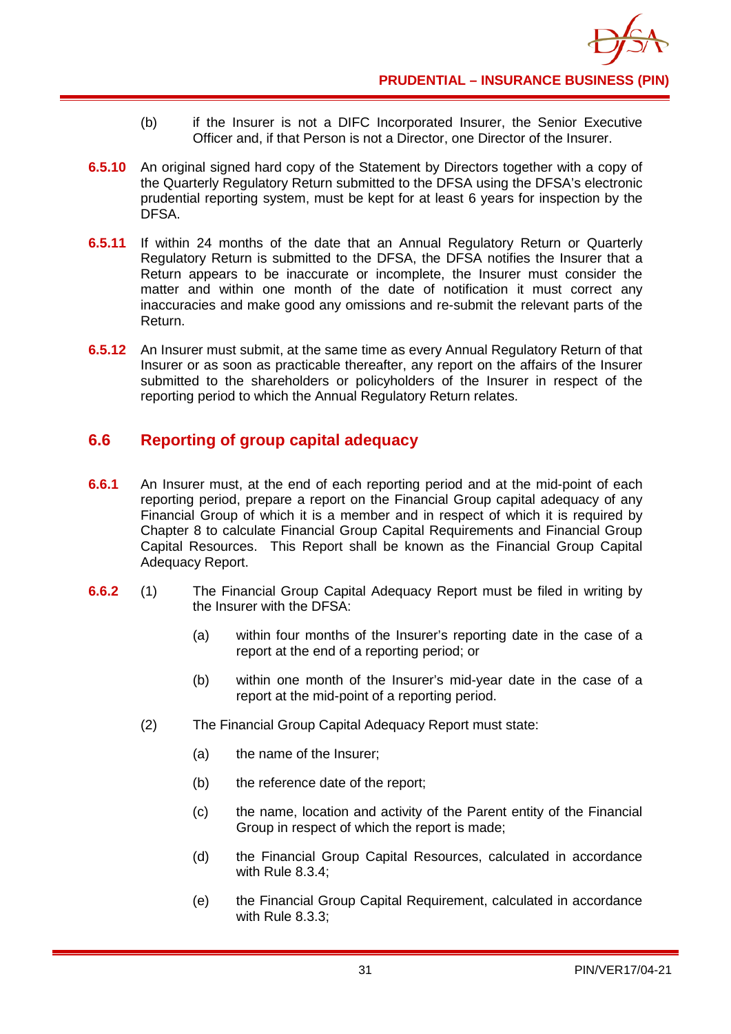(b) if the Insurer is not a DIFC Incorporated Insurer, the Senior Executive Officer and, if that Person is not a Director, one Director of the Insurer.

**6.5.10** An original signed hard copy of the Statement by Directors together with a copy of the Quarterly Regulatory Return submitted to the DFSA using the DFSA's electronic prudential reporting system, must be kept for at least 6 years for inspection by the DFSA.

**6.5.11** If within 24 months of the date that an Annual Regulatory Return or Quarterly Regulatory Return is submitted to the DFSA, the DFSA notifies the Insurer that a Return appears to be inaccurate or incomplete, the Insurer must consider the matter and within one month of the date of notification it must correct any inaccuracies and make good any omissions and re-submit the relevant parts of the Return.

**6.5.12** An Insurer must submit, at the same time as every Annual Regulatory Return of that Insurer or as soon as practicable thereafter, any report on the affairs of the Insurer submitted to the shareholders or policyholders of the Insurer in respect of the reporting period to which the Annual Regulatory Return relates.

## 6.6 Reporting of group capital adequacy

**6.6.1** An Insurer must, at the end of each reporting period and at the mid-point of each reporting period, prepare a report on the Financial Group capital adequacy of any Financial Group of which it is a member and in respect of which it is required by Chapter 8 to calculate Financial Group Capital Requirements and Financial Group Capital Resources. This Report shall be known as the Financial Group Capital Adequacy Report.

**6.6.2** (1) The Financial Group Capital Adequacy Report must be filed in writing by the Insurer with the DFSA:

(a) within four months of the Insurer's reporting date in the case of a report at the end of a reporting period; or

(b) within one month of the Insurer's mid-year date in the case of a report at the mid-point of a reporting period.

(2) The Financial Group Capital Adequacy Report must state:

(a) the name of the Insurer;

(b) the reference date of the report;

(c) the name, location and activity of the Parent entity of the Financial Group in respect of which the report is made;

(d) the Financial Group Capital Resources, calculated in accordance with Rule 8.3.4;

(e) the Financial Group Capital Requirement, calculated in accordance with Rule 8.3.3;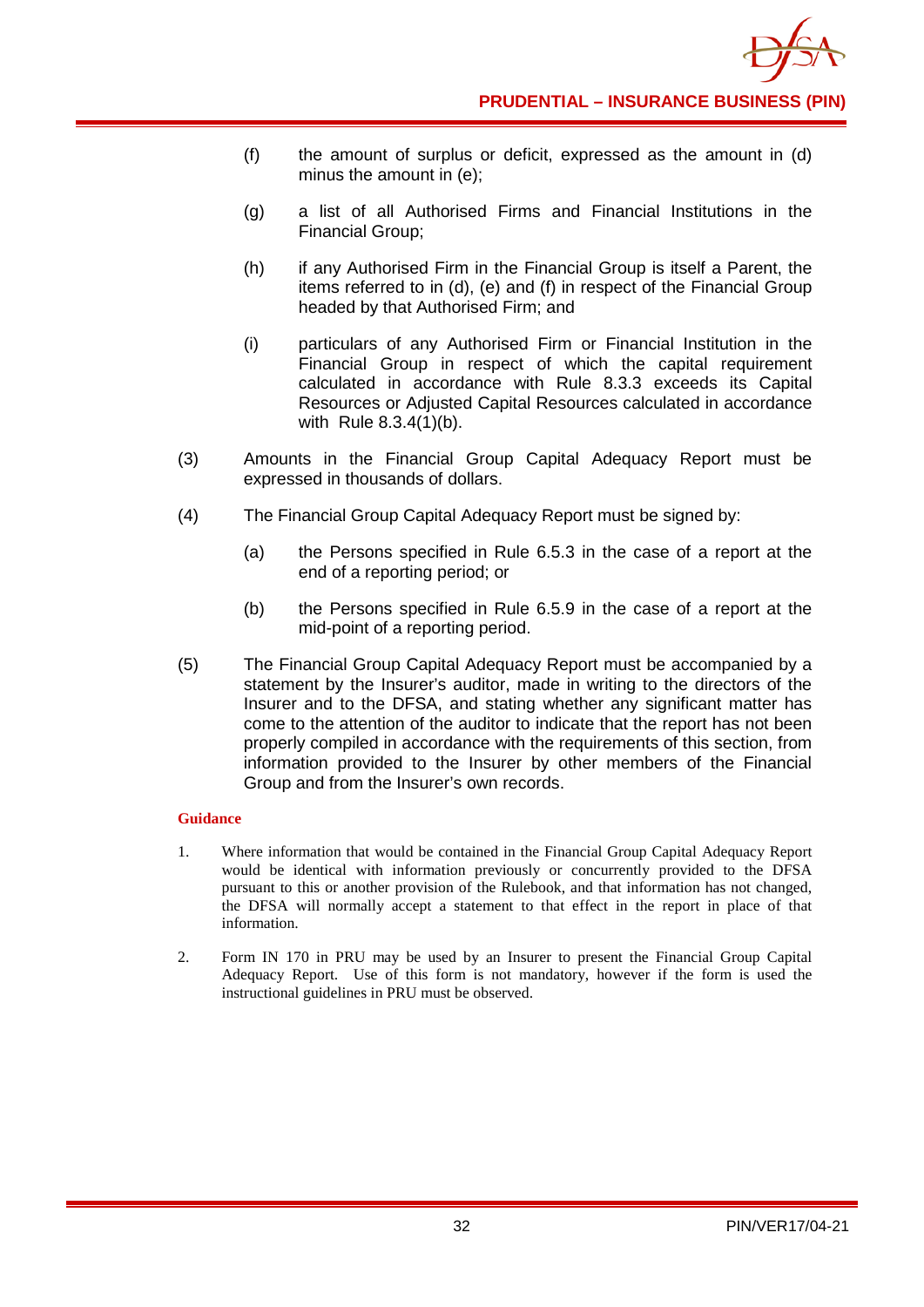(f) the amount of surplus or deficit, expressed as the amount in (d) minus the amount in (e);

(g) a list of all Authorised Firms and Financial Institutions in the Financial Group;

(h) if any Authorised Firm in the Financial Group is itself a Parent, the items referred to in (d), (e) and (f) in respect of the Financial Group headed by that Authorised Firm; and

(i) particulars of any Authorised Firm or Financial Institution in the Financial Group in respect of which the capital requirement calculated in accordance with Rule 8.3.3 exceeds its Capital Resources or Adjusted Capital Resources calculated in accordance with Rule 8.3.4(1)(b).

(3) Amounts in the Financial Group Capital Adequacy Report must be expressed in thousands of dollars.

(4) The Financial Group Capital Adequacy Report must be signed by:

(a) the Persons specified in Rule 6.5.3 in the case of a report at the end of a reporting period; or

(b) the Persons specified in Rule 6.5.9 in the case of a report at the mid-point of a reporting period.

(5) The Financial Group Capital Adequacy Report must be accompanied by a statement by the Insurer's auditor, made in writing to the directors of the Insurer and to the DFSA, and stating whether any significant matter has come to the attention of the auditor to indicate that the report has not been properly compiled in accordance with the requirements of this section, from information provided to the Insurer by other members of the Financial Group and from the Insurer's own records.

**Guidance**

1. Where information that would be contained in the Financial Group Capital Adequacy Report would be identical with information previously or concurrently provided to the DFSA pursuant to this or another provision of the Rulebook, and that information has not changed, the DFSA will normally accept a statement to that effect in the report in place of that information.

2. Form IN 170 in PRU may be used by an Insurer to present the Financial Group Capital Adequacy Report. Use of this form is not mandatory, however if the form is used the instructional guidelines in PRU must be observed.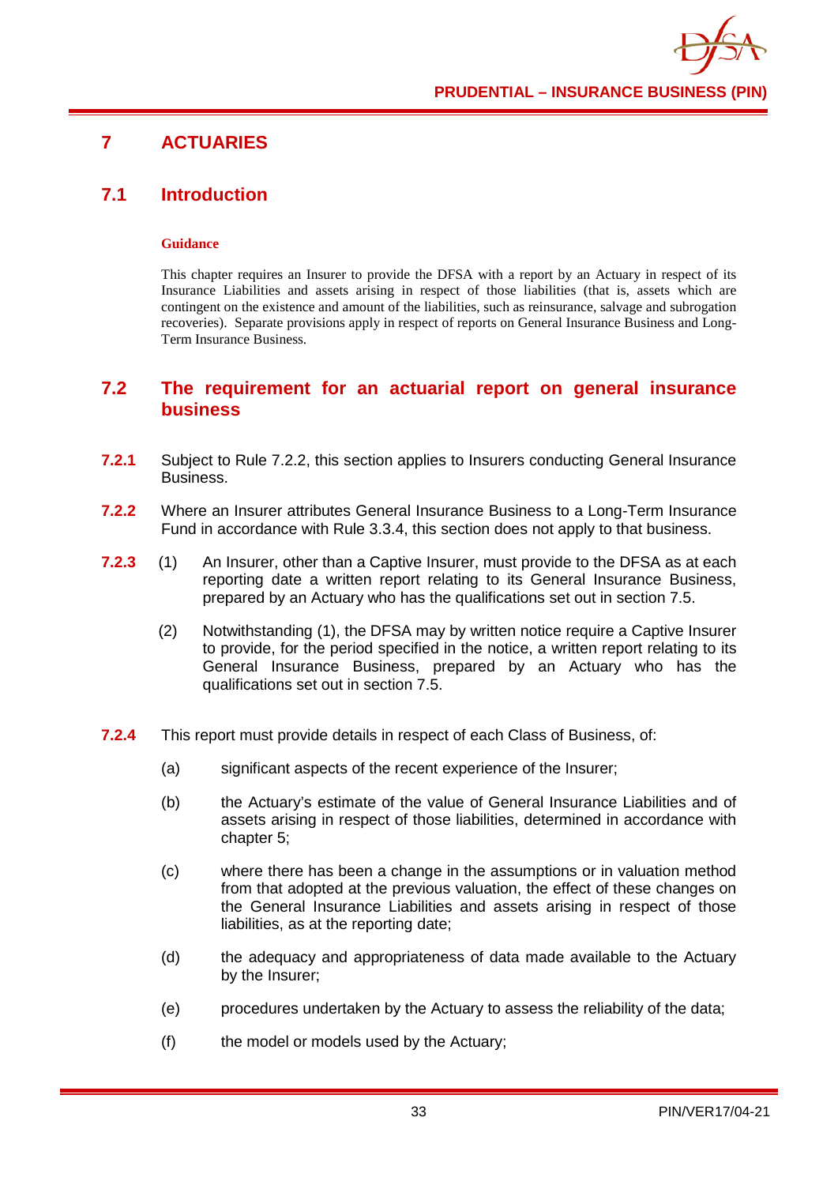# 7 ACTUARIES

## 7.1 Introduction

**Guidance**

This chapter requires an Insurer to provide the DFSA with a report by an Actuary in respect of its Insurance Liabilities and assets arising in respect of those liabilities (that is, assets which are contingent on the existence and amount of the liabilities, such as reinsurance, salvage and subrogation recoveries). Separate provisions apply in respect of reports on General Insurance Business and Long-Term Insurance Business.

## 7.2 The requirement for an actuarial report on general insurance business

**7.2.1** Subject to Rule 7.2.2, this section applies to Insurers conducting General Insurance Business.

**7.2.2** Where an Insurer attributes General Insurance Business to a Long-Term Insurance Fund in accordance with Rule 3.3.4, this section does not apply to that business.

**7.2.3** (1) An Insurer, other than a Captive Insurer, must provide to the DFSA as at each reporting date a written report relating to its General Insurance Business, prepared by an Actuary who has the qualifications set out in section 7.5.

(2) Notwithstanding (1), the DFSA may by written notice require a Captive Insurer to provide, for the period specified in the notice, a written report relating to its General Insurance Business, prepared by an Actuary who has the qualifications set out in section 7.5.

**7.2.4** This report must provide details in respect of each Class of Business, of:

(a) significant aspects of the recent experience of the Insurer;

(b) the Actuary's estimate of the value of General Insurance Liabilities and of assets arising in respect of those liabilities, determined in accordance with chapter 5;

(c) where there has been a change in the assumptions or in valuation method from that adopted at the previous valuation, the effect of these changes on the General Insurance Liabilities and assets arising in respect of those liabilities, as at the reporting date;

(d) the adequacy and appropriateness of data made available to the Actuary by the Insurer;

(e) procedures undertaken by the Actuary to assess the reliability of the data;

(f) the model or models used by the Actuary;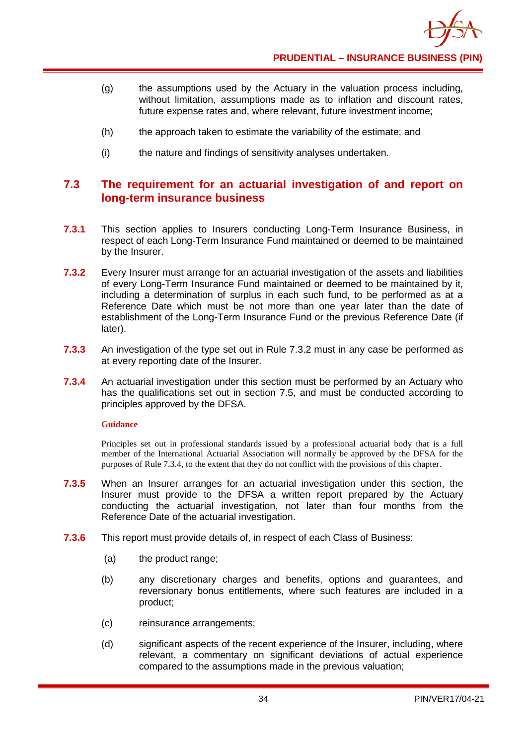(g) the assumptions used by the Actuary in the valuation process including, without limitation, assumptions made as to inflation and discount rates, future expense rates and, where relevant, future investment income;

(h) the approach taken to estimate the variability of the estimate; and

(i) the nature and findings of sensitivity analyses undertaken.

## 7.3 The requirement for an actuarial investigation of and report on long-term insurance business

**7.3.1** This section applies to Insurers conducting Long-Term Insurance Business, in respect of each Long-Term Insurance Fund maintained or deemed to be maintained by the Insurer.

**7.3.2** Every Insurer must arrange for an actuarial investigation of the assets and liabilities of every Long-Term Insurance Fund maintained or deemed to be maintained by it, including a determination of surplus in each such fund, to be performed as at a Reference Date which must be not more than one year later than the date of establishment of the Long-Term Insurance Fund or the previous Reference Date (if later).

**7.3.3** An investigation of the type set out in Rule 7.3.2 must in any case be performed as at every reporting date of the Insurer.

**7.3.4** An actuarial investigation under this section must be performed by an Actuary who has the qualifications set out in section 7.5, and must be conducted according to principles approved by the DFSA.

**Guidance**

Principles set out in professional standards issued by a professional actuarial body that is a full member of the International Actuarial Association will normally be approved by the DFSA for the purposes of Rule 7.3.4, to the extent that they do not conflict with the provisions of this chapter.

**7.3.5** When an Insurer arranges for an actuarial investigation under this section, the Insurer must provide to the DFSA a written report prepared by the Actuary conducting the actuarial investigation, not later than four months from the Reference Date of the actuarial investigation.

**7.3.6** This report must provide details of, in respect of each Class of Business:

(a) the product range;

(b) any discretionary charges and benefits, options and guarantees, and reversionary bonus entitlements, where such features are included in a product;

(c) reinsurance arrangements;

(d) significant aspects of the recent experience of the Insurer, including, where relevant, a commentary on significant deviations of actual experience compared to the assumptions made in the previous valuation;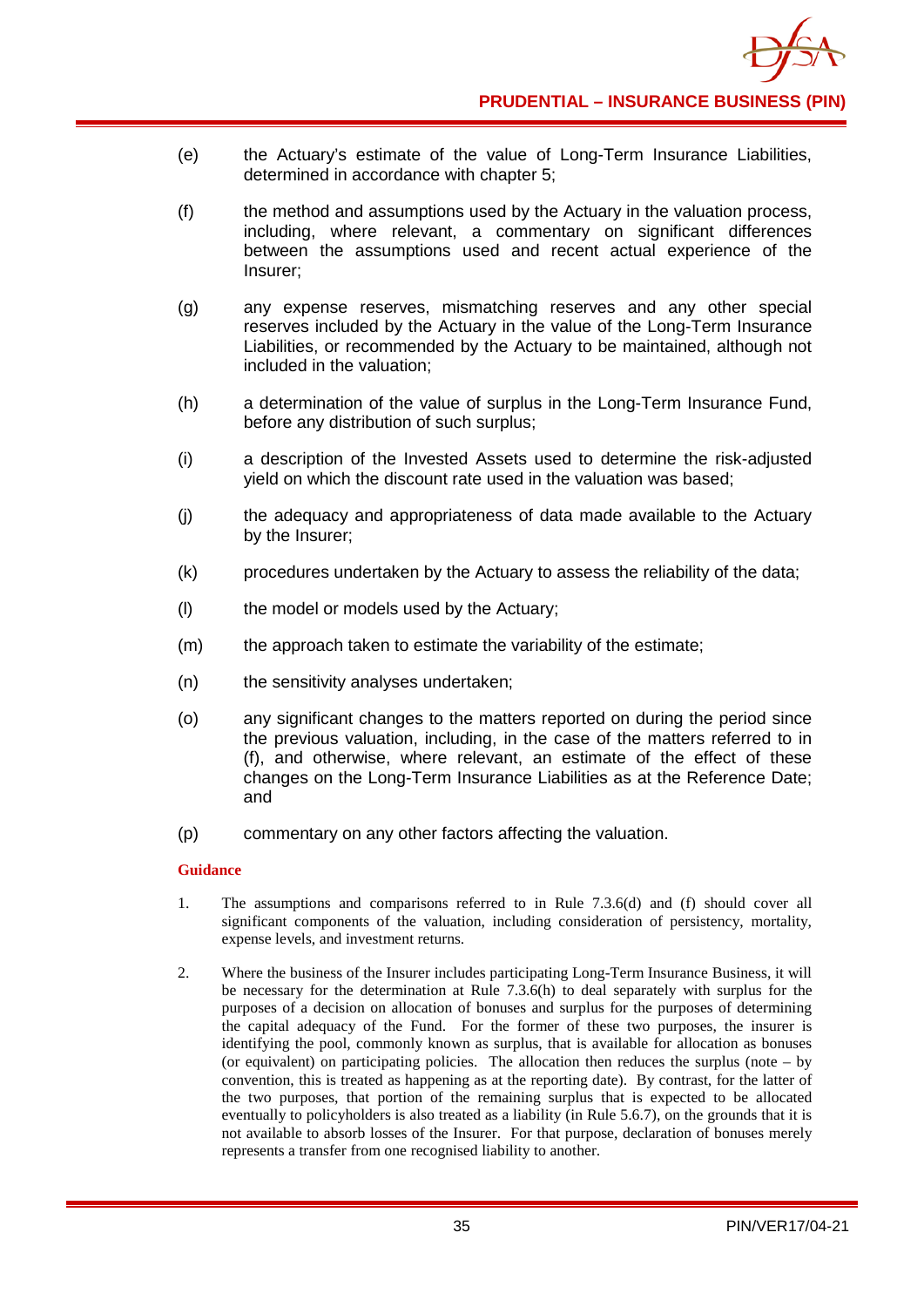(e) the Actuary's estimate of the value of Long-Term Insurance Liabilities, determined in accordance with chapter 5;

(f) the method and assumptions used by the Actuary in the valuation process, including, where relevant, a commentary on significant differences between the assumptions used and recent actual experience of the Insurer;

(g) any expense reserves, mismatching reserves and any other special reserves included by the Actuary in the value of the Long-Term Insurance Liabilities, or recommended by the Actuary to be maintained, although not included in the valuation;

(h) a determination of the value of surplus in the Long-Term Insurance Fund, before any distribution of such surplus;

(i) a description of the Invested Assets used to determine the risk-adjusted yield on which the discount rate used in the valuation was based;

(j) the adequacy and appropriateness of data made available to the Actuary by the Insurer;

(k) procedures undertaken by the Actuary to assess the reliability of the data;

(l) the model or models used by the Actuary;

(m) the approach taken to estimate the variability of the estimate;

(n) the sensitivity analyses undertaken;

(o) any significant changes to the matters reported on during the period since the previous valuation, including, in the case of the matters referred to in (f), and otherwise, where relevant, an estimate of the effect of these changes on the Long-Term Insurance Liabilities as at the Reference Date; and

(p) commentary on any other factors affecting the valuation.

**Guidance**

1. The assumptions and comparisons referred to in Rule 7.3.6(d) and (f) should cover all significant components of the valuation, including consideration of persistency, mortality, expense levels, and investment returns.

2. Where the business of the Insurer includes participating Long-Term Insurance Business, it will be necessary for the determination at Rule 7.3.6(h) to deal separately with surplus for the purposes of a decision on allocation of bonuses and surplus for the purposes of determining the capital adequacy of the Fund. For the former of these two purposes, the insurer is identifying the pool, commonly known as surplus, that is available for allocation as bonuses (or equivalent) on participating policies. The allocation then reduces the surplus (note – by convention, this is treated as happening as at the reporting date). By contrast, for the latter of the two purposes, that portion of the remaining surplus that is expected to be allocated eventually to policyholders is also treated as a liability (in Rule 5.6.7), on the grounds that it is not available to absorb losses of the Insurer. For that purpose, declaration of bonuses merely represents a transfer from one recognised liability to another.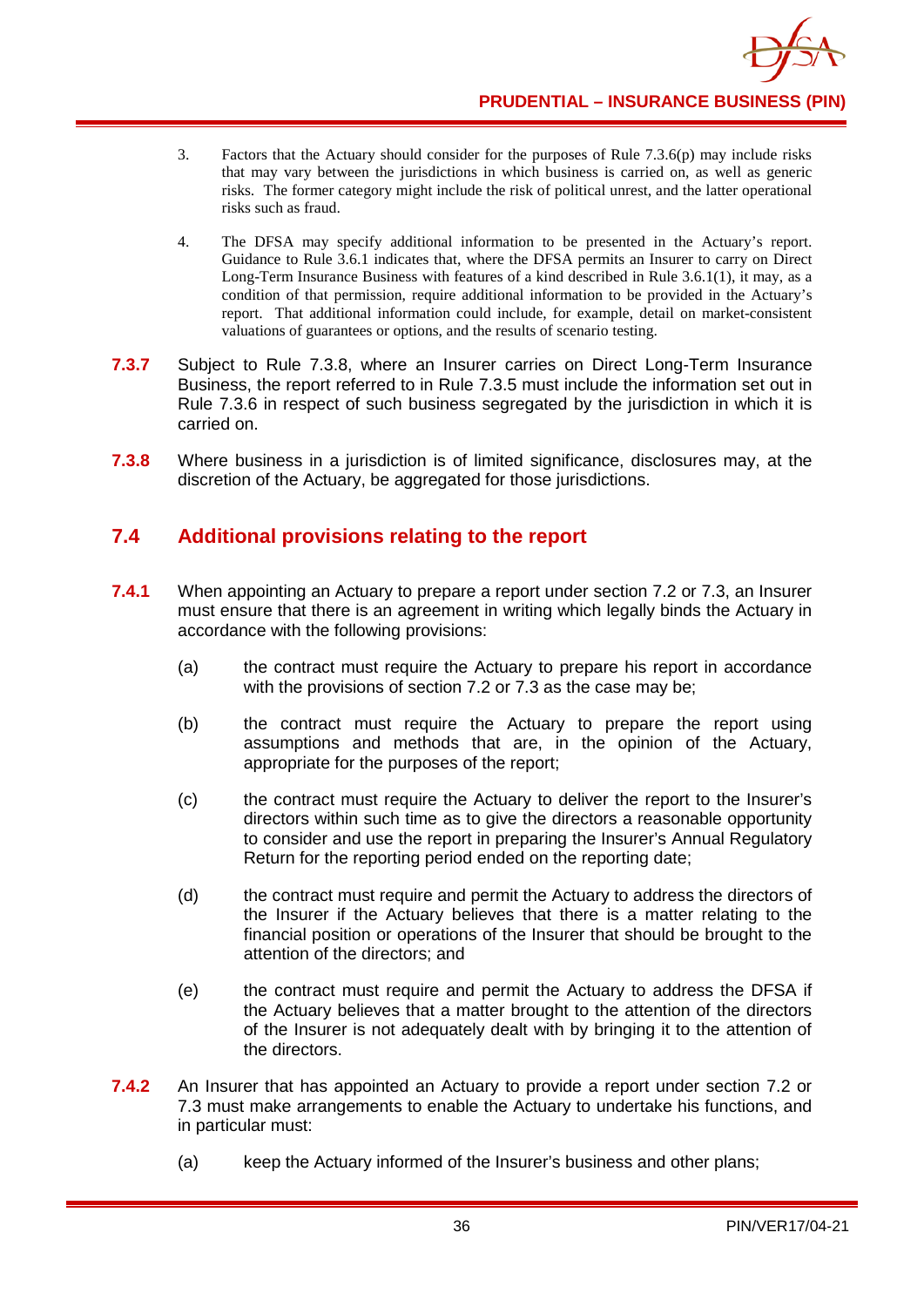3. Factors that the Actuary should consider for the purposes of Rule 7.3.6(p) may include risks that may vary between the jurisdictions in which business is carried on, as well as generic risks. The former category might include the risk of political unrest, and the latter operational risks such as fraud.

4. The DFSA may specify additional information to be presented in the Actuary's report. Guidance to Rule 3.6.1 indicates that, where the DFSA permits an Insurer to carry on Direct Long-Term Insurance Business with features of a kind described in Rule 3.6.1(1), it may, as a condition of that permission, require additional information to be provided in the Actuary's report. That additional information could include, for example, detail on market-consistent valuations of guarantees or options, and the results of scenario testing.

**7.3.7** Subject to Rule 7.3.8, where an Insurer carries on Direct Long-Term Insurance Business, the report referred to in Rule 7.3.5 must include the information set out in Rule 7.3.6 in respect of such business segregated by the jurisdiction in which it is carried on.

**7.3.8** Where business in a jurisdiction is of limited significance, disclosures may, at the discretion of the Actuary, be aggregated for those jurisdictions.

## 7.4 Additional provisions relating to the report

**7.4.1** When appointing an Actuary to prepare a report under section 7.2 or 7.3, an Insurer must ensure that there is an agreement in writing which legally binds the Actuary in accordance with the following provisions:

(a) the contract must require the Actuary to prepare his report in accordance with the provisions of section 7.2 or 7.3 as the case may be;

(b) the contract must require the Actuary to prepare the report using assumptions and methods that are, in the opinion of the Actuary, appropriate for the purposes of the report;

(c) the contract must require the Actuary to deliver the report to the Insurer's directors within such time as to give the directors a reasonable opportunity to consider and use the report in preparing the Insurer's Annual Regulatory Return for the reporting period ended on the reporting date;

(d) the contract must require and permit the Actuary to address the directors of the Insurer if the Actuary believes that there is a matter relating to the financial position or operations of the Insurer that should be brought to the attention of the directors; and

(e) the contract must require and permit the Actuary to address the DFSA if the Actuary believes that a matter brought to the attention of the directors of the Insurer is not adequately dealt with by bringing it to the attention of the directors.

**7.4.2** An Insurer that has appointed an Actuary to provide a report under section 7.2 or 7.3 must make arrangements to enable the Actuary to undertake his functions, and in particular must:

(a) keep the Actuary informed of the Insurer's business and other plans;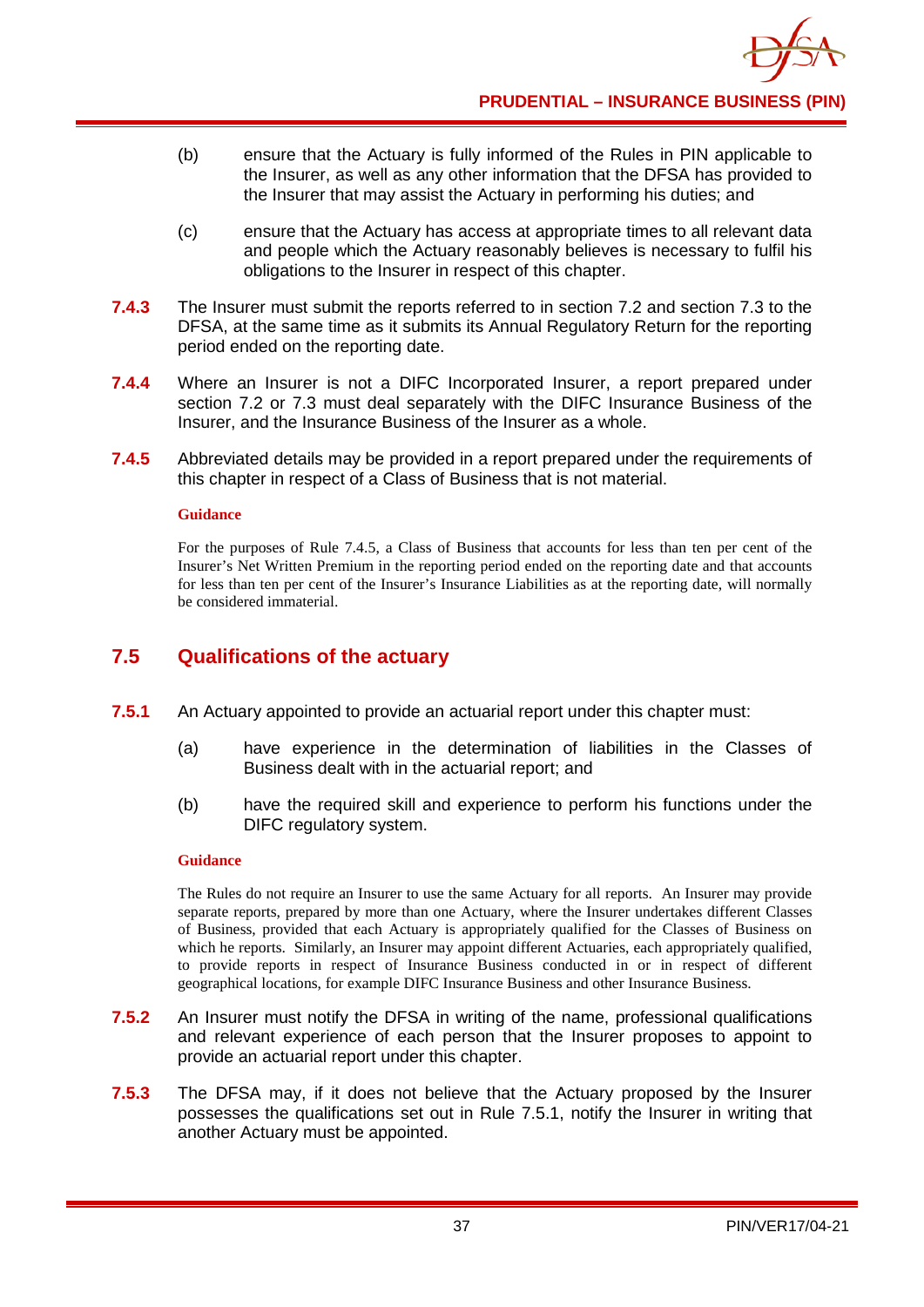(b) ensure that the Actuary is fully informed of the Rules in PIN applicable to the Insurer, as well as any other information that the DFSA has provided to the Insurer that may assist the Actuary in performing his duties; and

(c) ensure that the Actuary has access at appropriate times to all relevant data and people which the Actuary reasonably believes is necessary to fulfil his obligations to the Insurer in respect of this chapter.

**7.4.3** The Insurer must submit the reports referred to in section 7.2 and section 7.3 to the DFSA, at the same time as it submits its Annual Regulatory Return for the reporting period ended on the reporting date.

**7.4.4** Where an Insurer is not a DIFC Incorporated Insurer, a report prepared under section 7.2 or 7.3 must deal separately with the DIFC Insurance Business of the Insurer, and the Insurance Business of the Insurer as a whole.

**7.4.5** Abbreviated details may be provided in a report prepared under the requirements of this chapter in respect of a Class of Business that is not material.

**Guidance**

For the purposes of Rule 7.4.5, a Class of Business that accounts for less than ten per cent of the Insurer's Net Written Premium in the reporting period ended on the reporting date and that accounts for less than ten per cent of the Insurer's Insurance Liabilities as at the reporting date, will normally be considered immaterial.

## 7.5 Qualifications of the actuary

**7.5.1** An Actuary appointed to provide an actuarial report under this chapter must:

(a) have experience in the determination of liabilities in the Classes of Business dealt with in the actuarial report; and

(b) have the required skill and experience to perform his functions under the DIFC regulatory system.

**Guidance**

The Rules do not require an Insurer to use the same Actuary for all reports. An Insurer may provide separate reports, prepared by more than one Actuary, where the Insurer undertakes different Classes of Business, provided that each Actuary is appropriately qualified for the Classes of Business on which he reports. Similarly, an Insurer may appoint different Actuaries, each appropriately qualified, to provide reports in respect of Insurance Business conducted in or in respect of different geographical locations, for example DIFC Insurance Business and other Insurance Business.

**7.5.2** An Insurer must notify the DFSA in writing of the name, professional qualifications and relevant experience of each person that the Insurer proposes to appoint to provide an actuarial report under this chapter.

**7.5.3** The DFSA may, if it does not believe that the Actuary proposed by the Insurer possesses the qualifications set out in Rule 7.5.1, notify the Insurer in writing that another Actuary must be appointed.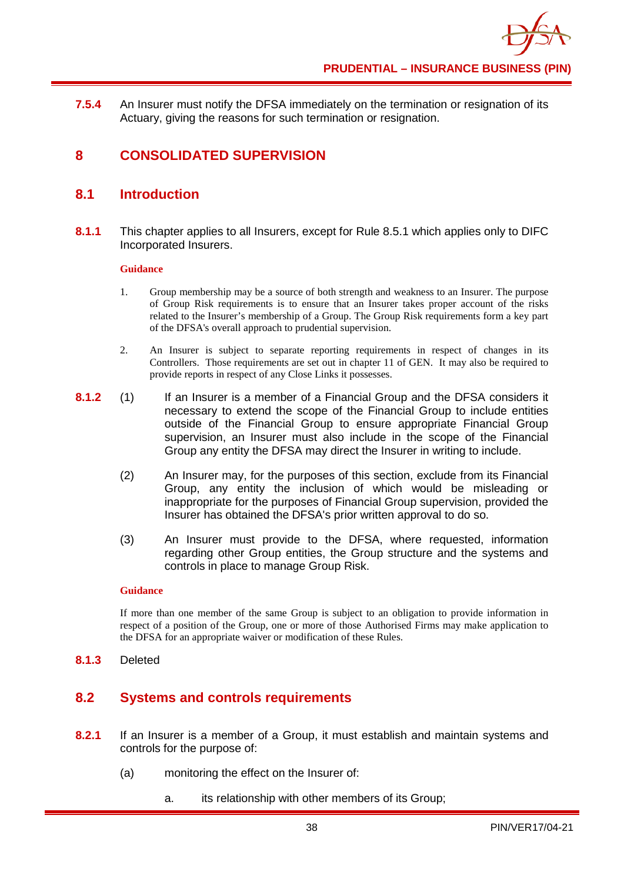**7.5.4** An Insurer must notify the DFSA immediately on the termination or resignation of its Actuary, giving the reasons for such termination or resignation.

# 8 CONSOLIDATED SUPERVISION

## 8.1 Introduction

**8.1.1** This chapter applies to all Insurers, except for Rule 8.5.1 which applies only to DIFC Incorporated Insurers.

**Guidance**

1. Group membership may be a source of both strength and weakness to an Insurer. The purpose of Group Risk requirements is to ensure that an Insurer takes proper account of the risks related to the Insurer's membership of a Group. The Group Risk requirements form a key part of the DFSA's overall approach to prudential supervision.

2. An Insurer is subject to separate reporting requirements in respect of changes in its Controllers. Those requirements are set out in chapter 11 of GEN. It may also be required to provide reports in respect of any Close Links it possesses.

**8.1.2** (1) If an Insurer is a member of a Financial Group and the DFSA considers it necessary to extend the scope of the Financial Group to include entities outside of the Financial Group to ensure appropriate Financial Group supervision, an Insurer must also include in the scope of the Financial Group any entity the DFSA may direct the Insurer in writing to include.

(2) An Insurer may, for the purposes of this section, exclude from its Financial Group, any entity the inclusion of which would be misleading or inappropriate for the purposes of Financial Group supervision, provided the Insurer has obtained the DFSA's prior written approval to do so.

(3) An Insurer must provide to the DFSA, where requested, information regarding other Group entities, the Group structure and the systems and controls in place to manage Group Risk.

**Guidance**

If more than one member of the same Group is subject to an obligation to provide information in respect of a position of the Group, one or more of those Authorised Firms may make application to the DFSA for an appropriate waiver or modification of these Rules.

**8.1.3** Deleted

## 8.2 Systems and controls requirements

**8.2.1** If an Insurer is a member of a Group, it must establish and maintain systems and controls for the purpose of:

(a) monitoring the effect on the Insurer of:

a. its relationship with other members of its Group;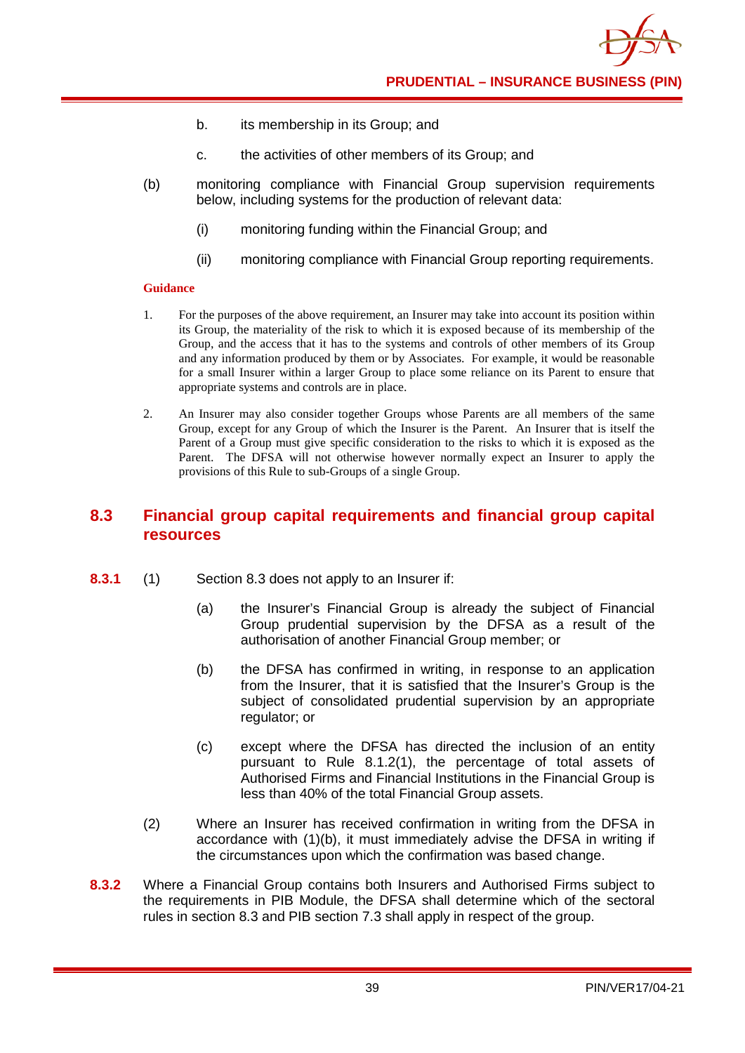b. its membership in its Group; and

c. the activities of other members of its Group; and

(b) monitoring compliance with Financial Group supervision requirements below, including systems for the production of relevant data:

(i) monitoring funding within the Financial Group; and

(ii) monitoring compliance with Financial Group reporting requirements.

**Guidance**

1. For the purposes of the above requirement, an Insurer may take into account its position within its Group, the materiality of the risk to which it is exposed because of its membership of the Group, and the access that it has to the systems and controls of other members of its Group and any information produced by them or by Associates. For example, it would be reasonable for a small Insurer within a larger Group to place some reliance on its Parent to ensure that appropriate systems and controls are in place.

2. An Insurer may also consider together Groups whose Parents are all members of the same Group, except for any Group of which the Insurer is the Parent. An Insurer that is itself the Parent of a Group must give specific consideration to the risks to which it is exposed as the Parent. The DFSA will not otherwise however normally expect an Insurer to apply the provisions of this Rule to sub-Groups of a single Group.

## 8.3 Financial group capital requirements and financial group capital resources

**8.3.1** (1) Section 8.3 does not apply to an Insurer if:

(a) the Insurer's Financial Group is already the subject of Financial Group prudential supervision by the DFSA as a result of the authorisation of another Financial Group member; or

(b) the DFSA has confirmed in writing, in response to an application from the Insurer, that it is satisfied that the Insurer's Group is the subject of consolidated prudential supervision by an appropriate regulator; or

(c) except where the DFSA has directed the inclusion of an entity pursuant to Rule 8.1.2(1), the percentage of total assets of Authorised Firms and Financial Institutions in the Financial Group is less than 40% of the total Financial Group assets.

(2) Where an Insurer has received confirmation in writing from the DFSA in accordance with (1)(b), it must immediately advise the DFSA in writing if the circumstances upon which the confirmation was based change.

**8.3.2** Where a Financial Group contains both Insurers and Authorised Firms subject to the requirements in PIB Module, the DFSA shall determine which of the sectoral rules in section 8.3 and PIB section 7.3 shall apply in respect of the group.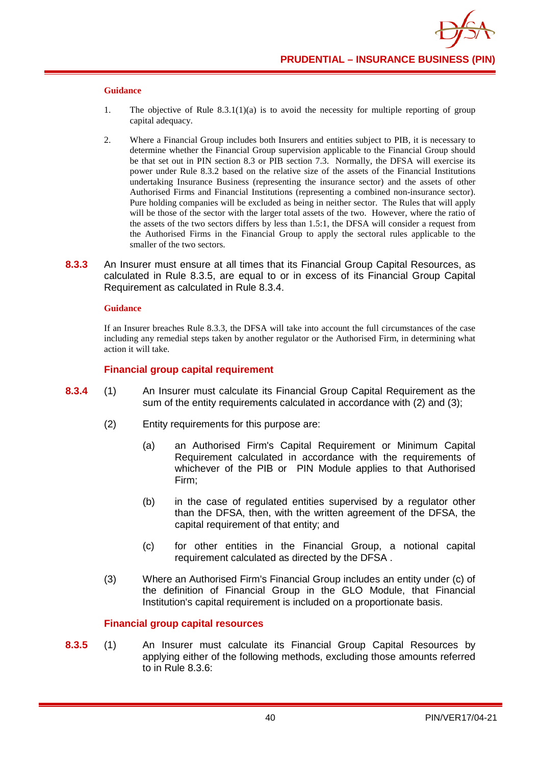**Guidance**

1. The objective of Rule 8.3.1(1)(a) is to avoid the necessity for multiple reporting of group capital adequacy.

2. Where a Financial Group includes both Insurers and entities subject to PIB, it is necessary to determine whether the Financial Group supervision applicable to the Financial Group should be that set out in PIN section 8.3 or PIB section 7.3. Normally, the DFSA will exercise its power under Rule 8.3.2 based on the relative size of the assets of the Financial Institutions undertaking Insurance Business (representing the insurance sector) and the assets of other Authorised Firms and Financial Institutions (representing a combined non-insurance sector). Pure holding companies will be excluded as being in neither sector. The Rules that will apply will be those of the sector with the larger total assets of the two. However, where the ratio of the assets of the two sectors differs by less than 1.5:1, the DFSA will consider a request from the Authorised Firms in the Financial Group to apply the sectoral rules applicable to the smaller of the two sectors.

**8.3.3** An Insurer must ensure at all times that its Financial Group Capital Resources, as calculated in Rule 8.3.5, are equal to or in excess of its Financial Group Capital Requirement as calculated in Rule 8.3.4.

**Guidance**

If an Insurer breaches Rule 8.3.3, the DFSA will take into account the full circumstances of the case including any remedial steps taken by another regulator or the Authorised Firm, in determining what action it will take.

### Financial group capital requirement

**8.3.4** (1) An Insurer must calculate its Financial Group Capital Requirement as the sum of the entity requirements calculated in accordance with (2) and (3);

(2) Entity requirements for this purpose are:

(a) an Authorised Firm's Capital Requirement or Minimum Capital Requirement calculated in accordance with the requirements of whichever of the PIB or PIN Module applies to that Authorised Firm;

(b) in the case of regulated entities supervised by a regulator other than the DFSA, then, with the written agreement of the DFSA, the capital requirement of that entity; and

(c) for other entities in the Financial Group, a notional capital requirement calculated as directed by the DFSA .

(3) Where an Authorised Firm's Financial Group includes an entity under (c) of the definition of Financial Group in the GLO Module, that Financial Institution's capital requirement is included on a proportionate basis.

### Financial group capital resources

**8.3.5** (1) An Insurer must calculate its Financial Group Capital Resources by applying either of the following methods, excluding those amounts referred to in Rule 8.3.6: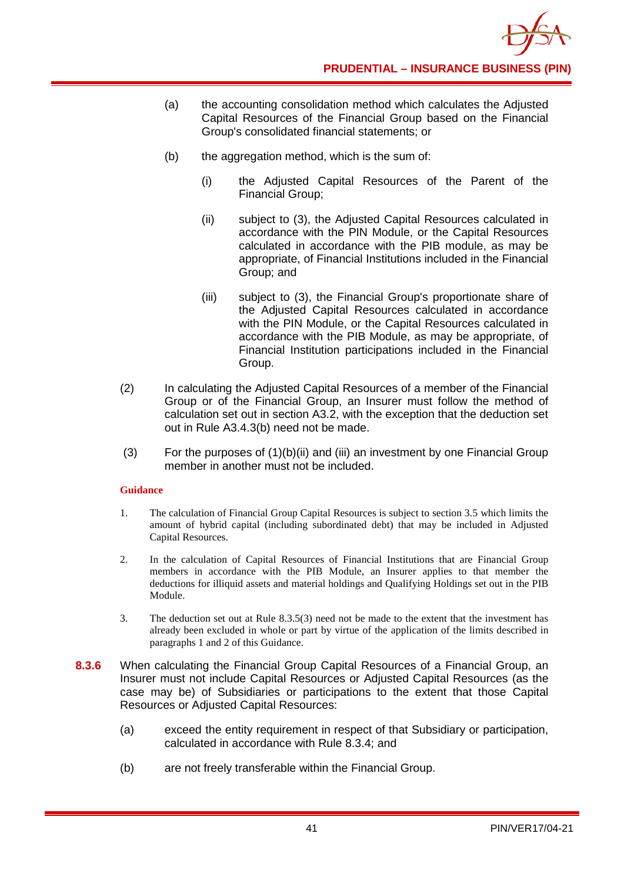(a) the accounting consolidation method which calculates the Adjusted Capital Resources of the Financial Group based on the Financial Group's consolidated financial statements; or

(b) the aggregation method, which is the sum of:

(i) the Adjusted Capital Resources of the Parent of the Financial Group;

(ii) subject to (3), the Adjusted Capital Resources calculated in accordance with the PIN Module, or the Capital Resources calculated in accordance with the PIB module, as may be appropriate, of Financial Institutions included in the Financial Group; and

(iii) subject to (3), the Financial Group's proportionate share of the Adjusted Capital Resources calculated in accordance with the PIN Module, or the Capital Resources calculated in accordance with the PIB Module, as may be appropriate, of Financial Institution participations included in the Financial Group.

(2) In calculating the Adjusted Capital Resources of a member of the Financial Group or of the Financial Group, an Insurer must follow the method of calculation set out in section A3.2, with the exception that the deduction set out in Rule A3.4.3(b) need not be made.

(3) For the purposes of (1)(b)(ii) and (iii) an investment by one Financial Group member in another must not be included.

**Guidance**

1. The calculation of Financial Group Capital Resources is subject to section 3.5 which limits the amount of hybrid capital (including subordinated debt) that may be included in Adjusted Capital Resources.

2. In the calculation of Capital Resources of Financial Institutions that are Financial Group members in accordance with the PIB Module, an Insurer applies to that member the deductions for illiquid assets and material holdings and Qualifying Holdings set out in the PIB Module.

3. The deduction set out at Rule 8.3.5(3) need not be made to the extent that the investment has already been excluded in whole or part by virtue of the application of the limits described in paragraphs 1 and 2 of this Guidance.

**8.3.6** When calculating the Financial Group Capital Resources of a Financial Group, an Insurer must not include Capital Resources or Adjusted Capital Resources (as the case may be) of Subsidiaries or participations to the extent that those Capital Resources or Adjusted Capital Resources:

(a) exceed the entity requirement in respect of that Subsidiary or participation, calculated in accordance with Rule 8.3.4; and

(b) are not freely transferable within the Financial Group.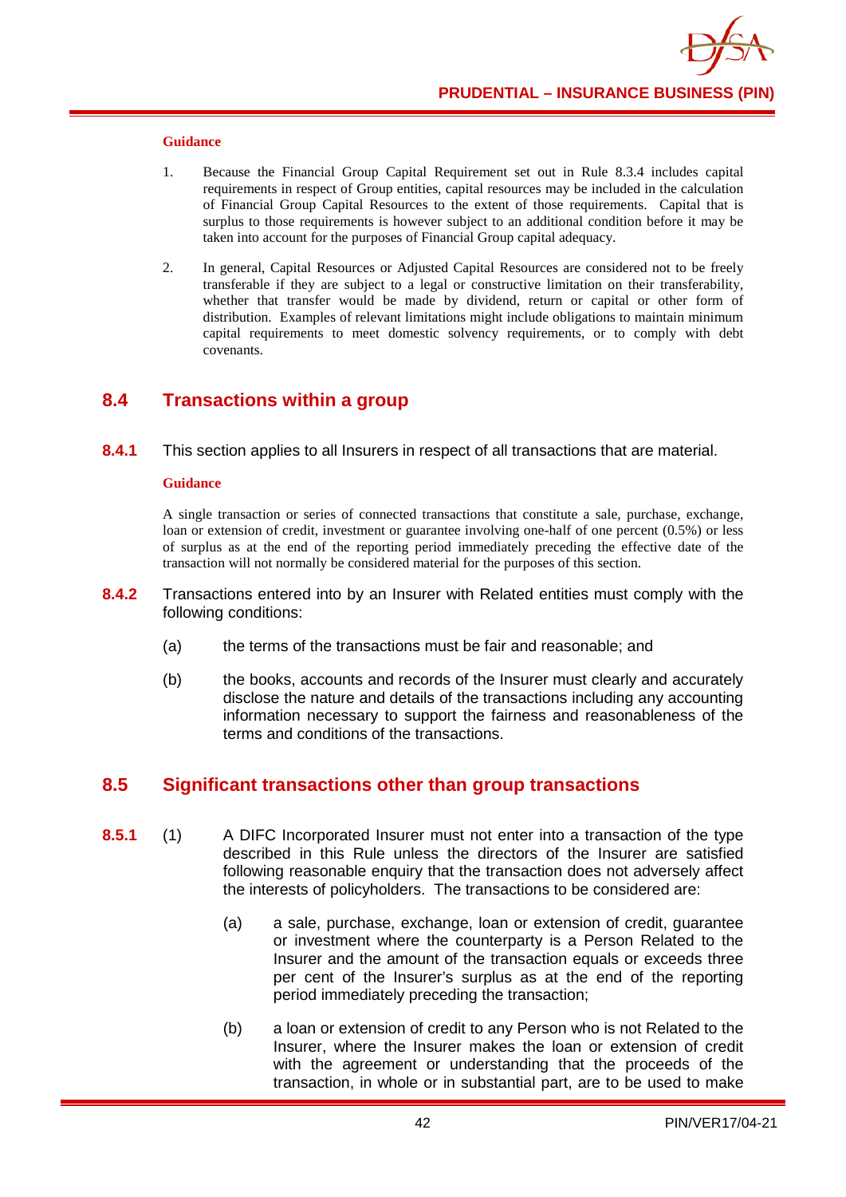**Guidance**

1. Because the Financial Group Capital Requirement set out in Rule 8.3.4 includes capital requirements in respect of Group entities, capital resources may be included in the calculation of Financial Group Capital Resources to the extent of those requirements. Capital that is surplus to those requirements is however subject to an additional condition before it may be taken into account for the purposes of Financial Group capital adequacy.

2. In general, Capital Resources or Adjusted Capital Resources are considered not to be freely transferable if they are subject to a legal or constructive limitation on their transferability, whether that transfer would be made by dividend, return or capital or other form of distribution. Examples of relevant limitations might include obligations to maintain minimum capital requirements to meet domestic solvency requirements, or to comply with debt covenants.

## 8.4 Transactions within a group

**8.4.1** This section applies to all Insurers in respect of all transactions that are material.

**Guidance**

A single transaction or series of connected transactions that constitute a sale, purchase, exchange, loan or extension of credit, investment or guarantee involving one-half of one percent (0.5%) or less of surplus as at the end of the reporting period immediately preceding the effective date of the transaction will not normally be considered material for the purposes of this section.

**8.4.2** Transactions entered into by an Insurer with Related entities must comply with the following conditions:

(a) the terms of the transactions must be fair and reasonable; and

(b) the books, accounts and records of the Insurer must clearly and accurately disclose the nature and details of the transactions including any accounting information necessary to support the fairness and reasonableness of the terms and conditions of the transactions.

## 8.5 Significant transactions other than group transactions

**8.5.1** (1) A DIFC Incorporated Insurer must not enter into a transaction of the type described in this Rule unless the directors of the Insurer are satisfied following reasonable enquiry that the transaction does not adversely affect the interests of policyholders. The transactions to be considered are:

(a) a sale, purchase, exchange, loan or extension of credit, guarantee or investment where the counterparty is a Person Related to the Insurer and the amount of the transaction equals or exceeds three per cent of the Insurer's surplus as at the end of the reporting period immediately preceding the transaction;

(b) a loan or extension of credit to any Person who is not Related to the Insurer, where the Insurer makes the loan or extension of credit with the agreement or understanding that the proceeds of the transaction, in whole or in substantial part, are to be used to make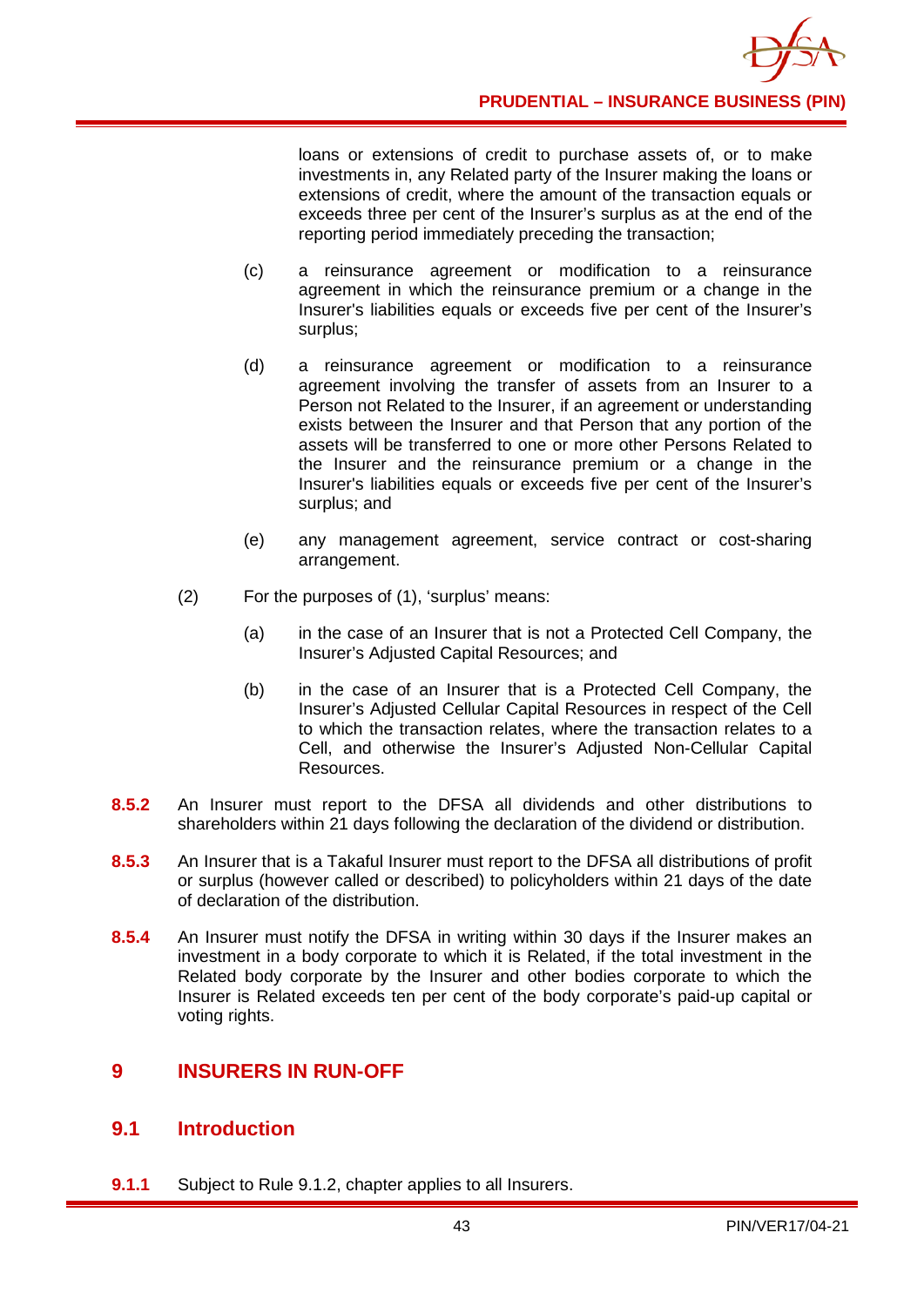loans or extensions of credit to purchase assets of, or to make investments in, any Related party of the Insurer making the loans or extensions of credit, where the amount of the transaction equals or exceeds three per cent of the Insurer's surplus as at the end of the reporting period immediately preceding the transaction;

(c) a reinsurance agreement or modification to a reinsurance agreement in which the reinsurance premium or a change in the Insurer's liabilities equals or exceeds five per cent of the Insurer's surplus;

(d) a reinsurance agreement or modification to a reinsurance agreement involving the transfer of assets from an Insurer to a Person not Related to the Insurer, if an agreement or understanding exists between the Insurer and that Person that any portion of the assets will be transferred to one or more other Persons Related to the Insurer and the reinsurance premium or a change in the Insurer's liabilities equals or exceeds five per cent of the Insurer's surplus; and

(e) any management agreement, service contract or cost-sharing arrangement.

(2) For the purposes of (1), 'surplus' means:

(a) in the case of an Insurer that is not a Protected Cell Company, the Insurer's Adjusted Capital Resources; and

(b) in the case of an Insurer that is a Protected Cell Company, the Insurer's Adjusted Cellular Capital Resources in respect of the Cell to which the transaction relates, where the transaction relates to a Cell, and otherwise the Insurer's Adjusted Non-Cellular Capital Resources.

**8.5.2** An Insurer must report to the DFSA all dividends and other distributions to shareholders within 21 days following the declaration of the dividend or distribution.

**8.5.3** An Insurer that is a Takaful Insurer must report to the DFSA all distributions of profit or surplus (however called or described) to policyholders within 21 days of the date of declaration of the distribution.

**8.5.4** An Insurer must notify the DFSA in writing within 30 days if the Insurer makes an investment in a body corporate to which it is Related, if the total investment in the Related body corporate by the Insurer and other bodies corporate to which the Insurer is Related exceeds ten per cent of the body corporate's paid-up capital or voting rights.

# 9 INSURERS IN RUN-OFF

## 9.1 Introduction

**9.1.1** Subject to Rule 9.1.2, chapter applies to all Insurers.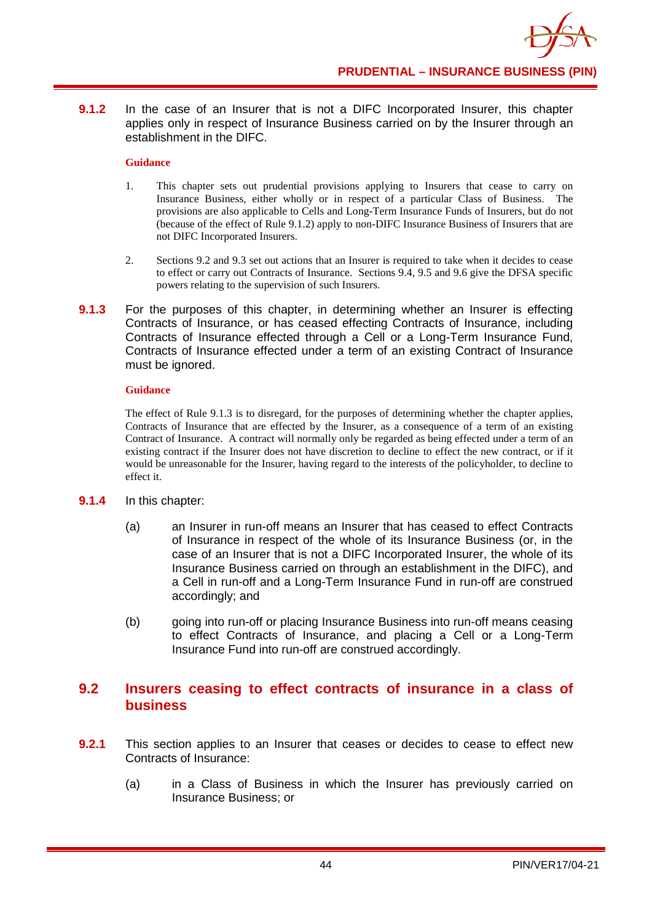**9.1.2** In the case of an Insurer that is not a DIFC Incorporated Insurer, this chapter applies only in respect of Insurance Business carried on by the Insurer through an establishment in the DIFC.

**Guidance**

1. This chapter sets out prudential provisions applying to Insurers that cease to carry on Insurance Business, either wholly or in respect of a particular Class of Business. The provisions are also applicable to Cells and Long-Term Insurance Funds of Insurers, but do not (because of the effect of Rule 9.1.2) apply to non-DIFC Insurance Business of Insurers that are not DIFC Incorporated Insurers.

2. Sections 9.2 and 9.3 set out actions that an Insurer is required to take when it decides to cease to effect or carry out Contracts of Insurance. Sections 9.4, 9.5 and 9.6 give the DFSA specific powers relating to the supervision of such Insurers.

**9.1.3** For the purposes of this chapter, in determining whether an Insurer is effecting Contracts of Insurance, or has ceased effecting Contracts of Insurance, including Contracts of Insurance effected through a Cell or a Long-Term Insurance Fund, Contracts of Insurance effected under a term of an existing Contract of Insurance must be ignored.

**Guidance**

The effect of Rule 9.1.3 is to disregard, for the purposes of determining whether the chapter applies, Contracts of Insurance that are effected by the Insurer, as a consequence of a term of an existing Contract of Insurance. A contract will normally only be regarded as being effected under a term of an existing contract if the Insurer does not have discretion to decline to effect the new contract, or if it would be unreasonable for the Insurer, having regard to the interests of the policyholder, to decline to effect it.

**9.1.4** In this chapter:

(a) an Insurer in run-off means an Insurer that has ceased to effect Contracts of Insurance in respect of the whole of its Insurance Business (or, in the case of an Insurer that is not a DIFC Incorporated Insurer, the whole of its Insurance Business carried on through an establishment in the DIFC), and a Cell in run-off and a Long-Term Insurance Fund in run-off are construed accordingly; and

(b) going into run-off or placing Insurance Business into run-off means ceasing to effect Contracts of Insurance, and placing a Cell or a Long-Term Insurance Fund into run-off are construed accordingly.

## 9.2 Insurers ceasing to effect contracts of insurance in a class of business

**9.2.1** This section applies to an Insurer that ceases or decides to cease to effect new Contracts of Insurance:

(a) in a Class of Business in which the Insurer has previously carried on Insurance Business; or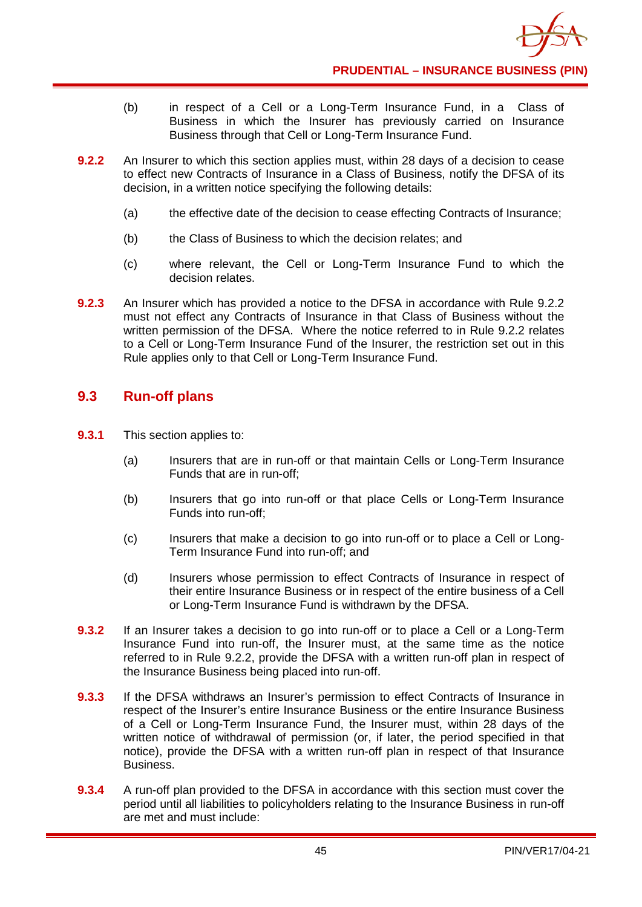(b) in respect of a Cell or a Long-Term Insurance Fund, in a Class of Business in which the Insurer has previously carried on Insurance Business through that Cell or Long-Term Insurance Fund.

**9.2.2** An Insurer to which this section applies must, within 28 days of a decision to cease to effect new Contracts of Insurance in a Class of Business, notify the DFSA of its decision, in a written notice specifying the following details:

(a) the effective date of the decision to cease effecting Contracts of Insurance;

(b) the Class of Business to which the decision relates; and

(c) where relevant, the Cell or Long-Term Insurance Fund to which the decision relates.

**9.2.3** An Insurer which has provided a notice to the DFSA in accordance with Rule 9.2.2 must not effect any Contracts of Insurance in that Class of Business without the written permission of the DFSA. Where the notice referred to in Rule 9.2.2 relates to a Cell or Long-Term Insurance Fund of the Insurer, the restriction set out in this Rule applies only to that Cell or Long-Term Insurance Fund.

## 9.3 Run-off plans

**9.3.1** This section applies to:

(a) Insurers that are in run-off or that maintain Cells or Long-Term Insurance Funds that are in run-off;

(b) Insurers that go into run-off or that place Cells or Long-Term Insurance Funds into run-off;

(c) Insurers that make a decision to go into run-off or to place a Cell or Long-Term Insurance Fund into run-off; and

(d) Insurers whose permission to effect Contracts of Insurance in respect of their entire Insurance Business or in respect of the entire business of a Cell or Long-Term Insurance Fund is withdrawn by the DFSA.

**9.3.2** If an Insurer takes a decision to go into run-off or to place a Cell or a Long-Term Insurance Fund into run-off, the Insurer must, at the same time as the notice referred to in Rule 9.2.2, provide the DFSA with a written run-off plan in respect of the Insurance Business being placed into run-off.

**9.3.3** If the DFSA withdraws an Insurer's permission to effect Contracts of Insurance in respect of the Insurer's entire Insurance Business or the entire Insurance Business of a Cell or Long-Term Insurance Fund, the Insurer must, within 28 days of the written notice of withdrawal of permission (or, if later, the period specified in that notice), provide the DFSA with a written run-off plan in respect of that Insurance Business.

**9.3.4** A run-off plan provided to the DFSA in accordance with this section must cover the period until all liabilities to policyholders relating to the Insurance Business in run-off are met and must include: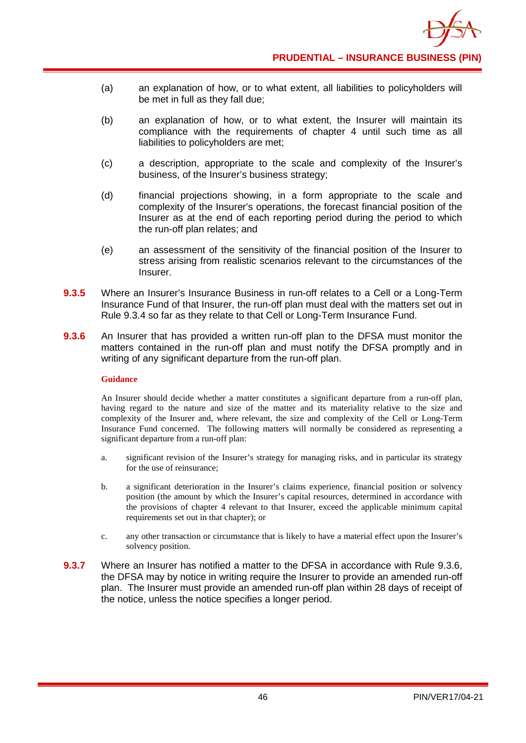(a) an explanation of how, or to what extent, all liabilities to policyholders will be met in full as they fall due;

(b) an explanation of how, or to what extent, the Insurer will maintain its compliance with the requirements of chapter 4 until such time as all liabilities to policyholders are met;

(c) a description, appropriate to the scale and complexity of the Insurer's business, of the Insurer's business strategy;

(d) financial projections showing, in a form appropriate to the scale and complexity of the Insurer's operations, the forecast financial position of the Insurer as at the end of each reporting period during the period to which the run-off plan relates; and

(e) an assessment of the sensitivity of the financial position of the Insurer to stress arising from realistic scenarios relevant to the circumstances of the Insurer.

**9.3.5** Where an Insurer's Insurance Business in run-off relates to a Cell or a Long-Term Insurance Fund of that Insurer, the run-off plan must deal with the matters set out in Rule 9.3.4 so far as they relate to that Cell or Long-Term Insurance Fund.

**9.3.6** An Insurer that has provided a written run-off plan to the DFSA must monitor the matters contained in the run-off plan and must notify the DFSA promptly and in writing of any significant departure from the run-off plan.

**Guidance**

An Insurer should decide whether a matter constitutes a significant departure from a run-off plan, having regard to the nature and size of the matter and its materiality relative to the size and complexity of the Insurer and, where relevant, the size and complexity of the Cell or Long-Term Insurance Fund concerned. The following matters will normally be considered as representing a significant departure from a run-off plan:

a. significant revision of the Insurer's strategy for managing risks, and in particular its strategy for the use of reinsurance;

b. a significant deterioration in the Insurer's claims experience, financial position or solvency position (the amount by which the Insurer's capital resources, determined in accordance with the provisions of chapter 4 relevant to that Insurer, exceed the applicable minimum capital requirements set out in that chapter); or

c. any other transaction or circumstance that is likely to have a material effect upon the Insurer's solvency position.

**9.3.7** Where an Insurer has notified a matter to the DFSA in accordance with Rule 9.3.6, the DFSA may by notice in writing require the Insurer to provide an amended run-off plan. The Insurer must provide an amended run-off plan within 28 days of receipt of the notice, unless the notice specifies a longer period.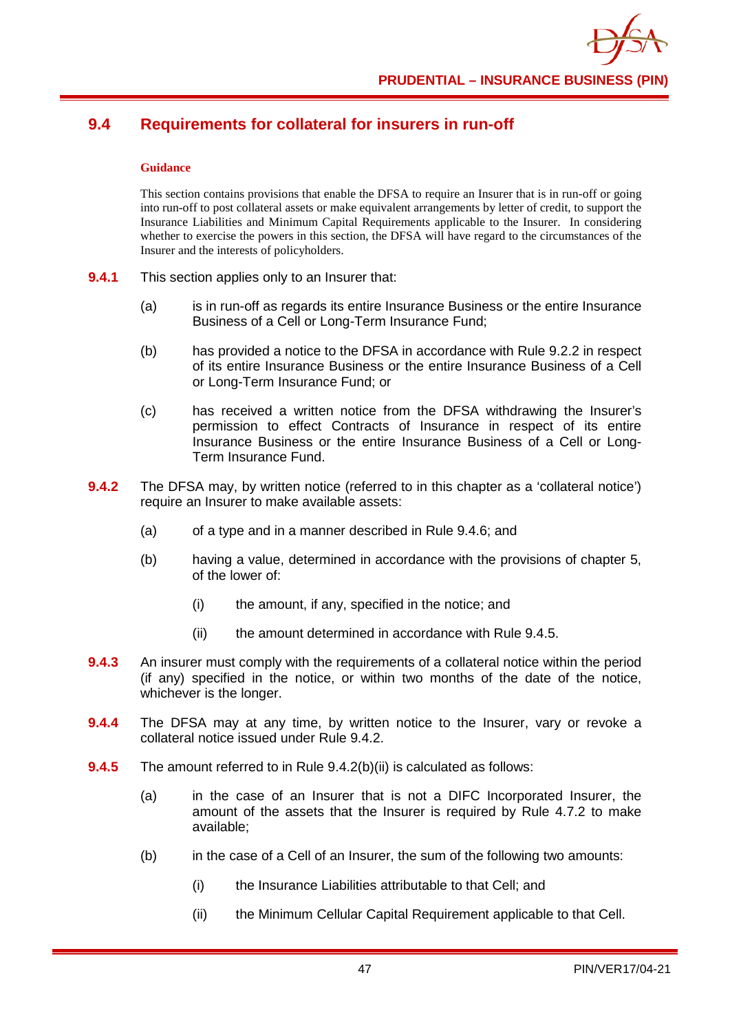## 9.4 Requirements for collateral for insurers in run-off

**Guidance**

This section contains provisions that enable the DFSA to require an Insurer that is in run-off or going into run-off to post collateral assets or make equivalent arrangements by letter of credit, to support the Insurance Liabilities and Minimum Capital Requirements applicable to the Insurer. In considering whether to exercise the powers in this section, the DFSA will have regard to the circumstances of the Insurer and the interests of policyholders.

**9.4.1** This section applies only to an Insurer that:

(a) is in run-off as regards its entire Insurance Business or the entire Insurance Business of a Cell or Long-Term Insurance Fund;

(b) has provided a notice to the DFSA in accordance with Rule 9.2.2 in respect of its entire Insurance Business or the entire Insurance Business of a Cell or Long-Term Insurance Fund; or

(c) has received a written notice from the DFSA withdrawing the Insurer's permission to effect Contracts of Insurance in respect of its entire Insurance Business or the entire Insurance Business of a Cell or Long-Term Insurance Fund.

**9.4.2** The DFSA may, by written notice (referred to in this chapter as a 'collateral notice') require an Insurer to make available assets:

(a) of a type and in a manner described in Rule 9.4.6; and

(b) having a value, determined in accordance with the provisions of chapter 5, of the lower of:

(i) the amount, if any, specified in the notice; and

(ii) the amount determined in accordance with Rule 9.4.5.

**9.4.3** An insurer must comply with the requirements of a collateral notice within the period (if any) specified in the notice, or within two months of the date of the notice, whichever is the longer.

**9.4.4** The DFSA may at any time, by written notice to the Insurer, vary or revoke a collateral notice issued under Rule 9.4.2.

**9.4.5** The amount referred to in Rule 9.4.2(b)(ii) is calculated as follows:

(a) in the case of an Insurer that is not a DIFC Incorporated Insurer, the amount of the assets that the Insurer is required by Rule 4.7.2 to make available;

(b) in the case of a Cell of an Insurer, the sum of the following two amounts:

(i) the Insurance Liabilities attributable to that Cell; and

(ii) the Minimum Cellular Capital Requirement applicable to that Cell.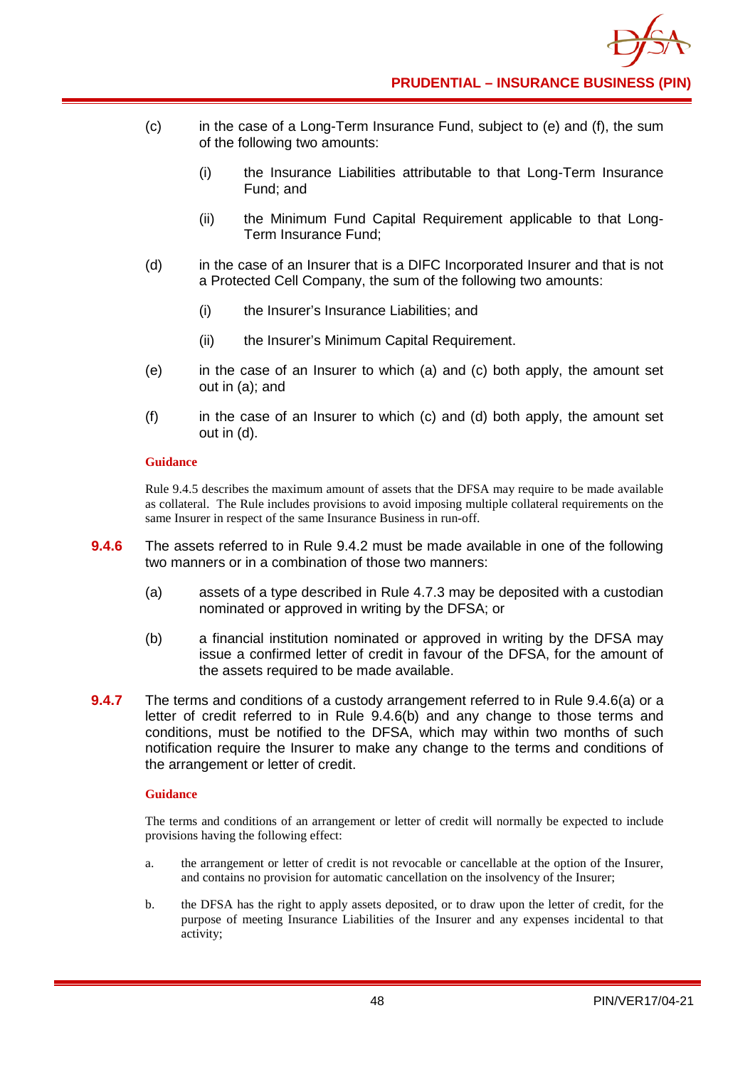(c) in the case of a Long-Term Insurance Fund, subject to (e) and (f), the sum of the following two amounts:

   (i) the Insurance Liabilities attributable to that Long-Term Insurance Fund; and

   (ii) the Minimum Fund Capital Requirement applicable to that Long-Term Insurance Fund;

(d) in the case of an Insurer that is a DIFC Incorporated Insurer and that is not a Protected Cell Company, the sum of the following two amounts:

   (i) the Insurer's Insurance Liabilities; and

   (ii) the Insurer's Minimum Capital Requirement.

(e) in the case of an Insurer to which (a) and (c) both apply, the amount set out in (a); and

(f) in the case of an Insurer to which (c) and (d) both apply, the amount set out in (d).

**Guidance**

Rule 9.4.5 describes the maximum amount of assets that the DFSA may require to be made available as collateral. The Rule includes provisions to avoid imposing multiple collateral requirements on the same Insurer in respect of the same Insurance Business in run-off.

**9.4.6** The assets referred to in Rule 9.4.2 must be made available in one of the following two manners or in a combination of those two manners:

(a) assets of a type described in Rule 4.7.3 may be deposited with a custodian nominated or approved in writing by the DFSA; or

(b) a financial institution nominated or approved in writing by the DFSA may issue a confirmed letter of credit in favour of the DFSA, for the amount of the assets required to be made available.

**9.4.7** The terms and conditions of a custody arrangement referred to in Rule 9.4.6(a) or a letter of credit referred to in Rule 9.4.6(b) and any change to those terms and conditions, must be notified to the DFSA, which may within two months of such notification require the Insurer to make any change to the terms and conditions of the arrangement or letter of credit.

**Guidance**

The terms and conditions of an arrangement or letter of credit will normally be expected to include provisions having the following effect:

a. the arrangement or letter of credit is not revocable or cancellable at the option of the Insurer, and contains no provision for automatic cancellation on the insolvency of the Insurer;

b. the DFSA has the right to apply assets deposited, or to draw upon the letter of credit, for the purpose of meeting Insurance Liabilities of the Insurer and any expenses incidental to that activity;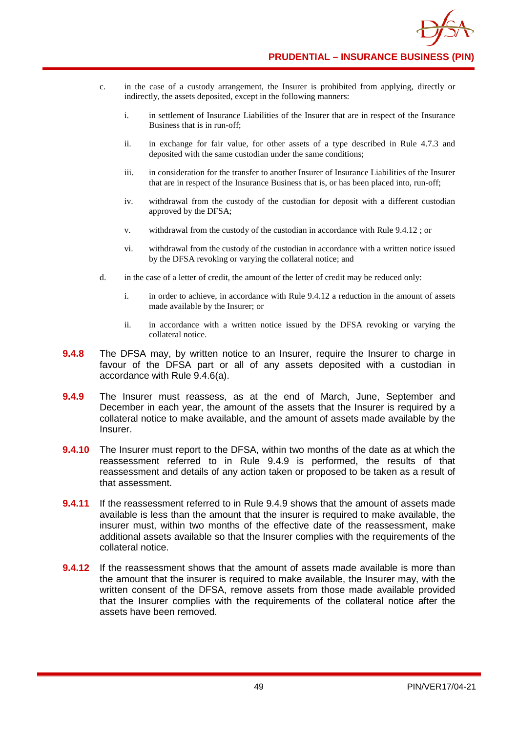c. in the case of a custody arrangement, the Insurer is prohibited from applying, directly or indirectly, the assets deposited, except in the following manners:

   i. in settlement of Insurance Liabilities of the Insurer that are in respect of the Insurance Business that is in run-off;

   ii. in exchange for fair value, for other assets of a type described in Rule 4.7.3 and deposited with the same custodian under the same conditions;

   iii. in consideration for the transfer to another Insurer of Insurance Liabilities of the Insurer that are in respect of the Insurance Business that is, or has been placed into, run-off;

   iv. withdrawal from the custody of the custodian for deposit with a different custodian approved by the DFSA;

   v. withdrawal from the custody of the custodian in accordance with Rule 9.4.12 ; or

   vi. withdrawal from the custody of the custodian in accordance with a written notice issued by the DFSA revoking or varying the collateral notice; and

d. in the case of a letter of credit, the amount of the letter of credit may be reduced only:

   i. in order to achieve, in accordance with Rule 9.4.12 a reduction in the amount of assets made available by the Insurer; or

   ii. in accordance with a written notice issued by the DFSA revoking or varying the collateral notice.

**9.4.8** The DFSA may, by written notice to an Insurer, require the Insurer to charge in favour of the DFSA part or all of any assets deposited with a custodian in accordance with Rule 9.4.6(a).

**9.4.9** The Insurer must reassess, as at the end of March, June, September and December in each year, the amount of the assets that the Insurer is required by a collateral notice to make available, and the amount of assets made available by the Insurer.

**9.4.10** The Insurer must report to the DFSA, within two months of the date as at which the reassessment referred to in Rule 9.4.9 is performed, the results of that reassessment and details of any action taken or proposed to be taken as a result of that assessment.

**9.4.11** If the reassessment referred to in Rule 9.4.9 shows that the amount of assets made available is less than the amount that the insurer is required to make available, the insurer must, within two months of the effective date of the reassessment, make additional assets available so that the Insurer complies with the requirements of the collateral notice.

**9.4.12** If the reassessment shows that the amount of assets made available is more than the amount that the insurer is required to make available, the Insurer may, with the written consent of the DFSA, remove assets from those made available provided that the Insurer complies with the requirements of the collateral notice after the assets have been removed.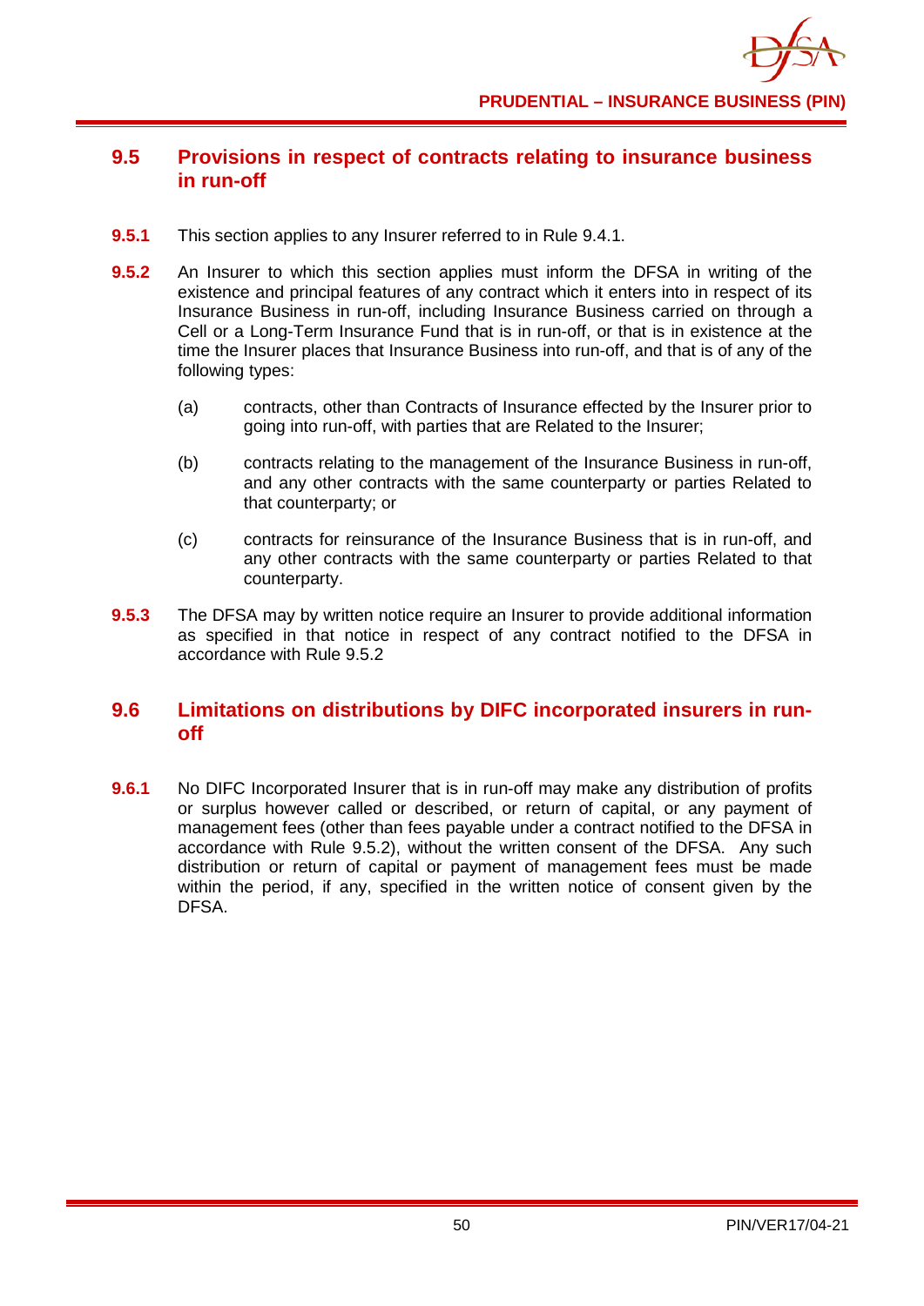## 9.5 Provisions in respect of contracts relating to insurance business in run-off

**9.5.1** This section applies to any Insurer referred to in Rule 9.4.1.

**9.5.2** An Insurer to which this section applies must inform the DFSA in writing of the existence and principal features of any contract which it enters into in respect of its Insurance Business in run-off, including Insurance Business carried on through a Cell or a Long-Term Insurance Fund that is in run-off, or that is in existence at the time the Insurer places that Insurance Business into run-off, and that is of any of the following types:

(a) contracts, other than Contracts of Insurance effected by the Insurer prior to going into run-off, with parties that are Related to the Insurer;

(b) contracts relating to the management of the Insurance Business in run-off, and any other contracts with the same counterparty or parties Related to that counterparty; or

(c) contracts for reinsurance of the Insurance Business that is in run-off, and any other contracts with the same counterparty or parties Related to that counterparty.

**9.5.3** The DFSA may by written notice require an Insurer to provide additional information as specified in that notice in respect of any contract notified to the DFSA in accordance with Rule 9.5.2

## 9.6 Limitations on distributions by DIFC incorporated insurers in run-off

**9.6.1** No DIFC Incorporated Insurer that is in run-off may make any distribution of profits or surplus however called or described, or return of capital, or any payment of management fees (other than fees payable under a contract notified to the DFSA in accordance with Rule 9.5.2), without the written consent of the DFSA. Any such distribution or return of capital or payment of management fees must be made within the period, if any, specified in the written notice of consent given by the DFSA.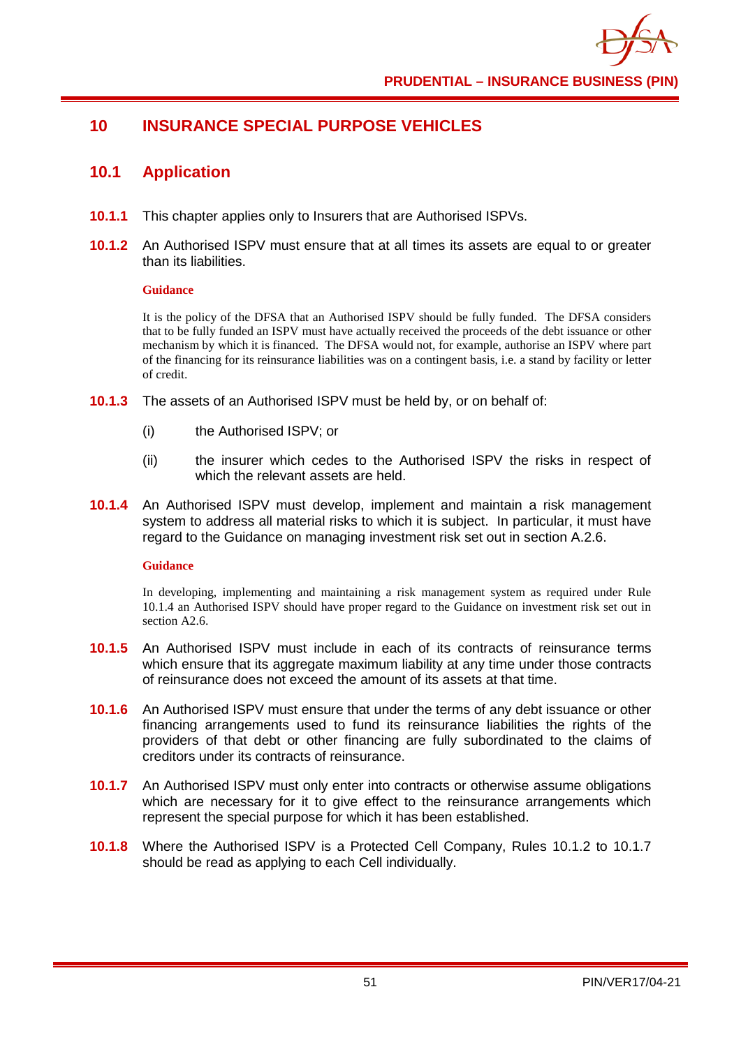# 10 INSURANCE SPECIAL PURPOSE VEHICLES

## 10.1 Application

**10.1.1** This chapter applies only to Insurers that are Authorised ISPVs.

**10.1.2** An Authorised ISPV must ensure that at all times its assets are equal to or greater than its liabilities.

**Guidance**

It is the policy of the DFSA that an Authorised ISPV should be fully funded. The DFSA considers that to be fully funded an ISPV must have actually received the proceeds of the debt issuance or other mechanism by which it is financed. The DFSA would not, for example, authorise an ISPV where part of the financing for its reinsurance liabilities was on a contingent basis, i.e. a stand by facility or letter of credit.

**10.1.3** The assets of an Authorised ISPV must be held by, or on behalf of:

(i) the Authorised ISPV; or

(ii) the insurer which cedes to the Authorised ISPV the risks in respect of which the relevant assets are held.

**10.1.4** An Authorised ISPV must develop, implement and maintain a risk management system to address all material risks to which it is subject. In particular, it must have regard to the Guidance on managing investment risk set out in section A.2.6.

**Guidance**

In developing, implementing and maintaining a risk management system as required under Rule 10.1.4 an Authorised ISPV should have proper regard to the Guidance on investment risk set out in section A2.6.

**10.1.5** An Authorised ISPV must include in each of its contracts of reinsurance terms which ensure that its aggregate maximum liability at any time under those contracts of reinsurance does not exceed the amount of its assets at that time.

**10.1.6** An Authorised ISPV must ensure that under the terms of any debt issuance or other financing arrangements used to fund its reinsurance liabilities the rights of the providers of that debt or other financing are fully subordinated to the claims of creditors under its contracts of reinsurance.

**10.1.7** An Authorised ISPV must only enter into contracts or otherwise assume obligations which are necessary for it to give effect to the reinsurance arrangements which represent the special purpose for which it has been established.

**10.1.8** Where the Authorised ISPV is a Protected Cell Company, Rules 10.1.2 to 10.1.7 should be read as applying to each Cell individually.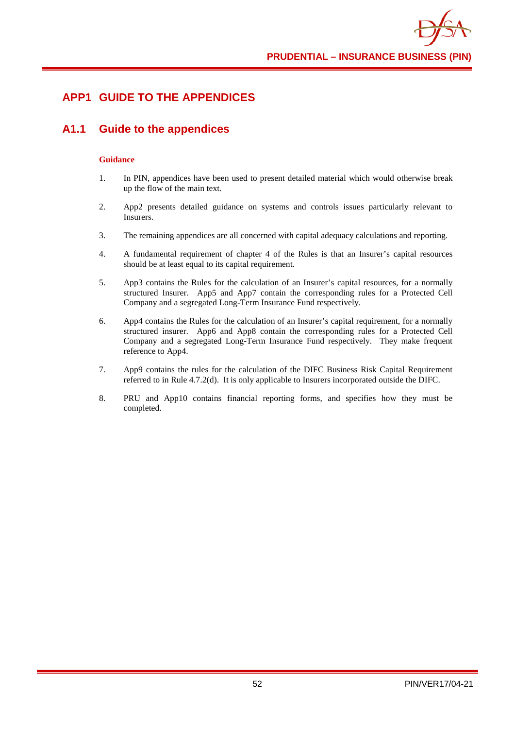# APP1 GUIDE TO THE APPENDICES

## A1.1 Guide to the appendices

**Guidance**

1. In PIN, appendices have been used to present detailed material which would otherwise break up the flow of the main text.
2. App2 presents detailed guidance on systems and controls issues particularly relevant to Insurers.
3. The remaining appendices are all concerned with capital adequacy calculations and reporting.
4. A fundamental requirement of chapter 4 of the Rules is that an Insurer's capital resources should be at least equal to its capital requirement.
5. App3 contains the Rules for the calculation of an Insurer's capital resources, for a normally structured Insurer. App5 and App7 contain the corresponding rules for a Protected Cell Company and a segregated Long-Term Insurance Fund respectively.
6. App4 contains the Rules for the calculation of an Insurer's capital requirement, for a normally structured insurer. App6 and App8 contain the corresponding rules for a Protected Cell Company and a segregated Long-Term Insurance Fund respectively. They make frequent reference to App4.
7. App9 contains the rules for the calculation of the DIFC Business Risk Capital Requirement referred to in Rule 4.7.2(d). It is only applicable to Insurers incorporated outside the DIFC.
8. PRU and App10 contains financial reporting forms, and specifies how they must be completed.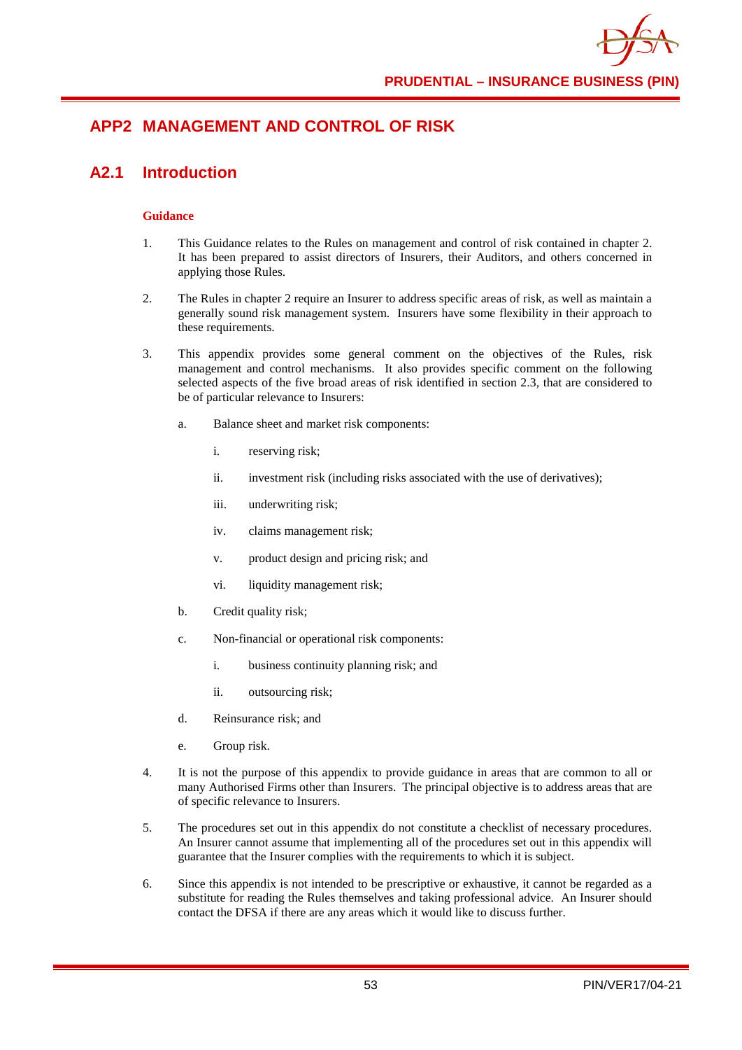## APP2 MANAGEMENT AND CONTROL OF RISK

### A2.1 Introduction

**Guidance**

1. This Guidance relates to the Rules on management and control of risk contained in chapter 2. It has been prepared to assist directors of Insurers, their Auditors, and others concerned in applying those Rules.

2. The Rules in chapter 2 require an Insurer to address specific areas of risk, as well as maintain a generally sound risk management system. Insurers have some flexibility in their approach to these requirements.

3. This appendix provides some general comment on the objectives of the Rules, risk management and control mechanisms. It also provides specific comment on the following selected aspects of the five broad areas of risk identified in section 2.3, that are considered to be of particular relevance to Insurers:

   a. Balance sheet and market risk components:

      i. reserving risk;

      ii. investment risk (including risks associated with the use of derivatives);

      iii. underwriting risk;

      iv. claims management risk;

      v. product design and pricing risk; and

      vi. liquidity management risk;

   b. Credit quality risk;

   c. Non-financial or operational risk components:

      i. business continuity planning risk; and

      ii. outsourcing risk;

   d. Reinsurance risk; and

   e. Group risk.

4. It is not the purpose of this appendix to provide guidance in areas that are common to all or many Authorised Firms other than Insurers. The principal objective is to address areas that are of specific relevance to Insurers.

5. The procedures set out in this appendix do not constitute a checklist of necessary procedures. An Insurer cannot assume that implementing all of the procedures set out in this appendix will guarantee that the Insurer complies with the requirements to which it is subject.

6. Since this appendix is not intended to be prescriptive or exhaustive, it cannot be regarded as a substitute for reading the Rules themselves and taking professional advice. An Insurer should contact the DFSA if there are any areas which it would like to discuss further.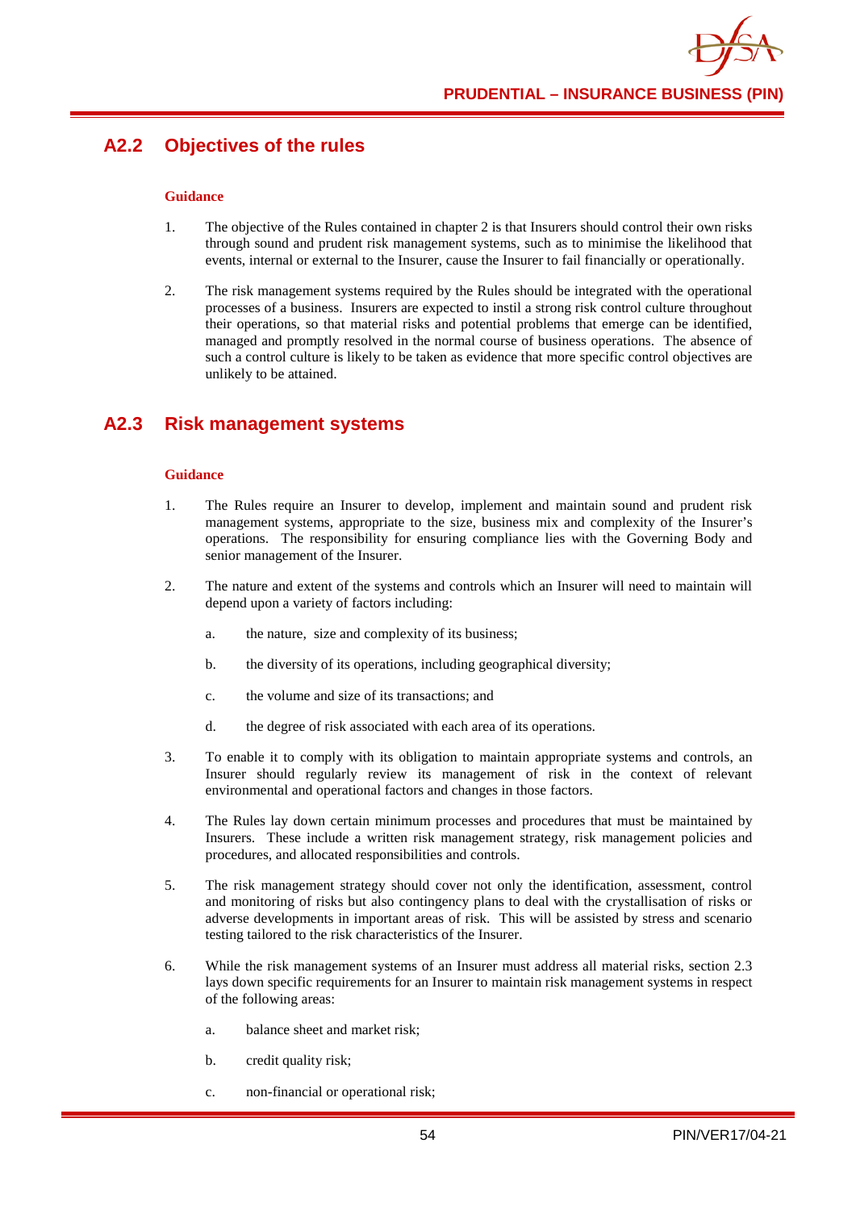## A2.2 Objectives of the rules

**Guidance**

1. The objective of the Rules contained in chapter 2 is that Insurers should control their own risks through sound and prudent risk management systems, such as to minimise the likelihood that events, internal or external to the Insurer, cause the Insurer to fail financially or operationally.

2. The risk management systems required by the Rules should be integrated with the operational processes of a business. Insurers are expected to instil a strong risk control culture throughout their operations, so that material risks and potential problems that emerge can be identified, managed and promptly resolved in the normal course of business operations. The absence of such a control culture is likely to be taken as evidence that more specific control objectives are unlikely to be attained.

## A2.3 Risk management systems

**Guidance**

1. The Rules require an Insurer to develop, implement and maintain sound and prudent risk management systems, appropriate to the size, business mix and complexity of the Insurer's operations. The responsibility for ensuring compliance lies with the Governing Body and senior management of the Insurer.

2. The nature and extent of the systems and controls which an Insurer will need to maintain will depend upon a variety of factors including:

   a. the nature, size and complexity of its business;

   b. the diversity of its operations, including geographical diversity;

   c. the volume and size of its transactions; and

   d. the degree of risk associated with each area of its operations.

3. To enable it to comply with its obligation to maintain appropriate systems and controls, an Insurer should regularly review its management of risk in the context of relevant environmental and operational factors and changes in those factors.

4. The Rules lay down certain minimum processes and procedures that must be maintained by Insurers. These include a written risk management strategy, risk management policies and procedures, and allocated responsibilities and controls.

5. The risk management strategy should cover not only the identification, assessment, control and monitoring of risks but also contingency plans to deal with the crystallisation of risks or adverse developments in important areas of risk. This will be assisted by stress and scenario testing tailored to the risk characteristics of the Insurer.

6. While the risk management systems of an Insurer must address all material risks, section 2.3 lays down specific requirements for an Insurer to maintain risk management systems in respect of the following areas:

   a. balance sheet and market risk;

   b. credit quality risk;

   c. non-financial or operational risk;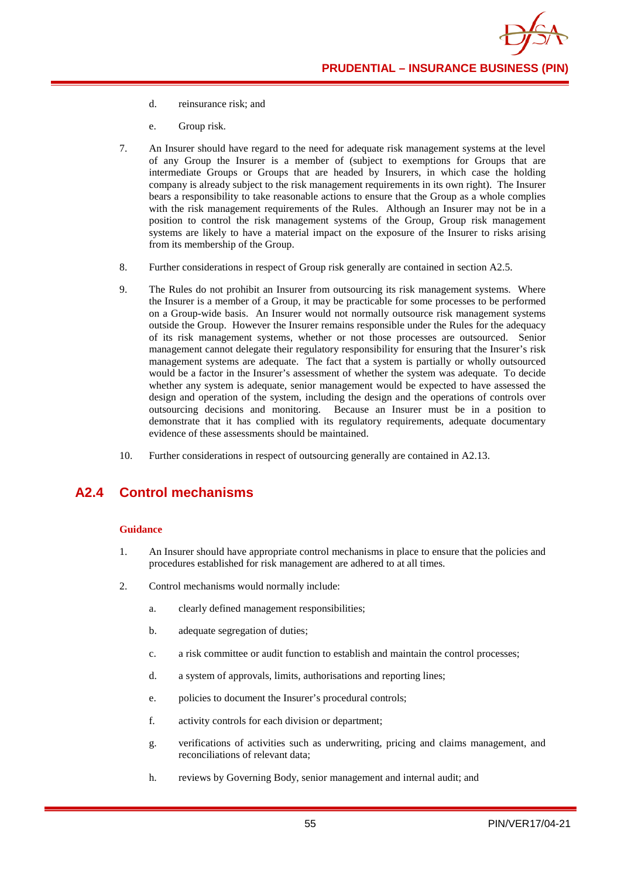d. reinsurance risk; and

e. Group risk.

7. An Insurer should have regard to the need for adequate risk management systems at the level of any Group the Insurer is a member of (subject to exemptions for Groups that are intermediate Groups or Groups that are headed by Insurers, in which case the holding company is already subject to the risk management requirements in its own right). The Insurer bears a responsibility to take reasonable actions to ensure that the Group as a whole complies with the risk management requirements of the Rules. Although an Insurer may not be in a position to control the risk management systems of the Group, Group risk management systems are likely to have a material impact on the exposure of the Insurer to risks arising from its membership of the Group.

8. Further considerations in respect of Group risk generally are contained in section A2.5.

9. The Rules do not prohibit an Insurer from outsourcing its risk management systems. Where the Insurer is a member of a Group, it may be practicable for some processes to be performed on a Group-wide basis. An Insurer would not normally outsource risk management systems outside the Group. However the Insurer remains responsible under the Rules for the adequacy of its risk management systems, whether or not those processes are outsourced. Senior management cannot delegate their regulatory responsibility for ensuring that the Insurer's risk management systems are adequate. The fact that a system is partially or wholly outsourced would be a factor in the Insurer's assessment of whether the system was adequate. To decide whether any system is adequate, senior management would be expected to have assessed the design and operation of the system, including the design and the operations of controls over outsourcing decisions and monitoring. Because an Insurer must be in a position to demonstrate that it has complied with its regulatory requirements, adequate documentary evidence of these assessments should be maintained.

10. Further considerations in respect of outsourcing generally are contained in A2.13.

## A2.4 Control mechanisms

**Guidance**

1. An Insurer should have appropriate control mechanisms in place to ensure that the policies and procedures established for risk management are adhered to at all times.

2. Control mechanisms would normally include:

   a. clearly defined management responsibilities;

   b. adequate segregation of duties;

   c. a risk committee or audit function to establish and maintain the control processes;

   d. a system of approvals, limits, authorisations and reporting lines;

   e. policies to document the Insurer's procedural controls;

   f. activity controls for each division or department;

   g. verifications of activities such as underwriting, pricing and claims management, and reconciliations of relevant data;

   h. reviews by Governing Body, senior management and internal audit; and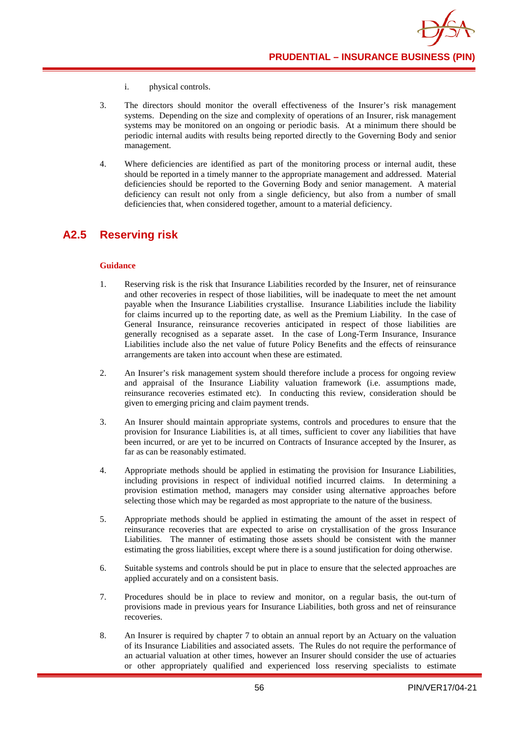i. physical controls.

3. The directors should monitor the overall effectiveness of the Insurer's risk management systems. Depending on the size and complexity of operations of an Insurer, risk management systems may be monitored on an ongoing or periodic basis. At a minimum there should be periodic internal audits with results being reported directly to the Governing Body and senior management.

4. Where deficiencies are identified as part of the monitoring process or internal audit, these should be reported in a timely manner to the appropriate management and addressed. Material deficiencies should be reported to the Governing Body and senior management. A material deficiency can result not only from a single deficiency, but also from a number of small deficiencies that, when considered together, amount to a material deficiency.

## A2.5 Reserving risk

**Guidance**

1. Reserving risk is the risk that Insurance Liabilities recorded by the Insurer, net of reinsurance and other recoveries in respect of those liabilities, will be inadequate to meet the net amount payable when the Insurance Liabilities crystallise. Insurance Liabilities include the liability for claims incurred up to the reporting date, as well as the Premium Liability. In the case of General Insurance, reinsurance recoveries anticipated in respect of those liabilities are generally recognised as a separate asset. In the case of Long-Term Insurance, Insurance Liabilities include also the net value of future Policy Benefits and the effects of reinsurance arrangements are taken into account when these are estimated.

2. An Insurer's risk management system should therefore include a process for ongoing review and appraisal of the Insurance Liability valuation framework (i.e. assumptions made, reinsurance recoveries estimated etc). In conducting this review, consideration should be given to emerging pricing and claim payment trends.

3. An Insurer should maintain appropriate systems, controls and procedures to ensure that the provision for Insurance Liabilities is, at all times, sufficient to cover any liabilities that have been incurred, or are yet to be incurred on Contracts of Insurance accepted by the Insurer, as far as can be reasonably estimated.

4. Appropriate methods should be applied in estimating the provision for Insurance Liabilities, including provisions in respect of individual notified incurred claims. In determining a provision estimation method, managers may consider using alternative approaches before selecting those which may be regarded as most appropriate to the nature of the business.

5. Appropriate methods should be applied in estimating the amount of the asset in respect of reinsurance recoveries that are expected to arise on crystallisation of the gross Insurance Liabilities. The manner of estimating those assets should be consistent with the manner estimating the gross liabilities, except where there is a sound justification for doing otherwise.

6. Suitable systems and controls should be put in place to ensure that the selected approaches are applied accurately and on a consistent basis.

7. Procedures should be in place to review and monitor, on a regular basis, the out-turn of provisions made in previous years for Insurance Liabilities, both gross and net of reinsurance recoveries.

8. An Insurer is required by chapter 7 to obtain an annual report by an Actuary on the valuation of its Insurance Liabilities and associated assets. The Rules do not require the performance of an actuarial valuation at other times, however an Insurer should consider the use of actuaries or other appropriately qualified and experienced loss reserving specialists to estimate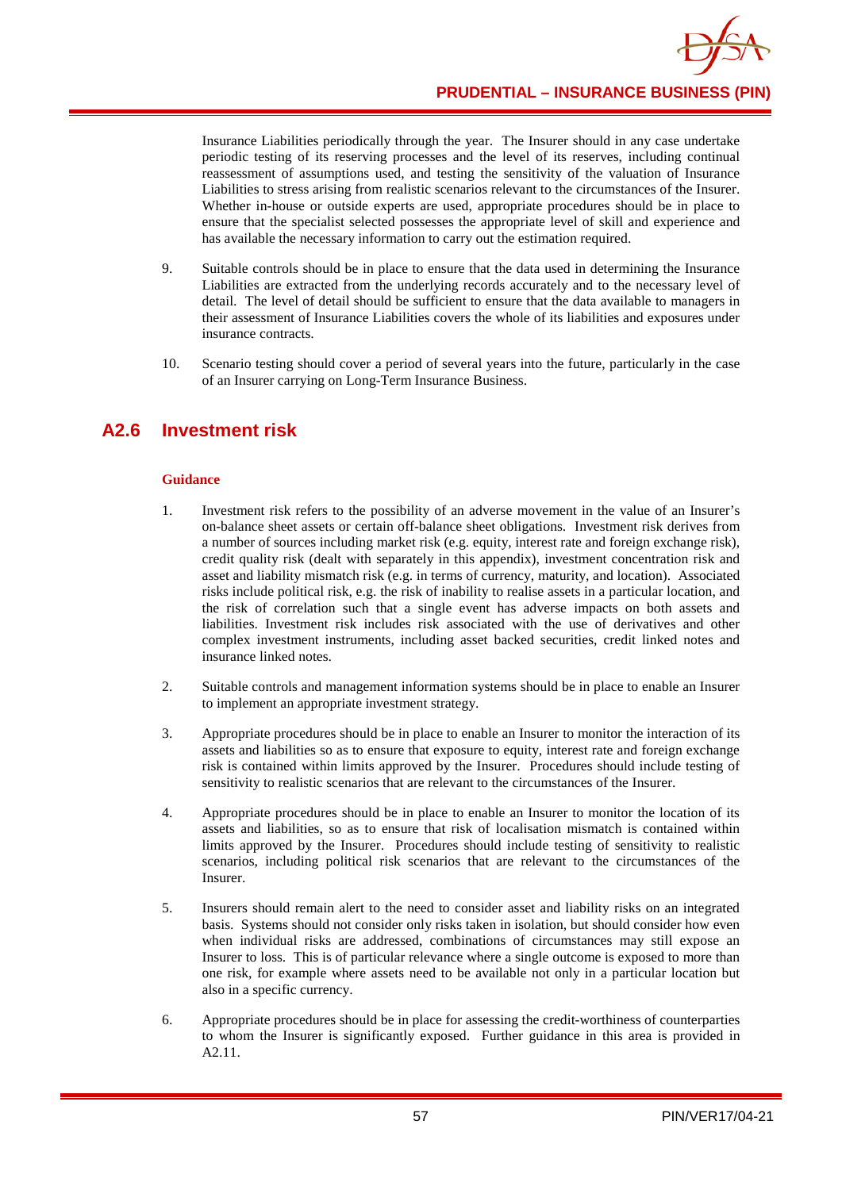Insurance Liabilities periodically through the year. The Insurer should in any case undertake periodic testing of its reserving processes and the level of its reserves, including continual reassessment of assumptions used, and testing the sensitivity of the valuation of Insurance Liabilities to stress arising from realistic scenarios relevant to the circumstances of the Insurer. Whether in-house or outside experts are used, appropriate procedures should be in place to ensure that the specialist selected possesses the appropriate level of skill and experience and has available the necessary information to carry out the estimation required.

9. Suitable controls should be in place to ensure that the data used in determining the Insurance Liabilities are extracted from the underlying records accurately and to the necessary level of detail. The level of detail should be sufficient to ensure that the data available to managers in their assessment of Insurance Liabilities covers the whole of its liabilities and exposures under insurance contracts.

10. Scenario testing should cover a period of several years into the future, particularly in the case of an Insurer carrying on Long-Term Insurance Business.

## A2.6 Investment risk

**Guidance**

1. Investment risk refers to the possibility of an adverse movement in the value of an Insurer's on-balance sheet assets or certain off-balance sheet obligations. Investment risk derives from a number of sources including market risk (e.g. equity, interest rate and foreign exchange risk), credit quality risk (dealt with separately in this appendix), investment concentration risk and asset and liability mismatch risk (e.g. in terms of currency, maturity, and location). Associated risks include political risk, e.g. the risk of inability to realise assets in a particular location, and the risk of correlation such that a single event has adverse impacts on both assets and liabilities. Investment risk includes risk associated with the use of derivatives and other complex investment instruments, including asset backed securities, credit linked notes and insurance linked notes.

2. Suitable controls and management information systems should be in place to enable an Insurer to implement an appropriate investment strategy.

3. Appropriate procedures should be in place to enable an Insurer to monitor the interaction of its assets and liabilities so as to ensure that exposure to equity, interest rate and foreign exchange risk is contained within limits approved by the Insurer. Procedures should include testing of sensitivity to realistic scenarios that are relevant to the circumstances of the Insurer.

4. Appropriate procedures should be in place to enable an Insurer to monitor the location of its assets and liabilities, so as to ensure that risk of localisation mismatch is contained within limits approved by the Insurer. Procedures should include testing of sensitivity to realistic scenarios, including political risk scenarios that are relevant to the circumstances of the Insurer.

5. Insurers should remain alert to the need to consider asset and liability risks on an integrated basis. Systems should not consider only risks taken in isolation, but should consider how even when individual risks are addressed, combinations of circumstances may still expose an Insurer to loss. This is of particular relevance where a single outcome is exposed to more than one risk, for example where assets need to be available not only in a particular location but also in a specific currency.

6. Appropriate procedures should be in place for assessing the credit-worthiness of counterparties to whom the Insurer is significantly exposed. Further guidance in this area is provided in A2.11.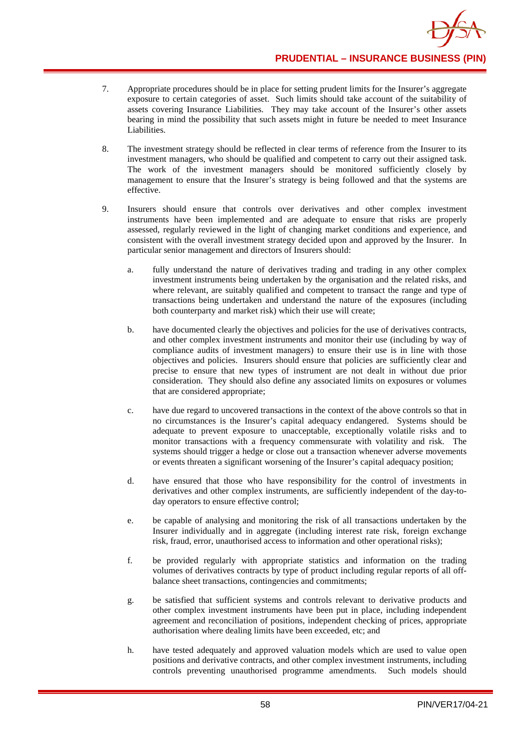7. Appropriate procedures should be in place for setting prudent limits for the Insurer's aggregate exposure to certain categories of asset. Such limits should take account of the suitability of assets covering Insurance Liabilities. They may take account of the Insurer's other assets bearing in mind the possibility that such assets might in future be needed to meet Insurance Liabilities.

8. The investment strategy should be reflected in clear terms of reference from the Insurer to its investment managers, who should be qualified and competent to carry out their assigned task. The work of the investment managers should be monitored sufficiently closely by management to ensure that the Insurer's strategy is being followed and that the systems are effective.

9. Insurers should ensure that controls over derivatives and other complex investment instruments have been implemented and are adequate to ensure that risks are properly assessed, regularly reviewed in the light of changing market conditions and experience, and consistent with the overall investment strategy decided upon and approved by the Insurer. In particular senior management and directors of Insurers should:

   a. fully understand the nature of derivatives trading and trading in any other complex investment instruments being undertaken by the organisation and the related risks, and where relevant, are suitably qualified and competent to transact the range and type of transactions being undertaken and understand the nature of the exposures (including both counterparty and market risk) which their use will create;

   b. have documented clearly the objectives and policies for the use of derivatives contracts, and other complex investment instruments and monitor their use (including by way of compliance audits of investment managers) to ensure their use is in line with those objectives and policies. Insurers should ensure that policies are sufficiently clear and precise to ensure that new types of instrument are not dealt in without due prior consideration. They should also define any associated limits on exposures or volumes that are considered appropriate;

   c. have due regard to uncovered transactions in the context of the above controls so that in no circumstances is the Insurer's capital adequacy endangered. Systems should be adequate to prevent exposure to unacceptable, exceptionally volatile risks and to monitor transactions with a frequency commensurate with volatility and risk. The systems should trigger a hedge or close out a transaction whenever adverse movements or events threaten a significant worsening of the Insurer's capital adequacy position;

   d. have ensured that those who have responsibility for the control of investments in derivatives and other complex instruments, are sufficiently independent of the day-to-day operators to ensure effective control;

   e. be capable of analysing and monitoring the risk of all transactions undertaken by the Insurer individually and in aggregate (including interest rate risk, foreign exchange risk, fraud, error, unauthorised access to information and other operational risks);

   f. be provided regularly with appropriate statistics and information on the trading volumes of derivatives contracts by type of product including regular reports of all off-balance sheet transactions, contingencies and commitments;

   g. be satisfied that sufficient systems and controls relevant to derivative products and other complex investment instruments have been put in place, including independent agreement and reconciliation of positions, independent checking of prices, appropriate authorisation where dealing limits have been exceeded, etc; and

   h. have tested adequately and approved valuation models which are used to value open positions and derivative contracts, and other complex investment instruments, including controls preventing unauthorised programme amendments. Such models should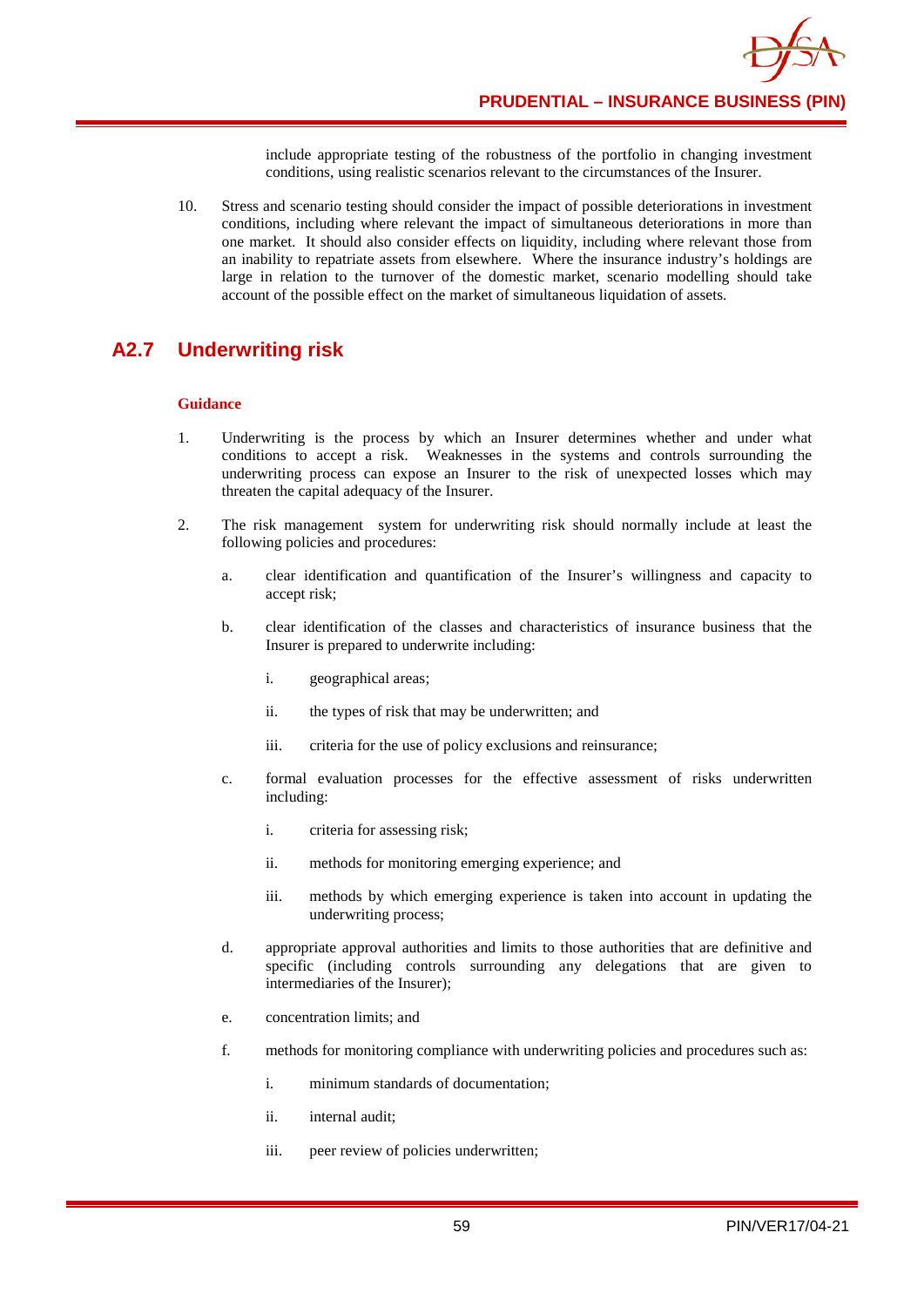include appropriate testing of the robustness of the portfolio in changing investment conditions, using realistic scenarios relevant to the circumstances of the Insurer.

10. Stress and scenario testing should consider the impact of possible deteriorations in investment conditions, including where relevant the impact of simultaneous deteriorations in more than one market. It should also consider effects on liquidity, including where relevant those from an inability to repatriate assets from elsewhere. Where the insurance industry's holdings are large in relation to the turnover of the domestic market, scenario modelling should take account of the possible effect on the market of simultaneous liquidation of assets.

## A2.7 Underwriting risk

**Guidance**

1. Underwriting is the process by which an Insurer determines whether and under what conditions to accept a risk. Weaknesses in the systems and controls surrounding the underwriting process can expose an Insurer to the risk of unexpected losses which may threaten the capital adequacy of the Insurer.

2. The risk management system for underwriting risk should normally include at least the following policies and procedures:

   a. clear identification and quantification of the Insurer's willingness and capacity to accept risk;

   b. clear identification of the classes and characteristics of insurance business that the Insurer is prepared to underwrite including:

      i. geographical areas;

      ii. the types of risk that may be underwritten; and

      iii. criteria for the use of policy exclusions and reinsurance;

   c. formal evaluation processes for the effective assessment of risks underwritten including:

      i. criteria for assessing risk;

      ii. methods for monitoring emerging experience; and

      iii. methods by which emerging experience is taken into account in updating the underwriting process;

   d. appropriate approval authorities and limits to those authorities that are definitive and specific (including controls surrounding any delegations that are given to intermediaries of the Insurer);

   e. concentration limits; and

   f. methods for monitoring compliance with underwriting policies and procedures such as:

      i. minimum standards of documentation;

      ii. internal audit;

      iii. peer review of policies underwritten;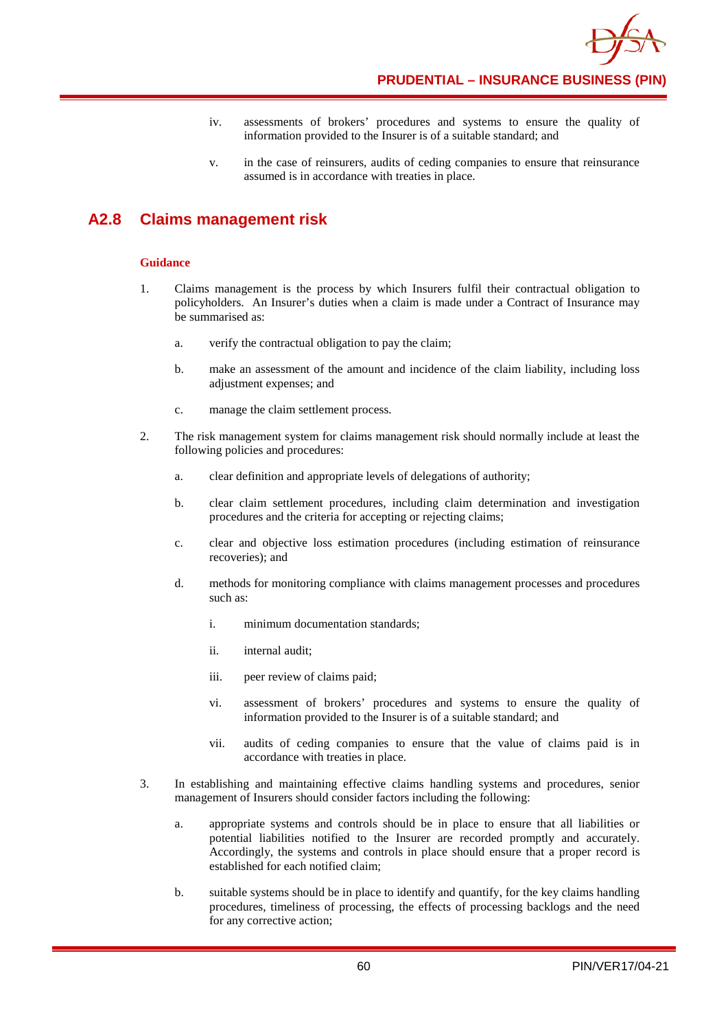iv. assessments of brokers' procedures and systems to ensure the quality of information provided to the Insurer is of a suitable standard; and

v. in the case of reinsurers, audits of ceding companies to ensure that reinsurance assumed is in accordance with treaties in place.

## A2.8 Claims management risk

**Guidance**

1. Claims management is the process by which Insurers fulfil their contractual obligation to policyholders. An Insurer's duties when a claim is made under a Contract of Insurance may be summarised as:

   a. verify the contractual obligation to pay the claim;

   b. make an assessment of the amount and incidence of the claim liability, including loss adjustment expenses; and

   c. manage the claim settlement process.

2. The risk management system for claims management risk should normally include at least the following policies and procedures:

   a. clear definition and appropriate levels of delegations of authority;

   b. clear claim settlement procedures, including claim determination and investigation procedures and the criteria for accepting or rejecting claims;

   c. clear and objective loss estimation procedures (including estimation of reinsurance recoveries); and

   d. methods for monitoring compliance with claims management processes and procedures such as:

      i. minimum documentation standards;

      ii. internal audit;

      iii. peer review of claims paid;

      vi. assessment of brokers' procedures and systems to ensure the quality of information provided to the Insurer is of a suitable standard; and

      vii. audits of ceding companies to ensure that the value of claims paid is in accordance with treaties in place.

3. In establishing and maintaining effective claims handling systems and procedures, senior management of Insurers should consider factors including the following:

   a. appropriate systems and controls should be in place to ensure that all liabilities or potential liabilities notified to the Insurer are recorded promptly and accurately. Accordingly, the systems and controls in place should ensure that a proper record is established for each notified claim;

   b. suitable systems should be in place to identify and quantify, for the key claims handling procedures, timeliness of processing, the effects of processing backlogs and the need for any corrective action;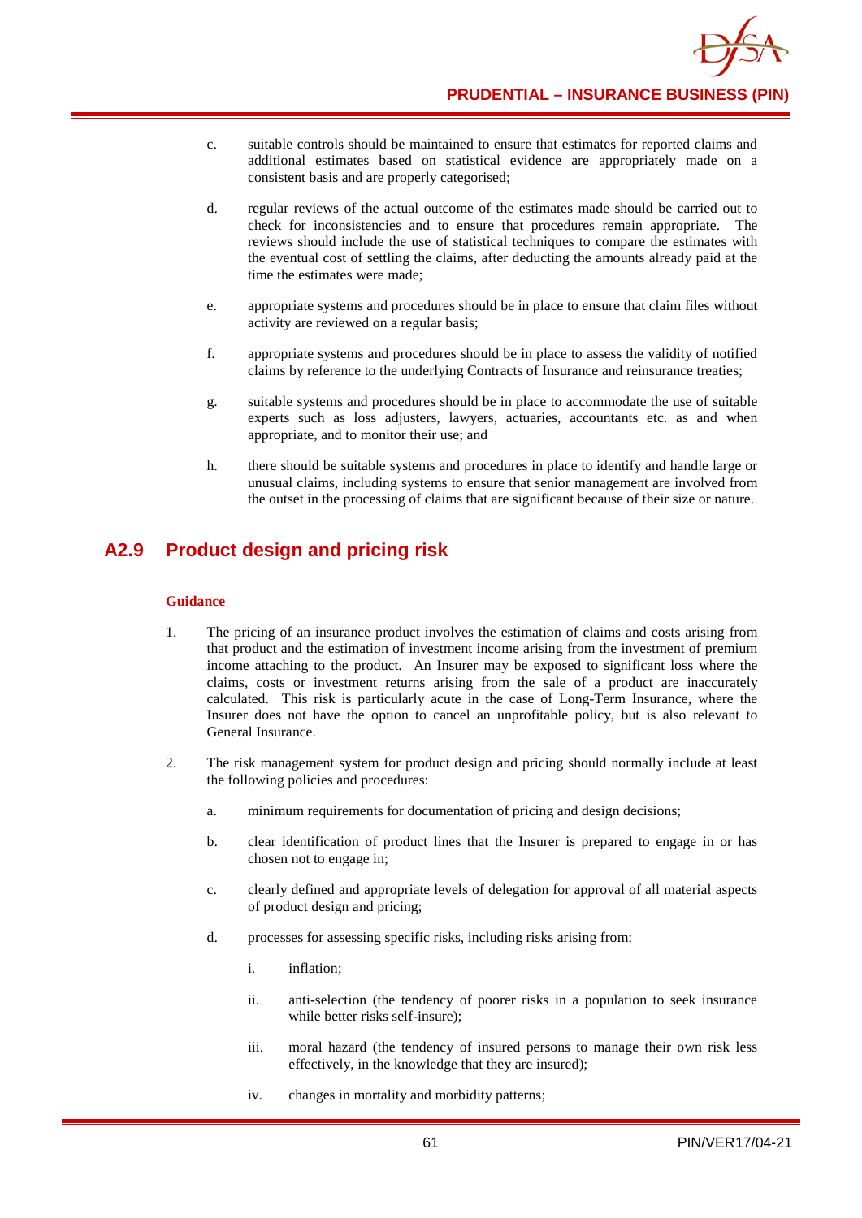c. suitable controls should be maintained to ensure that estimates for reported claims and additional estimates based on statistical evidence are appropriately made on a consistent basis and are properly categorised;

d. regular reviews of the actual outcome of the estimates made should be carried out to check for inconsistencies and to ensure that procedures remain appropriate. The reviews should include the use of statistical techniques to compare the estimates with the eventual cost of settling the claims, after deducting the amounts already paid at the time the estimates were made;

e. appropriate systems and procedures should be in place to ensure that claim files without activity are reviewed on a regular basis;

f. appropriate systems and procedures should be in place to assess the validity of notified claims by reference to the underlying Contracts of Insurance and reinsurance treaties;

g. suitable systems and procedures should be in place to accommodate the use of suitable experts such as loss adjusters, lawyers, actuaries, accountants etc. as and when appropriate, and to monitor their use; and

h. there should be suitable systems and procedures in place to identify and handle large or unusual claims, including systems to ensure that senior management are involved from the outset in the processing of claims that are significant because of their size or nature.

## A2.9 Product design and pricing risk

**Guidance**

1. The pricing of an insurance product involves the estimation of claims and costs arising from that product and the estimation of investment income arising from the investment of premium income attaching to the product. An Insurer may be exposed to significant loss where the claims, costs or investment returns arising from the sale of a product are inaccurately calculated. This risk is particularly acute in the case of Long-Term Insurance, where the Insurer does not have the option to cancel an unprofitable policy, but is also relevant to General Insurance.

2. The risk management system for product design and pricing should normally include at least the following policies and procedures:

   a. minimum requirements for documentation of pricing and design decisions;

   b. clear identification of product lines that the Insurer is prepared to engage in or has chosen not to engage in;

   c. clearly defined and appropriate levels of delegation for approval of all material aspects of product design and pricing;

   d. processes for assessing specific risks, including risks arising from:

      i. inflation;

      ii. anti-selection (the tendency of poorer risks in a population to seek insurance while better risks self-insure);

      iii. moral hazard (the tendency of insured persons to manage their own risk less effectively, in the knowledge that they are insured);

      iv. changes in mortality and morbidity patterns;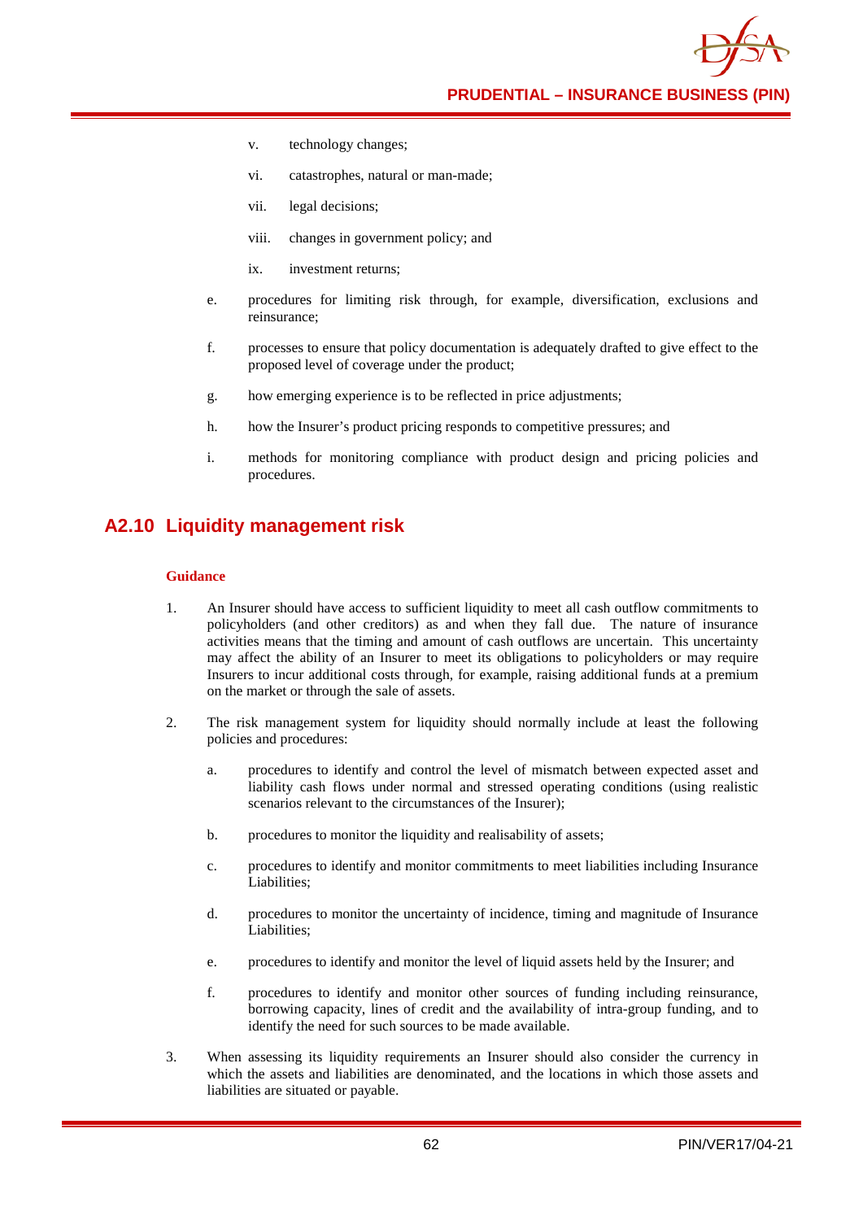v. technology changes;

   vi. catastrophes, natural or man-made;

   vii. legal decisions;

   viii. changes in government policy; and

   ix. investment returns;

e. procedures for limiting risk through, for example, diversification, exclusions and reinsurance;

f. processes to ensure that policy documentation is adequately drafted to give effect to the proposed level of coverage under the product;

g. how emerging experience is to be reflected in price adjustments;

h. how the Insurer's product pricing responds to competitive pressures; and

i. methods for monitoring compliance with product design and pricing policies and procedures.

## A2.10 Liquidity management risk

**Guidance**

1. An Insurer should have access to sufficient liquidity to meet all cash outflow commitments to policyholders (and other creditors) as and when they fall due. The nature of insurance activities means that the timing and amount of cash outflows are uncertain. This uncertainty may affect the ability of an Insurer to meet its obligations to policyholders or may require Insurers to incur additional costs through, for example, raising additional funds at a premium on the market or through the sale of assets.

2. The risk management system for liquidity should normally include at least the following policies and procedures:

   a. procedures to identify and control the level of mismatch between expected asset and liability cash flows under normal and stressed operating conditions (using realistic scenarios relevant to the circumstances of the Insurer);

   b. procedures to monitor the liquidity and realisability of assets;

   c. procedures to identify and monitor commitments to meet liabilities including Insurance Liabilities;

   d. procedures to monitor the uncertainty of incidence, timing and magnitude of Insurance Liabilities;

   e. procedures to identify and monitor the level of liquid assets held by the Insurer; and

   f. procedures to identify and monitor other sources of funding including reinsurance, borrowing capacity, lines of credit and the availability of intra-group funding, and to identify the need for such sources to be made available.

3. When assessing its liquidity requirements an Insurer should also consider the currency in which the assets and liabilities are denominated, and the locations in which those assets and liabilities are situated or payable.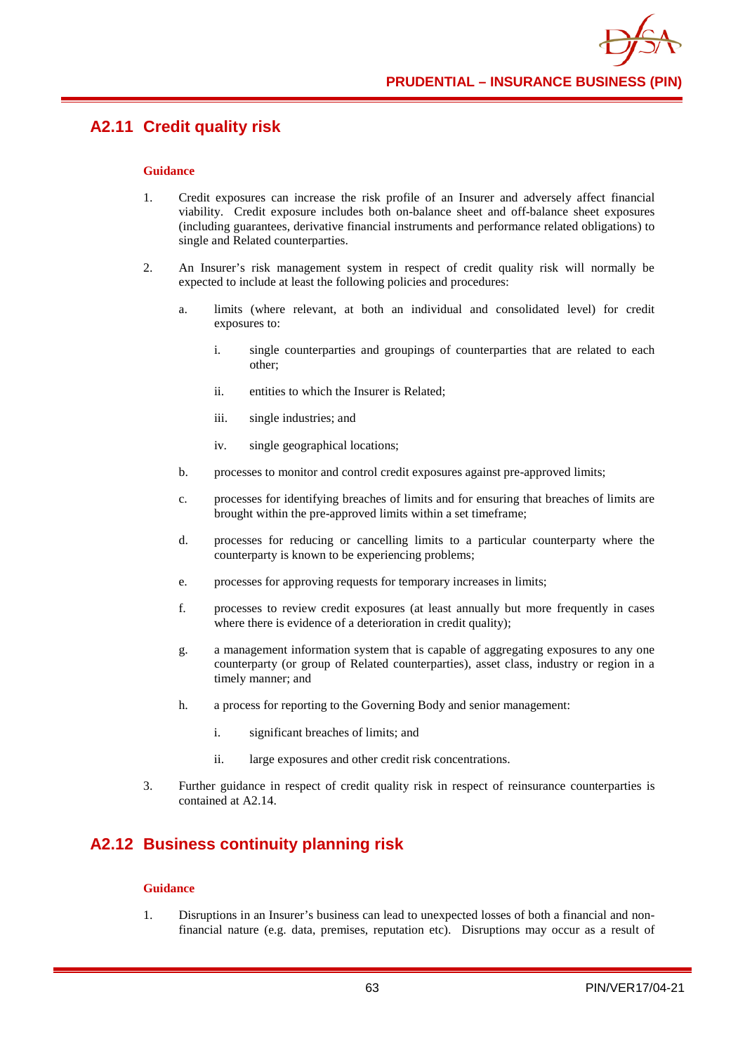## A2.11 Credit quality risk

**Guidance**

1. Credit exposures can increase the risk profile of an Insurer and adversely affect financial viability. Credit exposure includes both on-balance sheet and off-balance sheet exposures (including guarantees, derivative financial instruments and performance related obligations) to single and Related counterparties.

2. An Insurer's risk management system in respect of credit quality risk will normally be expected to include at least the following policies and procedures:

   a. limits (where relevant, at both an individual and consolidated level) for credit exposures to:

      i. single counterparties and groupings of counterparties that are related to each other;

      ii. entities to which the Insurer is Related;

      iii. single industries; and

      iv. single geographical locations;

   b. processes to monitor and control credit exposures against pre-approved limits;

   c. processes for identifying breaches of limits and for ensuring that breaches of limits are brought within the pre-approved limits within a set timeframe;

   d. processes for reducing or cancelling limits to a particular counterparty where the counterparty is known to be experiencing problems;

   e. processes for approving requests for temporary increases in limits;

   f. processes to review credit exposures (at least annually but more frequently in cases where there is evidence of a deterioration in credit quality);

   g. a management information system that is capable of aggregating exposures to any one counterparty (or group of Related counterparties), asset class, industry or region in a timely manner; and

   h. a process for reporting to the Governing Body and senior management:

      i. significant breaches of limits; and

      ii. large exposures and other credit risk concentrations.

3. Further guidance in respect of credit quality risk in respect of reinsurance counterparties is contained at A2.14.

## A2.12 Business continuity planning risk

**Guidance**

1. Disruptions in an Insurer's business can lead to unexpected losses of both a financial and non-financial nature (e.g. data, premises, reputation etc). Disruptions may occur as a result of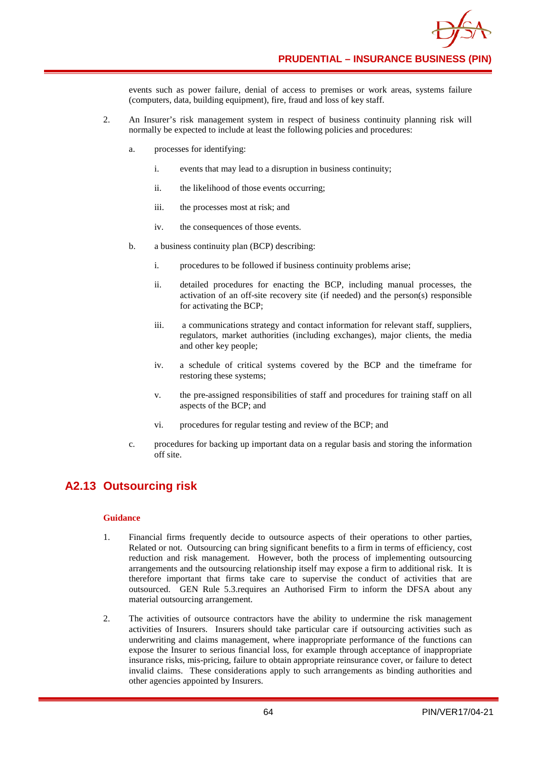events such as power failure, denial of access to premises or work areas, systems failure (computers, data, building equipment), fire, fraud and loss of key staff.

2. An Insurer's risk management system in respect of business continuity planning risk will normally be expected to include at least the following policies and procedures:

   a. processes for identifying:

      i. events that may lead to a disruption in business continuity;

      ii. the likelihood of those events occurring;

      iii. the processes most at risk; and

      iv. the consequences of those events.

   b. a business continuity plan (BCP) describing:

      i. procedures to be followed if business continuity problems arise;

      ii. detailed procedures for enacting the BCP, including manual processes, the activation of an off-site recovery site (if needed) and the person(s) responsible for activating the BCP;

      iii. a communications strategy and contact information for relevant staff, suppliers, regulators, market authorities (including exchanges), major clients, the media and other key people;

      iv. a schedule of critical systems covered by the BCP and the timeframe for restoring these systems;

      v. the pre-assigned responsibilities of staff and procedures for training staff on all aspects of the BCP; and

      vi. procedures for regular testing and review of the BCP; and

   c. procedures for backing up important data on a regular basis and storing the information off site.

## A2.13 Outsourcing risk

**Guidance**

1. Financial firms frequently decide to outsource aspects of their operations to other parties, Related or not. Outsourcing can bring significant benefits to a firm in terms of efficiency, cost reduction and risk management. However, both the process of implementing outsourcing arrangements and the outsourcing relationship itself may expose a firm to additional risk. It is therefore important that firms take care to supervise the conduct of activities that are outsourced. GEN Rule 5.3.requires an Authorised Firm to inform the DFSA about any material outsourcing arrangement.

2. The activities of outsource contractors have the ability to undermine the risk management activities of Insurers. Insurers should take particular care if outsourcing activities such as underwriting and claims management, where inappropriate performance of the functions can expose the Insurer to serious financial loss, for example through acceptance of inappropriate insurance risks, mis-pricing, failure to obtain appropriate reinsurance cover, or failure to detect invalid claims. These considerations apply to such arrangements as binding authorities and other agencies appointed by Insurers.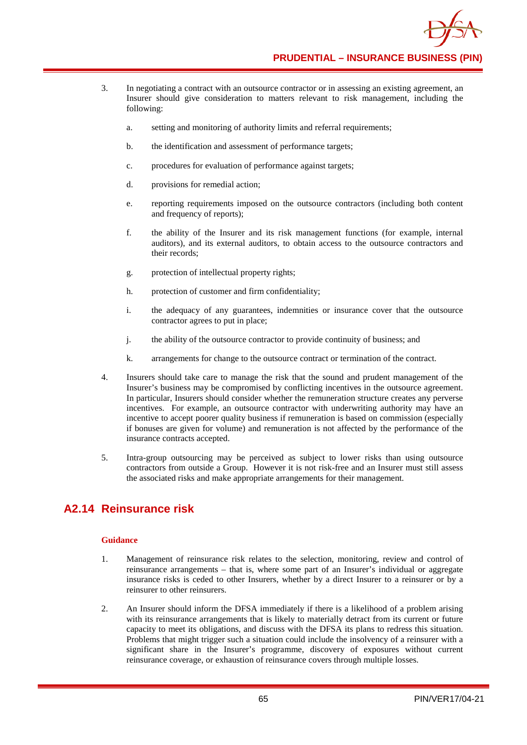3. In negotiating a contract with an outsource contractor or in assessing an existing agreement, an Insurer should give consideration to matters relevant to risk management, including the following:

   a. setting and monitoring of authority limits and referral requirements;

   b. the identification and assessment of performance targets;

   c. procedures for evaluation of performance against targets;

   d. provisions for remedial action;

   e. reporting requirements imposed on the outsource contractors (including both content and frequency of reports);

   f. the ability of the Insurer and its risk management functions (for example, internal auditors), and its external auditors, to obtain access to the outsource contractors and their records;

   g. protection of intellectual property rights;

   h. protection of customer and firm confidentiality;

   i. the adequacy of any guarantees, indemnities or insurance cover that the outsource contractor agrees to put in place;

   j. the ability of the outsource contractor to provide continuity of business; and

   k. arrangements for change to the outsource contract or termination of the contract.

4. Insurers should take care to manage the risk that the sound and prudent management of the Insurer's business may be compromised by conflicting incentives in the outsource agreement. In particular, Insurers should consider whether the remuneration structure creates any perverse incentives. For example, an outsource contractor with underwriting authority may have an incentive to accept poorer quality business if remuneration is based on commission (especially if bonuses are given for volume) and remuneration is not affected by the performance of the insurance contracts accepted.

5. Intra-group outsourcing may be perceived as subject to lower risks than using outsource contractors from outside a Group. However it is not risk-free and an Insurer must still assess the associated risks and make appropriate arrangements for their management.

## A2.14 Reinsurance risk

**Guidance**

1. Management of reinsurance risk relates to the selection, monitoring, review and control of reinsurance arrangements – that is, where some part of an Insurer's individual or aggregate insurance risks is ceded to other Insurers, whether by a direct Insurer to a reinsurer or by a reinsurer to other reinsurers.

2. An Insurer should inform the DFSA immediately if there is a likelihood of a problem arising with its reinsurance arrangements that is likely to materially detract from its current or future capacity to meet its obligations, and discuss with the DFSA its plans to redress this situation. Problems that might trigger such a situation could include the insolvency of a reinsurer with a significant share in the Insurer's programme, discovery of exposures without current reinsurance coverage, or exhaustion of reinsurance covers through multiple losses.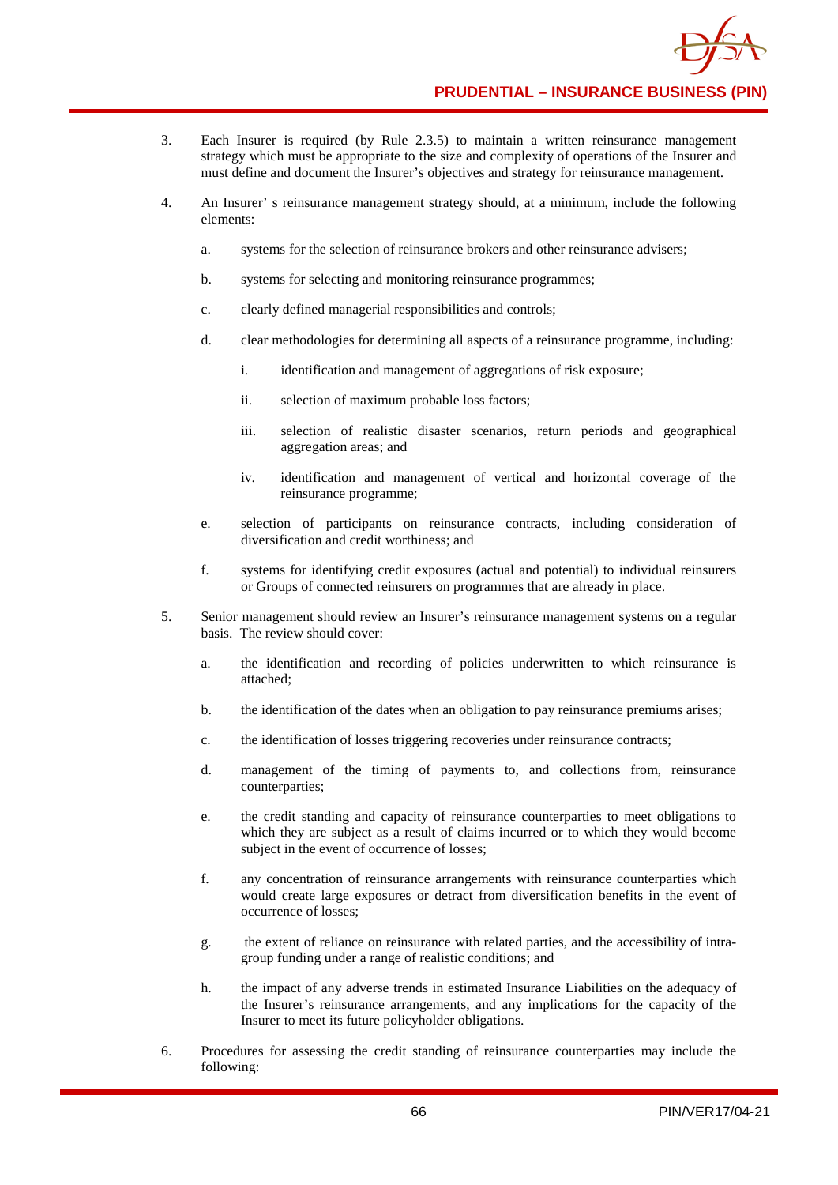3. Each Insurer is required (by Rule 2.3.5) to maintain a written reinsurance management strategy which must be appropriate to the size and complexity of operations of the Insurer and must define and document the Insurer's objectives and strategy for reinsurance management.

4. An Insurer' s reinsurance management strategy should, at a minimum, include the following elements:

   a. systems for the selection of reinsurance brokers and other reinsurance advisers;

   b. systems for selecting and monitoring reinsurance programmes;

   c. clearly defined managerial responsibilities and controls;

   d. clear methodologies for determining all aspects of a reinsurance programme, including:

      i. identification and management of aggregations of risk exposure;

      ii. selection of maximum probable loss factors;

      iii. selection of realistic disaster scenarios, return periods and geographical aggregation areas; and

      iv. identification and management of vertical and horizontal coverage of the reinsurance programme;

   e. selection of participants on reinsurance contracts, including consideration of diversification and credit worthiness; and

   f. systems for identifying credit exposures (actual and potential) to individual reinsurers or Groups of connected reinsurers on programmes that are already in place.

5. Senior management should review an Insurer's reinsurance management systems on a regular basis. The review should cover:

   a. the identification and recording of policies underwritten to which reinsurance is attached;

   b. the identification of the dates when an obligation to pay reinsurance premiums arises;

   c. the identification of losses triggering recoveries under reinsurance contracts;

   d. management of the timing of payments to, and collections from, reinsurance counterparties;

   e. the credit standing and capacity of reinsurance counterparties to meet obligations to which they are subject as a result of claims incurred or to which they would become subject in the event of occurrence of losses;

   f. any concentration of reinsurance arrangements with reinsurance counterparties which would create large exposures or detract from diversification benefits in the event of occurrence of losses;

   g. the extent of reliance on reinsurance with related parties, and the accessibility of intra-group funding under a range of realistic conditions; and

   h. the impact of any adverse trends in estimated Insurance Liabilities on the adequacy of the Insurer's reinsurance arrangements, and any implications for the capacity of the Insurer to meet its future policyholder obligations.

6. Procedures for assessing the credit standing of reinsurance counterparties may include the following: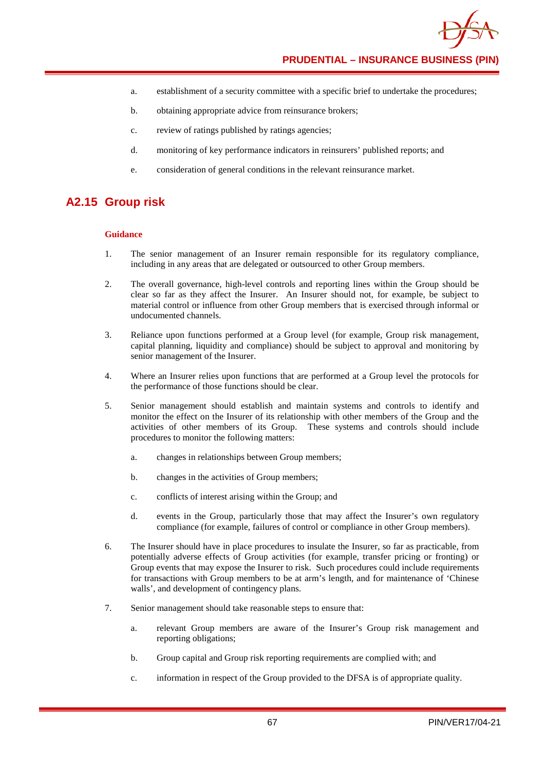a. establishment of a security committee with a specific brief to undertake the procedures;

b. obtaining appropriate advice from reinsurance brokers;

c. review of ratings published by ratings agencies;

d. monitoring of key performance indicators in reinsurers' published reports; and

e. consideration of general conditions in the relevant reinsurance market.

## A2.15 Group risk

**Guidance**

1. The senior management of an Insurer remain responsible for its regulatory compliance, including in any areas that are delegated or outsourced to other Group members.

2. The overall governance, high-level controls and reporting lines within the Group should be clear so far as they affect the Insurer. An Insurer should not, for example, be subject to material control or influence from other Group members that is exercised through informal or undocumented channels.

3. Reliance upon functions performed at a Group level (for example, Group risk management, capital planning, liquidity and compliance) should be subject to approval and monitoring by senior management of the Insurer.

4. Where an Insurer relies upon functions that are performed at a Group level the protocols for the performance of those functions should be clear.

5. Senior management should establish and maintain systems and controls to identify and monitor the effect on the Insurer of its relationship with other members of the Group and the activities of other members of its Group. These systems and controls should include procedures to monitor the following matters:

   a. changes in relationships between Group members;

   b. changes in the activities of Group members;

   c. conflicts of interest arising within the Group; and

   d. events in the Group, particularly those that may affect the Insurer's own regulatory compliance (for example, failures of control or compliance in other Group members).

6. The Insurer should have in place procedures to insulate the Insurer, so far as practicable, from potentially adverse effects of Group activities (for example, transfer pricing or fronting) or Group events that may expose the Insurer to risk. Such procedures could include requirements for transactions with Group members to be at arm's length, and for maintenance of 'Chinese walls', and development of contingency plans.

7. Senior management should take reasonable steps to ensure that:

   a. relevant Group members are aware of the Insurer's Group risk management and reporting obligations;

   b. Group capital and Group risk reporting requirements are complied with; and

   c. information in respect of the Group provided to the DFSA is of appropriate quality.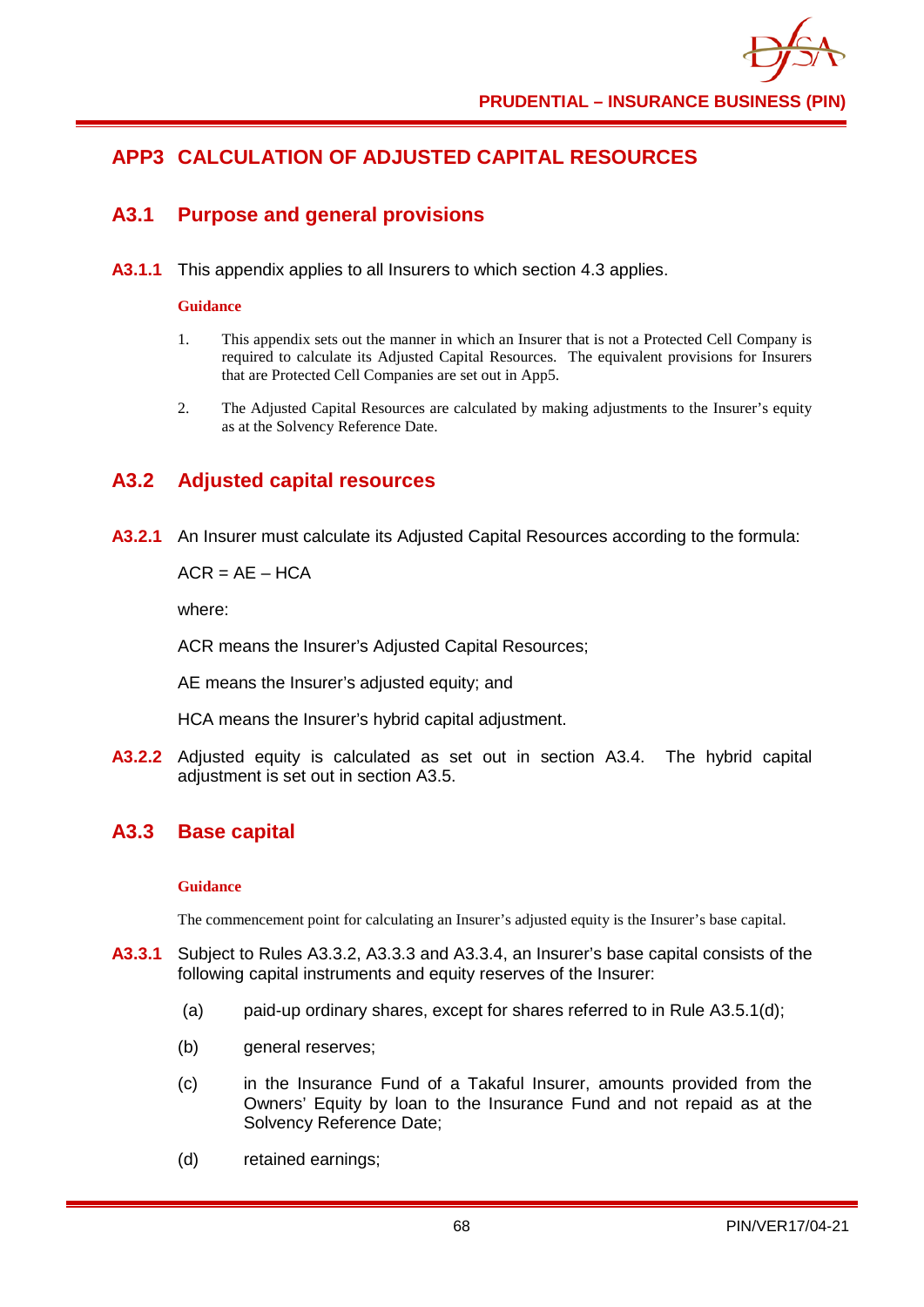# APP3 CALCULATION OF ADJUSTED CAPITAL RESOURCES

## A3.1 Purpose and general provisions

**A3.1.1** This appendix applies to all Insurers to which section 4.3 applies.

**Guidance**

1. This appendix sets out the manner in which an Insurer that is not a Protected Cell Company is required to calculate its Adjusted Capital Resources. The equivalent provisions for Insurers that are Protected Cell Companies are set out in App5.

2. The Adjusted Capital Resources are calculated by making adjustments to the Insurer's equity as at the Solvency Reference Date.

## A3.2 Adjusted capital resources

**A3.2.1** An Insurer must calculate its Adjusted Capital Resources according to the formula:

$$ACR = AE - HCA$$

where:

ACR means the Insurer's Adjusted Capital Resources;

AE means the Insurer's adjusted equity; and

HCA means the Insurer's hybrid capital adjustment.

**A3.2.2** Adjusted equity is calculated as set out in section A3.4. The hybrid capital adjustment is set out in section A3.5.

## A3.3 Base capital

**Guidance**

The commencement point for calculating an Insurer's adjusted equity is the Insurer's base capital.

**A3.3.1** Subject to Rules A3.3.2, A3.3.3 and A3.3.4, an Insurer's base capital consists of the following capital instruments and equity reserves of the Insurer:

(a) paid-up ordinary shares, except for shares referred to in Rule A3.5.1(d);

(b) general reserves;

(c) in the Insurance Fund of a Takaful Insurer, amounts provided from the Owners' Equity by loan to the Insurance Fund and not repaid as at the Solvency Reference Date;

(d) retained earnings;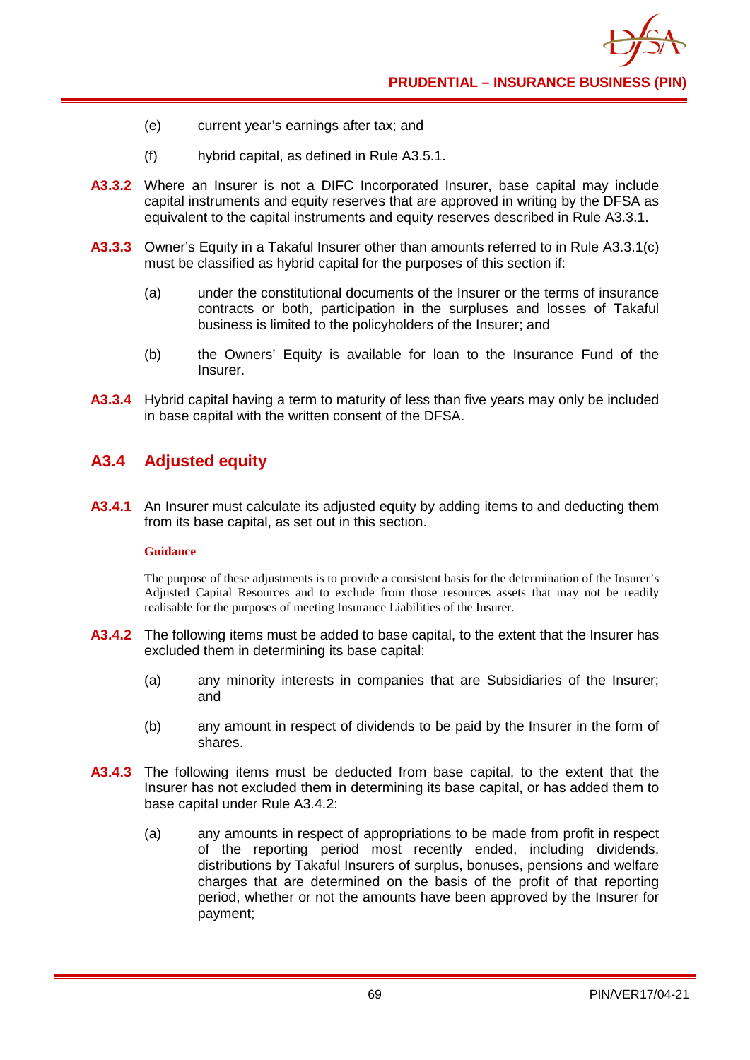(e) current year's earnings after tax; and

(f) hybrid capital, as defined in Rule A3.5.1.

**A3.3.2** Where an Insurer is not a DIFC Incorporated Insurer, base capital may include capital instruments and equity reserves that are approved in writing by the DFSA as equivalent to the capital instruments and equity reserves described in Rule A3.3.1.

**A3.3.3** Owner's Equity in a Takaful Insurer other than amounts referred to in Rule A3.3.1(c) must be classified as hybrid capital for the purposes of this section if:

(a) under the constitutional documents of the Insurer or the terms of insurance contracts or both, participation in the surpluses and losses of Takaful business is limited to the policyholders of the Insurer; and

(b) the Owners' Equity is available for loan to the Insurance Fund of the Insurer.

**A3.3.4** Hybrid capital having a term to maturity of less than five years may only be included in base capital with the written consent of the DFSA.

## A3.4 Adjusted equity

**A3.4.1** An Insurer must calculate its adjusted equity by adding items to and deducting them from its base capital, as set out in this section.

**Guidance**

The purpose of these adjustments is to provide a consistent basis for the determination of the Insurer's Adjusted Capital Resources and to exclude from those resources assets that may not be readily realisable for the purposes of meeting Insurance Liabilities of the Insurer.

**A3.4.2** The following items must be added to base capital, to the extent that the Insurer has excluded them in determining its base capital:

(a) any minority interests in companies that are Subsidiaries of the Insurer; and

(b) any amount in respect of dividends to be paid by the Insurer in the form of shares.

**A3.4.3** The following items must be deducted from base capital, to the extent that the Insurer has not excluded them in determining its base capital, or has added them to base capital under Rule A3.4.2:

(a) any amounts in respect of appropriations to be made from profit in respect of the reporting period most recently ended, including dividends, distributions by Takaful Insurers of surplus, bonuses, pensions and welfare charges that are determined on the basis of the profit of that reporting period, whether or not the amounts have been approved by the Insurer for payment;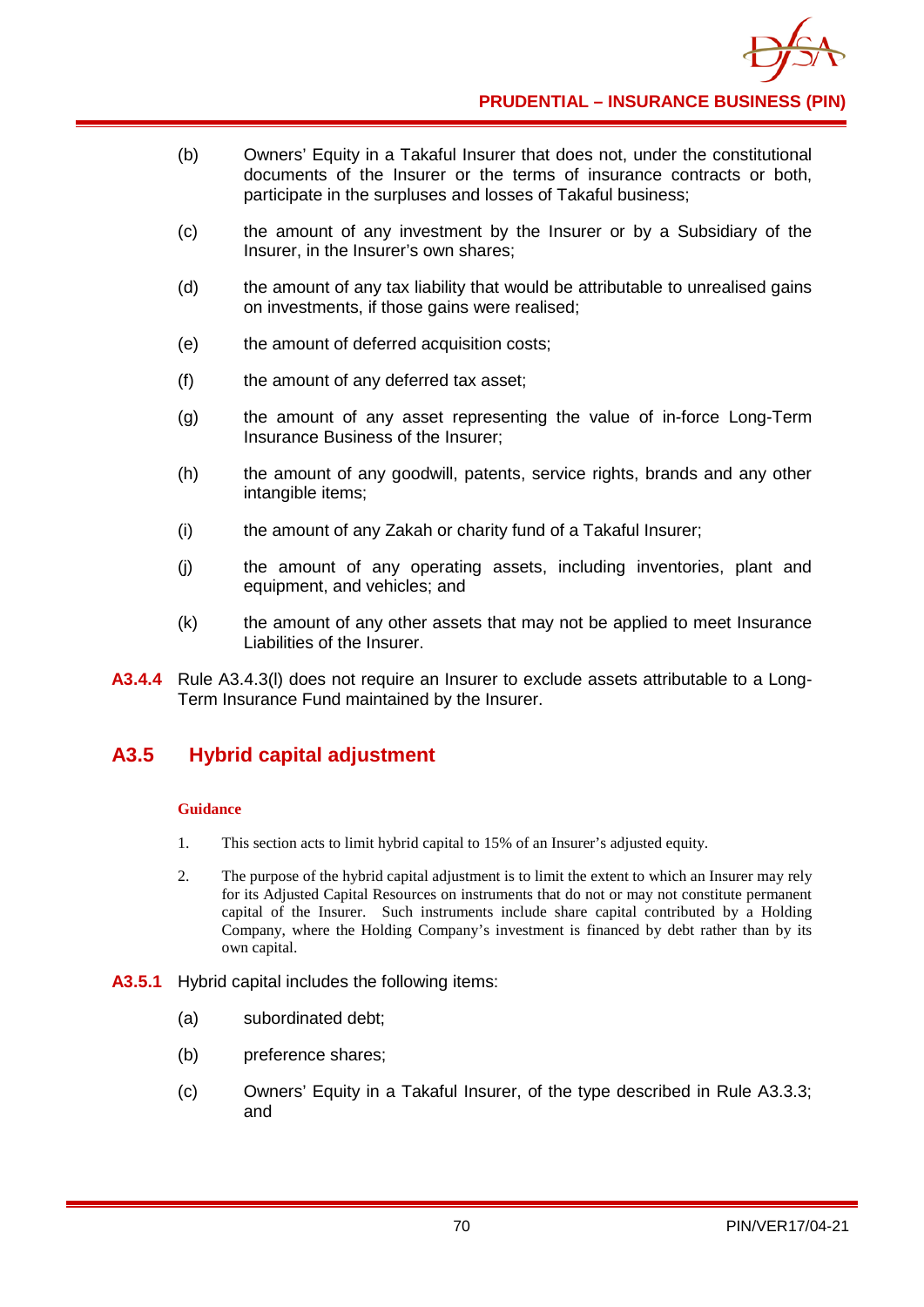(b) Owners' Equity in a Takaful Insurer that does not, under the constitutional documents of the Insurer or the terms of insurance contracts or both, participate in the surpluses and losses of Takaful business;

(c) the amount of any investment by the Insurer or by a Subsidiary of the Insurer, in the Insurer's own shares;

(d) the amount of any tax liability that would be attributable to unrealised gains on investments, if those gains were realised;

(e) the amount of deferred acquisition costs;

(f) the amount of any deferred tax asset;

(g) the amount of any asset representing the value of in-force Long-Term Insurance Business of the Insurer;

(h) the amount of any goodwill, patents, service rights, brands and any other intangible items;

(i) the amount of any Zakah or charity fund of a Takaful Insurer;

(j) the amount of any operating assets, including inventories, plant and equipment, and vehicles; and

(k) the amount of any other assets that may not be applied to meet Insurance Liabilities of the Insurer.

**A3.4.4** Rule A3.4.3(l) does not require an Insurer to exclude assets attributable to a Long-Term Insurance Fund maintained by the Insurer.

## A3.5 Hybrid capital adjustment

**Guidance**

1. This section acts to limit hybrid capital to 15% of an Insurer's adjusted equity.

2. The purpose of the hybrid capital adjustment is to limit the extent to which an Insurer may rely for its Adjusted Capital Resources on instruments that do not or may not constitute permanent capital of the Insurer. Such instruments include share capital contributed by a Holding Company, where the Holding Company's investment is financed by debt rather than by its own capital.

**A3.5.1** Hybrid capital includes the following items:

(a) subordinated debt;

(b) preference shares;

(c) Owners' Equity in a Takaful Insurer, of the type described in Rule A3.3.3; and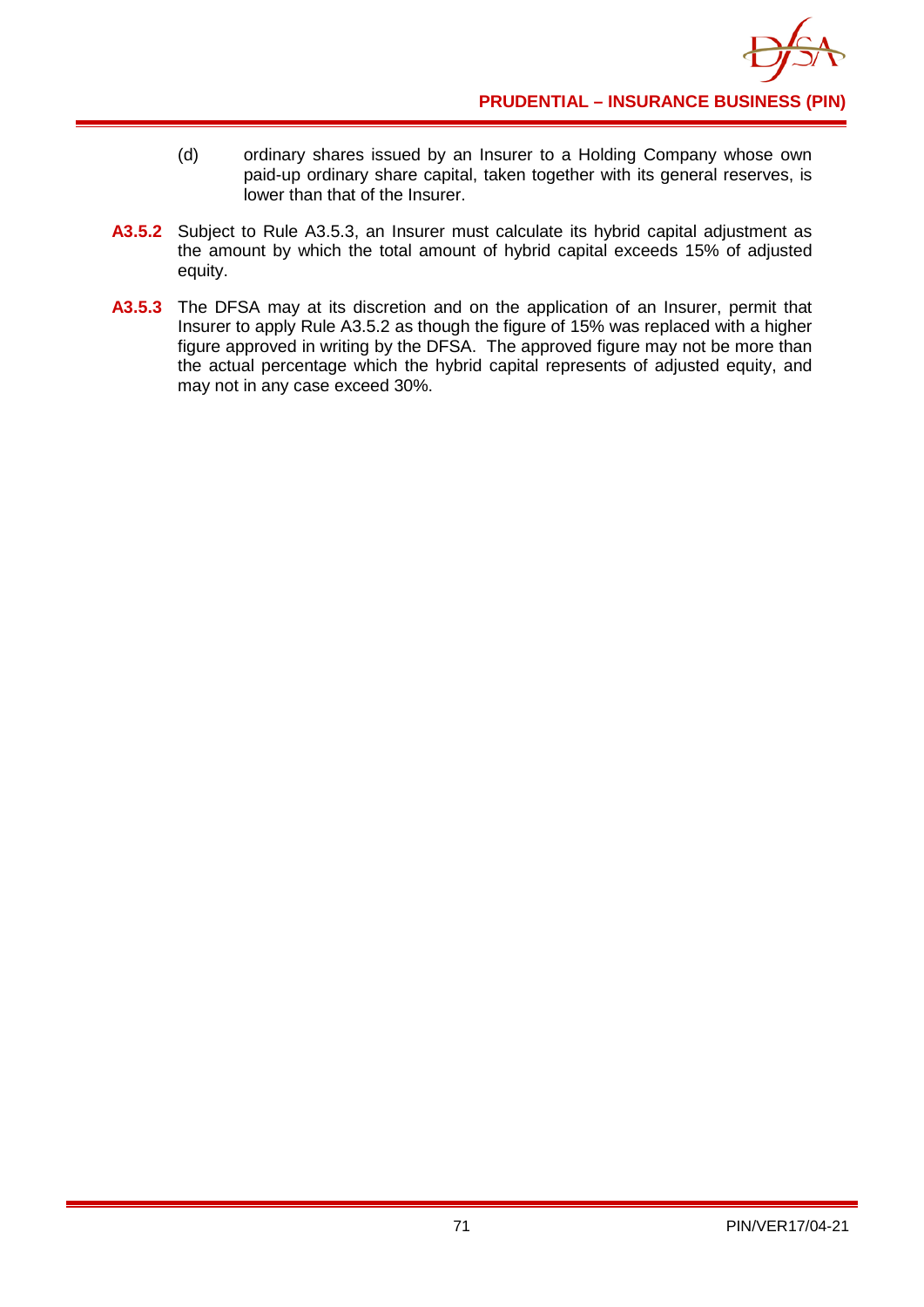(d) ordinary shares issued by an Insurer to a Holding Company whose own paid-up ordinary share capital, taken together with its general reserves, is lower than that of the Insurer.

**A3.5.2** Subject to Rule A3.5.3, an Insurer must calculate its hybrid capital adjustment as the amount by which the total amount of hybrid capital exceeds 15% of adjusted equity.

**A3.5.3** The DFSA may at its discretion and on the application of an Insurer, permit that Insurer to apply Rule A3.5.2 as though the figure of 15% was replaced with a higher figure approved in writing by the DFSA. The approved figure may not be more than the actual percentage which the hybrid capital represents of adjusted equity, and may not in any case exceed 30%.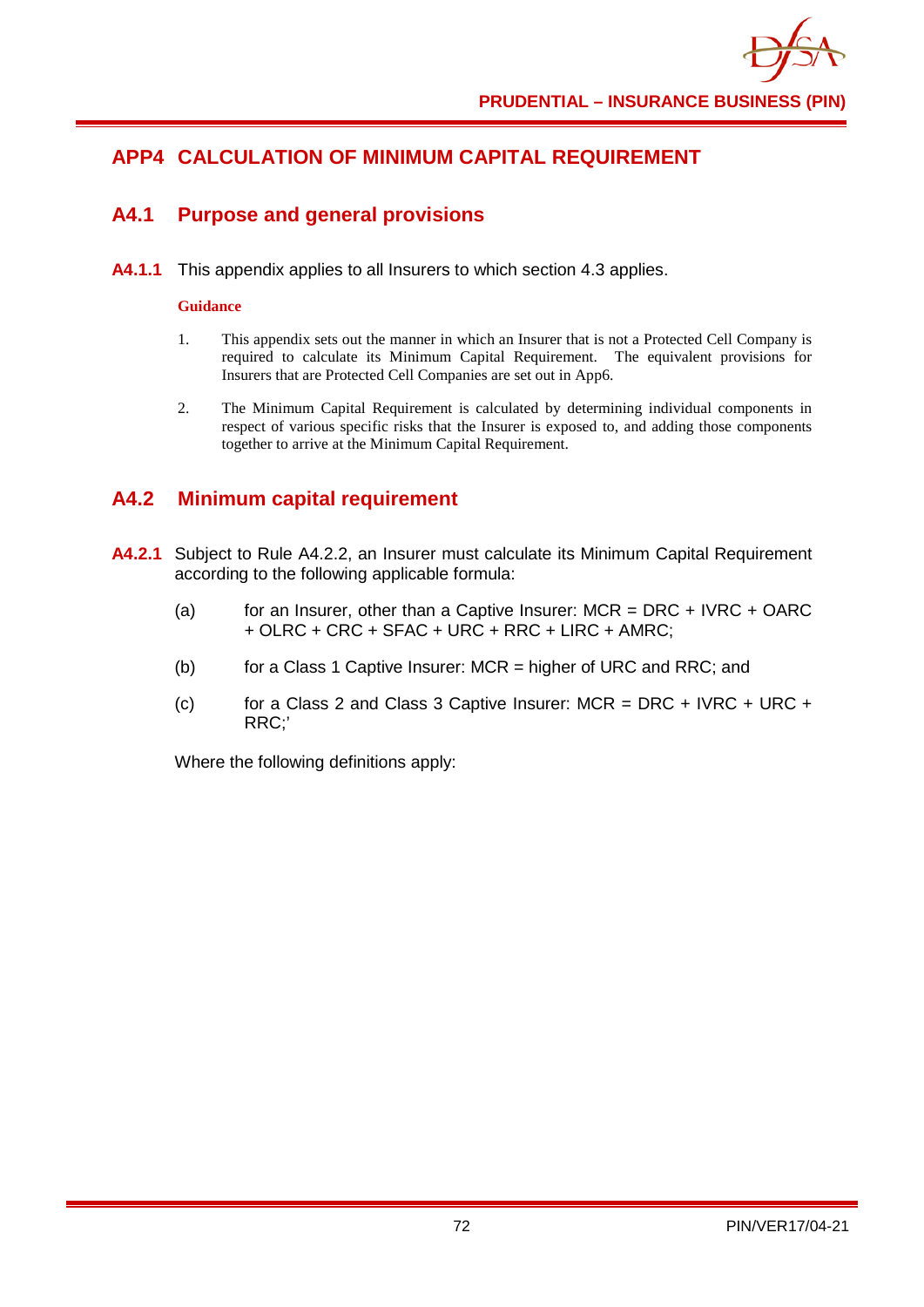## APP4 CALCULATION OF MINIMUM CAPITAL REQUIREMENT

### A4.1 Purpose and general provisions

**A4.1.1** This appendix applies to all Insurers to which section 4.3 applies.

**Guidance**

1. This appendix sets out the manner in which an Insurer that is not a Protected Cell Company is required to calculate its Minimum Capital Requirement. The equivalent provisions for Insurers that are Protected Cell Companies are set out in App6.

2. The Minimum Capital Requirement is calculated by determining individual components in respect of various specific risks that the Insurer is exposed to, and adding those components together to arrive at the Minimum Capital Requirement.

### A4.2 Minimum capital requirement

**A4.2.1** Subject to Rule A4.2.2, an Insurer must calculate its Minimum Capital Requirement according to the following applicable formula:

(a) for an Insurer, other than a Captive Insurer: MCR = DRC + IVRC + OARC + OLRC + CRC + SFAC + URC + RRC + LIRC + AMRC;

(b) for a Class 1 Captive Insurer: MCR = higher of URC and RRC; and

(c) for a Class 2 and Class 3 Captive Insurer: MCR = DRC + IVRC + URC + RRC;'

Where the following definitions apply: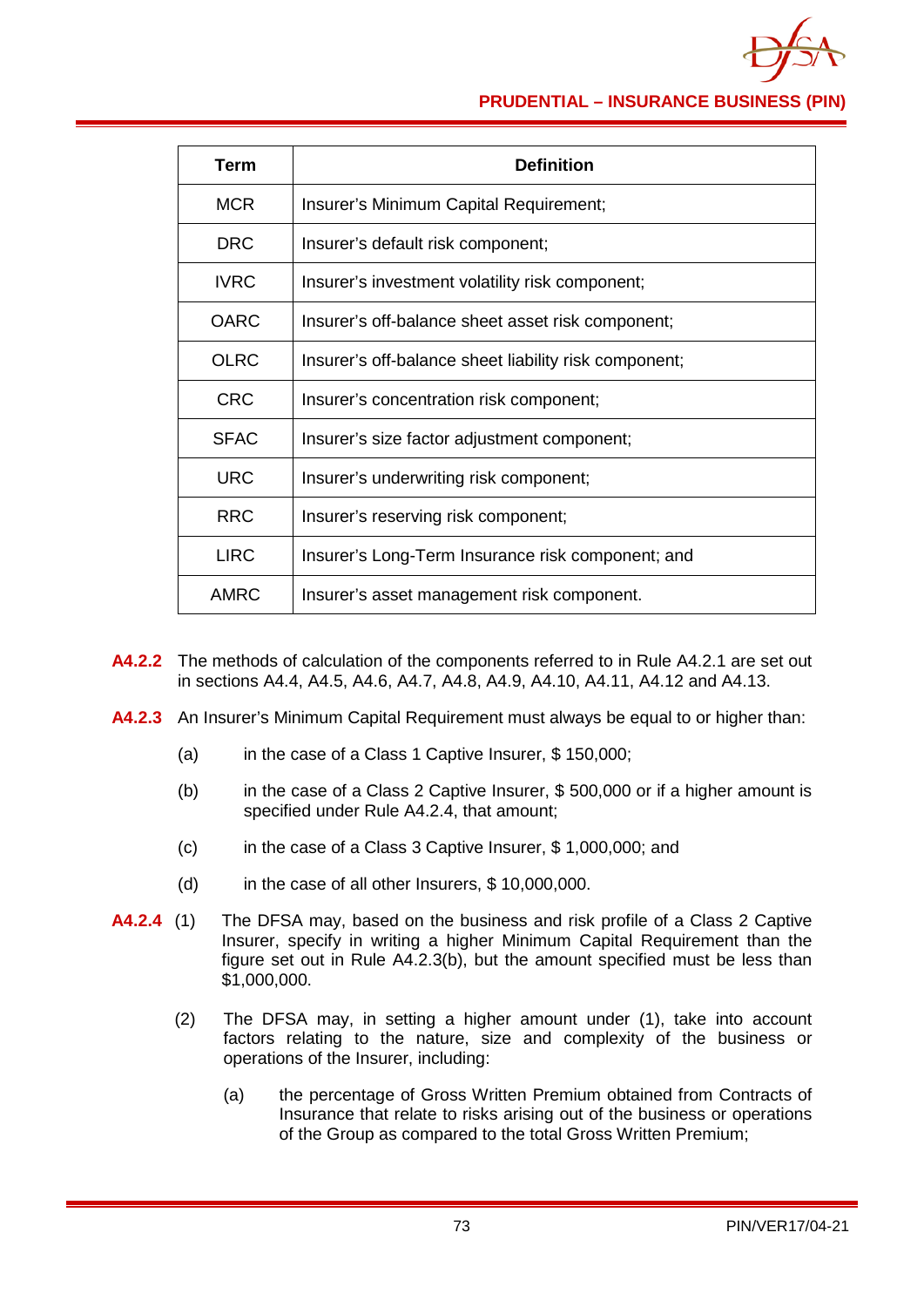| Term | Definition |
|---|---|
| MCR | Insurer's Minimum Capital Requirement; |
| DRC | Insurer's default risk component; |
| IVRC | Insurer's investment volatility risk component; |
| OARC | Insurer's off-balance sheet asset risk component; |
| OLRC | Insurer's off-balance sheet liability risk component; |
| CRC | Insurer's concentration risk component; |
| SFAC | Insurer's size factor adjustment component; |
| URC | Insurer's underwriting risk component; |
| RRC | Insurer's reserving risk component; |
| LIRC | Insurer's Long-Term Insurance risk component; and |
| AMRC | Insurer's asset management risk component. |

**A4.2.2** The methods of calculation of the components referred to in Rule A4.2.1 are set out in sections A4.4, A4.5, A4.6, A4.7, A4.8, A4.9, A4.10, A4.11, A4.12 and A4.13.

**A4.2.3** An Insurer's Minimum Capital Requirement must always be equal to or higher than:

(a) in the case of a Class 1 Captive Insurer, $ 150,000;

(b) in the case of a Class 2 Captive Insurer, $ 500,000 or if a higher amount is specified under Rule A4.2.4, that amount;

(c) in the case of a Class 3 Captive Insurer, $ 1,000,000; and

(d) in the case of all other Insurers, $ 10,000,000.

**A4.2.4** (1) The DFSA may, based on the business and risk profile of a Class 2 Captive Insurer, specify in writing a higher Minimum Capital Requirement than the figure set out in Rule A4.2.3(b), but the amount specified must be less than $1,000,000.

(2) The DFSA may, in setting a higher amount under (1), take into account factors relating to the nature, size and complexity of the business or operations of the Insurer, including:

(a) the percentage of Gross Written Premium obtained from Contracts of Insurance that relate to risks arising out of the business or operations of the Group as compared to the total Gross Written Premium;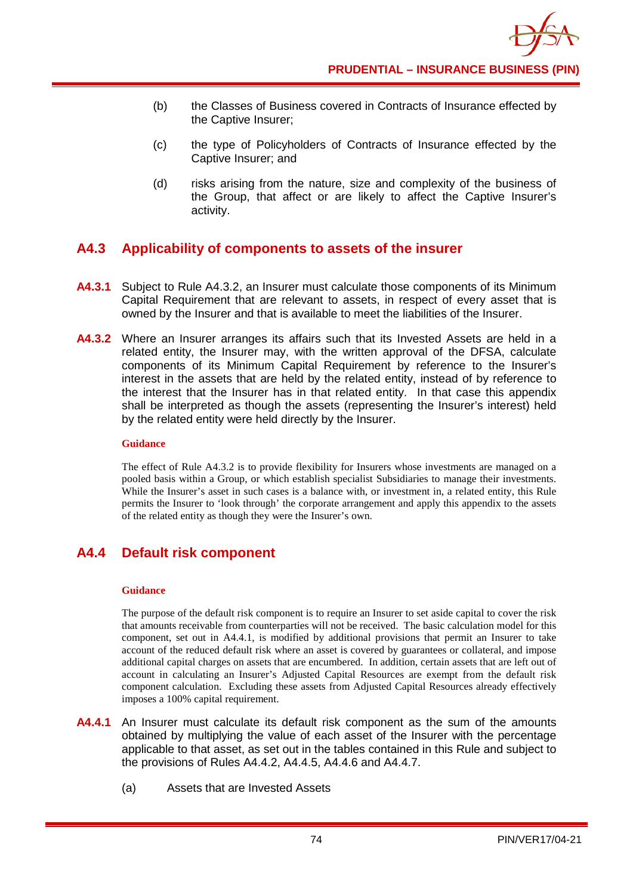(b) the Classes of Business covered in Contracts of Insurance effected by the Captive Insurer;

(c) the type of Policyholders of Contracts of Insurance effected by the Captive Insurer; and

(d) risks arising from the nature, size and complexity of the business of the Group, that affect or are likely to affect the Captive Insurer's activity.

## A4.3 Applicability of components to assets of the insurer

**A4.3.1** Subject to Rule A4.3.2, an Insurer must calculate those components of its Minimum Capital Requirement that are relevant to assets, in respect of every asset that is owned by the Insurer and that is available to meet the liabilities of the Insurer.

**A4.3.2** Where an Insurer arranges its affairs such that its Invested Assets are held in a related entity, the Insurer may, with the written approval of the DFSA, calculate components of its Minimum Capital Requirement by reference to the Insurer's interest in the assets that are held by the related entity, instead of by reference to the interest that the Insurer has in that related entity. In that case this appendix shall be interpreted as though the assets (representing the Insurer's interest) held by the related entity were held directly by the Insurer.

**Guidance**

The effect of Rule A4.3.2 is to provide flexibility for Insurers whose investments are managed on a pooled basis within a Group, or which establish specialist Subsidiaries to manage their investments. While the Insurer's asset in such cases is a balance with, or investment in, a related entity, this Rule permits the Insurer to 'look through' the corporate arrangement and apply this appendix to the assets of the related entity as though they were the Insurer's own.

## A4.4 Default risk component

**Guidance**

The purpose of the default risk component is to require an Insurer to set aside capital to cover the risk that amounts receivable from counterparties will not be received. The basic calculation model for this component, set out in A4.4.1, is modified by additional provisions that permit an Insurer to take account of the reduced default risk where an asset is covered by guarantees or collateral, and impose additional capital charges on assets that are encumbered. In addition, certain assets that are left out of account in calculating an Insurer's Adjusted Capital Resources are exempt from the default risk component calculation. Excluding these assets from Adjusted Capital Resources already effectively imposes a 100% capital requirement.

**A4.4.1** An Insurer must calculate its default risk component as the sum of the amounts obtained by multiplying the value of each asset of the Insurer with the percentage applicable to that asset, as set out in the tables contained in this Rule and subject to the provisions of Rules A4.4.2, A4.4.5, A4.4.6 and A4.4.7.

(a) Assets that are Invested Assets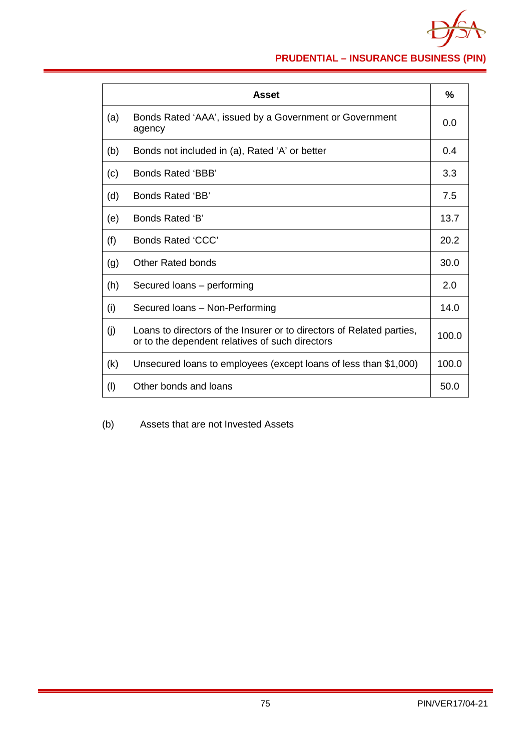| | Asset | % |
|---|---|---|
| (a) | Bonds Rated 'AAA', issued by a Government or Government agency | 0.0 |
| (b) | Bonds not included in (a), Rated 'A' or better | 0.4 |
| (c) | Bonds Rated 'BBB' | 3.3 |
| (d) | Bonds Rated 'BB' | 7.5 |
| (e) | Bonds Rated 'B' | 13.7 |
| (f) | Bonds Rated 'CCC' | 20.2 |
| (g) | Other Rated bonds | 30.0 |
| (h) | Secured loans – performing | 2.0 |
| (i) | Secured loans – Non-Performing | 14.0 |
| (j) | Loans to directors of the Insurer or to directors of Related parties, or to the dependent relatives of such directors | 100.0 |
| (k) | Unsecured loans to employees (except loans of less than $1,000) | 100.0 |
| (l) | Other bonds and loans | 50.0 |

(b) Assets that are not Invested Assets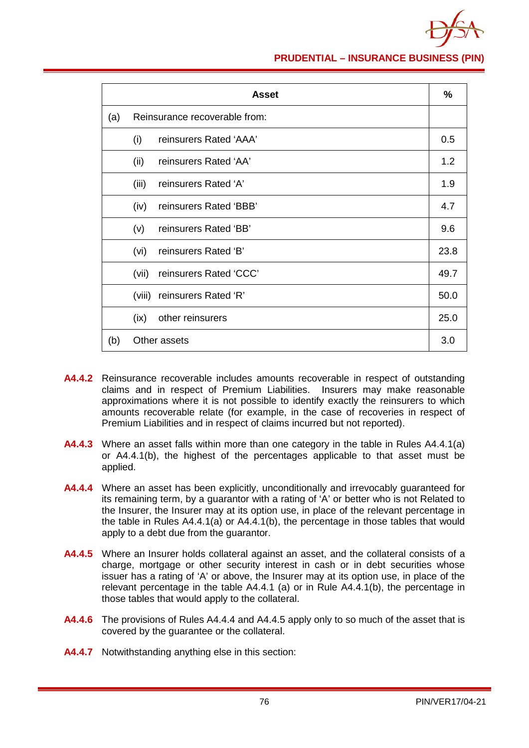| Asset | | % |
|---|---|---|
| (a) | Reinsurance recoverable from: | |
| | (i) reinsurers Rated 'AAA' | 0.5 |
| | (ii) reinsurers Rated 'AA' | 1.2 |
| | (iii) reinsurers Rated 'A' | 1.9 |
| | (iv) reinsurers Rated 'BBB' | 4.7 |
| | (v) reinsurers Rated 'BB' | 9.6 |
| | (vi) reinsurers Rated 'B' | 23.8 |
| | (vii) reinsurers Rated 'CCC' | 49.7 |
| | (viii) reinsurers Rated 'R' | 50.0 |
| | (ix) other reinsurers | 25.0 |
| (b) | Other assets | 3.0 |

**A4.4.2** Reinsurance recoverable includes amounts recoverable in respect of outstanding claims and in respect of Premium Liabilities. Insurers may make reasonable approximations where it is not possible to identify exactly the reinsurers to which amounts recoverable relate (for example, in the case of recoveries in respect of Premium Liabilities and in respect of claims incurred but not reported).

**A4.4.3** Where an asset falls within more than one category in the table in Rules A4.4.1(a) or A4.4.1(b), the highest of the percentages applicable to that asset must be applied.

**A4.4.4** Where an asset has been explicitly, unconditionally and irrevocably guaranteed for its remaining term, by a guarantor with a rating of 'A' or better who is not Related to the Insurer, the Insurer may at its option use, in place of the relevant percentage in the table in Rules A4.4.1(a) or A4.4.1(b), the percentage in those tables that would apply to a debt due from the guarantor.

**A4.4.5** Where an Insurer holds collateral against an asset, and the collateral consists of a charge, mortgage or other security interest in cash or in debt securities whose issuer has a rating of 'A' or above, the Insurer may at its option use, in place of the relevant percentage in the table A4.4.1 (a) or in Rule A4.4.1(b), the percentage in those tables that would apply to the collateral.

**A4.4.6** The provisions of Rules A4.4.4 and A4.4.5 apply only to so much of the asset that is covered by the guarantee or the collateral.

**A4.4.7** Notwithstanding anything else in this section: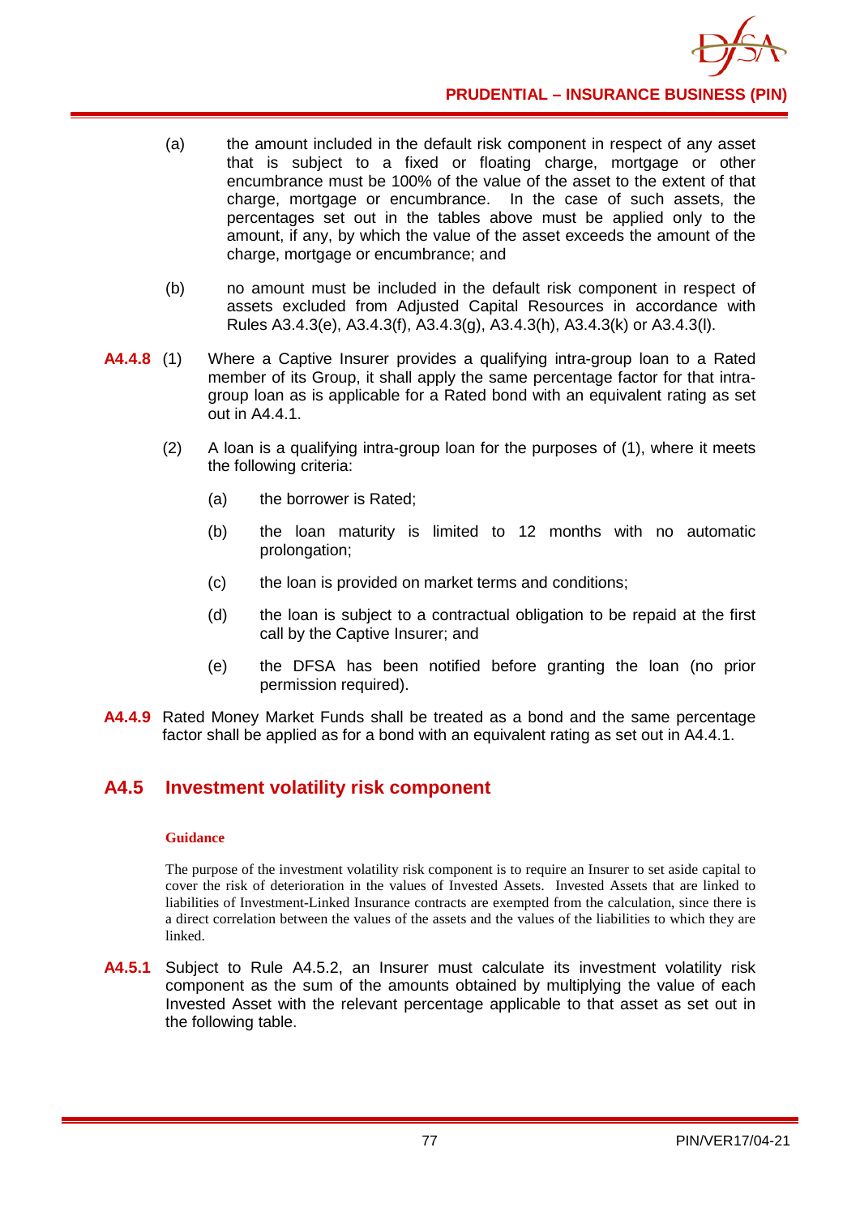(a) the amount included in the default risk component in respect of any asset that is subject to a fixed or floating charge, mortgage or other encumbrance must be 100% of the value of the asset to the extent of that charge, mortgage or encumbrance. In the case of such assets, the percentages set out in the tables above must be applied only to the amount, if any, by which the value of the asset exceeds the amount of the charge, mortgage or encumbrance; and

(b) no amount must be included in the default risk component in respect of assets excluded from Adjusted Capital Resources in accordance with Rules A3.4.3(e), A3.4.3(f), A3.4.3(g), A3.4.3(h), A3.4.3(k) or A3.4.3(l).

**A4.4.8** (1) Where a Captive Insurer provides a qualifying intra-group loan to a Rated member of its Group, it shall apply the same percentage factor for that intra-group loan as is applicable for a Rated bond with an equivalent rating as set out in A4.4.1.

(2) A loan is a qualifying intra-group loan for the purposes of (1), where it meets the following criteria:

(a) the borrower is Rated;

(b) the loan maturity is limited to 12 months with no automatic prolongation;

(c) the loan is provided on market terms and conditions;

(d) the loan is subject to a contractual obligation to be repaid at the first call by the Captive Insurer; and

(e) the DFSA has been notified before granting the loan (no prior permission required).

**A4.4.9** Rated Money Market Funds shall be treated as a bond and the same percentage factor shall be applied as for a bond with an equivalent rating as set out in A4.4.1.

## A4.5 Investment volatility risk component

**Guidance**

The purpose of the investment volatility risk component is to require an Insurer to set aside capital to cover the risk of deterioration in the values of Invested Assets. Invested Assets that are linked to liabilities of Investment-Linked Insurance contracts are exempted from the calculation, since there is a direct correlation between the values of the assets and the values of the liabilities to which they are linked.

**A4.5.1** Subject to Rule A4.5.2, an Insurer must calculate its investment volatility risk component as the sum of the amounts obtained by multiplying the value of each Invested Asset with the relevant percentage applicable to that asset as set out in the following table.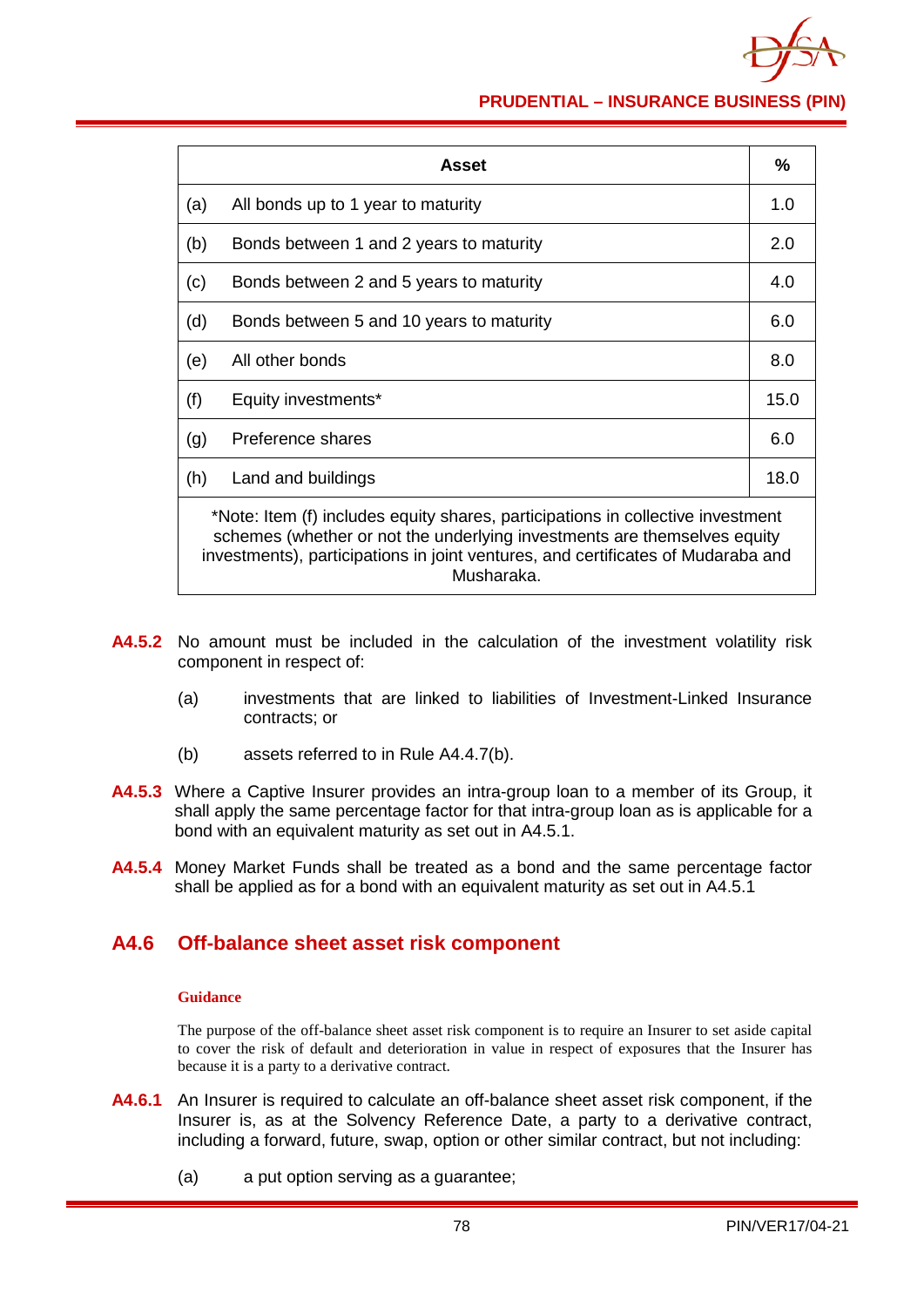| | Asset | % |
|---|---|---|
| (a) | All bonds up to 1 year to maturity | 1.0 |
| (b) | Bonds between 1 and 2 years to maturity | 2.0 |
| (c) | Bonds between 2 and 5 years to maturity | 4.0 |
| (d) | Bonds between 5 and 10 years to maturity | 6.0 |
| (e) | All other bonds | 8.0 |
| (f) | Equity investments* | 15.0 |
| (g) | Preference shares | 6.0 |
| (h) | Land and buildings | 18.0 |

*Note: Item (f) includes equity shares, participations in collective investment schemes (whether or not the underlying investments are themselves equity investments), participations in joint ventures, and certificates of Mudaraba and Musharaka.

**A4.5.2** No amount must be included in the calculation of the investment volatility risk component in respect of:

(a) investments that are linked to liabilities of Investment-Linked Insurance contracts; or

(b) assets referred to in Rule A4.4.7(b).

**A4.5.3** Where a Captive Insurer provides an intra-group loan to a member of its Group, it shall apply the same percentage factor for that intra-group loan as is applicable for a bond with an equivalent maturity as set out in A4.5.1.

**A4.5.4** Money Market Funds shall be treated as a bond and the same percentage factor shall be applied as for a bond with an equivalent maturity as set out in A4.5.1

## A4.6 Off-balance sheet asset risk component

**Guidance**

The purpose of the off-balance sheet asset risk component is to require an Insurer to set aside capital to cover the risk of default and deterioration in value in respect of exposures that the Insurer has because it is a party to a derivative contract.

**A4.6.1** An Insurer is required to calculate an off-balance sheet asset risk component, if the Insurer is, as at the Solvency Reference Date, a party to a derivative contract, including a forward, future, swap, option or other similar contract, but not including:

(a) a put option serving as a guarantee;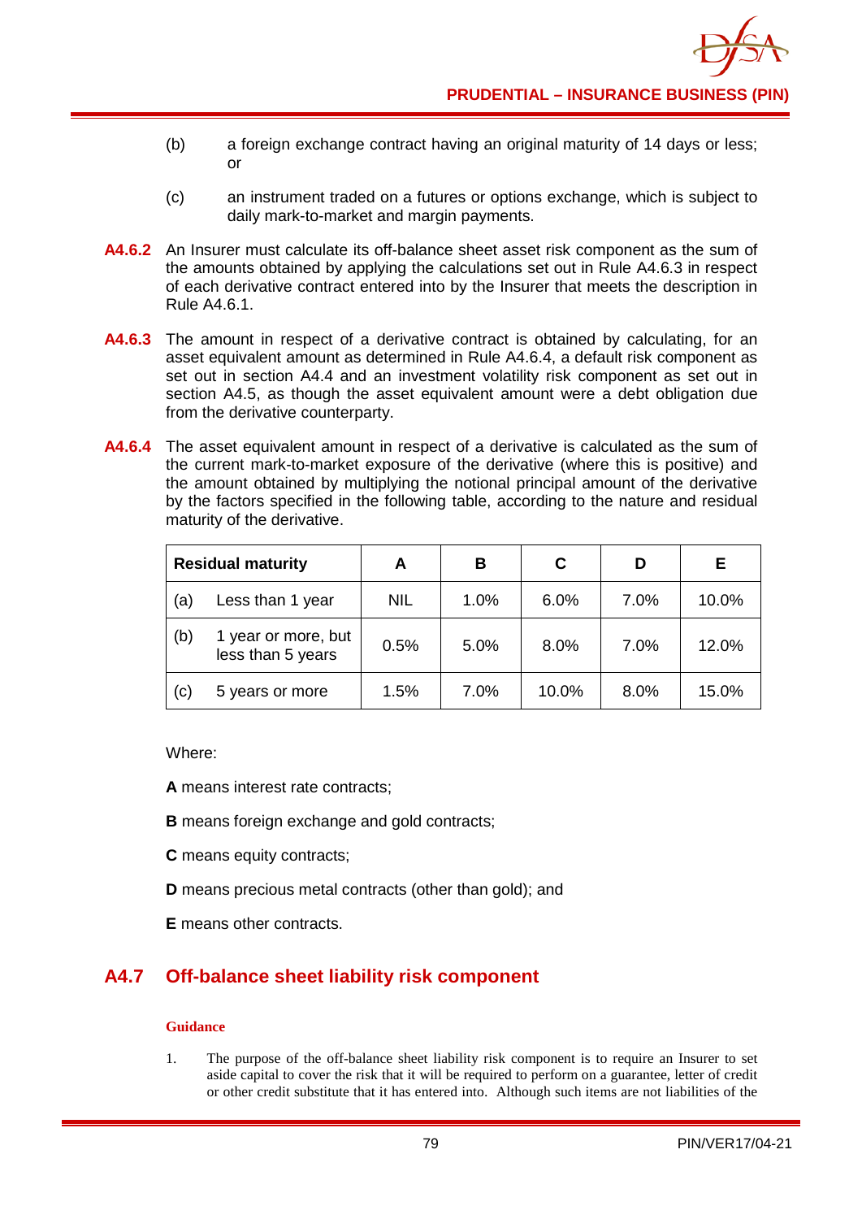(b) a foreign exchange contract having an original maturity of 14 days or less; or

(c) an instrument traded on a futures or options exchange, which is subject to daily mark-to-market and margin payments.

**A4.6.2** An Insurer must calculate its off-balance sheet asset risk component as the sum of the amounts obtained by applying the calculations set out in Rule A4.6.3 in respect of each derivative contract entered into by the Insurer that meets the description in Rule A4.6.1.

**A4.6.3** The amount in respect of a derivative contract is obtained by calculating, for an asset equivalent amount as determined in Rule A4.6.4, a default risk component as set out in section A4.4 and an investment volatility risk component as set out in section A4.5, as though the asset equivalent amount were a debt obligation due from the derivative counterparty.

**A4.6.4** The asset equivalent amount in respect of a derivative is calculated as the sum of the current mark-to-market exposure of the derivative (where this is positive) and the amount obtained by multiplying the notional principal amount of the derivative by the factors specified in the following table, according to the nature and residual maturity of the derivative.

| Residual maturity | | A | B | C | D | E |
|---|---|---|---|---|---|---|
| (a) | Less than 1 year | NIL | 1.0% | 6.0% | 7.0% | 10.0% |
| (b) | 1 year or more, but less than 5 years | 0.5% | 5.0% | 8.0% | 7.0% | 12.0% |
| (c) | 5 years or more | 1.5% | 7.0% | 10.0% | 8.0% | 15.0% |

Where:

**A** means interest rate contracts;

**B** means foreign exchange and gold contracts;

**C** means equity contracts;

**D** means precious metal contracts (other than gold); and

**E** means other contracts.

## A4.7 Off-balance sheet liability risk component

**Guidance**

1. The purpose of the off-balance sheet liability risk component is to require an Insurer to set aside capital to cover the risk that it will be required to perform on a guarantee, letter of credit or other credit substitute that it has entered into. Although such items are not liabilities of the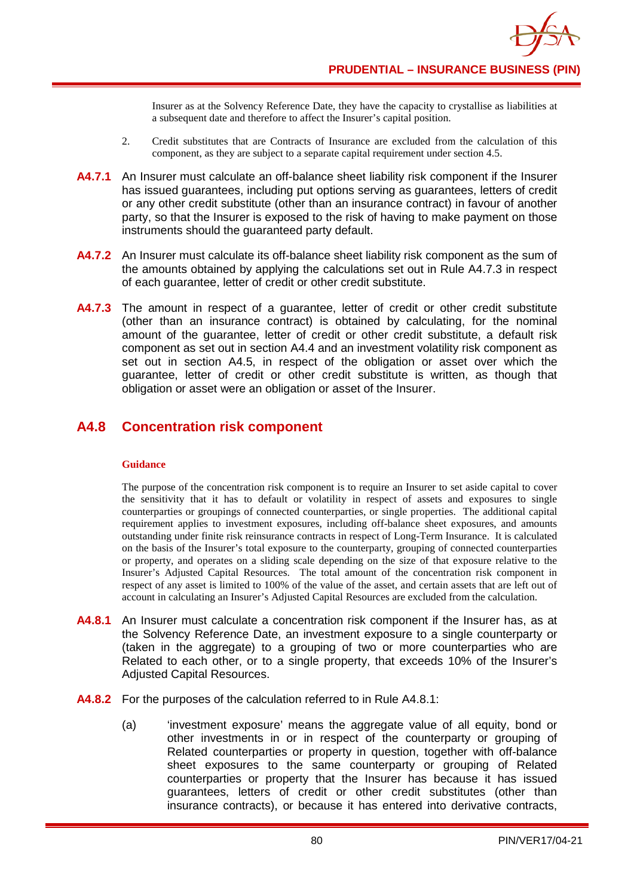Insurer as at the Solvency Reference Date, they have the capacity to crystallise as liabilities at a subsequent date and therefore to affect the Insurer's capital position.

2. Credit substitutes that are Contracts of Insurance are excluded from the calculation of this component, as they are subject to a separate capital requirement under section 4.5.

**A4.7.1** An Insurer must calculate an off-balance sheet liability risk component if the Insurer has issued guarantees, including put options serving as guarantees, letters of credit or any other credit substitute (other than an insurance contract) in favour of another party, so that the Insurer is exposed to the risk of having to make payment on those instruments should the guaranteed party default.

**A4.7.2** An Insurer must calculate its off-balance sheet liability risk component as the sum of the amounts obtained by applying the calculations set out in Rule A4.7.3 in respect of each guarantee, letter of credit or other credit substitute.

**A4.7.3** The amount in respect of a guarantee, letter of credit or other credit substitute (other than an insurance contract) is obtained by calculating, for the nominal amount of the guarantee, letter of credit or other credit substitute, a default risk component as set out in section A4.4 and an investment volatility risk component as set out in section A4.5, in respect of the obligation or asset over which the guarantee, letter of credit or other credit substitute is written, as though that obligation or asset were an obligation or asset of the Insurer.

## A4.8 Concentration risk component

**Guidance**

The purpose of the concentration risk component is to require an Insurer to set aside capital to cover the sensitivity that it has to default or volatility in respect of assets and exposures to single counterparties or groupings of connected counterparties, or single properties. The additional capital requirement applies to investment exposures, including off-balance sheet exposures, and amounts outstanding under finite risk reinsurance contracts in respect of Long-Term Insurance. It is calculated on the basis of the Insurer's total exposure to the counterparty, grouping of connected counterparties or property, and operates on a sliding scale depending on the size of that exposure relative to the Insurer's Adjusted Capital Resources. The total amount of the concentration risk component in respect of any asset is limited to 100% of the value of the asset, and certain assets that are left out of account in calculating an Insurer's Adjusted Capital Resources are excluded from the calculation.

**A4.8.1** An Insurer must calculate a concentration risk component if the Insurer has, as at the Solvency Reference Date, an investment exposure to a single counterparty or (taken in the aggregate) to a grouping of two or more counterparties who are Related to each other, or to a single property, that exceeds 10% of the Insurer's Adjusted Capital Resources.

**A4.8.2** For the purposes of the calculation referred to in Rule A4.8.1:

(a) 'investment exposure' means the aggregate value of all equity, bond or other investments in or in respect of the counterparty or grouping of Related counterparties or property in question, together with off-balance sheet exposures to the same counterparty or grouping of Related counterparties or property that the Insurer has because it has issued guarantees, letters of credit or other credit substitutes (other than insurance contracts), or because it has entered into derivative contracts,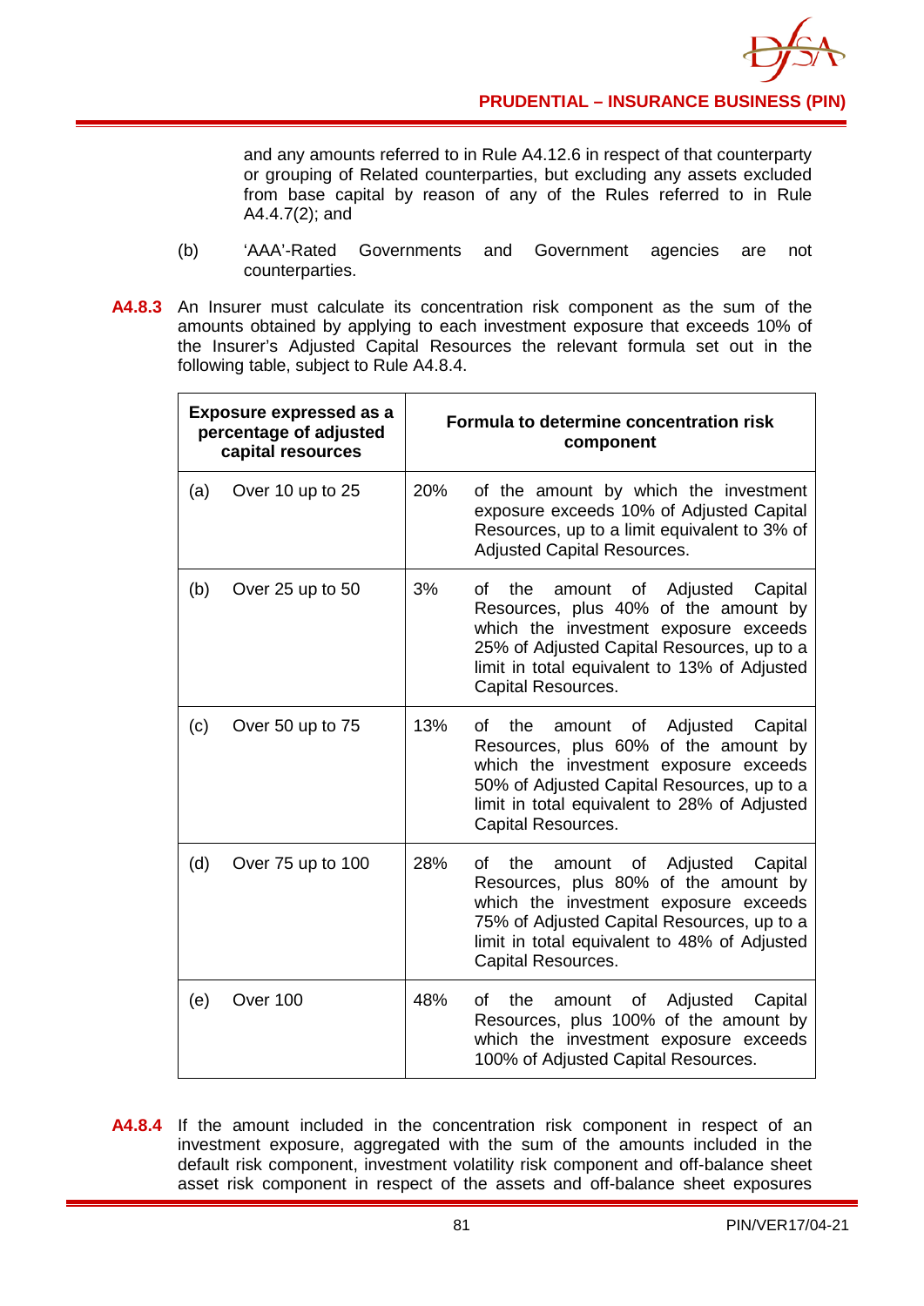and any amounts referred to in Rule A4.12.6 in respect of that counterparty or grouping of Related counterparties, but excluding any assets excluded from base capital by reason of any of the Rules referred to in Rule A4.4.7(2); and

(b) 'AAA'-Rated Governments and Government agencies are not counterparties.

**A4.8.3** An Insurer must calculate its concentration risk component as the sum of the amounts obtained by applying to each investment exposure that exceeds 10% of the Insurer's Adjusted Capital Resources the relevant formula set out in the following table, subject to Rule A4.8.4.

| Exposure expressed as a percentage of adjusted capital resources | Formula to determine concentration risk component |
|---|---|
| (a) Over 10 up to 25 | 20% of the amount by which the investment exposure exceeds 10% of Adjusted Capital Resources, up to a limit equivalent to 3% of Adjusted Capital Resources. |
| (b) Over 25 up to 50 | 3% of the amount of Adjusted Capital Resources, plus 40% of the amount by which the investment exposure exceeds 25% of Adjusted Capital Resources, up to a limit in total equivalent to 13% of Adjusted Capital Resources. |
| (c) Over 50 up to 75 | 13% of the amount of Adjusted Capital Resources, plus 60% of the amount by which the investment exposure exceeds 50% of Adjusted Capital Resources, up to a limit in total equivalent to 28% of Adjusted Capital Resources. |
| (d) Over 75 up to 100 | 28% of the amount of Adjusted Capital Resources, plus 80% of the amount by which the investment exposure exceeds 75% of Adjusted Capital Resources, up to a limit in total equivalent to 48% of Adjusted Capital Resources. |
| (e) Over 100 | 48% of the amount of Adjusted Capital Resources, plus 100% of the amount by which the investment exposure exceeds 100% of Adjusted Capital Resources. |

**A4.8.4** If the amount included in the concentration risk component in respect of an investment exposure, aggregated with the sum of the amounts included in the default risk component, investment volatility risk component and off-balance sheet asset risk component in respect of the assets and off-balance sheet exposures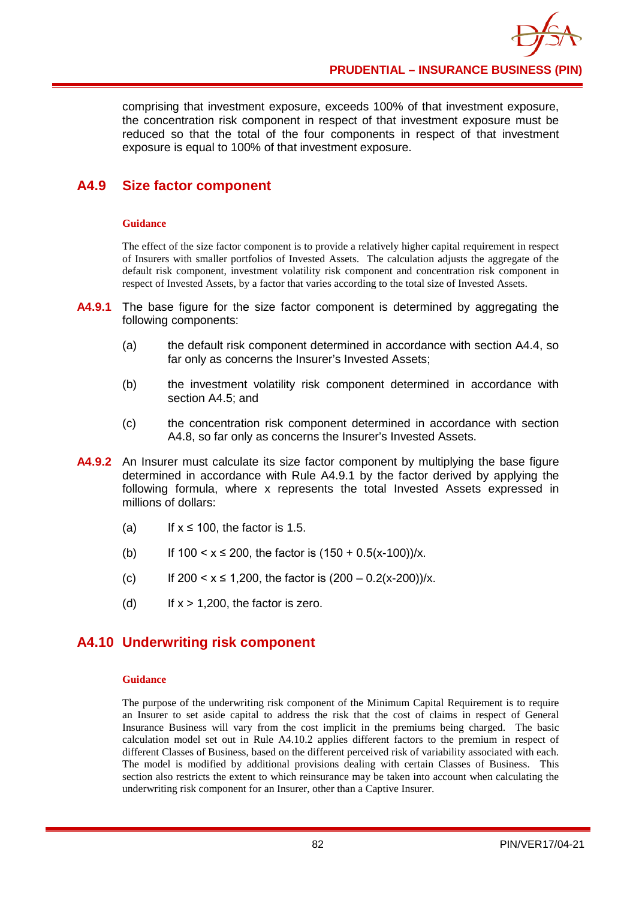comprising that investment exposure, exceeds 100% of that investment exposure, the concentration risk component in respect of that investment exposure must be reduced so that the total of the four components in respect of that investment exposure is equal to 100% of that investment exposure.

## A4.9 Size factor component

**Guidance**

The effect of the size factor component is to provide a relatively higher capital requirement in respect of Insurers with smaller portfolios of Invested Assets. The calculation adjusts the aggregate of the default risk component, investment volatility risk component and concentration risk component in respect of Invested Assets, by a factor that varies according to the total size of Invested Assets.

**A4.9.1** The base figure for the size factor component is determined by aggregating the following components:

(a) the default risk component determined in accordance with section A4.4, so far only as concerns the Insurer's Invested Assets;

(b) the investment volatility risk component determined in accordance with section A4.5; and

(c) the concentration risk component determined in accordance with section A4.8, so far only as concerns the Insurer's Invested Assets.

**A4.9.2** An Insurer must calculate its size factor component by multiplying the base figure determined in accordance with Rule A4.9.1 by the factor derived by applying the following formula, where x represents the total Invested Assets expressed in millions of dollars:

(a) If $x \leq 100$, the factor is 1.5.

(b) If $100 < x \leq 200$, the factor is $(150 + 0.5(x-100))/x$.

(c) If $200 < x \leq 1{,}200$, the factor is $(200 - 0.2(x-200))/x$.

(d) If $x > 1{,}200$, the factor is zero.

## A4.10 Underwriting risk component

**Guidance**

The purpose of the underwriting risk component of the Minimum Capital Requirement is to require an Insurer to set aside capital to address the risk that the cost of claims in respect of General Insurance Business will vary from the cost implicit in the premiums being charged. The basic calculation model set out in Rule A4.10.2 applies different factors to the premium in respect of different Classes of Business, based on the different perceived risk of variability associated with each. The model is modified by additional provisions dealing with certain Classes of Business. This section also restricts the extent to which reinsurance may be taken into account when calculating the underwriting risk component for an Insurer, other than a Captive Insurer.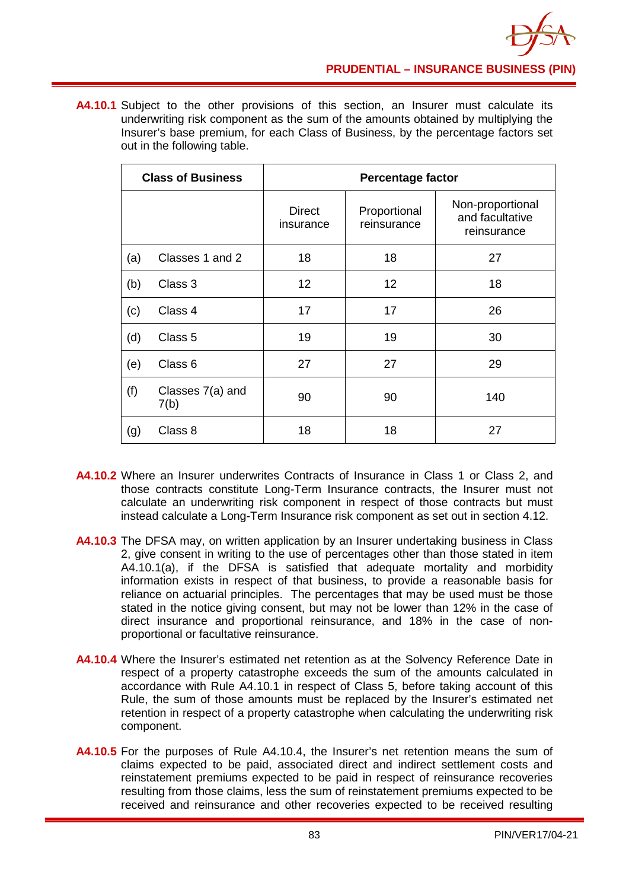**A4.10.1** Subject to the other provisions of this section, an Insurer must calculate its underwriting risk component as the sum of the amounts obtained by multiplying the Insurer's base premium, for each Class of Business, by the percentage factors set out in the following table.

| Class of Business | | Percentage factor | | |
|---|---|---|---|---|
| | | Direct insurance | Proportional reinsurance | Non-proportional and facultative reinsurance |
| (a) | Classes 1 and 2 | 18 | 18 | 27 |
| (b) | Class 3 | 12 | 12 | 18 |
| (c) | Class 4 | 17 | 17 | 26 |
| (d) | Class 5 | 19 | 19 | 30 |
| (e) | Class 6 | 27 | 27 | 29 |
| (f) | Classes 7(a) and 7(b) | 90 | 90 | 140 |
| (g) | Class 8 | 18 | 18 | 27 |

**A4.10.2** Where an Insurer underwrites Contracts of Insurance in Class 1 or Class 2, and those contracts constitute Long-Term Insurance contracts, the Insurer must not calculate an underwriting risk component in respect of those contracts but must instead calculate a Long-Term Insurance risk component as set out in section 4.12.

**A4.10.3** The DFSA may, on written application by an Insurer undertaking business in Class 2, give consent in writing to the use of percentages other than those stated in item A4.10.1(a), if the DFSA is satisfied that adequate mortality and morbidity information exists in respect of that business, to provide a reasonable basis for reliance on actuarial principles. The percentages that may be used must be those stated in the notice giving consent, but may not be lower than 12% in the case of direct insurance and proportional reinsurance, and 18% in the case of non-proportional or facultative reinsurance.

**A4.10.4** Where the Insurer's estimated net retention as at the Solvency Reference Date in respect of a property catastrophe exceeds the sum of the amounts calculated in accordance with Rule A4.10.1 in respect of Class 5, before taking account of this Rule, the sum of those amounts must be replaced by the Insurer's estimated net retention in respect of a property catastrophe when calculating the underwriting risk component.

**A4.10.5** For the purposes of Rule A4.10.4, the Insurer's net retention means the sum of claims expected to be paid, associated direct and indirect settlement costs and reinstatement premiums expected to be paid in respect of reinsurance recoveries resulting from those claims, less the sum of reinstatement premiums expected to be received and reinsurance and other recoveries expected to be received resulting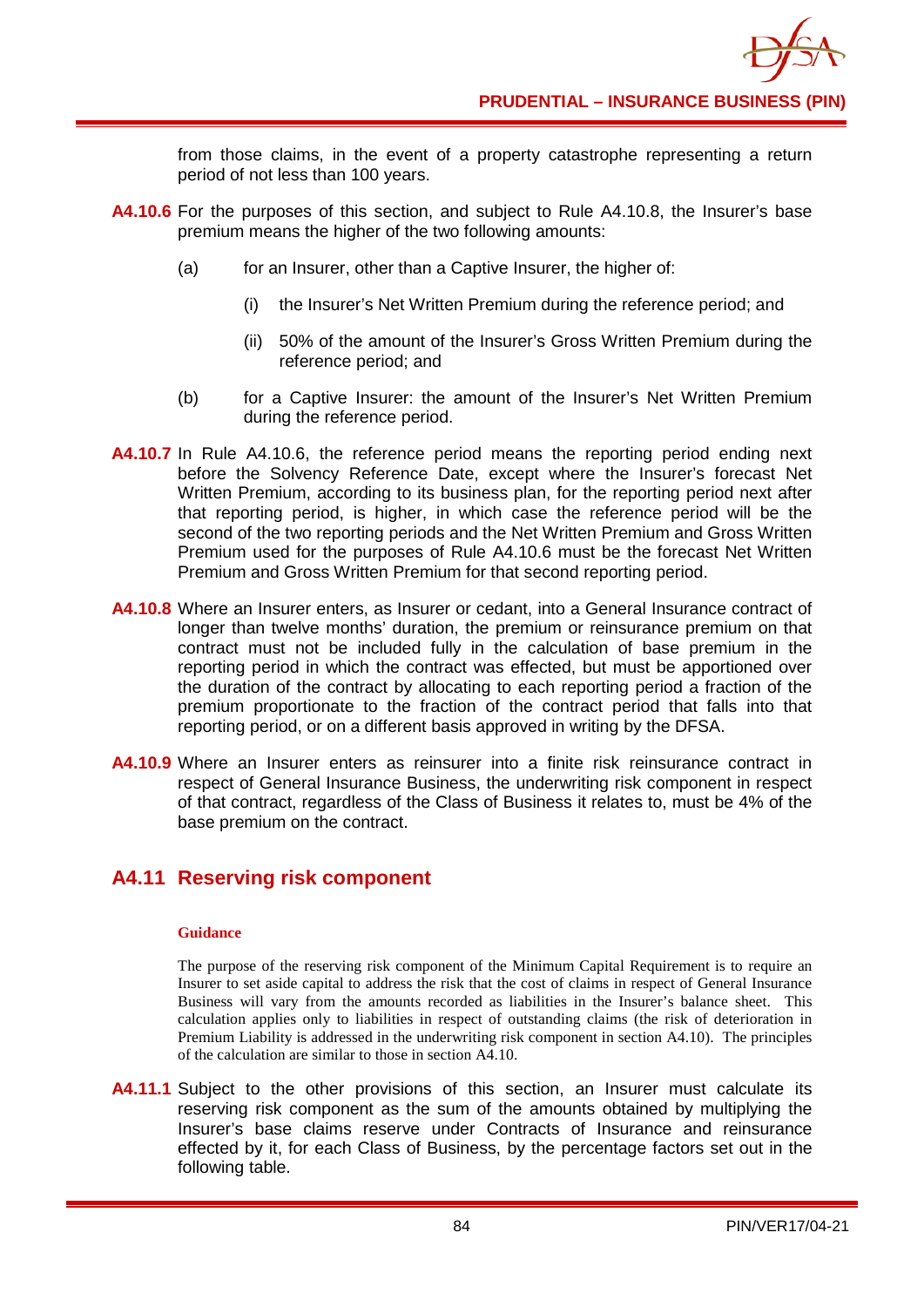from those claims, in the event of a property catastrophe representing a return period of not less than 100 years.

**A4.10.6** For the purposes of this section, and subject to Rule A4.10.8, the Insurer's base premium means the higher of the two following amounts:

(a) for an Insurer, other than a Captive Insurer, the higher of:

(i) the Insurer's Net Written Premium during the reference period; and

(ii) 50% of the amount of the Insurer's Gross Written Premium during the reference period; and

(b) for a Captive Insurer: the amount of the Insurer's Net Written Premium during the reference period.

**A4.10.7** In Rule A4.10.6, the reference period means the reporting period ending next before the Solvency Reference Date, except where the Insurer's forecast Net Written Premium, according to its business plan, for the reporting period next after that reporting period, is higher, in which case the reference period will be the second of the two reporting periods and the Net Written Premium and Gross Written Premium used for the purposes of Rule A4.10.6 must be the forecast Net Written Premium and Gross Written Premium for that second reporting period.

**A4.10.8** Where an Insurer enters, as Insurer or cedant, into a General Insurance contract of longer than twelve months' duration, the premium or reinsurance premium on that contract must not be included fully in the calculation of base premium in the reporting period in which the contract was effected, but must be apportioned over the duration of the contract by allocating to each reporting period a fraction of the premium proportionate to the fraction of the contract period that falls into that reporting period, or on a different basis approved in writing by the DFSA.

**A4.10.9** Where an Insurer enters as reinsurer into a finite risk reinsurance contract in respect of General Insurance Business, the underwriting risk component in respect of that contract, regardless of the Class of Business it relates to, must be 4% of the base premium on the contract.

## A4.11 Reserving risk component

**Guidance**

The purpose of the reserving risk component of the Minimum Capital Requirement is to require an Insurer to set aside capital to address the risk that the cost of claims in respect of General Insurance Business will vary from the amounts recorded as liabilities in the Insurer's balance sheet. This calculation applies only to liabilities in respect of outstanding claims (the risk of deterioration in Premium Liability is addressed in the underwriting risk component in section A4.10). The principles of the calculation are similar to those in section A4.10.

**A4.11.1** Subject to the other provisions of this section, an Insurer must calculate its reserving risk component as the sum of the amounts obtained by multiplying the Insurer's base claims reserve under Contracts of Insurance and reinsurance effected by it, for each Class of Business, by the percentage factors set out in the following table.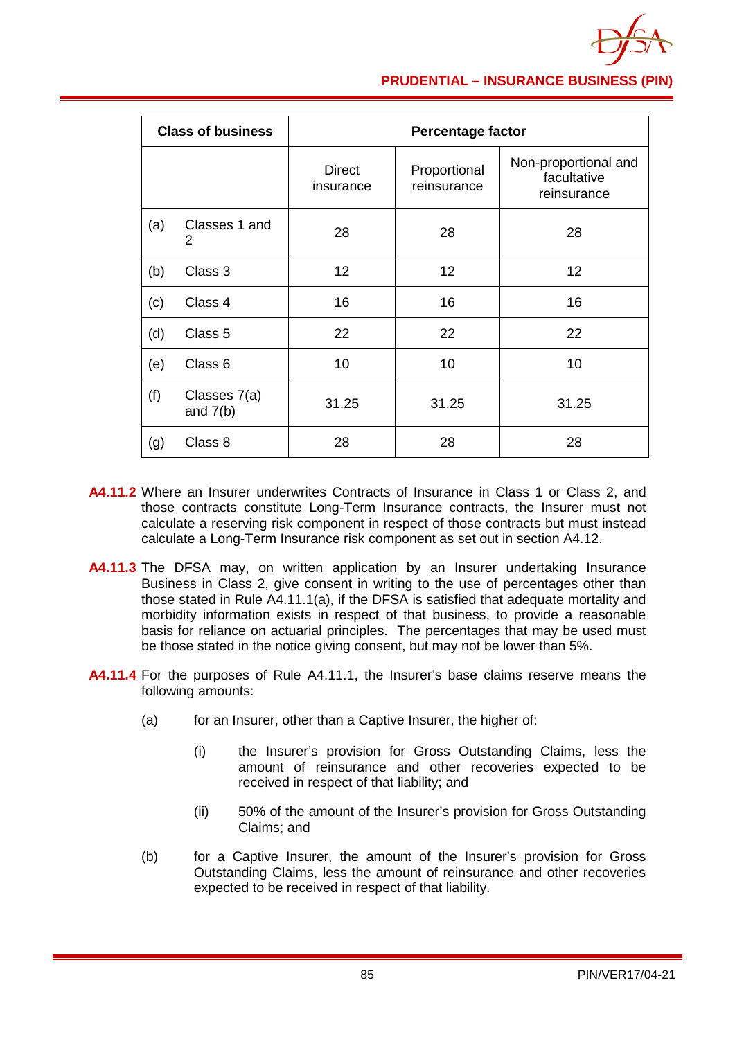| Class of business | | Percentage factor | | |
|---|---|---|---|---|
| | | Direct insurance | Proportional reinsurance | Non-proportional and facultative reinsurance |
| (a) | Classes 1 and 2 | 28 | 28 | 28 |
| (b) | Class 3 | 12 | 12 | 12 |
| (c) | Class 4 | 16 | 16 | 16 |
| (d) | Class 5 | 22 | 22 | 22 |
| (e) | Class 6 | 10 | 10 | 10 |
| (f) | Classes 7(a) and 7(b) | 31.25 | 31.25 | 31.25 |
| (g) | Class 8 | 28 | 28 | 28 |

**A4.11.2** Where an Insurer underwrites Contracts of Insurance in Class 1 or Class 2, and those contracts constitute Long-Term Insurance contracts, the Insurer must not calculate a reserving risk component in respect of those contracts but must instead calculate a Long-Term Insurance risk component as set out in section A4.12.

**A4.11.3** The DFSA may, on written application by an Insurer undertaking Insurance Business in Class 2, give consent in writing to the use of percentages other than those stated in Rule A4.11.1(a), if the DFSA is satisfied that adequate mortality and morbidity information exists in respect of that business, to provide a reasonable basis for reliance on actuarial principles. The percentages that may be used must be those stated in the notice giving consent, but may not be lower than 5%.

**A4.11.4** For the purposes of Rule A4.11.1, the Insurer's base claims reserve means the following amounts:

(a) for an Insurer, other than a Captive Insurer, the higher of:

   (i) the Insurer's provision for Gross Outstanding Claims, less the amount of reinsurance and other recoveries expected to be received in respect of that liability; and

   (ii) 50% of the amount of the Insurer's provision for Gross Outstanding Claims; and

(b) for a Captive Insurer, the amount of the Insurer's provision for Gross Outstanding Claims, less the amount of reinsurance and other recoveries expected to be received in respect of that liability.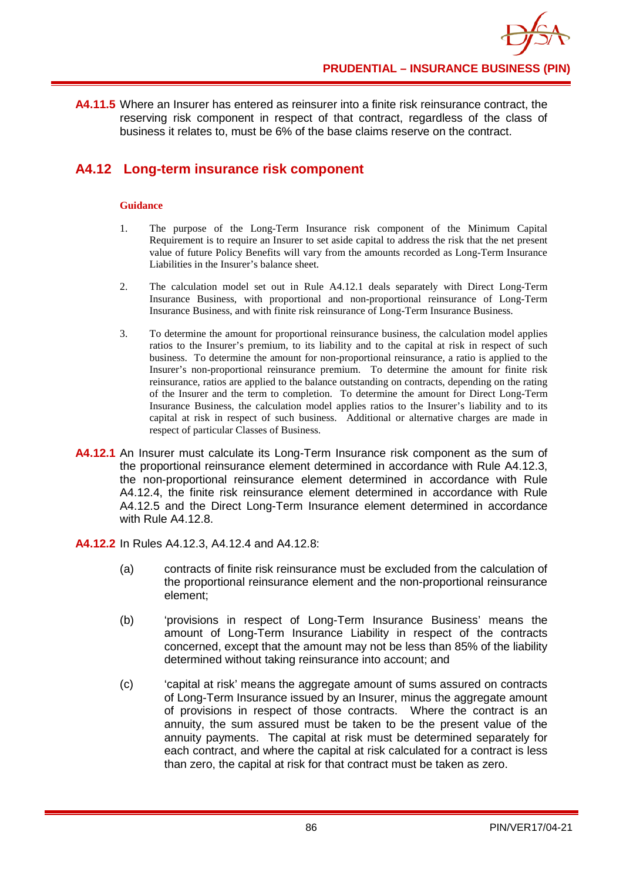**A4.11.5** Where an Insurer has entered as reinsurer into a finite risk reinsurance contract, the reserving risk component in respect of that contract, regardless of the class of business it relates to, must be 6% of the base claims reserve on the contract.

## A4.12 Long-term insurance risk component

#### Guidance

1. The purpose of the Long-Term Insurance risk component of the Minimum Capital Requirement is to require an Insurer to set aside capital to address the risk that the net present value of future Policy Benefits will vary from the amounts recorded as Long-Term Insurance Liabilities in the Insurer's balance sheet.

2. The calculation model set out in Rule A4.12.1 deals separately with Direct Long-Term Insurance Business, with proportional and non-proportional reinsurance of Long-Term Insurance Business, and with finite risk reinsurance of Long-Term Insurance Business.

3. To determine the amount for proportional reinsurance business, the calculation model applies ratios to the Insurer's premium, to its liability and to the capital at risk in respect of such business. To determine the amount for non-proportional reinsurance, a ratio is applied to the Insurer's non-proportional reinsurance premium. To determine the amount for finite risk reinsurance, ratios are applied to the balance outstanding on contracts, depending on the rating of the Insurer and the term to completion. To determine the amount for Direct Long-Term Insurance Business, the calculation model applies ratios to the Insurer's liability and to its capital at risk in respect of such business. Additional or alternative charges are made in respect of particular Classes of Business.

**A4.12.1** An Insurer must calculate its Long-Term Insurance risk component as the sum of the proportional reinsurance element determined in accordance with Rule A4.12.3, the non-proportional reinsurance element determined in accordance with Rule A4.12.4, the finite risk reinsurance element determined in accordance with Rule A4.12.5 and the Direct Long-Term Insurance element determined in accordance with Rule A4.12.8.

**A4.12.2** In Rules A4.12.3, A4.12.4 and A4.12.8:

(a) contracts of finite risk reinsurance must be excluded from the calculation of the proportional reinsurance element and the non-proportional reinsurance element;

(b) 'provisions in respect of Long-Term Insurance Business' means the amount of Long-Term Insurance Liability in respect of the contracts concerned, except that the amount may not be less than 85% of the liability determined without taking reinsurance into account; and

(c) 'capital at risk' means the aggregate amount of sums assured on contracts of Long-Term Insurance issued by an Insurer, minus the aggregate amount of provisions in respect of those contracts. Where the contract is an annuity, the sum assured must be taken to be the present value of the annuity payments. The capital at risk must be determined separately for each contract, and where the capital at risk calculated for a contract is less than zero, the capital at risk for that contract must be taken as zero.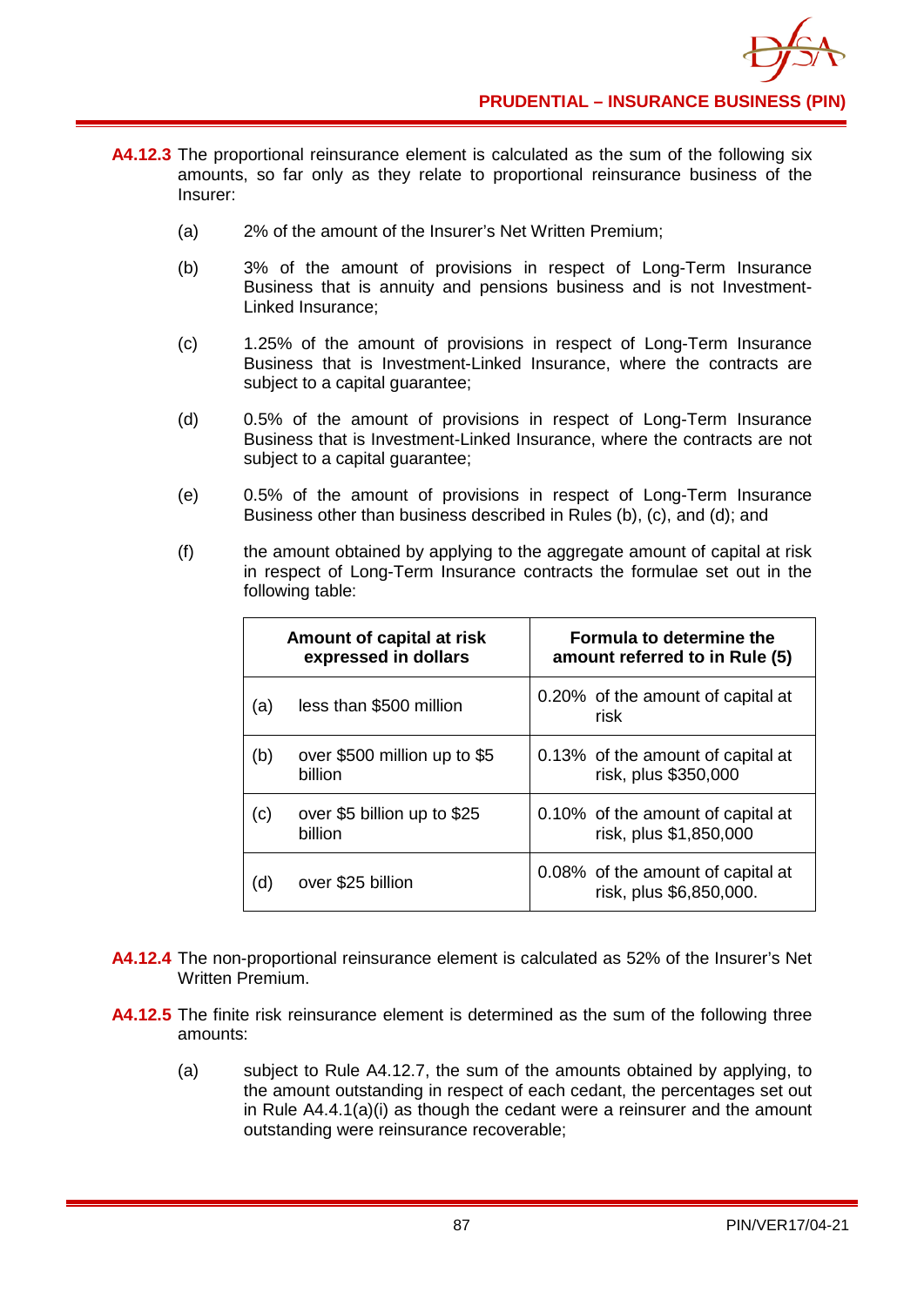**A4.12.3** The proportional reinsurance element is calculated as the sum of the following six amounts, so far only as they relate to proportional reinsurance business of the Insurer:

(a) 2% of the amount of the Insurer's Net Written Premium;

(b) 3% of the amount of provisions in respect of Long-Term Insurance Business that is annuity and pensions business and is not Investment-Linked Insurance;

(c) 1.25% of the amount of provisions in respect of Long-Term Insurance Business that is Investment-Linked Insurance, where the contracts are subject to a capital guarantee;

(d) 0.5% of the amount of provisions in respect of Long-Term Insurance Business that is Investment-Linked Insurance, where the contracts are not subject to a capital guarantee;

(e) 0.5% of the amount of provisions in respect of Long-Term Insurance Business other than business described in Rules (b), (c), and (d); and

(f) the amount obtained by applying to the aggregate amount of capital at risk in respect of Long-Term Insurance contracts the formulae set out in the following table:

| Amount of capital at risk expressed in dollars | | Formula to determine the amount referred to in Rule (5) |
|---|---|---|
| (a) | less than $500 million | 0.20% of the amount of capital at risk |
| (b) | over $500 million up to $5 billion | 0.13% of the amount of capital at risk, plus $350,000 |
| (c) | over $5 billion up to $25 billion | 0.10% of the amount of capital at risk, plus $1,850,000 |
| (d) | over $25 billion | 0.08% of the amount of capital at risk, plus $6,850,000. |

**A4.12.4** The non-proportional reinsurance element is calculated as 52% of the Insurer's Net Written Premium.

**A4.12.5** The finite risk reinsurance element is determined as the sum of the following three amounts:

(a) subject to Rule A4.12.7, the sum of the amounts obtained by applying, to the amount outstanding in respect of each cedant, the percentages set out in Rule A4.4.1(a)(i) as though the cedant were a reinsurer and the amount outstanding were reinsurance recoverable;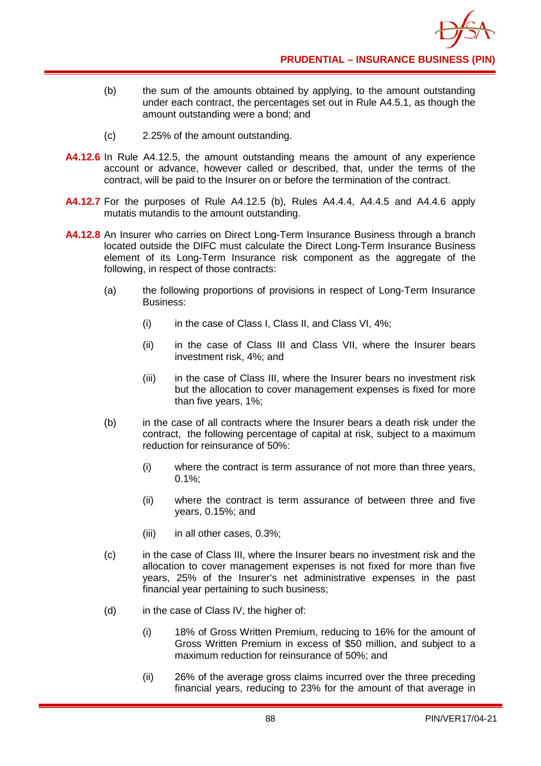(b) the sum of the amounts obtained by applying, to the amount outstanding under each contract, the percentages set out in Rule A4.5.1, as though the amount outstanding were a bond; and

(c) 2.25% of the amount outstanding.

**A4.12.6** In Rule A4.12.5, the amount outstanding means the amount of any experience account or advance, however called or described, that, under the terms of the contract, will be paid to the Insurer on or before the termination of the contract.

**A4.12.7** For the purposes of Rule A4.12.5 (b), Rules A4.4.4, A4.4.5 and A4.4.6 apply mutatis mutandis to the amount outstanding.

**A4.12.8** An Insurer who carries on Direct Long-Term Insurance Business through a branch located outside the DIFC must calculate the Direct Long-Term Insurance Business element of its Long-Term Insurance risk component as the aggregate of the following, in respect of those contracts:

(a) the following proportions of provisions in respect of Long-Term Insurance Business:

(i) in the case of Class I, Class II, and Class VI, 4%;

(ii) in the case of Class III and Class VII, where the Insurer bears investment risk, 4%; and

(iii) in the case of Class III, where the Insurer bears no investment risk but the allocation to cover management expenses is fixed for more than five years, 1%;

(b) in the case of all contracts where the Insurer bears a death risk under the contract, the following percentage of capital at risk, subject to a maximum reduction for reinsurance of 50%:

(i) where the contract is term assurance of not more than three years, 0.1%;

(ii) where the contract is term assurance of between three and five years, 0.15%; and

(iii) in all other cases, 0.3%;

(c) in the case of Class III, where the Insurer bears no investment risk and the allocation to cover management expenses is not fixed for more than five years, 25% of the Insurer's net administrative expenses in the past financial year pertaining to such business;

(d) in the case of Class IV, the higher of:

(i) 18% of Gross Written Premium, reducing to 16% for the amount of Gross Written Premium in excess of $50 million, and subject to a maximum reduction for reinsurance of 50%; and

(ii) 26% of the average gross claims incurred over the three preceding financial years, reducing to 23% for the amount of that average in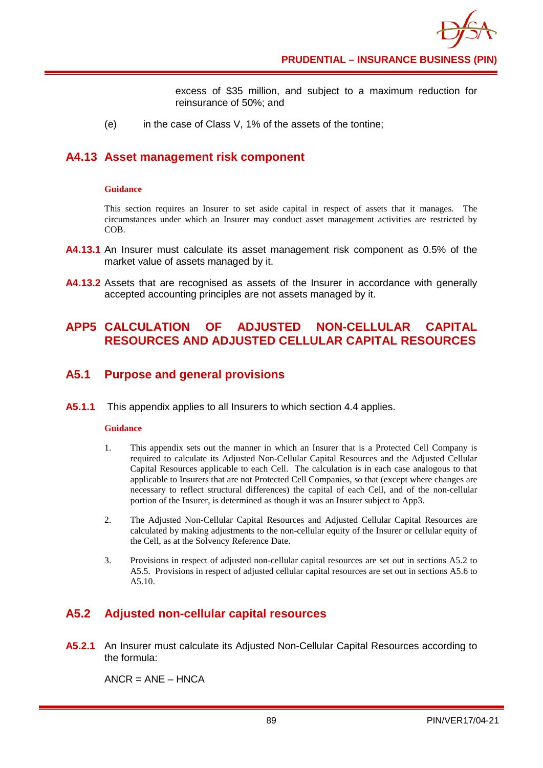excess of $35 million, and subject to a maximum reduction for reinsurance of 50%; and

(e) in the case of Class V, 1% of the assets of the tontine;

## A4.13 Asset management risk component

**Guidance**

This section requires an Insurer to set aside capital in respect of assets that it manages. The circumstances under which an Insurer may conduct asset management activities are restricted by COB.

**A4.13.1** An Insurer must calculate its asset management risk component as 0.5% of the market value of assets managed by it.

**A4.13.2** Assets that are recognised as assets of the Insurer in accordance with generally accepted accounting principles are not assets managed by it.

# APP5 CALCULATION OF ADJUSTED NON-CELLULAR CAPITAL RESOURCES AND ADJUSTED CELLULAR CAPITAL RESOURCES

## A5.1 Purpose and general provisions

**A5.1.1** This appendix applies to all Insurers to which section 4.4 applies.

**Guidance**

1. This appendix sets out the manner in which an Insurer that is a Protected Cell Company is required to calculate its Adjusted Non-Cellular Capital Resources and the Adjusted Cellular Capital Resources applicable to each Cell. The calculation is in each case analogous to that applicable to Insurers that are not Protected Cell Companies, so that (except where changes are necessary to reflect structural differences) the capital of each Cell, and of the non-cellular portion of the Insurer, is determined as though it was an Insurer subject to App3.

2. The Adjusted Non-Cellular Capital Resources and Adjusted Cellular Capital Resources are calculated by making adjustments to the non-cellular equity of the Insurer or cellular equity of the Cell, as at the Solvency Reference Date.

3. Provisions in respect of adjusted non-cellular capital resources are set out in sections A5.2 to A5.5. Provisions in respect of adjusted cellular capital resources are set out in sections A5.6 to A5.10.

## A5.2 Adjusted non-cellular capital resources

**A5.2.1** An Insurer must calculate its Adjusted Non-Cellular Capital Resources according to the formula:

$$ANCR = ANE - HNCA$$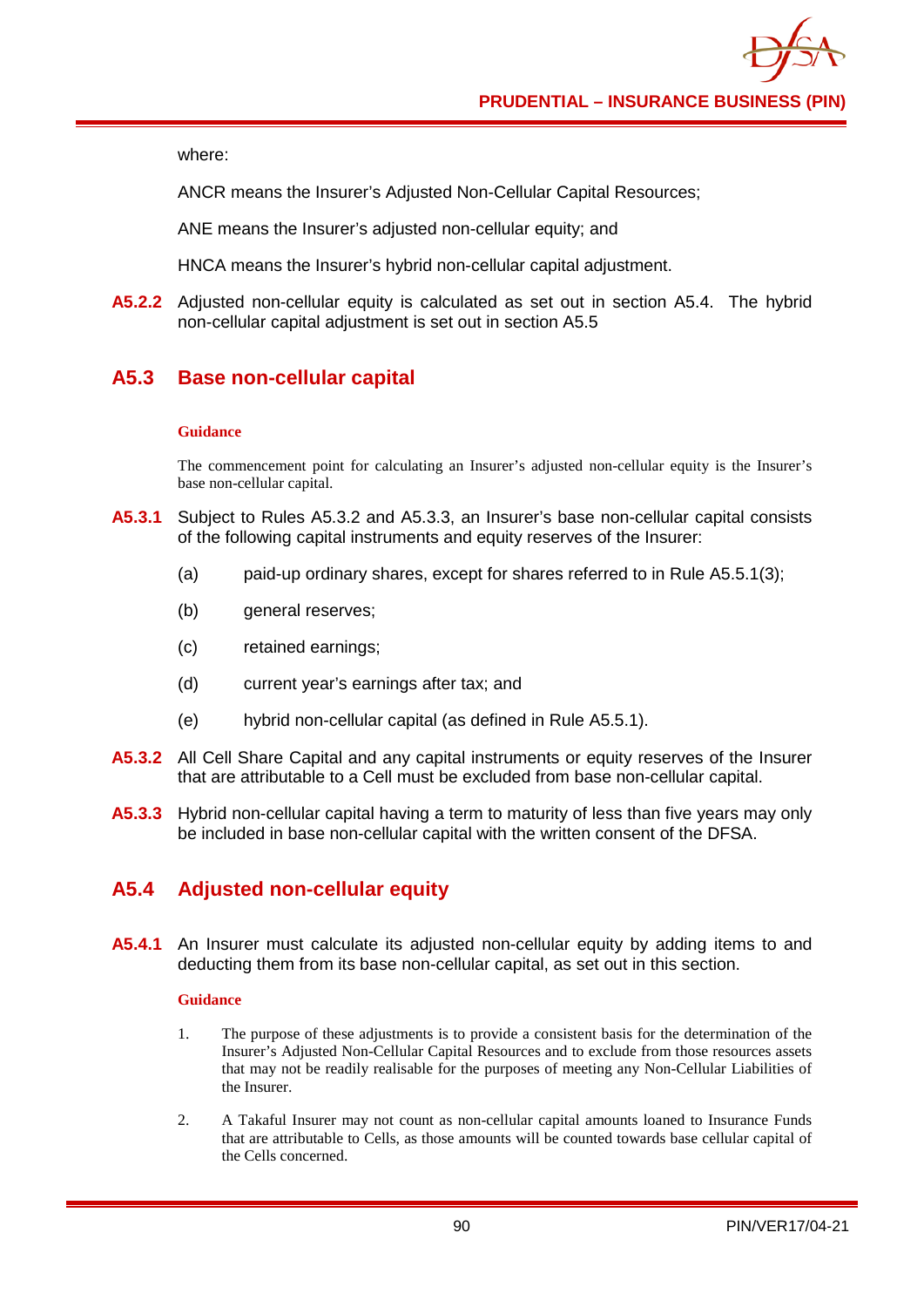where:

ANCR means the Insurer's Adjusted Non-Cellular Capital Resources;

ANE means the Insurer's adjusted non-cellular equity; and

HNCA means the Insurer's hybrid non-cellular capital adjustment.

**A5.2.2** Adjusted non-cellular equity is calculated as set out in section A5.4. The hybrid non-cellular capital adjustment is set out in section A5.5

## A5.3 Base non-cellular capital

**Guidance**

The commencement point for calculating an Insurer's adjusted non-cellular equity is the Insurer's base non-cellular capital.

**A5.3.1** Subject to Rules A5.3.2 and A5.3.3, an Insurer's base non-cellular capital consists of the following capital instruments and equity reserves of the Insurer:

(a) paid-up ordinary shares, except for shares referred to in Rule A5.5.1(3);

(b) general reserves;

(c) retained earnings;

(d) current year's earnings after tax; and

(e) hybrid non-cellular capital (as defined in Rule A5.5.1).

**A5.3.2** All Cell Share Capital and any capital instruments or equity reserves of the Insurer that are attributable to a Cell must be excluded from base non-cellular capital.

**A5.3.3** Hybrid non-cellular capital having a term to maturity of less than five years may only be included in base non-cellular capital with the written consent of the DFSA.

## A5.4 Adjusted non-cellular equity

**A5.4.1** An Insurer must calculate its adjusted non-cellular equity by adding items to and deducting them from its base non-cellular capital, as set out in this section.

**Guidance**

1. The purpose of these adjustments is to provide a consistent basis for the determination of the Insurer's Adjusted Non-Cellular Capital Resources and to exclude from those resources assets that may not be readily realisable for the purposes of meeting any Non-Cellular Liabilities of the Insurer.

2. A Takaful Insurer may not count as non-cellular capital amounts loaned to Insurance Funds that are attributable to Cells, as those amounts will be counted towards base cellular capital of the Cells concerned.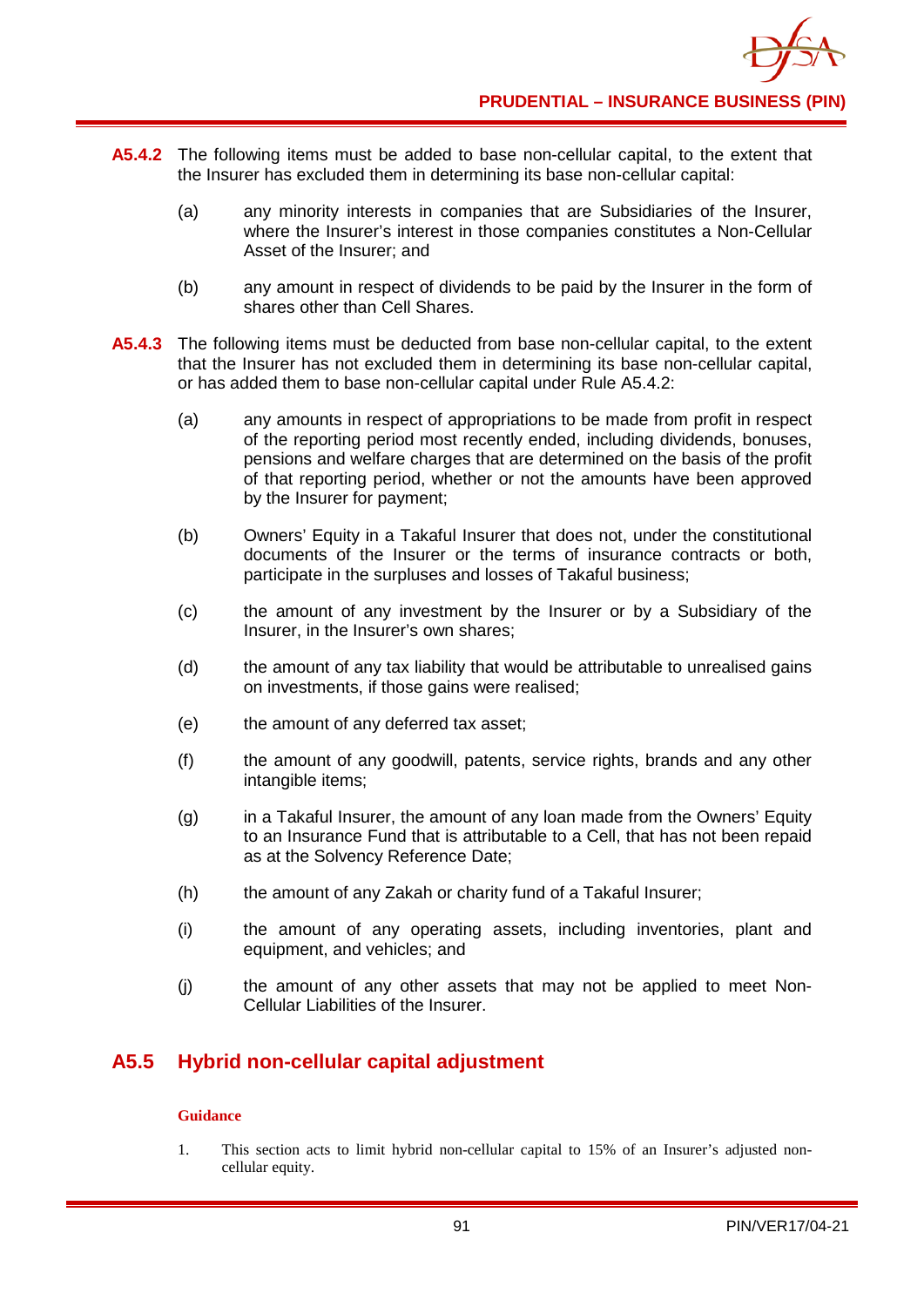**A5.4.2** The following items must be added to base non-cellular capital, to the extent that the Insurer has excluded them in determining its base non-cellular capital:

(a) any minority interests in companies that are Subsidiaries of the Insurer, where the Insurer's interest in those companies constitutes a Non-Cellular Asset of the Insurer; and

(b) any amount in respect of dividends to be paid by the Insurer in the form of shares other than Cell Shares.

**A5.4.3** The following items must be deducted from base non-cellular capital, to the extent that the Insurer has not excluded them in determining its base non-cellular capital, or has added them to base non-cellular capital under Rule A5.4.2:

(a) any amounts in respect of appropriations to be made from profit in respect of the reporting period most recently ended, including dividends, bonuses, pensions and welfare charges that are determined on the basis of the profit of that reporting period, whether or not the amounts have been approved by the Insurer for payment;

(b) Owners' Equity in a Takaful Insurer that does not, under the constitutional documents of the Insurer or the terms of insurance contracts or both, participate in the surpluses and losses of Takaful business;

(c) the amount of any investment by the Insurer or by a Subsidiary of the Insurer, in the Insurer's own shares;

(d) the amount of any tax liability that would be attributable to unrealised gains on investments, if those gains were realised;

(e) the amount of any deferred tax asset;

(f) the amount of any goodwill, patents, service rights, brands and any other intangible items;

(g) in a Takaful Insurer, the amount of any loan made from the Owners' Equity to an Insurance Fund that is attributable to a Cell, that has not been repaid as at the Solvency Reference Date;

(h) the amount of any Zakah or charity fund of a Takaful Insurer;

(i) the amount of any operating assets, including inventories, plant and equipment, and vehicles; and

(j) the amount of any other assets that may not be applied to meet Non-Cellular Liabilities of the Insurer.

## A5.5 Hybrid non-cellular capital adjustment

**Guidance**

1. This section acts to limit hybrid non-cellular capital to 15% of an Insurer's adjusted non-cellular equity.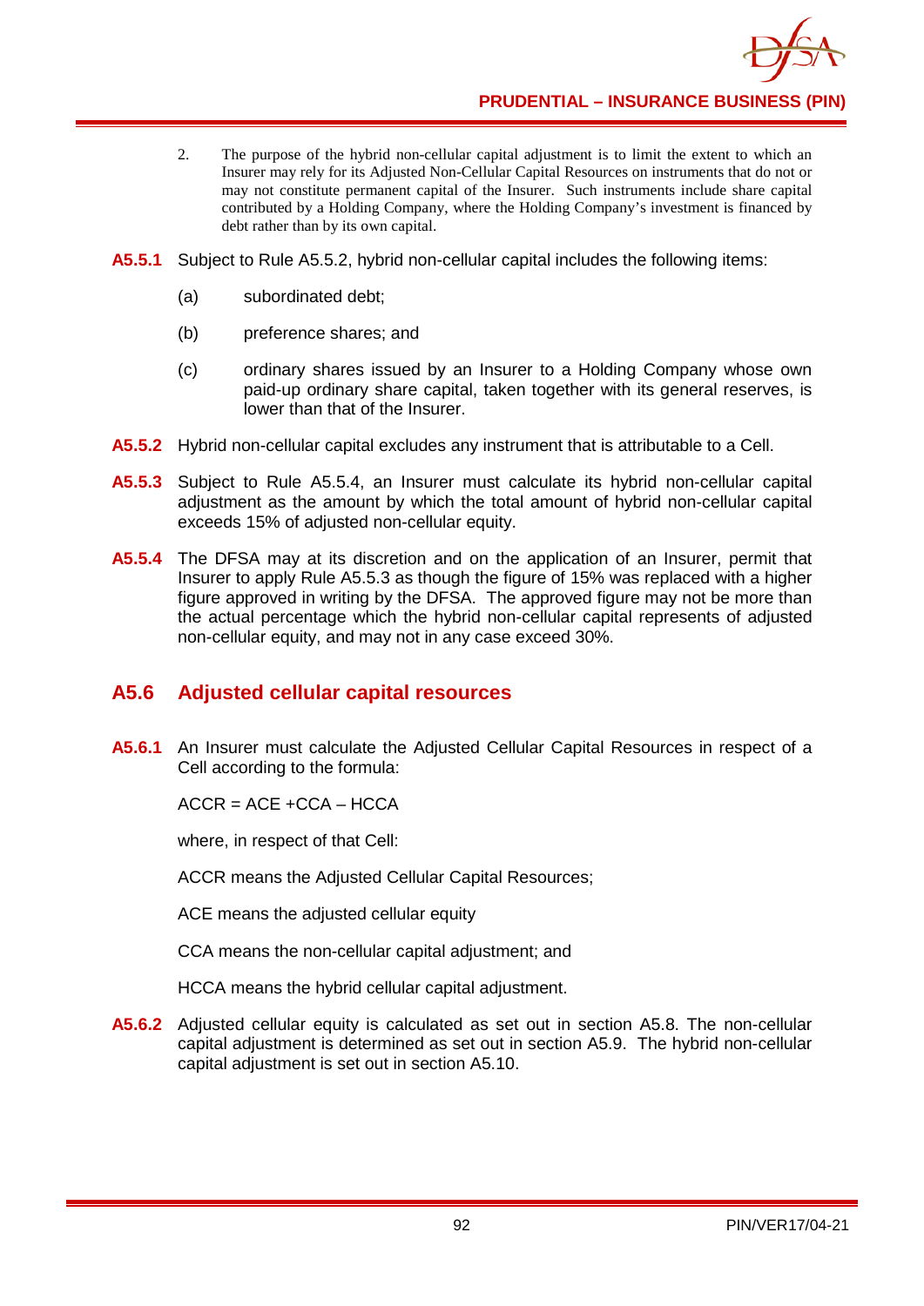2. The purpose of the hybrid non-cellular capital adjustment is to limit the extent to which an Insurer may rely for its Adjusted Non-Cellular Capital Resources on instruments that do not or may not constitute permanent capital of the Insurer. Such instruments include share capital contributed by a Holding Company, where the Holding Company's investment is financed by debt rather than by its own capital.

**A5.5.1** Subject to Rule A5.5.2, hybrid non-cellular capital includes the following items:

(a) subordinated debt;

(b) preference shares; and

(c) ordinary shares issued by an Insurer to a Holding Company whose own paid-up ordinary share capital, taken together with its general reserves, is lower than that of the Insurer.

**A5.5.2** Hybrid non-cellular capital excludes any instrument that is attributable to a Cell.

**A5.5.3** Subject to Rule A5.5.4, an Insurer must calculate its hybrid non-cellular capital adjustment as the amount by which the total amount of hybrid non-cellular capital exceeds 15% of adjusted non-cellular equity.

**A5.5.4** The DFSA may at its discretion and on the application of an Insurer, permit that Insurer to apply Rule A5.5.3 as though the figure of 15% was replaced with a higher figure approved in writing by the DFSA. The approved figure may not be more than the actual percentage which the hybrid non-cellular capital represents of adjusted non-cellular equity, and may not in any case exceed 30%.

## A5.6 Adjusted cellular capital resources

**A5.6.1** An Insurer must calculate the Adjusted Cellular Capital Resources in respect of a Cell according to the formula:

$$ACCR = ACE + CCA - HCCA$$

where, in respect of that Cell:

ACCR means the Adjusted Cellular Capital Resources;

ACE means the adjusted cellular equity

CCA means the non-cellular capital adjustment; and

HCCA means the hybrid cellular capital adjustment.

**A5.6.2** Adjusted cellular equity is calculated as set out in section A5.8. The non-cellular capital adjustment is determined as set out in section A5.9. The hybrid non-cellular capital adjustment is set out in section A5.10.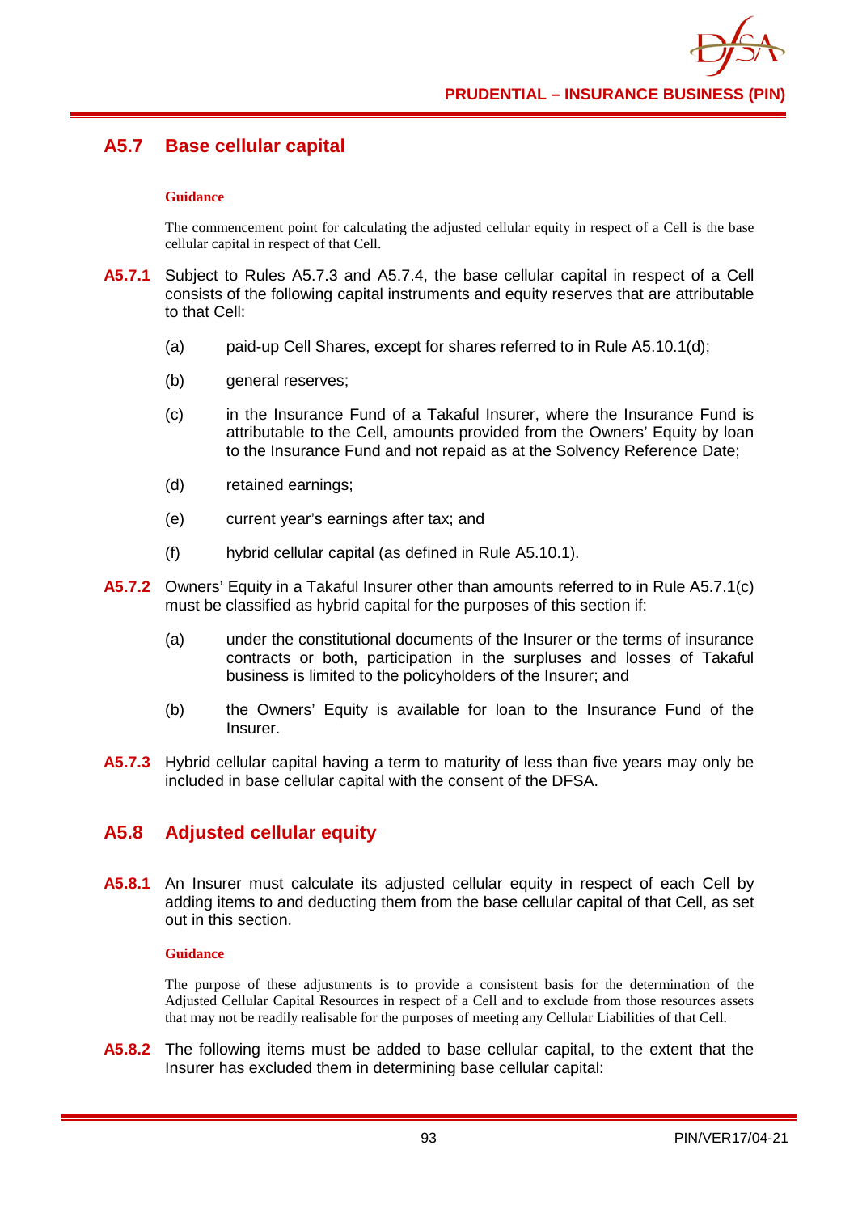## A5.7 Base cellular capital

**Guidance**

The commencement point for calculating the adjusted cellular equity in respect of a Cell is the base cellular capital in respect of that Cell.

**A5.7.1** Subject to Rules A5.7.3 and A5.7.4, the base cellular capital in respect of a Cell consists of the following capital instruments and equity reserves that are attributable to that Cell:

(a) paid-up Cell Shares, except for shares referred to in Rule A5.10.1(d);

(b) general reserves;

(c) in the Insurance Fund of a Takaful Insurer, where the Insurance Fund is attributable to the Cell, amounts provided from the Owners' Equity by loan to the Insurance Fund and not repaid as at the Solvency Reference Date;

(d) retained earnings;

(e) current year's earnings after tax; and

(f) hybrid cellular capital (as defined in Rule A5.10.1).

**A5.7.2** Owners' Equity in a Takaful Insurer other than amounts referred to in Rule A5.7.1(c) must be classified as hybrid capital for the purposes of this section if:

(a) under the constitutional documents of the Insurer or the terms of insurance contracts or both, participation in the surpluses and losses of Takaful business is limited to the policyholders of the Insurer; and

(b) the Owners' Equity is available for loan to the Insurance Fund of the Insurer.

**A5.7.3** Hybrid cellular capital having a term to maturity of less than five years may only be included in base cellular capital with the consent of the DFSA.

## A5.8 Adjusted cellular equity

**A5.8.1** An Insurer must calculate its adjusted cellular equity in respect of each Cell by adding items to and deducting them from the base cellular capital of that Cell, as set out in this section.

**Guidance**

The purpose of these adjustments is to provide a consistent basis for the determination of the Adjusted Cellular Capital Resources in respect of a Cell and to exclude from those resources assets that may not be readily realisable for the purposes of meeting any Cellular Liabilities of that Cell.

**A5.8.2** The following items must be added to base cellular capital, to the extent that the Insurer has excluded them in determining base cellular capital: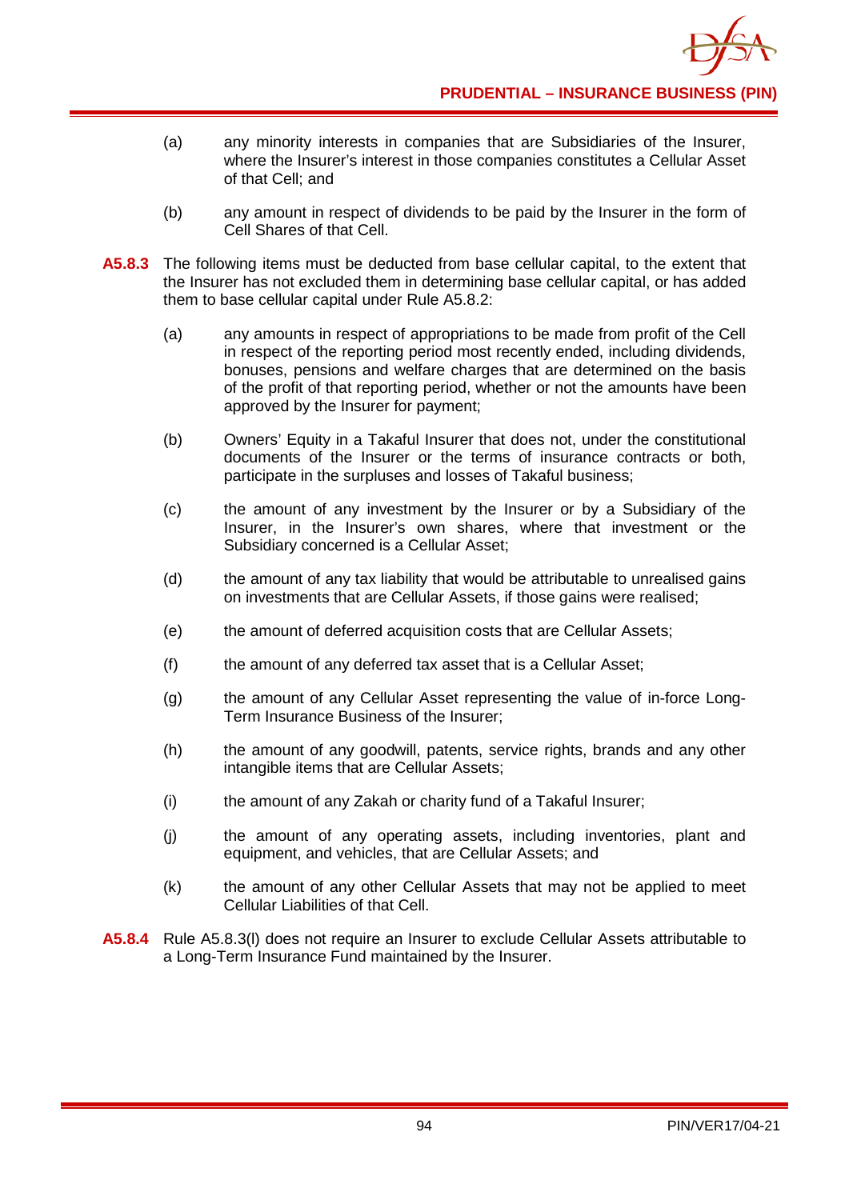(a) any minority interests in companies that are Subsidiaries of the Insurer, where the Insurer's interest in those companies constitutes a Cellular Asset of that Cell; and

(b) any amount in respect of dividends to be paid by the Insurer in the form of Cell Shares of that Cell.

**A5.8.3** The following items must be deducted from base cellular capital, to the extent that the Insurer has not excluded them in determining base cellular capital, or has added them to base cellular capital under Rule A5.8.2:

(a) any amounts in respect of appropriations to be made from profit of the Cell in respect of the reporting period most recently ended, including dividends, bonuses, pensions and welfare charges that are determined on the basis of the profit of that reporting period, whether or not the amounts have been approved by the Insurer for payment;

(b) Owners' Equity in a Takaful Insurer that does not, under the constitutional documents of the Insurer or the terms of insurance contracts or both, participate in the surpluses and losses of Takaful business;

(c) the amount of any investment by the Insurer or by a Subsidiary of the Insurer, in the Insurer's own shares, where that investment or the Subsidiary concerned is a Cellular Asset;

(d) the amount of any tax liability that would be attributable to unrealised gains on investments that are Cellular Assets, if those gains were realised;

(e) the amount of deferred acquisition costs that are Cellular Assets;

(f) the amount of any deferred tax asset that is a Cellular Asset;

(g) the amount of any Cellular Asset representing the value of in-force Long-Term Insurance Business of the Insurer;

(h) the amount of any goodwill, patents, service rights, brands and any other intangible items that are Cellular Assets;

(i) the amount of any Zakah or charity fund of a Takaful Insurer;

(j) the amount of any operating assets, including inventories, plant and equipment, and vehicles, that are Cellular Assets; and

(k) the amount of any other Cellular Assets that may not be applied to meet Cellular Liabilities of that Cell.

**A5.8.4** Rule A5.8.3(l) does not require an Insurer to exclude Cellular Assets attributable to a Long-Term Insurance Fund maintained by the Insurer.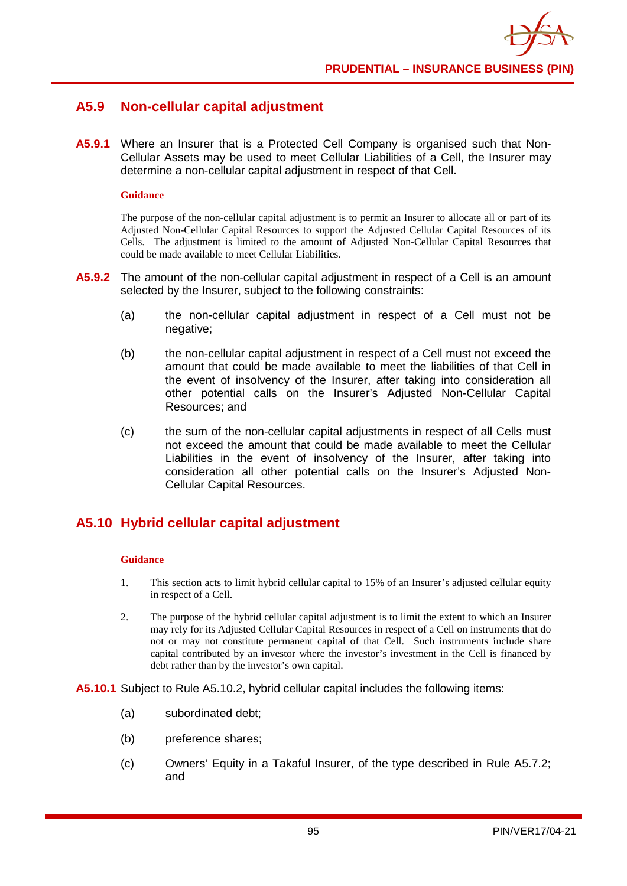## A5.9 Non-cellular capital adjustment

**A5.9.1** Where an Insurer that is a Protected Cell Company is organised such that Non-Cellular Assets may be used to meet Cellular Liabilities of a Cell, the Insurer may determine a non-cellular capital adjustment in respect of that Cell.

**Guidance**

The purpose of the non-cellular capital adjustment is to permit an Insurer to allocate all or part of its Adjusted Non-Cellular Capital Resources to support the Adjusted Cellular Capital Resources of its Cells. The adjustment is limited to the amount of Adjusted Non-Cellular Capital Resources that could be made available to meet Cellular Liabilities.

**A5.9.2** The amount of the non-cellular capital adjustment in respect of a Cell is an amount selected by the Insurer, subject to the following constraints:

(a) the non-cellular capital adjustment in respect of a Cell must not be negative;

(b) the non-cellular capital adjustment in respect of a Cell must not exceed the amount that could be made available to meet the liabilities of that Cell in the event of insolvency of the Insurer, after taking into consideration all other potential calls on the Insurer's Adjusted Non-Cellular Capital Resources; and

(c) the sum of the non-cellular capital adjustments in respect of all Cells must not exceed the amount that could be made available to meet the Cellular Liabilities in the event of insolvency of the Insurer, after taking into consideration all other potential calls on the Insurer's Adjusted Non-Cellular Capital Resources.

## A5.10 Hybrid cellular capital adjustment

**Guidance**

1. This section acts to limit hybrid cellular capital to 15% of an Insurer's adjusted cellular equity in respect of a Cell.

2. The purpose of the hybrid cellular capital adjustment is to limit the extent to which an Insurer may rely for its Adjusted Cellular Capital Resources in respect of a Cell on instruments that do not or may not constitute permanent capital of that Cell. Such instruments include share capital contributed by an investor where the investor's investment in the Cell is financed by debt rather than by the investor's own capital.

**A5.10.1** Subject to Rule A5.10.2, hybrid cellular capital includes the following items:

(a) subordinated debt;

(b) preference shares;

(c) Owners' Equity in a Takaful Insurer, of the type described in Rule A5.7.2; and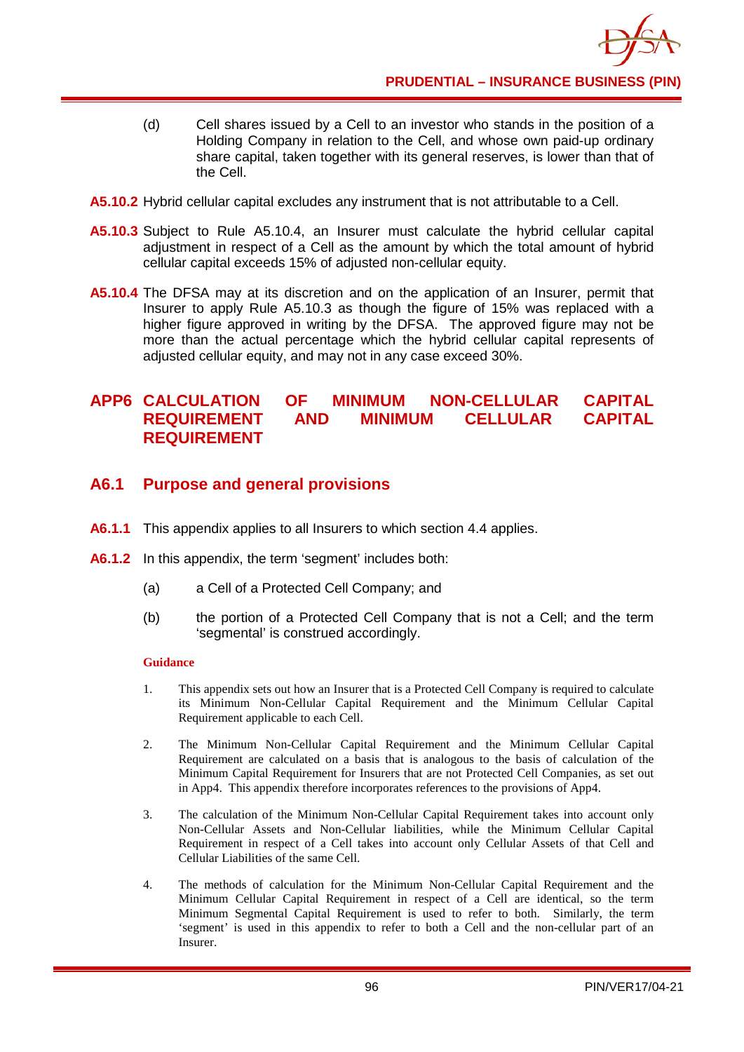(d) Cell shares issued by a Cell to an investor who stands in the position of a Holding Company in relation to the Cell, and whose own paid-up ordinary share capital, taken together with its general reserves, is lower than that of the Cell.

**A5.10.2** Hybrid cellular capital excludes any instrument that is not attributable to a Cell.

**A5.10.3** Subject to Rule A5.10.4, an Insurer must calculate the hybrid cellular capital adjustment in respect of a Cell as the amount by which the total amount of hybrid cellular capital exceeds 15% of adjusted non-cellular equity.

**A5.10.4** The DFSA may at its discretion and on the application of an Insurer, permit that Insurer to apply Rule A5.10.3 as though the figure of 15% was replaced with a higher figure approved in writing by the DFSA. The approved figure may not be more than the actual percentage which the hybrid cellular capital represents of adjusted cellular equity, and may not in any case exceed 30%.

# APP6 CALCULATION OF MINIMUM NON-CELLULAR CAPITAL REQUIREMENT AND MINIMUM CELLULAR CAPITAL REQUIREMENT

## A6.1 Purpose and general provisions

**A6.1.1** This appendix applies to all Insurers to which section 4.4 applies.

**A6.1.2** In this appendix, the term 'segment' includes both:

(a) a Cell of a Protected Cell Company; and

(b) the portion of a Protected Cell Company that is not a Cell; and the term 'segmental' is construed accordingly.

**Guidance**

1. This appendix sets out how an Insurer that is a Protected Cell Company is required to calculate its Minimum Non-Cellular Capital Requirement and the Minimum Cellular Capital Requirement applicable to each Cell.

2. The Minimum Non-Cellular Capital Requirement and the Minimum Cellular Capital Requirement are calculated on a basis that is analogous to the basis of calculation of the Minimum Capital Requirement for Insurers that are not Protected Cell Companies, as set out in App4. This appendix therefore incorporates references to the provisions of App4.

3. The calculation of the Minimum Non-Cellular Capital Requirement takes into account only Non-Cellular Assets and Non-Cellular liabilities, while the Minimum Cellular Capital Requirement in respect of a Cell takes into account only Cellular Assets of that Cell and Cellular Liabilities of the same Cell.

4. The methods of calculation for the Minimum Non-Cellular Capital Requirement and the Minimum Cellular Capital Requirement in respect of a Cell are identical, so the term Minimum Segmental Capital Requirement is used to refer to both. Similarly, the term 'segment' is used in this appendix to refer to both a Cell and the non-cellular part of an Insurer.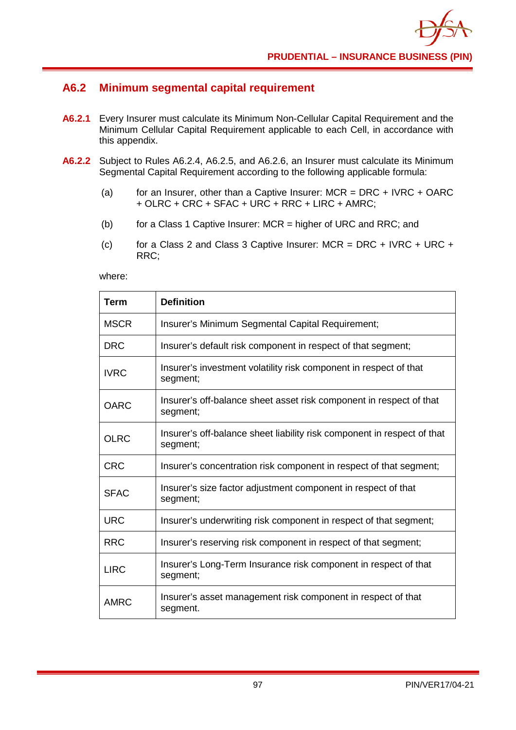## A6.2 Minimum segmental capital requirement

**A6.2.1** Every Insurer must calculate its Minimum Non-Cellular Capital Requirement and the Minimum Cellular Capital Requirement applicable to each Cell, in accordance with this appendix.

**A6.2.2** Subject to Rules A6.2.4, A6.2.5, and A6.2.6, an Insurer must calculate its Minimum Segmental Capital Requirement according to the following applicable formula:

(a) for an Insurer, other than a Captive Insurer: MCR = DRC + IVRC + OARC + OLRC + CRC + SFAC + URC + RRC + LIRC + AMRC;

(b) for a Class 1 Captive Insurer: MCR = higher of URC and RRC; and

(c) for a Class 2 and Class 3 Captive Insurer: MCR = DRC + IVRC + URC + RRC;

where:

| Term | Definition |
|---|---|
| MSCR | Insurer's Minimum Segmental Capital Requirement; |
| DRC | Insurer's default risk component in respect of that segment; |
| IVRC | Insurer's investment volatility risk component in respect of that segment; |
| OARC | Insurer's off-balance sheet asset risk component in respect of that segment; |
| OLRC | Insurer's off-balance sheet liability risk component in respect of that segment; |
| CRC | Insurer's concentration risk component in respect of that segment; |
| SFAC | Insurer's size factor adjustment component in respect of that segment; |
| URC | Insurer's underwriting risk component in respect of that segment; |
| RRC | Insurer's reserving risk component in respect of that segment; |
| LIRC | Insurer's Long-Term Insurance risk component in respect of that segment; |
| AMRC | Insurer's asset management risk component in respect of that segment. |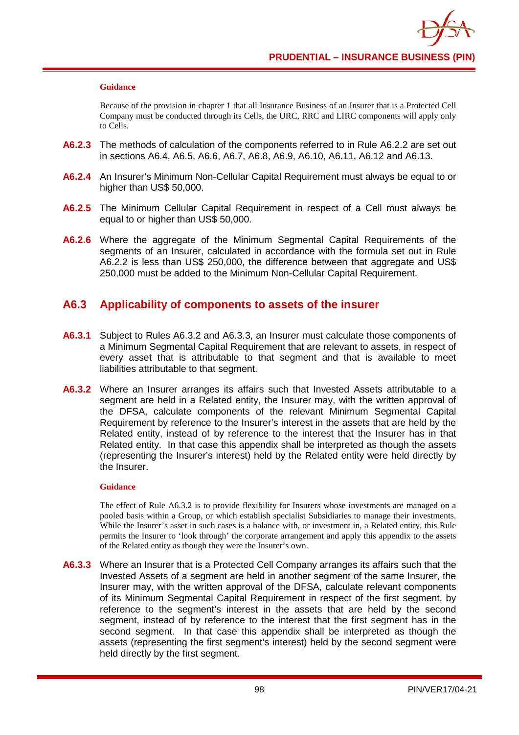**Guidance**

Because of the provision in chapter 1 that all Insurance Business of an Insurer that is a Protected Cell Company must be conducted through its Cells, the URC, RRC and LIRC components will apply only to Cells.

**A6.2.3** The methods of calculation of the components referred to in Rule A6.2.2 are set out in sections A6.4, A6.5, A6.6, A6.7, A6.8, A6.9, A6.10, A6.11, A6.12 and A6.13.

**A6.2.4** An Insurer's Minimum Non-Cellular Capital Requirement must always be equal to or higher than US$ 50,000.

**A6.2.5** The Minimum Cellular Capital Requirement in respect of a Cell must always be equal to or higher than US$ 50,000.

**A6.2.6** Where the aggregate of the Minimum Segmental Capital Requirements of the segments of an Insurer, calculated in accordance with the formula set out in Rule A6.2.2 is less than US$ 250,000, the difference between that aggregate and US$ 250,000 must be added to the Minimum Non-Cellular Capital Requirement.

## A6.3 Applicability of components to assets of the insurer

**A6.3.1** Subject to Rules A6.3.2 and A6.3.3, an Insurer must calculate those components of a Minimum Segmental Capital Requirement that are relevant to assets, in respect of every asset that is attributable to that segment and that is available to meet liabilities attributable to that segment.

**A6.3.2** Where an Insurer arranges its affairs such that Invested Assets attributable to a segment are held in a Related entity, the Insurer may, with the written approval of the DFSA, calculate components of the relevant Minimum Segmental Capital Requirement by reference to the Insurer's interest in the assets that are held by the Related entity, instead of by reference to the interest that the Insurer has in that Related entity. In that case this appendix shall be interpreted as though the assets (representing the Insurer's interest) held by the Related entity were held directly by the Insurer.

**Guidance**

The effect of Rule A6.3.2 is to provide flexibility for Insurers whose investments are managed on a pooled basis within a Group, or which establish specialist Subsidiaries to manage their investments. While the Insurer's asset in such cases is a balance with, or investment in, a Related entity, this Rule permits the Insurer to 'look through' the corporate arrangement and apply this appendix to the assets of the Related entity as though they were the Insurer's own.

**A6.3.3** Where an Insurer that is a Protected Cell Company arranges its affairs such that the Invested Assets of a segment are held in another segment of the same Insurer, the Insurer may, with the written approval of the DFSA, calculate relevant components of its Minimum Segmental Capital Requirement in respect of the first segment, by reference to the segment's interest in the assets that are held by the second segment, instead of by reference to the interest that the first segment has in the second segment. In that case this appendix shall be interpreted as though the assets (representing the first segment's interest) held by the second segment were held directly by the first segment.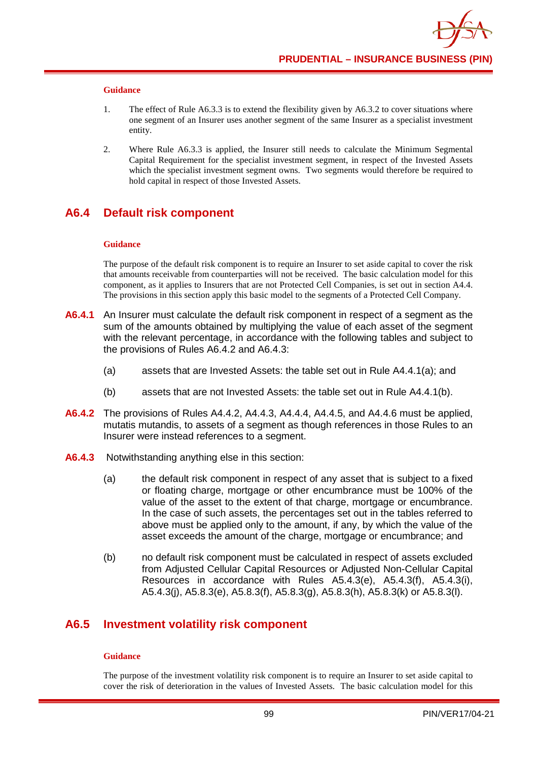#### Guidance

1. The effect of Rule A6.3.3 is to extend the flexibility given by A6.3.2 to cover situations where one segment of an Insurer uses another segment of the same Insurer as a specialist investment entity.

2. Where Rule A6.3.3 is applied, the Insurer still needs to calculate the Minimum Segmental Capital Requirement for the specialist investment segment, in respect of the Invested Assets which the specialist investment segment owns. Two segments would therefore be required to hold capital in respect of those Invested Assets.

## A6.4 Default risk component

#### Guidance

The purpose of the default risk component is to require an Insurer to set aside capital to cover the risk that amounts receivable from counterparties will not be received. The basic calculation model for this component, as it applies to Insurers that are not Protected Cell Companies, is set out in section A4.4. The provisions in this section apply this basic model to the segments of a Protected Cell Company.

**A6.4.1** An Insurer must calculate the default risk component in respect of a segment as the sum of the amounts obtained by multiplying the value of each asset of the segment with the relevant percentage, in accordance with the following tables and subject to the provisions of Rules A6.4.2 and A6.4.3:

(a) assets that are Invested Assets: the table set out in Rule A4.4.1(a); and

(b) assets that are not Invested Assets: the table set out in Rule A4.4.1(b).

**A6.4.2** The provisions of Rules A4.4.2, A4.4.3, A4.4.4, A4.4.5, and A4.4.6 must be applied, mutatis mutandis, to assets of a segment as though references in those Rules to an Insurer were instead references to a segment.

**A6.4.3** Notwithstanding anything else in this section:

(a) the default risk component in respect of any asset that is subject to a fixed or floating charge, mortgage or other encumbrance must be 100% of the value of the asset to the extent of that charge, mortgage or encumbrance. In the case of such assets, the percentages set out in the tables referred to above must be applied only to the amount, if any, by which the value of the asset exceeds the amount of the charge, mortgage or encumbrance; and

(b) no default risk component must be calculated in respect of assets excluded from Adjusted Cellular Capital Resources or Adjusted Non-Cellular Capital Resources in accordance with Rules A5.4.3(e), A5.4.3(f), A5.4.3(i), A5.4.3(j), A5.8.3(e), A5.8.3(f), A5.8.3(g), A5.8.3(h), A5.8.3(k) or A5.8.3(l).

## A6.5 Investment volatility risk component

#### Guidance

The purpose of the investment volatility risk component is to require an Insurer to set aside capital to cover the risk of deterioration in the values of Invested Assets. The basic calculation model for this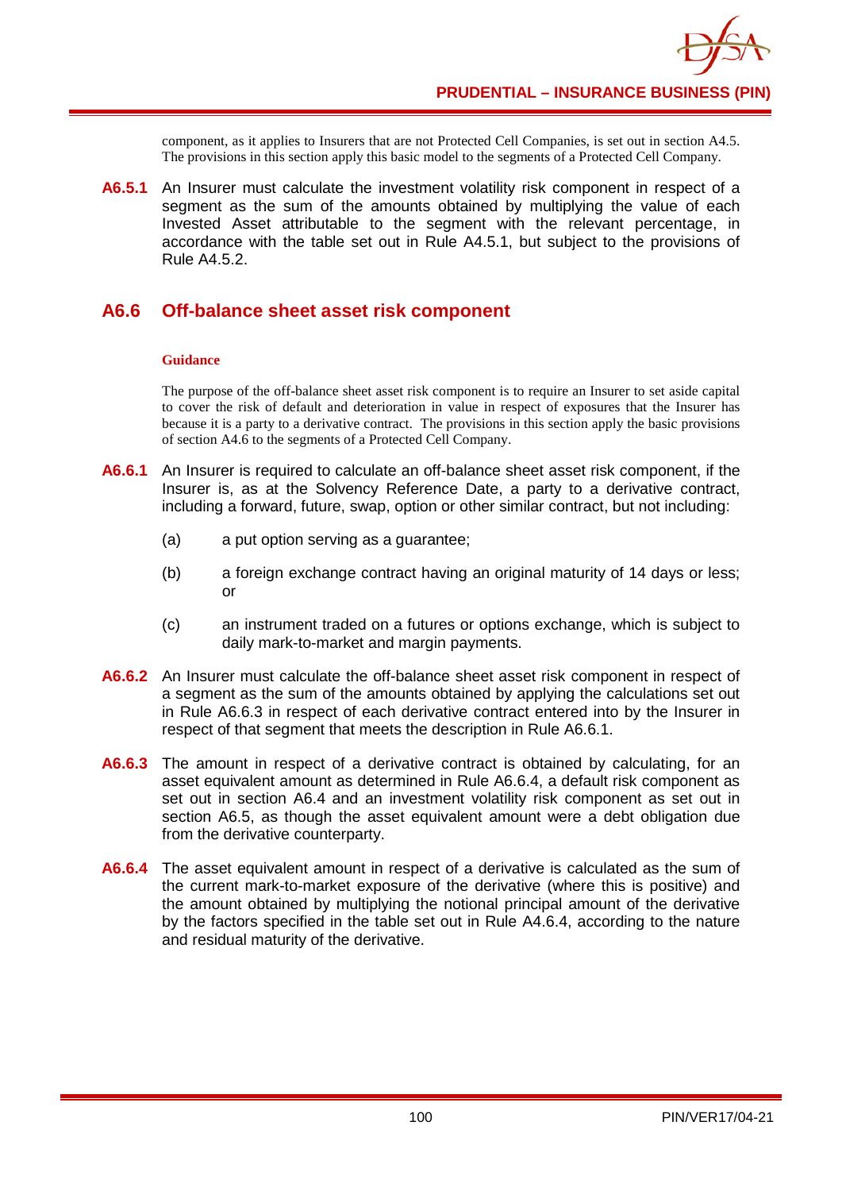component, as it applies to Insurers that are not Protected Cell Companies, is set out in section A4.5. The provisions in this section apply this basic model to the segments of a Protected Cell Company.

**A6.5.1** An Insurer must calculate the investment volatility risk component in respect of a segment as the sum of the amounts obtained by multiplying the value of each Invested Asset attributable to the segment with the relevant percentage, in accordance with the table set out in Rule A4.5.1, but subject to the provisions of Rule A4.5.2.

## A6.6 Off-balance sheet asset risk component

**Guidance**

The purpose of the off-balance sheet asset risk component is to require an Insurer to set aside capital to cover the risk of default and deterioration in value in respect of exposures that the Insurer has because it is a party to a derivative contract. The provisions in this section apply the basic provisions of section A4.6 to the segments of a Protected Cell Company.

**A6.6.1** An Insurer is required to calculate an off-balance sheet asset risk component, if the Insurer is, as at the Solvency Reference Date, a party to a derivative contract, including a forward, future, swap, option or other similar contract, but not including:

(a) a put option serving as a guarantee;

(b) a foreign exchange contract having an original maturity of 14 days or less; or

(c) an instrument traded on a futures or options exchange, which is subject to daily mark-to-market and margin payments.

**A6.6.2** An Insurer must calculate the off-balance sheet asset risk component in respect of a segment as the sum of the amounts obtained by applying the calculations set out in Rule A6.6.3 in respect of each derivative contract entered into by the Insurer in respect of that segment that meets the description in Rule A6.6.1.

**A6.6.3** The amount in respect of a derivative contract is obtained by calculating, for an asset equivalent amount as determined in Rule A6.6.4, a default risk component as set out in section A6.4 and an investment volatility risk component as set out in section A6.5, as though the asset equivalent amount were a debt obligation due from the derivative counterparty.

**A6.6.4** The asset equivalent amount in respect of a derivative is calculated as the sum of the current mark-to-market exposure of the derivative (where this is positive) and the amount obtained by multiplying the notional principal amount of the derivative by the factors specified in the table set out in Rule A4.6.4, according to the nature and residual maturity of the derivative.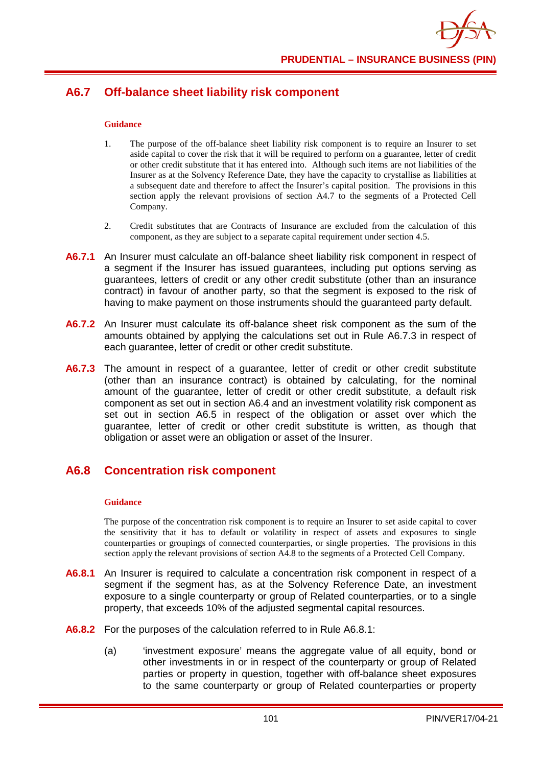## A6.7 Off-balance sheet liability risk component

**Guidance**

1. The purpose of the off-balance sheet liability risk component is to require an Insurer to set aside capital to cover the risk that it will be required to perform on a guarantee, letter of credit or other credit substitute that it has entered into. Although such items are not liabilities of the Insurer as at the Solvency Reference Date, they have the capacity to crystallise as liabilities at a subsequent date and therefore to affect the Insurer's capital position. The provisions in this section apply the relevant provisions of section A4.7 to the segments of a Protected Cell Company.

2. Credit substitutes that are Contracts of Insurance are excluded from the calculation of this component, as they are subject to a separate capital requirement under section 4.5.

**A6.7.1** An Insurer must calculate an off-balance sheet liability risk component in respect of a segment if the Insurer has issued guarantees, including put options serving as guarantees, letters of credit or any other credit substitute (other than an insurance contract) in favour of another party, so that the segment is exposed to the risk of having to make payment on those instruments should the guaranteed party default.

**A6.7.2** An Insurer must calculate its off-balance sheet risk component as the sum of the amounts obtained by applying the calculations set out in Rule A6.7.3 in respect of each guarantee, letter of credit or other credit substitute.

**A6.7.3** The amount in respect of a guarantee, letter of credit or other credit substitute (other than an insurance contract) is obtained by calculating, for the nominal amount of the guarantee, letter of credit or other credit substitute, a default risk component as set out in section A6.4 and an investment volatility risk component as set out in section A6.5 in respect of the obligation or asset over which the guarantee, letter of credit or other credit substitute is written, as though that obligation or asset were an obligation or asset of the Insurer.

## A6.8 Concentration risk component

**Guidance**

The purpose of the concentration risk component is to require an Insurer to set aside capital to cover the sensitivity that it has to default or volatility in respect of assets and exposures to single counterparties or groupings of connected counterparties, or single properties. The provisions in this section apply the relevant provisions of section A4.8 to the segments of a Protected Cell Company.

**A6.8.1** An Insurer is required to calculate a concentration risk component in respect of a segment if the segment has, as at the Solvency Reference Date, an investment exposure to a single counterparty or group of Related counterparties, or to a single property, that exceeds 10% of the adjusted segmental capital resources.

**A6.8.2** For the purposes of the calculation referred to in Rule A6.8.1:

(a) 'investment exposure' means the aggregate value of all equity, bond or other investments in or in respect of the counterparty or group of Related parties or property in question, together with off-balance sheet exposures to the same counterparty or group of Related counterparties or property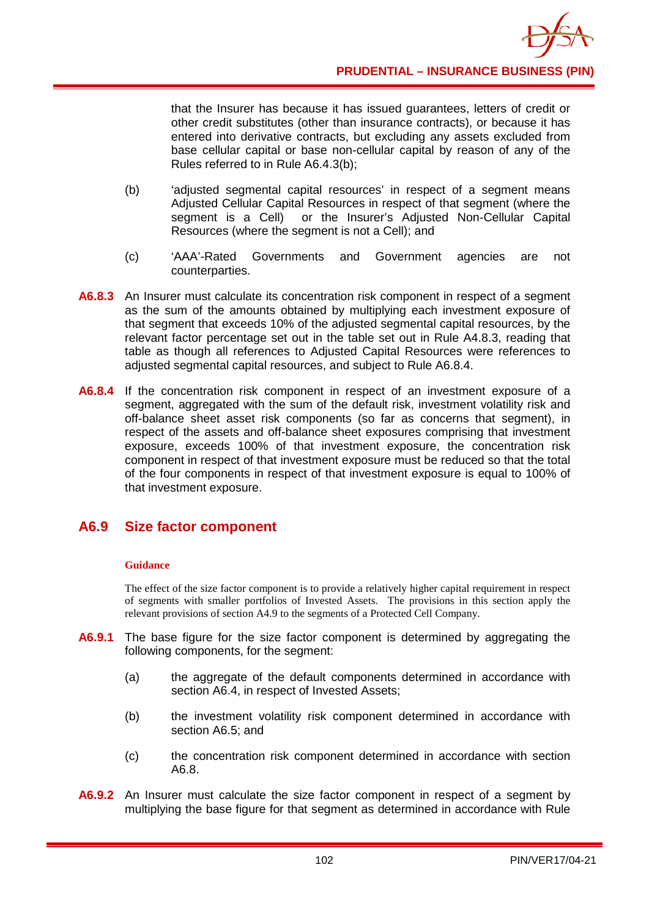that the Insurer has because it has issued guarantees, letters of credit or other credit substitutes (other than insurance contracts), or because it has entered into derivative contracts, but excluding any assets excluded from base cellular capital or base non-cellular capital by reason of any of the Rules referred to in Rule A6.4.3(b);

(b) 'adjusted segmental capital resources' in respect of a segment means Adjusted Cellular Capital Resources in respect of that segment (where the segment is a Cell) or the Insurer's Adjusted Non-Cellular Capital Resources (where the segment is not a Cell); and

(c) 'AAA'-Rated Governments and Government agencies are not counterparties.

**A6.8.3** An Insurer must calculate its concentration risk component in respect of a segment as the sum of the amounts obtained by multiplying each investment exposure of that segment that exceeds 10% of the adjusted segmental capital resources, by the relevant factor percentage set out in the table set out in Rule A4.8.3, reading that table as though all references to Adjusted Capital Resources were references to adjusted segmental capital resources, and subject to Rule A6.8.4.

**A6.8.4** If the concentration risk component in respect of an investment exposure of a segment, aggregated with the sum of the default risk, investment volatility risk and off-balance sheet asset risk components (so far as concerns that segment), in respect of the assets and off-balance sheet exposures comprising that investment exposure, exceeds 100% of that investment exposure, the concentration risk component in respect of that investment exposure must be reduced so that the total of the four components in respect of that investment exposure is equal to 100% of that investment exposure.

## A6.9 Size factor component

**Guidance**

The effect of the size factor component is to provide a relatively higher capital requirement in respect of segments with smaller portfolios of Invested Assets. The provisions in this section apply the relevant provisions of section A4.9 to the segments of a Protected Cell Company.

**A6.9.1** The base figure for the size factor component is determined by aggregating the following components, for the segment:

(a) the aggregate of the default components determined in accordance with section A6.4, in respect of Invested Assets;

(b) the investment volatility risk component determined in accordance with section A6.5; and

(c) the concentration risk component determined in accordance with section A6.8.

**A6.9.2** An Insurer must calculate the size factor component in respect of a segment by multiplying the base figure for that segment as determined in accordance with Rule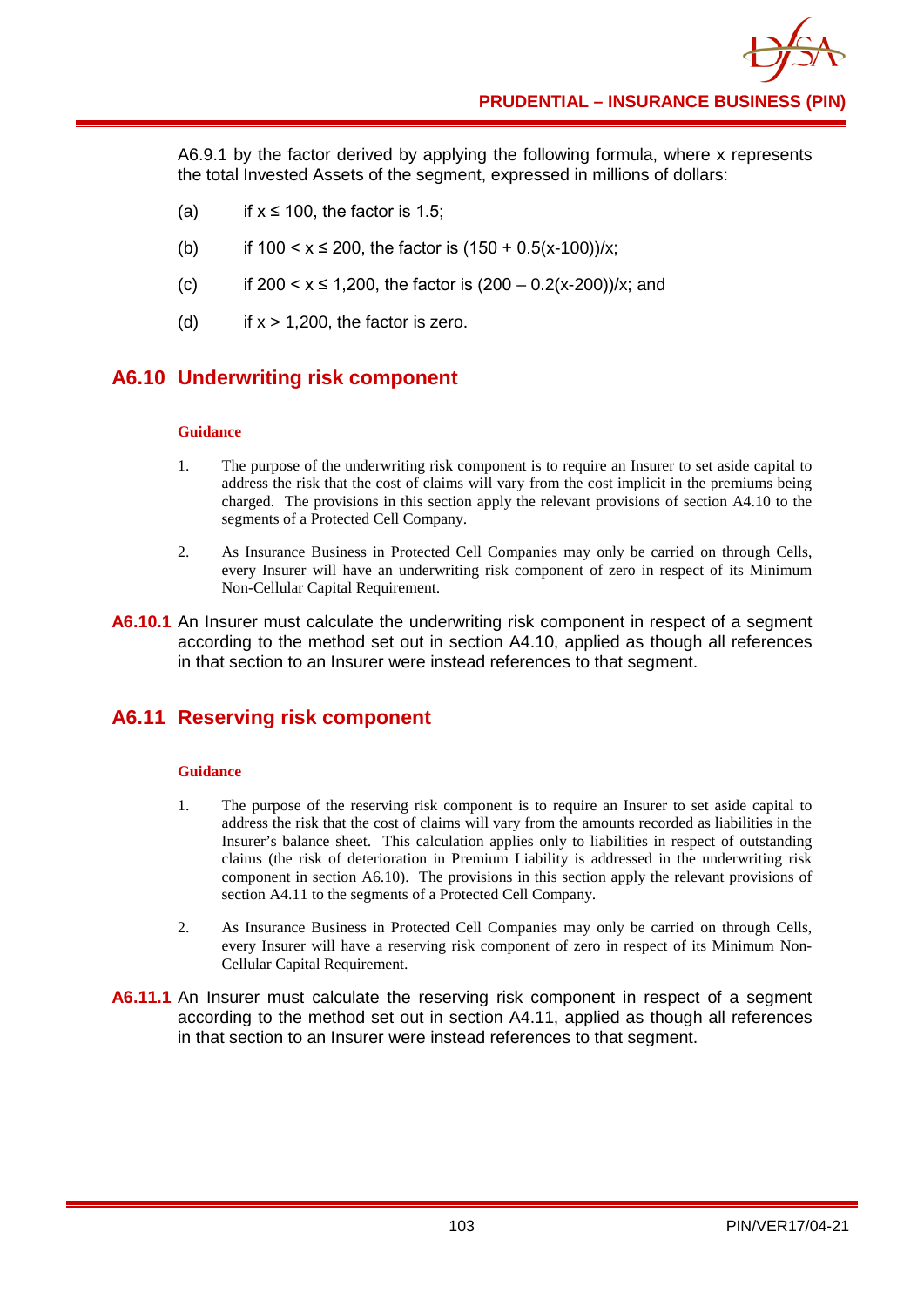A6.9.1 by the factor derived by applying the following formula, where x represents the total Invested Assets of the segment, expressed in millions of dollars:

(a) if $x \leq 100$, the factor is 1.5;

(b) if $100 < x \leq 200$, the factor is $(150 + 0.5(x-100))/x$;

(c) if $200 < x \leq 1,200$, the factor is $(200 - 0.2(x-200))/x$; and

(d) if $x > 1,200$, the factor is zero.

## A6.10 Underwriting risk component

**Guidance**

1. The purpose of the underwriting risk component is to require an Insurer to set aside capital to address the risk that the cost of claims will vary from the cost implicit in the premiums being charged. The provisions in this section apply the relevant provisions of section A4.10 to the segments of a Protected Cell Company.

2. As Insurance Business in Protected Cell Companies may only be carried on through Cells, every Insurer will have an underwriting risk component of zero in respect of its Minimum Non-Cellular Capital Requirement.

**A6.10.1** An Insurer must calculate the underwriting risk component in respect of a segment according to the method set out in section A4.10, applied as though all references in that section to an Insurer were instead references to that segment.

## A6.11 Reserving risk component

**Guidance**

1. The purpose of the reserving risk component is to require an Insurer to set aside capital to address the risk that the cost of claims will vary from the amounts recorded as liabilities in the Insurer's balance sheet. This calculation applies only to liabilities in respect of outstanding claims (the risk of deterioration in Premium Liability is addressed in the underwriting risk component in section A6.10). The provisions in this section apply the relevant provisions of section A4.11 to the segments of a Protected Cell Company.

2. As Insurance Business in Protected Cell Companies may only be carried on through Cells, every Insurer will have a reserving risk component of zero in respect of its Minimum Non-Cellular Capital Requirement.

**A6.11.1** An Insurer must calculate the reserving risk component in respect of a segment according to the method set out in section A4.11, applied as though all references in that section to an Insurer were instead references to that segment.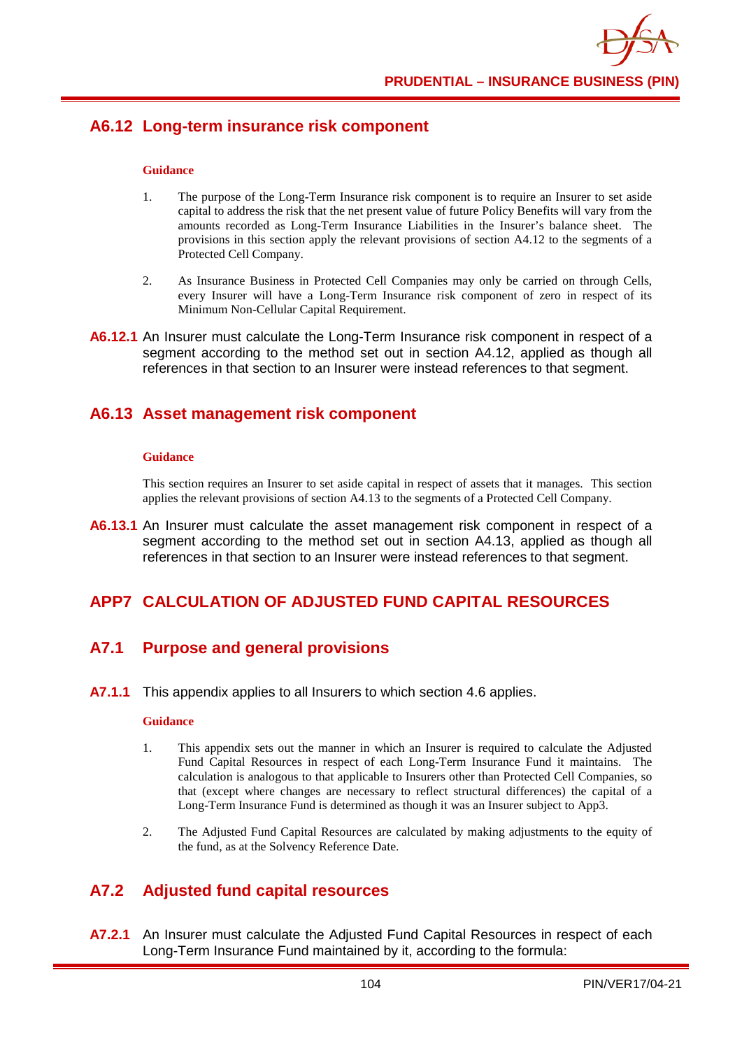## A6.12 Long-term insurance risk component

**Guidance**

1. The purpose of the Long-Term Insurance risk component is to require an Insurer to set aside capital to address the risk that the net present value of future Policy Benefits will vary from the amounts recorded as Long-Term Insurance Liabilities in the Insurer's balance sheet. The provisions in this section apply the relevant provisions of section A4.12 to the segments of a Protected Cell Company.

2. As Insurance Business in Protected Cell Companies may only be carried on through Cells, every Insurer will have a Long-Term Insurance risk component of zero in respect of its Minimum Non-Cellular Capital Requirement.

**A6.12.1** An Insurer must calculate the Long-Term Insurance risk component in respect of a segment according to the method set out in section A4.12, applied as though all references in that section to an Insurer were instead references to that segment.

## A6.13 Asset management risk component

**Guidance**

This section requires an Insurer to set aside capital in respect of assets that it manages. This section applies the relevant provisions of section A4.13 to the segments of a Protected Cell Company.

**A6.13.1** An Insurer must calculate the asset management risk component in respect of a segment according to the method set out in section A4.13, applied as though all references in that section to an Insurer were instead references to that segment.

# APP7 CALCULATION OF ADJUSTED FUND CAPITAL RESOURCES

## A7.1 Purpose and general provisions

**A7.1.1** This appendix applies to all Insurers to which section 4.6 applies.

**Guidance**

1. This appendix sets out the manner in which an Insurer is required to calculate the Adjusted Fund Capital Resources in respect of each Long-Term Insurance Fund it maintains. The calculation is analogous to that applicable to Insurers other than Protected Cell Companies, so that (except where changes are necessary to reflect structural differences) the capital of a Long-Term Insurance Fund is determined as though it was an Insurer subject to App3.

2. The Adjusted Fund Capital Resources are calculated by making adjustments to the equity of the fund, as at the Solvency Reference Date.

## A7.2 Adjusted fund capital resources

**A7.2.1** An Insurer must calculate the Adjusted Fund Capital Resources in respect of each Long-Term Insurance Fund maintained by it, according to the formula: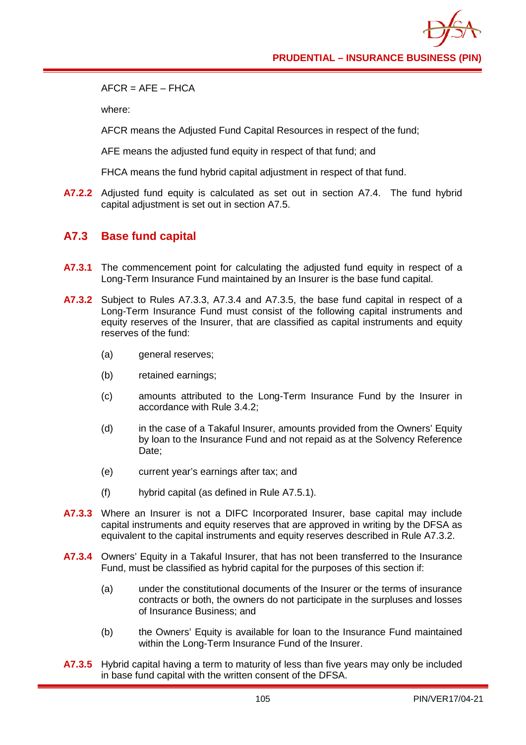AFCR = AFE – FHCA

where:

AFCR means the Adjusted Fund Capital Resources in respect of the fund;

AFE means the adjusted fund equity in respect of that fund; and

FHCA means the fund hybrid capital adjustment in respect of that fund.

**A7.2.2** Adjusted fund equity is calculated as set out in section A7.4. The fund hybrid capital adjustment is set out in section A7.5.

## A7.3 Base fund capital

**A7.3.1** The commencement point for calculating the adjusted fund equity in respect of a Long-Term Insurance Fund maintained by an Insurer is the base fund capital.

**A7.3.2** Subject to Rules A7.3.3, A7.3.4 and A7.3.5, the base fund capital in respect of a Long-Term Insurance Fund must consist of the following capital instruments and equity reserves of the Insurer, that are classified as capital instruments and equity reserves of the fund:

(a) general reserves;

(b) retained earnings;

(c) amounts attributed to the Long-Term Insurance Fund by the Insurer in accordance with Rule 3.4.2;

(d) in the case of a Takaful Insurer, amounts provided from the Owners' Equity by loan to the Insurance Fund and not repaid as at the Solvency Reference Date;

(e) current year's earnings after tax; and

(f) hybrid capital (as defined in Rule A7.5.1).

**A7.3.3** Where an Insurer is not a DIFC Incorporated Insurer, base capital may include capital instruments and equity reserves that are approved in writing by the DFSA as equivalent to the capital instruments and equity reserves described in Rule A7.3.2.

**A7.3.4** Owners' Equity in a Takaful Insurer, that has not been transferred to the Insurance Fund, must be classified as hybrid capital for the purposes of this section if:

(a) under the constitutional documents of the Insurer or the terms of insurance contracts or both, the owners do not participate in the surpluses and losses of Insurance Business; and

(b) the Owners' Equity is available for loan to the Insurance Fund maintained within the Long-Term Insurance Fund of the Insurer.

**A7.3.5** Hybrid capital having a term to maturity of less than five years may only be included in base fund capital with the written consent of the DFSA.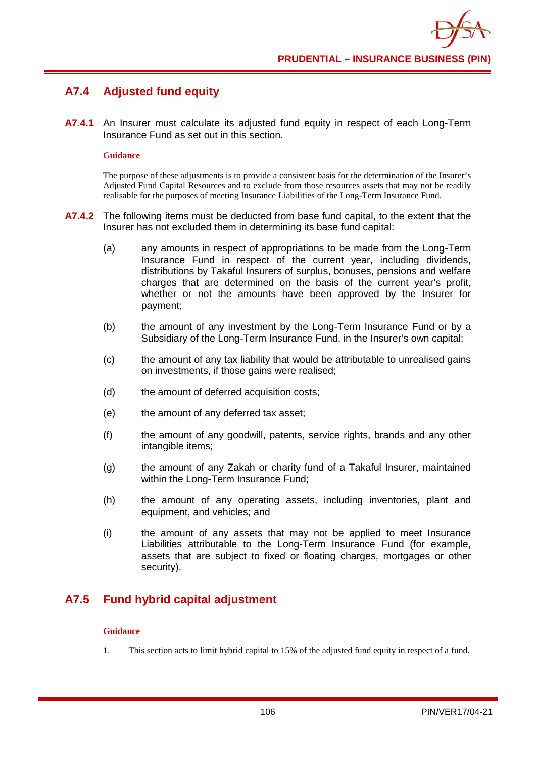## A7.4 Adjusted fund equity

**A7.4.1** An Insurer must calculate its adjusted fund equity in respect of each Long-Term Insurance Fund as set out in this section.

**Guidance**

The purpose of these adjustments is to provide a consistent basis for the determination of the Insurer's Adjusted Fund Capital Resources and to exclude from those resources assets that may not be readily realisable for the purposes of meeting Insurance Liabilities of the Long-Term Insurance Fund.

**A7.4.2** The following items must be deducted from base fund capital, to the extent that the Insurer has not excluded them in determining its base fund capital:

(a) any amounts in respect of appropriations to be made from the Long-Term Insurance Fund in respect of the current year, including dividends, distributions by Takaful Insurers of surplus, bonuses, pensions and welfare charges that are determined on the basis of the current year's profit, whether or not the amounts have been approved by the Insurer for payment;

(b) the amount of any investment by the Long-Term Insurance Fund or by a Subsidiary of the Long-Term Insurance Fund, in the Insurer's own capital;

(c) the amount of any tax liability that would be attributable to unrealised gains on investments, if those gains were realised;

(d) the amount of deferred acquisition costs;

(e) the amount of any deferred tax asset;

(f) the amount of any goodwill, patents, service rights, brands and any other intangible items;

(g) the amount of any Zakah or charity fund of a Takaful Insurer, maintained within the Long-Term Insurance Fund;

(h) the amount of any operating assets, including inventories, plant and equipment, and vehicles; and

(i) the amount of any assets that may not be applied to meet Insurance Liabilities attributable to the Long-Term Insurance Fund (for example, assets that are subject to fixed or floating charges, mortgages or other security).

## A7.5 Fund hybrid capital adjustment

**Guidance**

1. This section acts to limit hybrid capital to 15% of the adjusted fund equity in respect of a fund.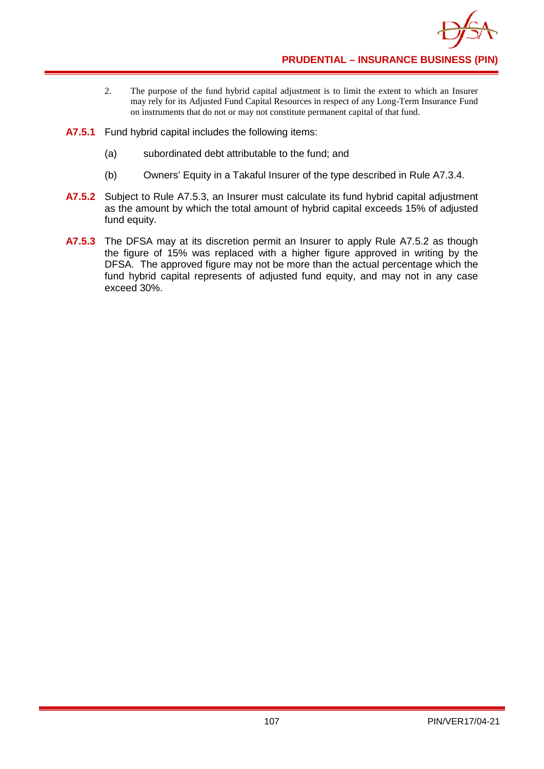2. The purpose of the fund hybrid capital adjustment is to limit the extent to which an Insurer may rely for its Adjusted Fund Capital Resources in respect of any Long-Term Insurance Fund on instruments that do not or may not constitute permanent capital of that fund.

**A7.5.1** Fund hybrid capital includes the following items:

(a) subordinated debt attributable to the fund; and

(b) Owners' Equity in a Takaful Insurer of the type described in Rule A7.3.4.

**A7.5.2** Subject to Rule A7.5.3, an Insurer must calculate its fund hybrid capital adjustment as the amount by which the total amount of hybrid capital exceeds 15% of adjusted fund equity.

**A7.5.3** The DFSA may at its discretion permit an Insurer to apply Rule A7.5.2 as though the figure of 15% was replaced with a higher figure approved in writing by the DFSA. The approved figure may not be more than the actual percentage which the fund hybrid capital represents of adjusted fund equity, and may not in any case exceed 30%.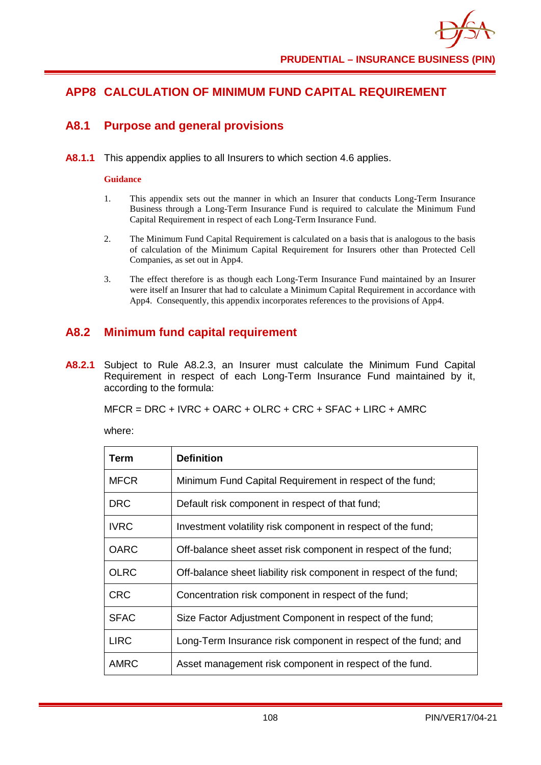# APP8 CALCULATION OF MINIMUM FUND CAPITAL REQUIREMENT

## A8.1 Purpose and general provisions

**A8.1.1** This appendix applies to all Insurers to which section 4.6 applies.

**Guidance**

1. This appendix sets out the manner in which an Insurer that conducts Long-Term Insurance Business through a Long-Term Insurance Fund is required to calculate the Minimum Fund Capital Requirement in respect of each Long-Term Insurance Fund.

2. The Minimum Fund Capital Requirement is calculated on a basis that is analogous to the basis of calculation of the Minimum Capital Requirement for Insurers other than Protected Cell Companies, as set out in App4.

3. The effect therefore is as though each Long-Term Insurance Fund maintained by an Insurer were itself an Insurer that had to calculate a Minimum Capital Requirement in accordance with App4. Consequently, this appendix incorporates references to the provisions of App4.

## A8.2 Minimum fund capital requirement

**A8.2.1** Subject to Rule A8.2.3, an Insurer must calculate the Minimum Fund Capital Requirement in respect of each Long-Term Insurance Fund maintained by it, according to the formula:

$$MFCR = DRC + IVRC + OARC + OLRC + CRC + SFAC + LIRC + AMRC$$

where:

| Term | Definition |
|---|---|
| MFCR | Minimum Fund Capital Requirement in respect of the fund; |
| DRC | Default risk component in respect of that fund; |
| IVRC | Investment volatility risk component in respect of the fund; |
| OARC | Off-balance sheet asset risk component in respect of the fund; |
| OLRC | Off-balance sheet liability risk component in respect of the fund; |
| CRC | Concentration risk component in respect of the fund; |
| SFAC | Size Factor Adjustment Component in respect of the fund; |
| LIRC | Long-Term Insurance risk component in respect of the fund; and |
| AMRC | Asset management risk component in respect of the fund. |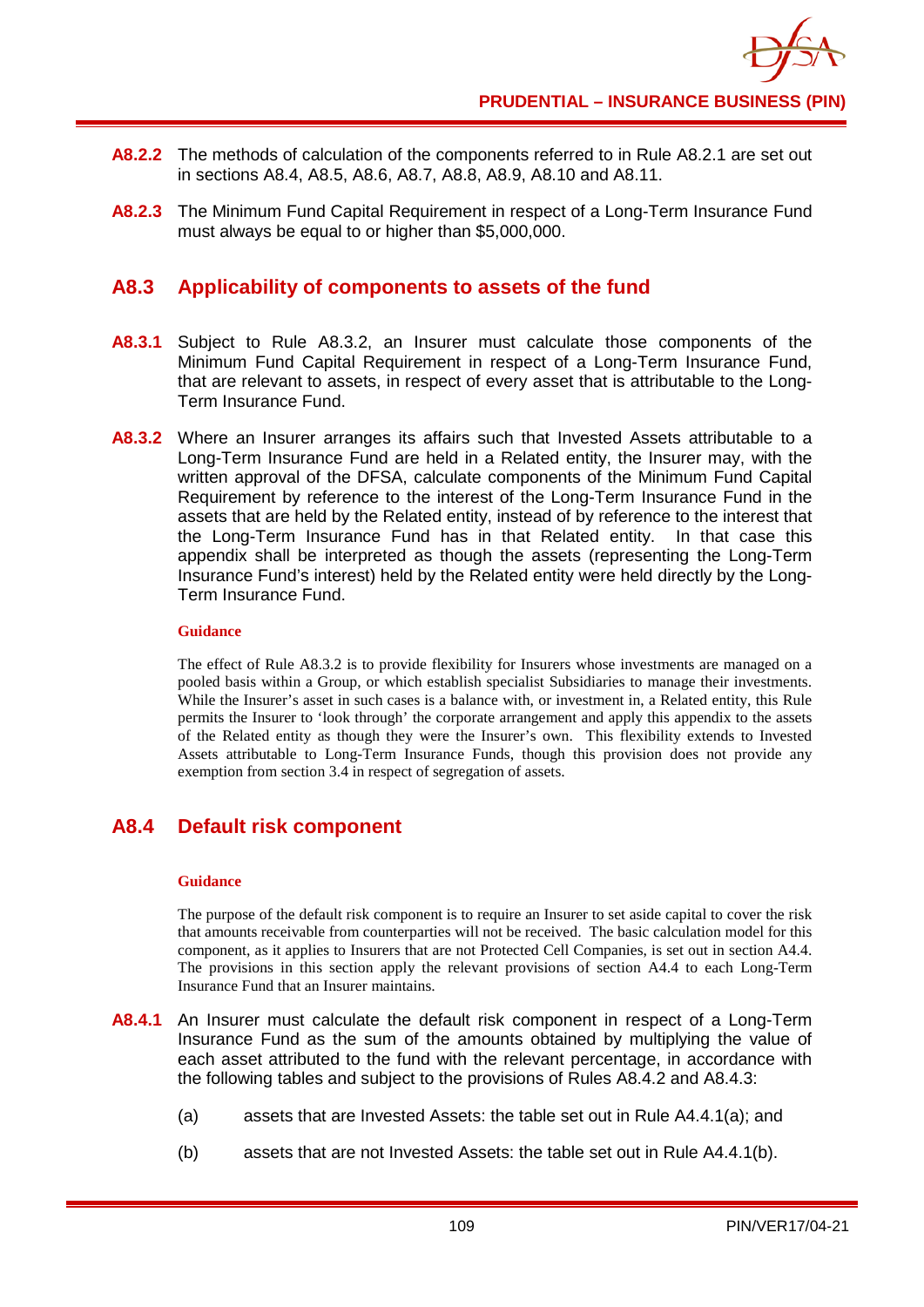**A8.2.2** The methods of calculation of the components referred to in Rule A8.2.1 are set out in sections A8.4, A8.5, A8.6, A8.7, A8.8, A8.9, A8.10 and A8.11.

**A8.2.3** The Minimum Fund Capital Requirement in respect of a Long-Term Insurance Fund must always be equal to or higher than $5,000,000.

## A8.3 Applicability of components to assets of the fund

**A8.3.1** Subject to Rule A8.3.2, an Insurer must calculate those components of the Minimum Fund Capital Requirement in respect of a Long-Term Insurance Fund, that are relevant to assets, in respect of every asset that is attributable to the Long-Term Insurance Fund.

**A8.3.2** Where an Insurer arranges its affairs such that Invested Assets attributable to a Long-Term Insurance Fund are held in a Related entity, the Insurer may, with the written approval of the DFSA, calculate components of the Minimum Fund Capital Requirement by reference to the interest of the Long-Term Insurance Fund in the assets that are held by the Related entity, instead of by reference to the interest that the Long-Term Insurance Fund has in that Related entity. In that case this appendix shall be interpreted as though the assets (representing the Long-Term Insurance Fund's interest) held by the Related entity were held directly by the Long-Term Insurance Fund.

**Guidance**

The effect of Rule A8.3.2 is to provide flexibility for Insurers whose investments are managed on a pooled basis within a Group, or which establish specialist Subsidiaries to manage their investments. While the Insurer's asset in such cases is a balance with, or investment in, a Related entity, this Rule permits the Insurer to 'look through' the corporate arrangement and apply this appendix to the assets of the Related entity as though they were the Insurer's own. This flexibility extends to Invested Assets attributable to Long-Term Insurance Funds, though this provision does not provide any exemption from section 3.4 in respect of segregation of assets.

## A8.4 Default risk component

**Guidance**

The purpose of the default risk component is to require an Insurer to set aside capital to cover the risk that amounts receivable from counterparties will not be received. The basic calculation model for this component, as it applies to Insurers that are not Protected Cell Companies, is set out in section A4.4. The provisions in this section apply the relevant provisions of section A4.4 to each Long-Term Insurance Fund that an Insurer maintains.

**A8.4.1** An Insurer must calculate the default risk component in respect of a Long-Term Insurance Fund as the sum of the amounts obtained by multiplying the value of each asset attributed to the fund with the relevant percentage, in accordance with the following tables and subject to the provisions of Rules A8.4.2 and A8.4.3:

(a) assets that are Invested Assets: the table set out in Rule A4.4.1(a); and

(b) assets that are not Invested Assets: the table set out in Rule A4.4.1(b).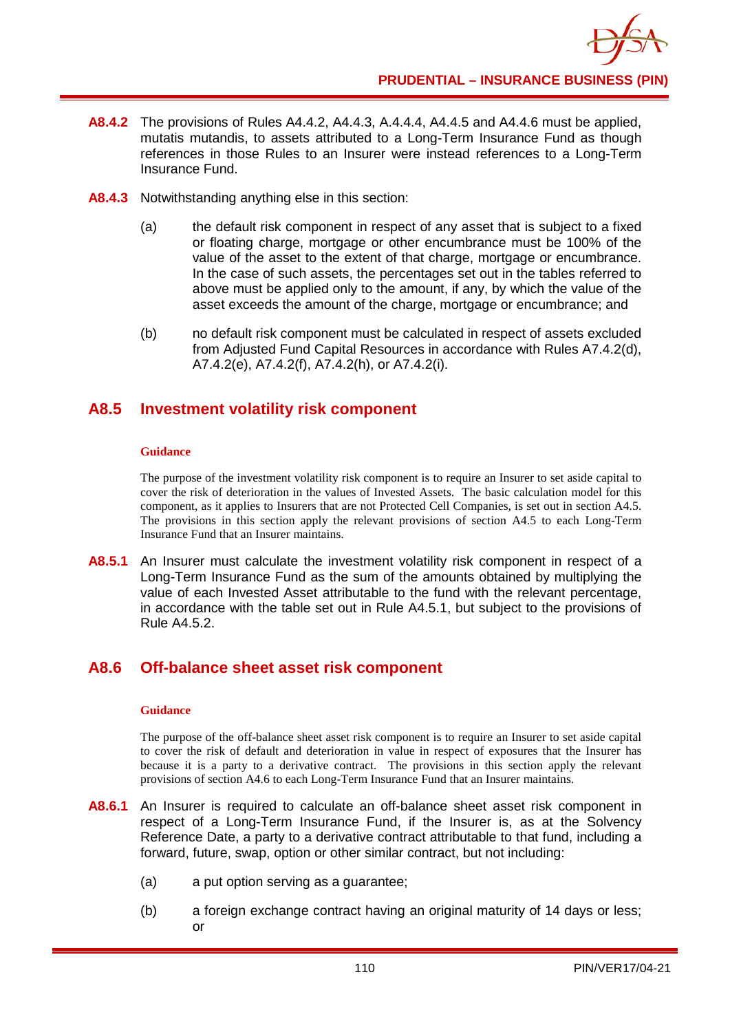**A8.4.2** The provisions of Rules A4.4.2, A4.4.3, A.4.4.4, A4.4.5 and A4.4.6 must be applied, mutatis mutandis, to assets attributed to a Long-Term Insurance Fund as though references in those Rules to an Insurer were instead references to a Long-Term Insurance Fund.

**A8.4.3** Notwithstanding anything else in this section:

(a) the default risk component in respect of any asset that is subject to a fixed or floating charge, mortgage or other encumbrance must be 100% of the value of the asset to the extent of that charge, mortgage or encumbrance. In the case of such assets, the percentages set out in the tables referred to above must be applied only to the amount, if any, by which the value of the asset exceeds the amount of the charge, mortgage or encumbrance; and

(b) no default risk component must be calculated in respect of assets excluded from Adjusted Fund Capital Resources in accordance with Rules A7.4.2(d), A7.4.2(e), A7.4.2(f), A7.4.2(h), or A7.4.2(i).

## A8.5 Investment volatility risk component

**Guidance**

The purpose of the investment volatility risk component is to require an Insurer to set aside capital to cover the risk of deterioration in the values of Invested Assets. The basic calculation model for this component, as it applies to Insurers that are not Protected Cell Companies, is set out in section A4.5. The provisions in this section apply the relevant provisions of section A4.5 to each Long-Term Insurance Fund that an Insurer maintains.

**A8.5.1** An Insurer must calculate the investment volatility risk component in respect of a Long-Term Insurance Fund as the sum of the amounts obtained by multiplying the value of each Invested Asset attributable to the fund with the relevant percentage, in accordance with the table set out in Rule A4.5.1, but subject to the provisions of Rule A4.5.2.

## A8.6 Off-balance sheet asset risk component

**Guidance**

The purpose of the off-balance sheet asset risk component is to require an Insurer to set aside capital to cover the risk of default and deterioration in value in respect of exposures that the Insurer has because it is a party to a derivative contract. The provisions in this section apply the relevant provisions of section A4.6 to each Long-Term Insurance Fund that an Insurer maintains.

**A8.6.1** An Insurer is required to calculate an off-balance sheet asset risk component in respect of a Long-Term Insurance Fund, if the Insurer is, as at the Solvency Reference Date, a party to a derivative contract attributable to that fund, including a forward, future, swap, option or other similar contract, but not including:

(a) a put option serving as a guarantee;

(b) a foreign exchange contract having an original maturity of 14 days or less; or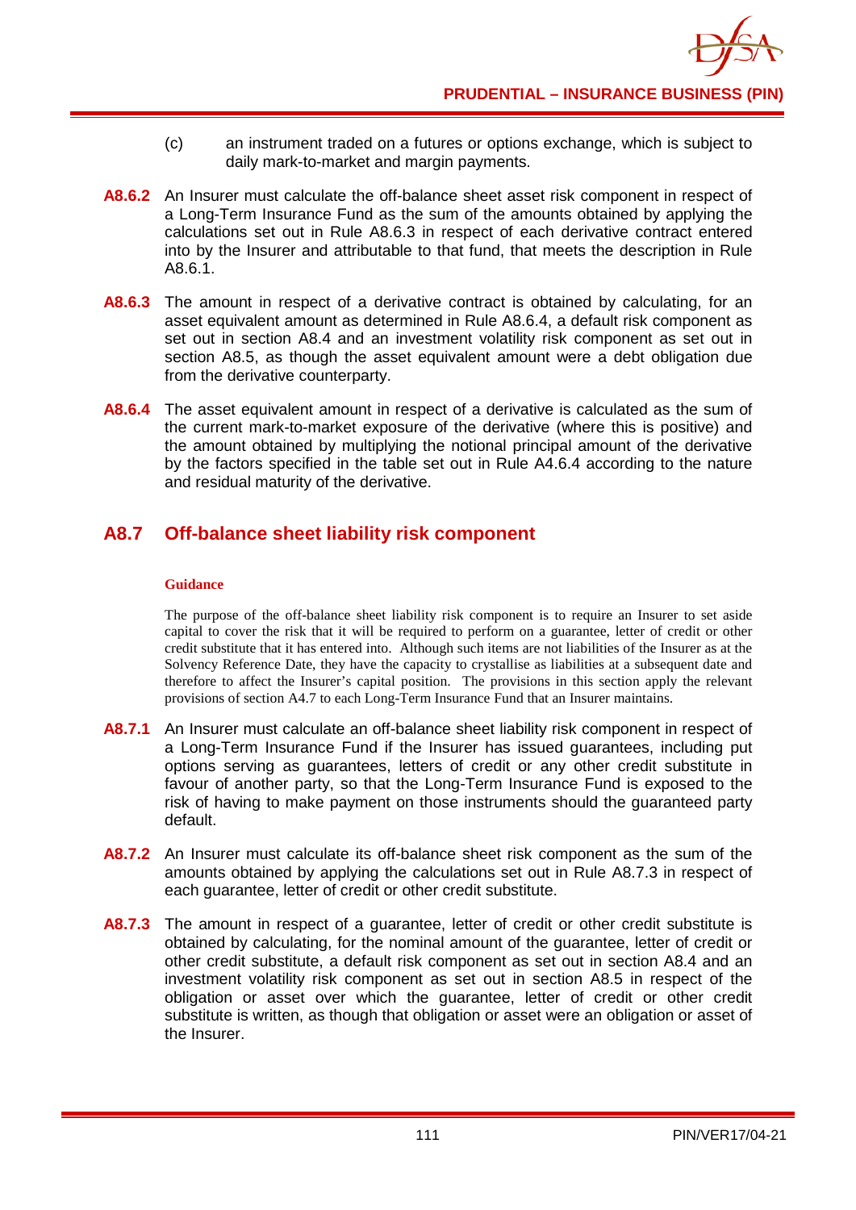(c) an instrument traded on a futures or options exchange, which is subject to daily mark-to-market and margin payments.

**A8.6.2** An Insurer must calculate the off-balance sheet asset risk component in respect of a Long-Term Insurance Fund as the sum of the amounts obtained by applying the calculations set out in Rule A8.6.3 in respect of each derivative contract entered into by the Insurer and attributable to that fund, that meets the description in Rule A8.6.1.

**A8.6.3** The amount in respect of a derivative contract is obtained by calculating, for an asset equivalent amount as determined in Rule A8.6.4, a default risk component as set out in section A8.4 and an investment volatility risk component as set out in section A8.5, as though the asset equivalent amount were a debt obligation due from the derivative counterparty.

**A8.6.4** The asset equivalent amount in respect of a derivative is calculated as the sum of the current mark-to-market exposure of the derivative (where this is positive) and the amount obtained by multiplying the notional principal amount of the derivative by the factors specified in the table set out in Rule A4.6.4 according to the nature and residual maturity of the derivative.

## A8.7 Off-balance sheet liability risk component

**Guidance**

The purpose of the off-balance sheet liability risk component is to require an Insurer to set aside capital to cover the risk that it will be required to perform on a guarantee, letter of credit or other credit substitute that it has entered into. Although such items are not liabilities of the Insurer as at the Solvency Reference Date, they have the capacity to crystallise as liabilities at a subsequent date and therefore to affect the Insurer's capital position. The provisions in this section apply the relevant provisions of section A4.7 to each Long-Term Insurance Fund that an Insurer maintains.

**A8.7.1** An Insurer must calculate an off-balance sheet liability risk component in respect of a Long-Term Insurance Fund if the Insurer has issued guarantees, including put options serving as guarantees, letters of credit or any other credit substitute in favour of another party, so that the Long-Term Insurance Fund is exposed to the risk of having to make payment on those instruments should the guaranteed party default.

**A8.7.2** An Insurer must calculate its off-balance sheet risk component as the sum of the amounts obtained by applying the calculations set out in Rule A8.7.3 in respect of each guarantee, letter of credit or other credit substitute.

**A8.7.3** The amount in respect of a guarantee, letter of credit or other credit substitute is obtained by calculating, for the nominal amount of the guarantee, letter of credit or other credit substitute, a default risk component as set out in section A8.4 and an investment volatility risk component as set out in section A8.5 in respect of the obligation or asset over which the guarantee, letter of credit or other credit substitute is written, as though that obligation or asset were an obligation or asset of the Insurer.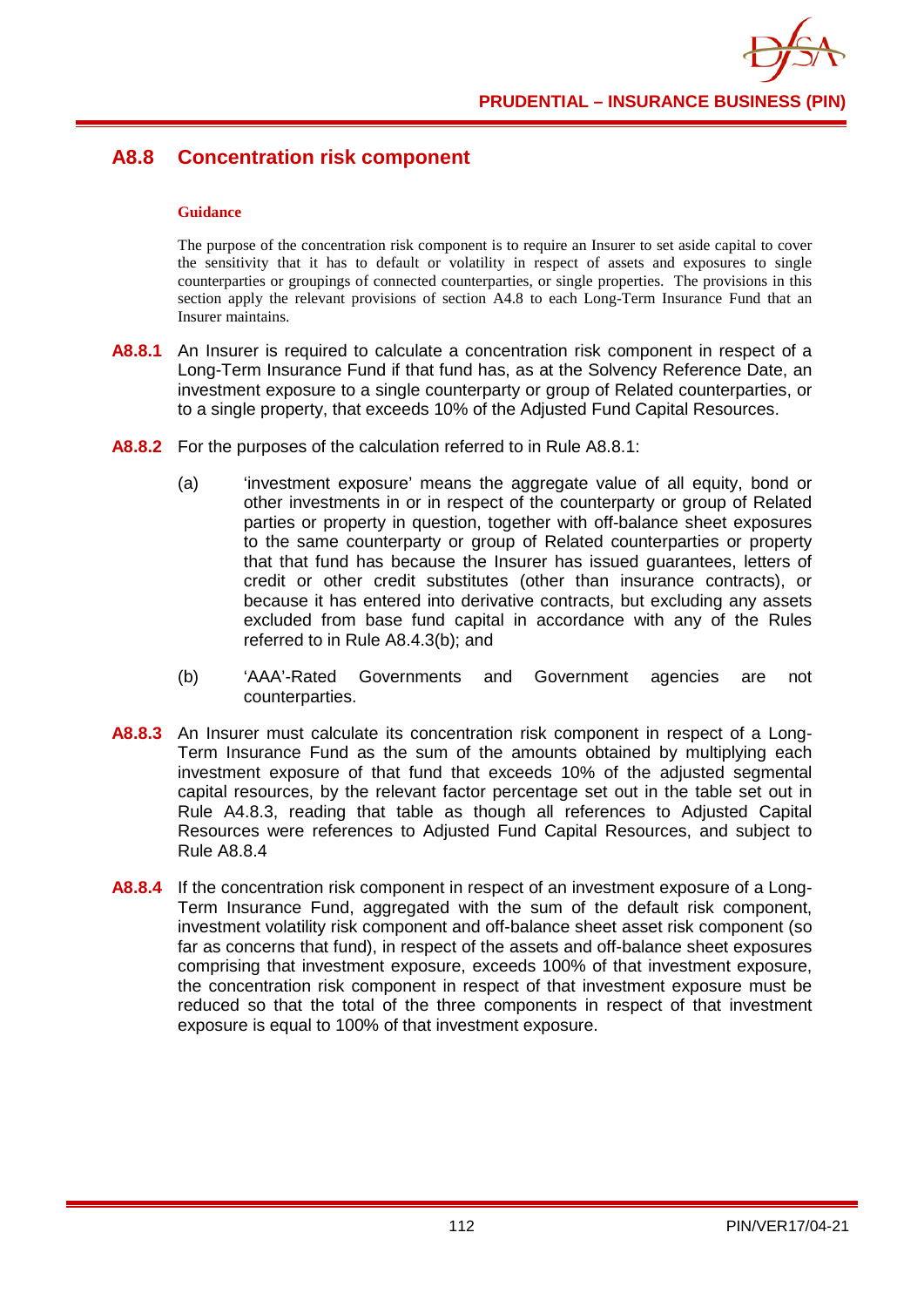## A8.8 Concentration risk component

**Guidance**

The purpose of the concentration risk component is to require an Insurer to set aside capital to cover the sensitivity that it has to default or volatility in respect of assets and exposures to single counterparties or groupings of connected counterparties, or single properties. The provisions in this section apply the relevant provisions of section A4.8 to each Long-Term Insurance Fund that an Insurer maintains.

**A8.8.1** An Insurer is required to calculate a concentration risk component in respect of a Long-Term Insurance Fund if that fund has, as at the Solvency Reference Date, an investment exposure to a single counterparty or group of Related counterparties, or to a single property, that exceeds 10% of the Adjusted Fund Capital Resources.

**A8.8.2** For the purposes of the calculation referred to in Rule A8.8.1:

(a) 'investment exposure' means the aggregate value of all equity, bond or other investments in or in respect of the counterparty or group of Related parties or property in question, together with off-balance sheet exposures to the same counterparty or group of Related counterparties or property that that fund has because the Insurer has issued guarantees, letters of credit or other credit substitutes (other than insurance contracts), or because it has entered into derivative contracts, but excluding any assets excluded from base fund capital in accordance with any of the Rules referred to in Rule A8.4.3(b); and

(b) 'AAA'-Rated Governments and Government agencies are not counterparties.

**A8.8.3** An Insurer must calculate its concentration risk component in respect of a Long-Term Insurance Fund as the sum of the amounts obtained by multiplying each investment exposure of that fund that exceeds 10% of the adjusted segmental capital resources, by the relevant factor percentage set out in the table set out in Rule A4.8.3, reading that table as though all references to Adjusted Capital Resources were references to Adjusted Fund Capital Resources, and subject to Rule A8.8.4

**A8.8.4** If the concentration risk component in respect of an investment exposure of a Long-Term Insurance Fund, aggregated with the sum of the default risk component, investment volatility risk component and off-balance sheet asset risk component (so far as concerns that fund), in respect of the assets and off-balance sheet exposures comprising that investment exposure, exceeds 100% of that investment exposure, the concentration risk component in respect of that investment exposure must be reduced so that the total of the three components in respect of that investment exposure is equal to 100% of that investment exposure.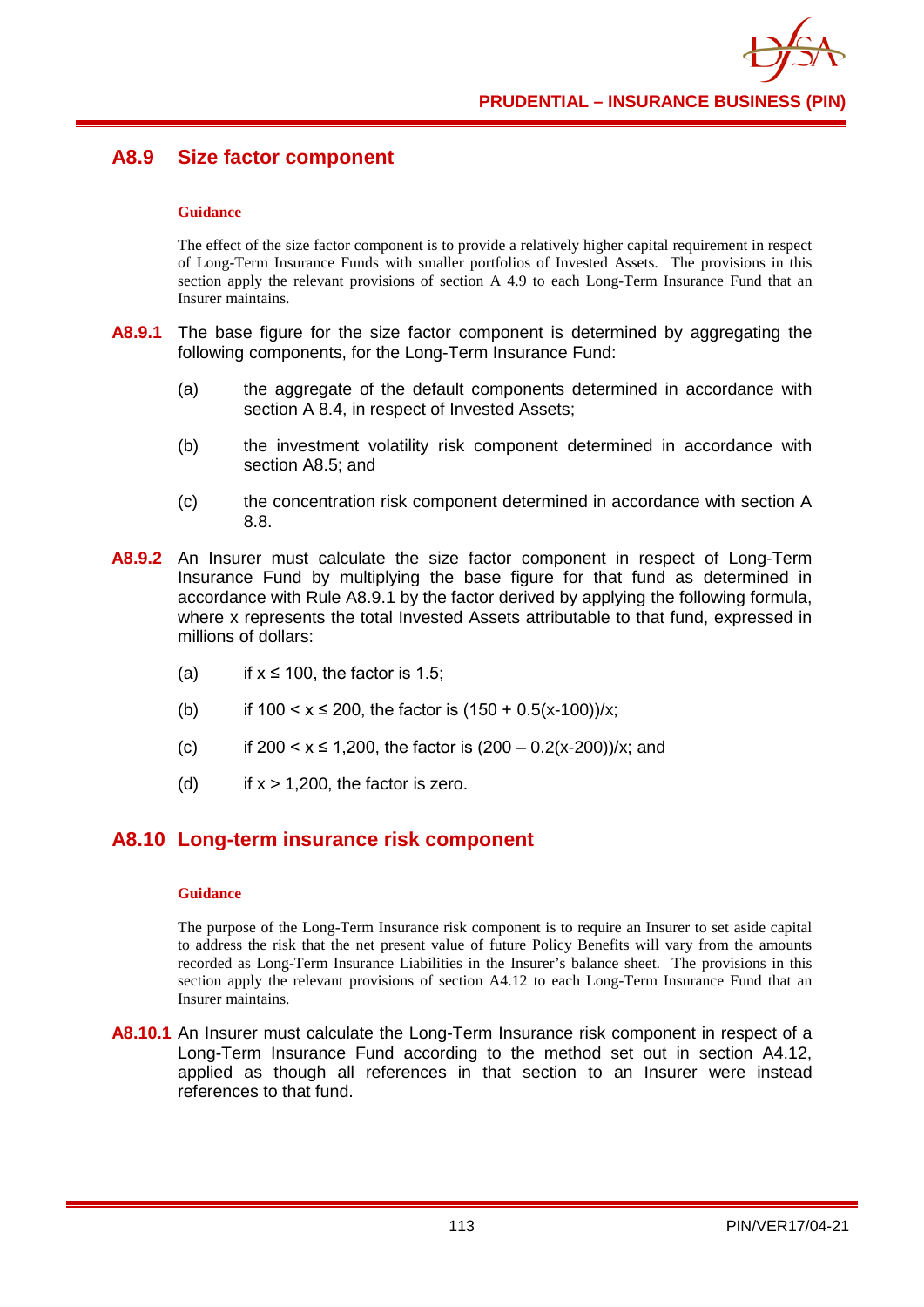## A8.9 Size factor component

**Guidance**

The effect of the size factor component is to provide a relatively higher capital requirement in respect of Long-Term Insurance Funds with smaller portfolios of Invested Assets. The provisions in this section apply the relevant provisions of section A 4.9 to each Long-Term Insurance Fund that an Insurer maintains.

**A8.9.1** The base figure for the size factor component is determined by aggregating the following components, for the Long-Term Insurance Fund:

(a) the aggregate of the default components determined in accordance with section A 8.4, in respect of Invested Assets;

(b) the investment volatility risk component determined in accordance with section A8.5; and

(c) the concentration risk component determined in accordance with section A 8.8.

**A8.9.2** An Insurer must calculate the size factor component in respect of Long-Term Insurance Fund by multiplying the base figure for that fund as determined in accordance with Rule A8.9.1 by the factor derived by applying the following formula, where x represents the total Invested Assets attributable to that fund, expressed in millions of dollars:

(a) if $x \leq 100$, the factor is 1.5;

(b) if $100 < x \leq 200$, the factor is $(150 + 0.5(x-100))/x$;

(c) if $200 < x \leq 1{,}200$, the factor is $(200 - 0.2(x-200))/x$; and

(d) if $x > 1{,}200$, the factor is zero.

## A8.10 Long-term insurance risk component

**Guidance**

The purpose of the Long-Term Insurance risk component is to require an Insurer to set aside capital to address the risk that the net present value of future Policy Benefits will vary from the amounts recorded as Long-Term Insurance Liabilities in the Insurer's balance sheet. The provisions in this section apply the relevant provisions of section A4.12 to each Long-Term Insurance Fund that an Insurer maintains.

**A8.10.1** An Insurer must calculate the Long-Term Insurance risk component in respect of a Long-Term Insurance Fund according to the method set out in section A4.12, applied as though all references in that section to an Insurer were instead references to that fund.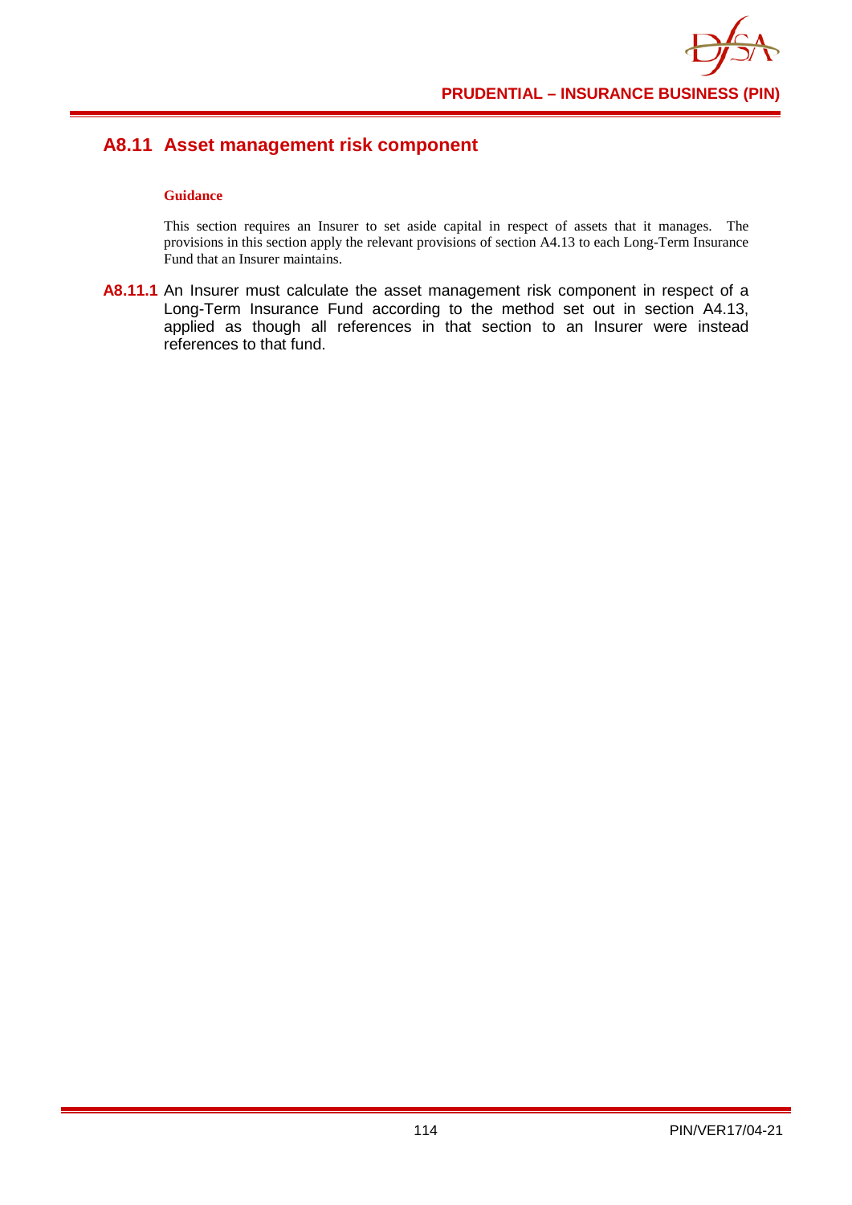## A8.11 Asset management risk component

**Guidance**

This section requires an Insurer to set aside capital in respect of assets that it manages. The provisions in this section apply the relevant provisions of section A4.13 to each Long-Term Insurance Fund that an Insurer maintains.

**A8.11.1** An Insurer must calculate the asset management risk component in respect of a Long-Term Insurance Fund according to the method set out in section A4.13, applied as though all references in that section to an Insurer were instead references to that fund.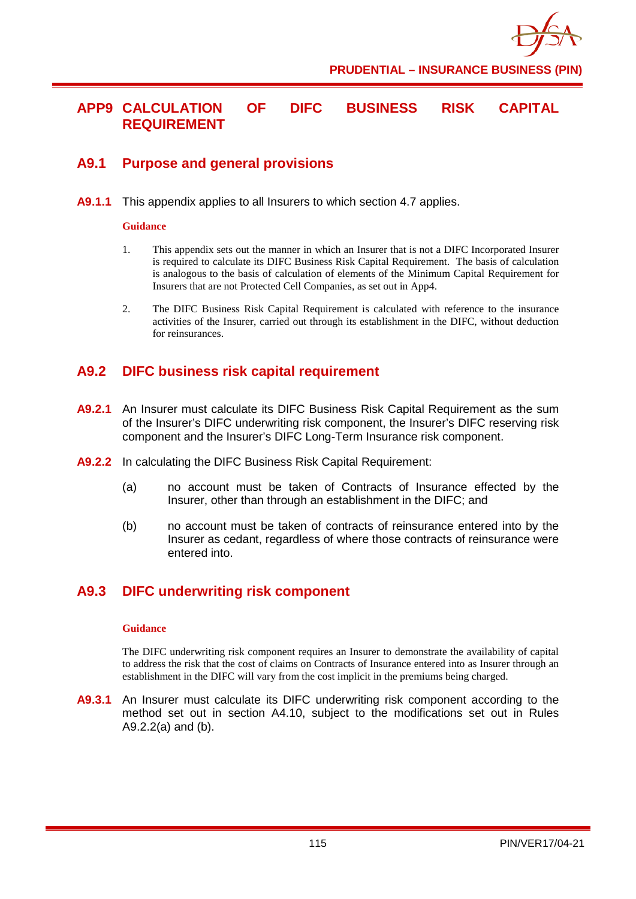# APP9 CALCULATION OF DIFC BUSINESS RISK CAPITAL REQUIREMENT

## A9.1 Purpose and general provisions

**A9.1.1** This appendix applies to all Insurers to which section 4.7 applies.

**Guidance**

1. This appendix sets out the manner in which an Insurer that is not a DIFC Incorporated Insurer is required to calculate its DIFC Business Risk Capital Requirement. The basis of calculation is analogous to the basis of calculation of elements of the Minimum Capital Requirement for Insurers that are not Protected Cell Companies, as set out in App4.

2. The DIFC Business Risk Capital Requirement is calculated with reference to the insurance activities of the Insurer, carried out through its establishment in the DIFC, without deduction for reinsurances.

## A9.2 DIFC business risk capital requirement

**A9.2.1** An Insurer must calculate its DIFC Business Risk Capital Requirement as the sum of the Insurer's DIFC underwriting risk component, the Insurer's DIFC reserving risk component and the Insurer's DIFC Long-Term Insurance risk component.

**A9.2.2** In calculating the DIFC Business Risk Capital Requirement:

(a) no account must be taken of Contracts of Insurance effected by the Insurer, other than through an establishment in the DIFC; and

(b) no account must be taken of contracts of reinsurance entered into by the Insurer as cedant, regardless of where those contracts of reinsurance were entered into.

## A9.3 DIFC underwriting risk component

**Guidance**

The DIFC underwriting risk component requires an Insurer to demonstrate the availability of capital to address the risk that the cost of claims on Contracts of Insurance entered into as Insurer through an establishment in the DIFC will vary from the cost implicit in the premiums being charged.

**A9.3.1** An Insurer must calculate its DIFC underwriting risk component according to the method set out in section A4.10, subject to the modifications set out in Rules A9.2.2(a) and (b).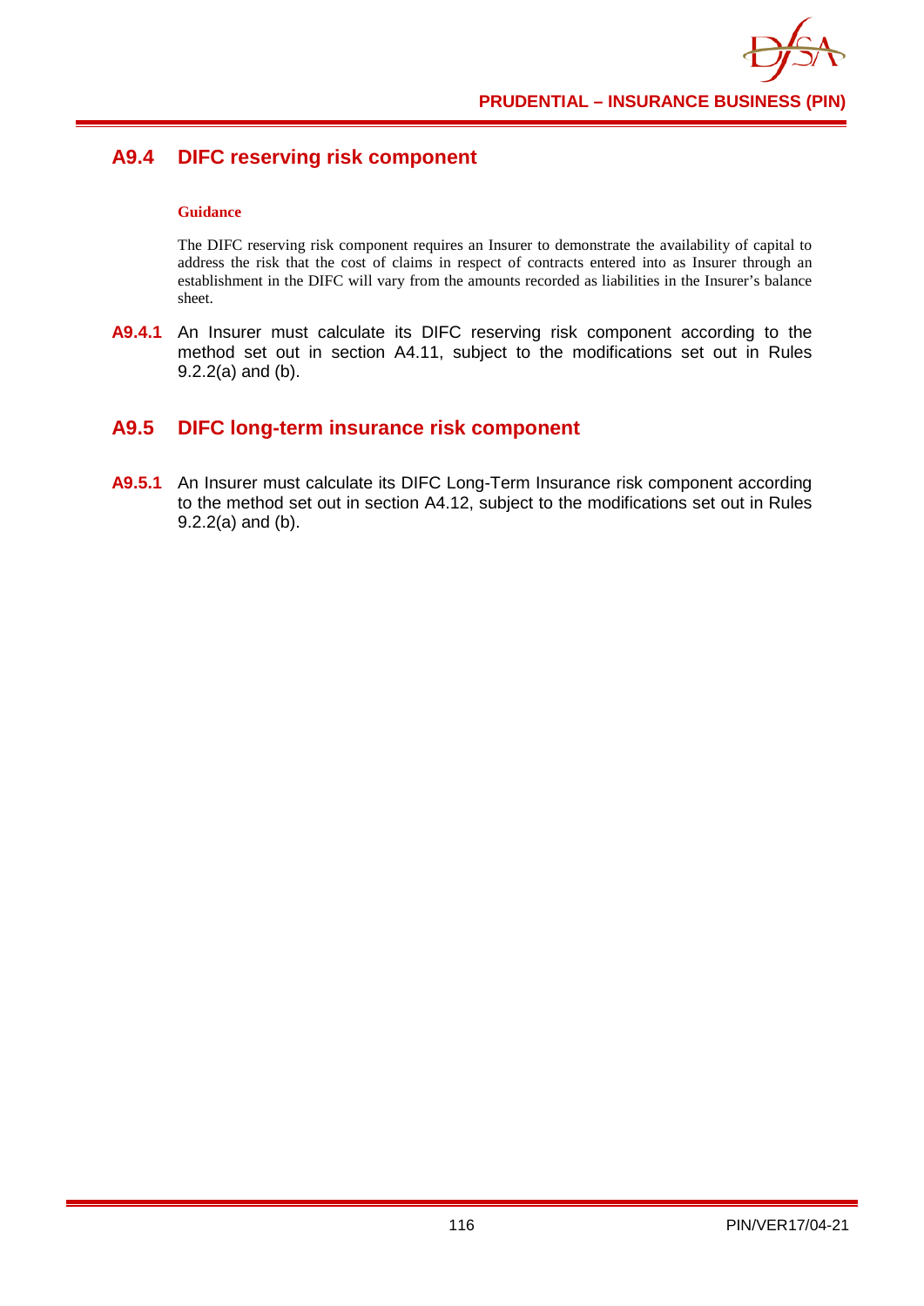## A9.4 DIFC reserving risk component

**Guidance**

The DIFC reserving risk component requires an Insurer to demonstrate the availability of capital to address the risk that the cost of claims in respect of contracts entered into as Insurer through an establishment in the DIFC will vary from the amounts recorded as liabilities in the Insurer's balance sheet.

**A9.4.1** An Insurer must calculate its DIFC reserving risk component according to the method set out in section A4.11, subject to the modifications set out in Rules 9.2.2(a) and (b).

## A9.5 DIFC long-term insurance risk component

**A9.5.1** An Insurer must calculate its DIFC Long-Term Insurance risk component according to the method set out in section A4.12, subject to the modifications set out in Rules 9.2.2(a) and (b).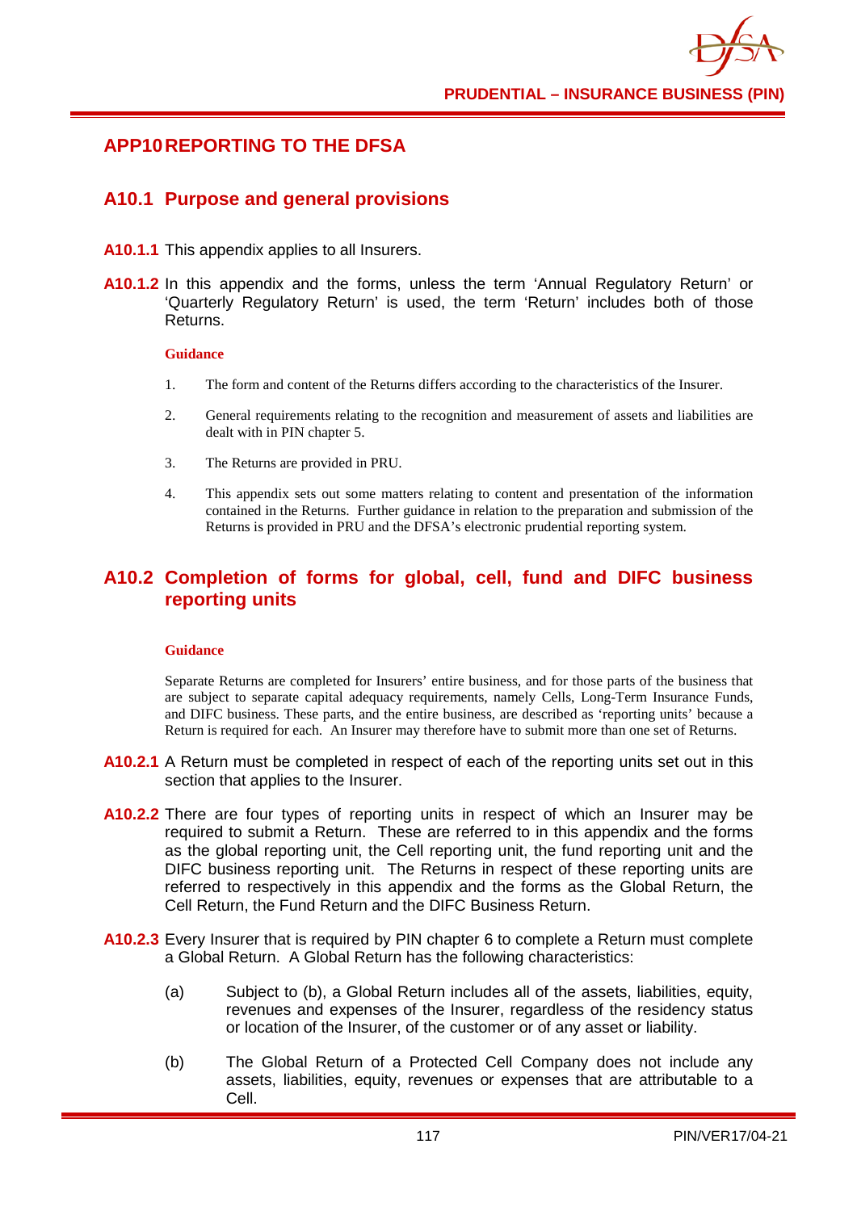# APP10 REPORTING TO THE DFSA

## A10.1 Purpose and general provisions

**A10.1.1** This appendix applies to all Insurers.

**A10.1.2** In this appendix and the forms, unless the term 'Annual Regulatory Return' or 'Quarterly Regulatory Return' is used, the term 'Return' includes both of those Returns.

**Guidance**

1. The form and content of the Returns differs according to the characteristics of the Insurer.
2. General requirements relating to the recognition and measurement of assets and liabilities are dealt with in PIN chapter 5.
3. The Returns are provided in PRU.
4. This appendix sets out some matters relating to content and presentation of the information contained in the Returns. Further guidance in relation to the preparation and submission of the Returns is provided in PRU and the DFSA's electronic prudential reporting system.

## A10.2 Completion of forms for global, cell, fund and DIFC business reporting units

**Guidance**

Separate Returns are completed for Insurers' entire business, and for those parts of the business that are subject to separate capital adequacy requirements, namely Cells, Long-Term Insurance Funds, and DIFC business. These parts, and the entire business, are described as 'reporting units' because a Return is required for each. An Insurer may therefore have to submit more than one set of Returns.

**A10.2.1** A Return must be completed in respect of each of the reporting units set out in this section that applies to the Insurer.

**A10.2.2** There are four types of reporting units in respect of which an Insurer may be required to submit a Return. These are referred to in this appendix and the forms as the global reporting unit, the Cell reporting unit, the fund reporting unit and the DIFC business reporting unit. The Returns in respect of these reporting units are referred to respectively in this appendix and the forms as the Global Return, the Cell Return, the Fund Return and the DIFC Business Return.

**A10.2.3** Every Insurer that is required by PIN chapter 6 to complete a Return must complete a Global Return. A Global Return has the following characteristics:

(a) Subject to (b), a Global Return includes all of the assets, liabilities, equity, revenues and expenses of the Insurer, regardless of the residency status or location of the Insurer, of the customer or of any asset or liability.

(b) The Global Return of a Protected Cell Company does not include any assets, liabilities, equity, revenues or expenses that are attributable to a Cell.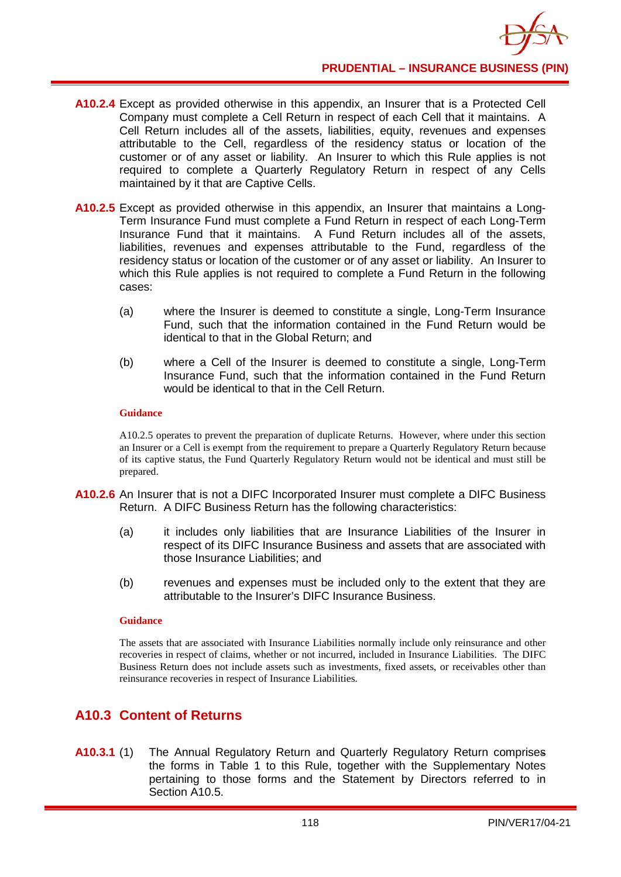**A10.2.4** Except as provided otherwise in this appendix, an Insurer that is a Protected Cell Company must complete a Cell Return in respect of each Cell that it maintains. A Cell Return includes all of the assets, liabilities, equity, revenues and expenses attributable to the Cell, regardless of the residency status or location of the customer or of any asset or liability. An Insurer to which this Rule applies is not required to complete a Quarterly Regulatory Return in respect of any Cells maintained by it that are Captive Cells.

**A10.2.5** Except as provided otherwise in this appendix, an Insurer that maintains a Long-Term Insurance Fund must complete a Fund Return in respect of each Long-Term Insurance Fund that it maintains. A Fund Return includes all of the assets, liabilities, revenues and expenses attributable to the Fund, regardless of the residency status or location of the customer or of any asset or liability. An Insurer to which this Rule applies is not required to complete a Fund Return in the following cases:

(a) where the Insurer is deemed to constitute a single, Long-Term Insurance Fund, such that the information contained in the Fund Return would be identical to that in the Global Return; and

(b) where a Cell of the Insurer is deemed to constitute a single, Long-Term Insurance Fund, such that the information contained in the Fund Return would be identical to that in the Cell Return.

**Guidance**

A10.2.5 operates to prevent the preparation of duplicate Returns. However, where under this section an Insurer or a Cell is exempt from the requirement to prepare a Quarterly Regulatory Return because of its captive status, the Fund Quarterly Regulatory Return would not be identical and must still be prepared.

**A10.2.6** An Insurer that is not a DIFC Incorporated Insurer must complete a DIFC Business Return. A DIFC Business Return has the following characteristics:

(a) it includes only liabilities that are Insurance Liabilities of the Insurer in respect of its DIFC Insurance Business and assets that are associated with those Insurance Liabilities; and

(b) revenues and expenses must be included only to the extent that they are attributable to the Insurer's DIFC Insurance Business.

**Guidance**

The assets that are associated with Insurance Liabilities normally include only reinsurance and other recoveries in respect of claims, whether or not incurred, included in Insurance Liabilities. The DIFC Business Return does not include assets such as investments, fixed assets, or receivables other than reinsurance recoveries in respect of Insurance Liabilities.

## A10.3 Content of Returns

**A10.3.1** (1) The Annual Regulatory Return and Quarterly Regulatory Return comprises the forms in Table 1 to this Rule, together with the Supplementary Notes pertaining to those forms and the Statement by Directors referred to in Section A10.5.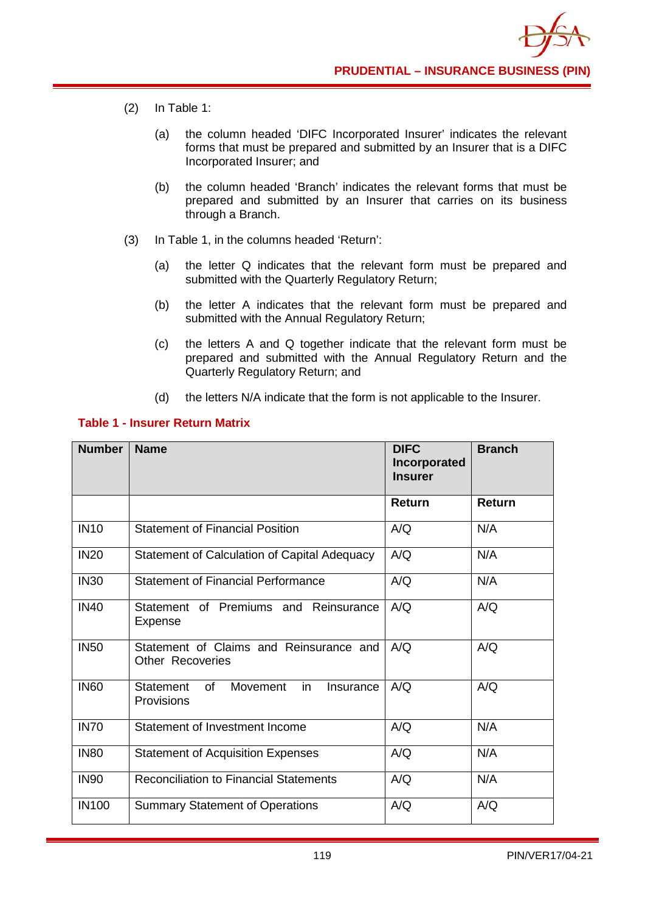(2) In Table 1:

(a) the column headed 'DIFC Incorporated Insurer' indicates the relevant forms that must be prepared and submitted by an Insurer that is a DIFC Incorporated Insurer; and

(b) the column headed 'Branch' indicates the relevant forms that must be prepared and submitted by an Insurer that carries on its business through a Branch.

(3) In Table 1, in the columns headed 'Return':

(a) the letter Q indicates that the relevant form must be prepared and submitted with the Quarterly Regulatory Return;

(b) the letter A indicates that the relevant form must be prepared and submitted with the Annual Regulatory Return;

(c) the letters A and Q together indicate that the relevant form must be prepared and submitted with the Annual Regulatory Return and the Quarterly Regulatory Return; and

(d) the letters N/A indicate that the form is not applicable to the Insurer.

**Table 1 - Insurer Return Matrix**

| Number | Name | DIFC Incorporated Insurer | Branch |
|---|---|---|---|
| | | **Return** | **Return** |
| IN10 | Statement of Financial Position | A/Q | N/A |
| IN20 | Statement of Calculation of Capital Adequacy | A/Q | N/A |
| IN30 | Statement of Financial Performance | A/Q | N/A |
| IN40 | Statement of Premiums and Reinsurance Expense | A/Q | A/Q |
| IN50 | Statement of Claims and Reinsurance and Other Recoveries | A/Q | A/Q |
| IN60 | Statement of Movement in Insurance Provisions | A/Q | A/Q |
| IN70 | Statement of Investment Income | A/Q | N/A |
| IN80 | Statement of Acquisition Expenses | A/Q | N/A |
| IN90 | Reconciliation to Financial Statements | A/Q | N/A |
| IN100 | Summary Statement of Operations | A/Q | A/Q |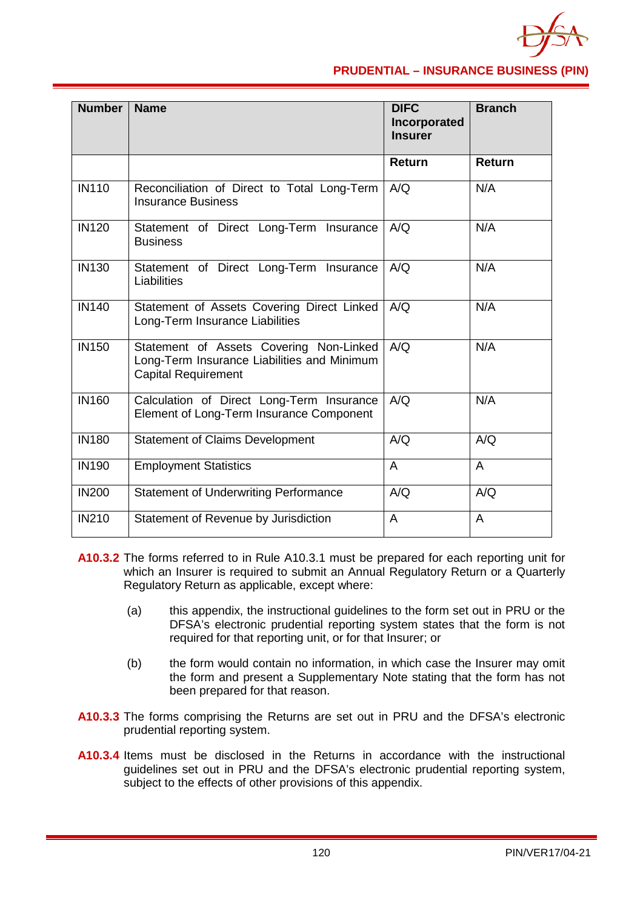| Number | Name | DIFC Incorporated Insurer | Branch |
|---|---|---|---|
| | | **Return** | **Return** |
| IN110 | Reconciliation of Direct to Total Long-Term Insurance Business | A/Q | N/A |
| IN120 | Statement of Direct Long-Term Insurance Business | A/Q | N/A |
| IN130 | Statement of Direct Long-Term Insurance Liabilities | A/Q | N/A |
| IN140 | Statement of Assets Covering Direct Linked Long-Term Insurance Liabilities | A/Q | N/A |
| IN150 | Statement of Assets Covering Non-Linked Long-Term Insurance Liabilities and Minimum Capital Requirement | A/Q | N/A |
| IN160 | Calculation of Direct Long-Term Insurance Element of Long-Term Insurance Component | A/Q | N/A |
| IN180 | Statement of Claims Development | A/Q | A/Q |
| IN190 | Employment Statistics | A | A |
| IN200 | Statement of Underwriting Performance | A/Q | A/Q |
| IN210 | Statement of Revenue by Jurisdiction | A | A |

**A10.3.2** The forms referred to in Rule A10.3.1 must be prepared for each reporting unit for which an Insurer is required to submit an Annual Regulatory Return or a Quarterly Regulatory Return as applicable, except where:

(a) this appendix, the instructional guidelines to the form set out in PRU or the DFSA's electronic prudential reporting system states that the form is not required for that reporting unit, or for that Insurer; or

(b) the form would contain no information, in which case the Insurer may omit the form and present a Supplementary Note stating that the form has not been prepared for that reason.

**A10.3.3** The forms comprising the Returns are set out in PRU and the DFSA's electronic prudential reporting system.

**A10.3.4** Items must be disclosed in the Returns in accordance with the instructional guidelines set out in PRU and the DFSA's electronic prudential reporting system, subject to the effects of other provisions of this appendix.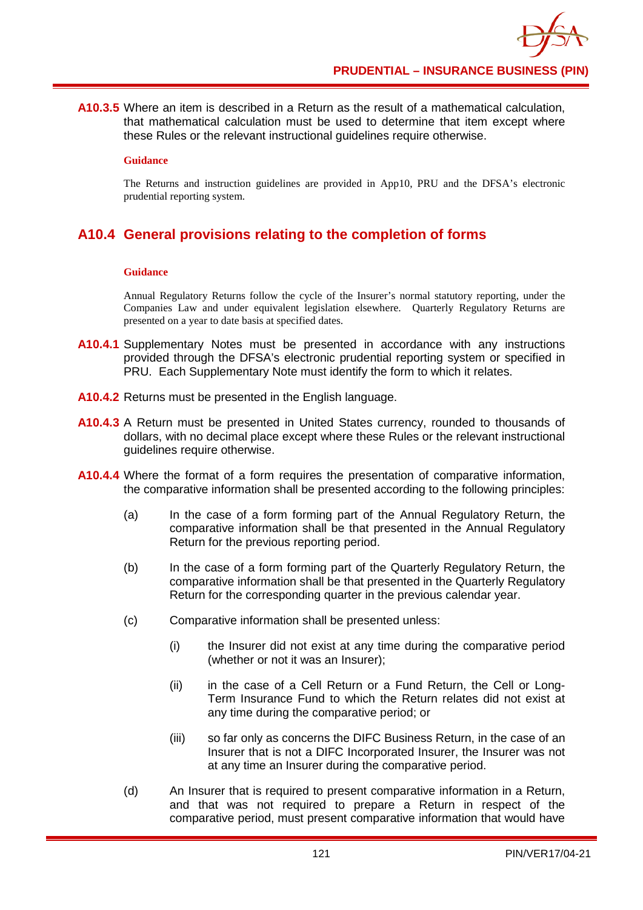**A10.3.5** Where an item is described in a Return as the result of a mathematical calculation, that mathematical calculation must be used to determine that item except where these Rules or the relevant instructional guidelines require otherwise.

**Guidance**

The Returns and instruction guidelines are provided in App10, PRU and the DFSA's electronic prudential reporting system.

## A10.4 General provisions relating to the completion of forms

**Guidance**

Annual Regulatory Returns follow the cycle of the Insurer's normal statutory reporting, under the Companies Law and under equivalent legislation elsewhere. Quarterly Regulatory Returns are presented on a year to date basis at specified dates.

**A10.4.1** Supplementary Notes must be presented in accordance with any instructions provided through the DFSA's electronic prudential reporting system or specified in PRU. Each Supplementary Note must identify the form to which it relates.

**A10.4.2** Returns must be presented in the English language.

**A10.4.3** A Return must be presented in United States currency, rounded to thousands of dollars, with no decimal place except where these Rules or the relevant instructional guidelines require otherwise.

**A10.4.4** Where the format of a form requires the presentation of comparative information, the comparative information shall be presented according to the following principles:

(a) In the case of a form forming part of the Annual Regulatory Return, the comparative information shall be that presented in the Annual Regulatory Return for the previous reporting period.

(b) In the case of a form forming part of the Quarterly Regulatory Return, the comparative information shall be that presented in the Quarterly Regulatory Return for the corresponding quarter in the previous calendar year.

(c) Comparative information shall be presented unless:

(i) the Insurer did not exist at any time during the comparative period (whether or not it was an Insurer);

(ii) in the case of a Cell Return or a Fund Return, the Cell or Long-Term Insurance Fund to which the Return relates did not exist at any time during the comparative period; or

(iii) so far only as concerns the DIFC Business Return, in the case of an Insurer that is not a DIFC Incorporated Insurer, the Insurer was not at any time an Insurer during the comparative period.

(d) An Insurer that is required to present comparative information in a Return, and that was not required to prepare a Return in respect of the comparative period, must present comparative information that would have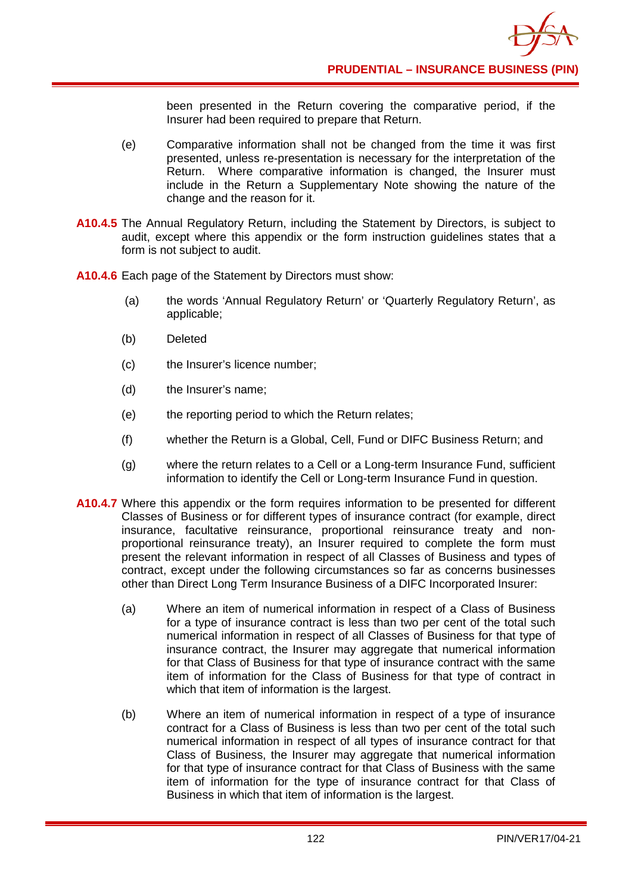been presented in the Return covering the comparative period, if the Insurer had been required to prepare that Return.

(e) Comparative information shall not be changed from the time it was first presented, unless re-presentation is necessary for the interpretation of the Return. Where comparative information is changed, the Insurer must include in the Return a Supplementary Note showing the nature of the change and the reason for it.

**A10.4.5** The Annual Regulatory Return, including the Statement by Directors, is subject to audit, except where this appendix or the form instruction guidelines states that a form is not subject to audit.

**A10.4.6** Each page of the Statement by Directors must show:

(a) the words 'Annual Regulatory Return' or 'Quarterly Regulatory Return', as applicable;

(b) Deleted

(c) the Insurer's licence number;

(d) the Insurer's name;

(e) the reporting period to which the Return relates;

(f) whether the Return is a Global, Cell, Fund or DIFC Business Return; and

(g) where the return relates to a Cell or a Long-term Insurance Fund, sufficient information to identify the Cell or Long-term Insurance Fund in question.

**A10.4.7** Where this appendix or the form requires information to be presented for different Classes of Business or for different types of insurance contract (for example, direct insurance, facultative reinsurance, proportional reinsurance treaty and non-proportional reinsurance treaty), an Insurer required to complete the form must present the relevant information in respect of all Classes of Business and types of contract, except under the following circumstances so far as concerns businesses other than Direct Long Term Insurance Business of a DIFC Incorporated Insurer:

(a) Where an item of numerical information in respect of a Class of Business for a type of insurance contract is less than two per cent of the total such numerical information in respect of all Classes of Business for that type of insurance contract, the Insurer may aggregate that numerical information for that Class of Business for that type of insurance contract with the same item of information for the Class of Business for that type of contract in which that item of information is the largest.

(b) Where an item of numerical information in respect of a type of insurance contract for a Class of Business is less than two per cent of the total such numerical information in respect of all types of insurance contract for that Class of Business, the Insurer may aggregate that numerical information for that type of insurance contract for that Class of Business with the same item of information for the type of insurance contract for that Class of Business in which that item of information is the largest.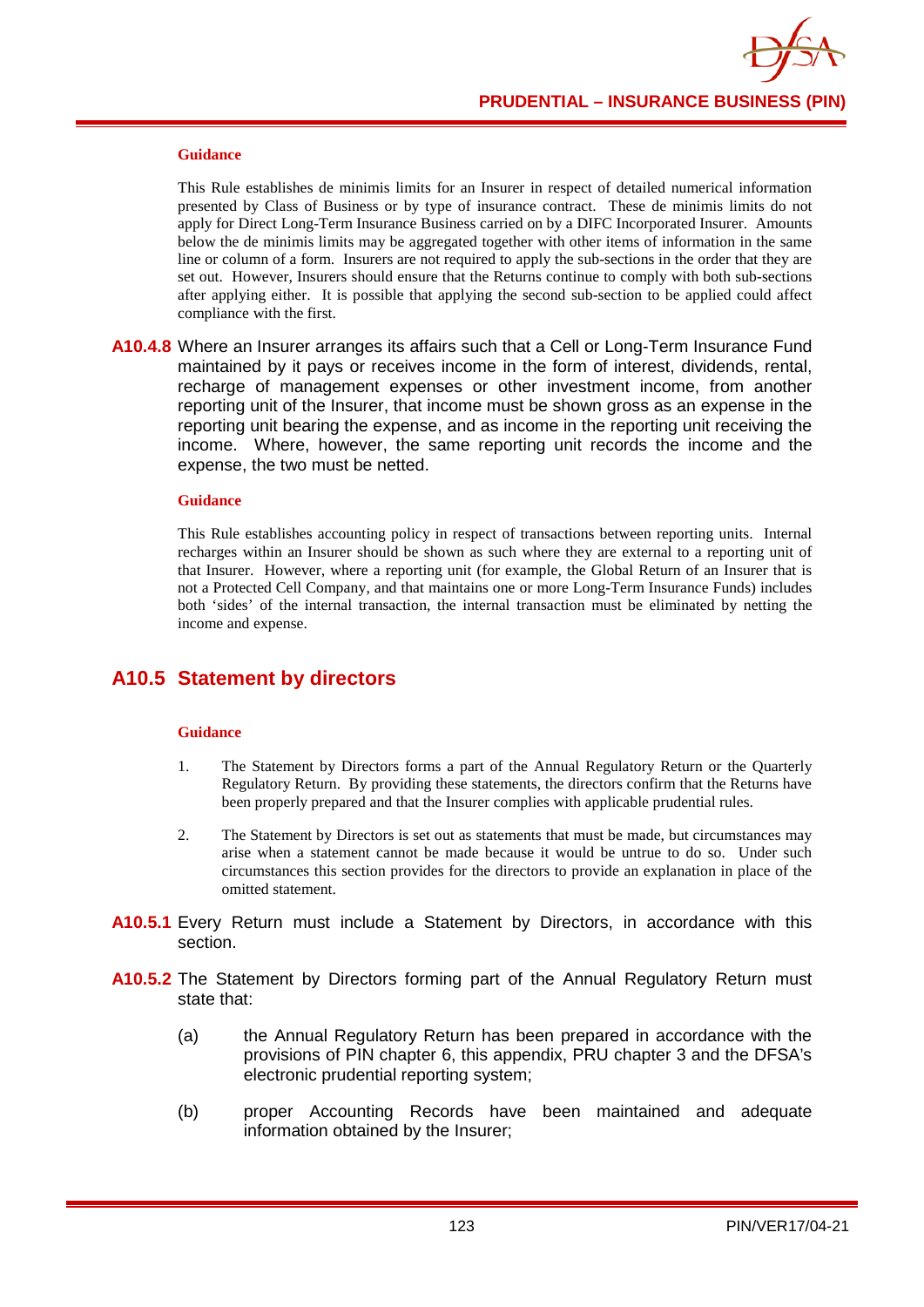**Guidance**

This Rule establishes de minimis limits for an Insurer in respect of detailed numerical information presented by Class of Business or by type of insurance contract. These de minimis limits do not apply for Direct Long-Term Insurance Business carried on by a DIFC Incorporated Insurer. Amounts below the de minimis limits may be aggregated together with other items of information in the same line or column of a form. Insurers are not required to apply the sub-sections in the order that they are set out. However, Insurers should ensure that the Returns continue to comply with both sub-sections after applying either. It is possible that applying the second sub-section to be applied could affect compliance with the first.

**A10.4.8** Where an Insurer arranges its affairs such that a Cell or Long-Term Insurance Fund maintained by it pays or receives income in the form of interest, dividends, rental, recharge of management expenses or other investment income, from another reporting unit of the Insurer, that income must be shown gross as an expense in the reporting unit bearing the expense, and as income in the reporting unit receiving the income. Where, however, the same reporting unit records the income and the expense, the two must be netted.

**Guidance**

This Rule establishes accounting policy in respect of transactions between reporting units. Internal recharges within an Insurer should be shown as such where they are external to a reporting unit of that Insurer. However, where a reporting unit (for example, the Global Return of an Insurer that is not a Protected Cell Company, and that maintains one or more Long-Term Insurance Funds) includes both 'sides' of the internal transaction, the internal transaction must be eliminated by netting the income and expense.

## A10.5 Statement by directors

**Guidance**

1. The Statement by Directors forms a part of the Annual Regulatory Return or the Quarterly Regulatory Return. By providing these statements, the directors confirm that the Returns have been properly prepared and that the Insurer complies with applicable prudential rules.

2. The Statement by Directors is set out as statements that must be made, but circumstances may arise when a statement cannot be made because it would be untrue to do so. Under such circumstances this section provides for the directors to provide an explanation in place of the omitted statement.

**A10.5.1** Every Return must include a Statement by Directors, in accordance with this section.

**A10.5.2** The Statement by Directors forming part of the Annual Regulatory Return must state that:

(a) the Annual Regulatory Return has been prepared in accordance with the provisions of PIN chapter 6, this appendix, PRU chapter 3 and the DFSA's electronic prudential reporting system;

(b) proper Accounting Records have been maintained and adequate information obtained by the Insurer;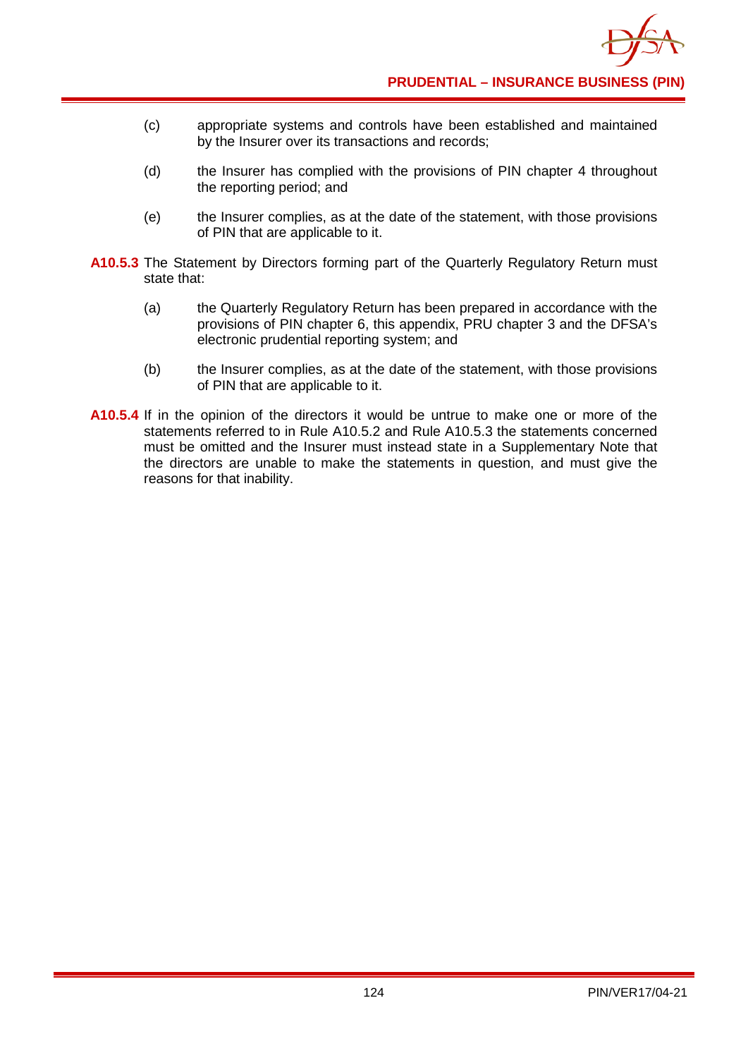(c) appropriate systems and controls have been established and maintained by the Insurer over its transactions and records;

(d) the Insurer has complied with the provisions of PIN chapter 4 throughout the reporting period; and

(e) the Insurer complies, as at the date of the statement, with those provisions of PIN that are applicable to it.

**A10.5.3** The Statement by Directors forming part of the Quarterly Regulatory Return must state that:

(a) the Quarterly Regulatory Return has been prepared in accordance with the provisions of PIN chapter 6, this appendix, PRU chapter 3 and the DFSA's electronic prudential reporting system; and

(b) the Insurer complies, as at the date of the statement, with those provisions of PIN that are applicable to it.

**A10.5.4** If in the opinion of the directors it would be untrue to make one or more of the statements referred to in Rule A10.5.2 and Rule A10.5.3 the statements concerned must be omitted and the Insurer must instead state in a Supplementary Note that the directors are unable to make the statements in question, and must give the reasons for that inability.